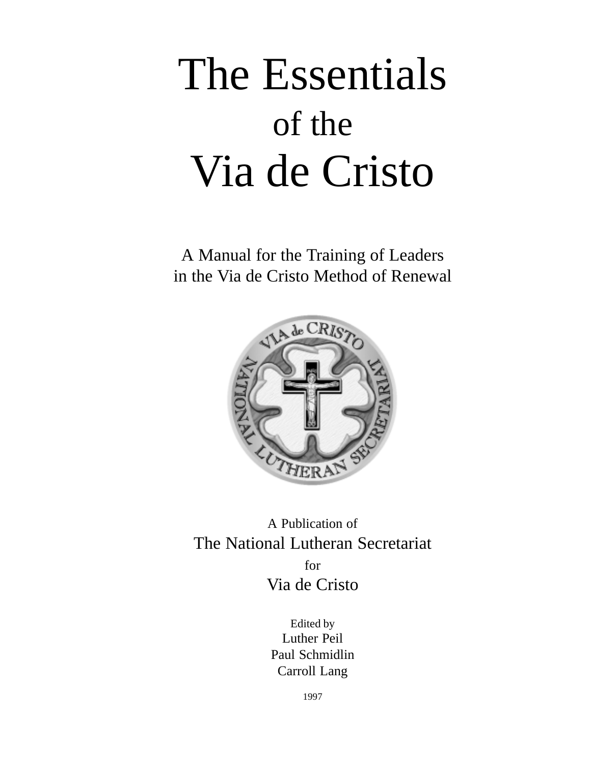# The Essentials of the Via de Cristo

A Manual for the Training of Leaders
in the Via de Cristo Method of Renewal

A Publication of
The National Lutheran Secretariat
for
Via de Cristo

Edited by
Luther Peil
Paul Schmidlin
Carroll Lang

1997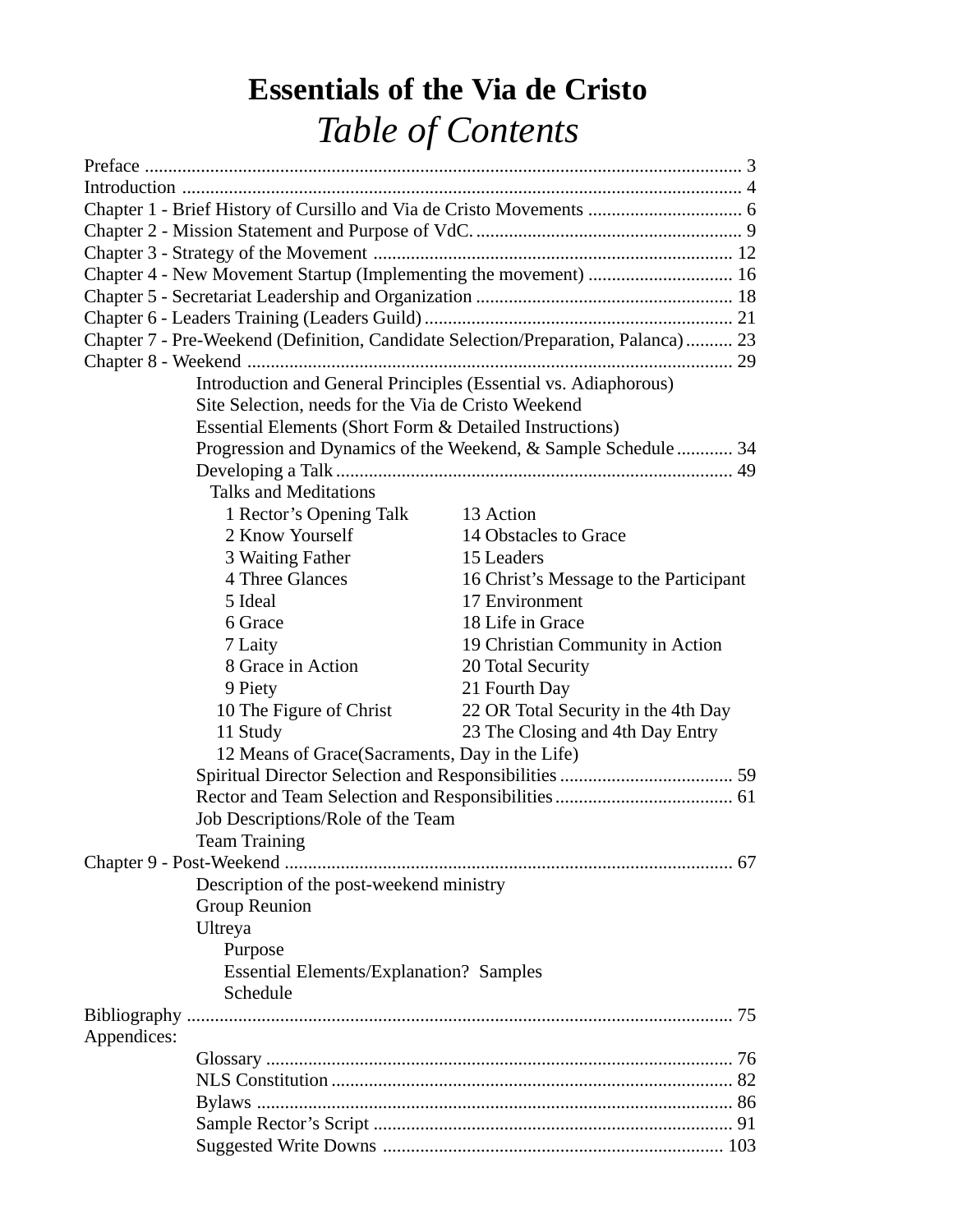# Essentials of the Via de Cristo

## *Table of Contents*

Preface ........................................................................................................................ 3
Introduction ................................................................................................................ 4
Chapter 1 - Brief History of Cursillo and Via de Cristo Movements ................................. 6
Chapter 2 - Mission Statement and Purpose of VdC. ......................................................... 9
Chapter 3 - Strategy of the Movement ............................................................................ 12
Chapter 4 - New Movement Startup (Implementing the movement) ............................... 16
Chapter 5 - Secretariat Leadership and Organization ...................................................... 18
Chapter 6 - Leaders Training (Leaders Guild) ................................................................. 21
Chapter 7 - Pre-Weekend (Definition, Candidate Selection/Preparation, Palanca) .......... 23
Chapter 8 - Weekend ....................................................................................................... 29

- Introduction and General Principles (Essential vs. Adiaphorous)
- Site Selection, needs for the Via de Cristo Weekend
- Essential Elements (Short Form & Detailed Instructions)
- Progression and Dynamics of the Weekend, & Sample Schedule ............ 34
- Developing a Talk ..................................................................................... 49
  - Talks and Meditations
    - 1 Rector's Opening Talk
    - 2 Know Yourself
    - 3 Waiting Father
    - 4 Three Glances
    - 5 Ideal
    - 6 Grace
    - 7 Laity
    - 8 Grace in Action
    - 9 Piety
    - 10 The Figure of Christ
    - 11 Study
    - 12 Means of Grace(Sacraments, Day in the Life)
    - 13 Action
    - 14 Obstacles to Grace
    - 15 Leaders
    - 16 Christ's Message to the Participant
    - 17 Environment
    - 18 Life in Grace
    - 19 Christian Community in Action
    - 20 Total Security
    - 21 Fourth Day
    - 22 OR Total Security in the 4th Day
    - 23 The Closing and 4th Day Entry
- Spiritual Director Selection and Responsibilities ..................................... 59
- Rector and Team Selection and Responsibilities...................................... 61
- Job Descriptions/Role of the Team
- Team Training

Chapter 9 - Post-Weekend ............................................................................................... 67

- Description of the post-weekend ministry
- Group Reunion
- Ultreya
  - Purpose
  - Essential Elements/Explanation? Samples
  - Schedule

Bibliography ..................................................................................................................... 75
Appendices:

- Glossary .................................................................................................... 76
- NLS Constitution ...................................................................................... 82
- Bylaws ...................................................................................................... 86
- Sample Rector's Script ............................................................................. 91
- Suggested Write Downs ......................................................................... 103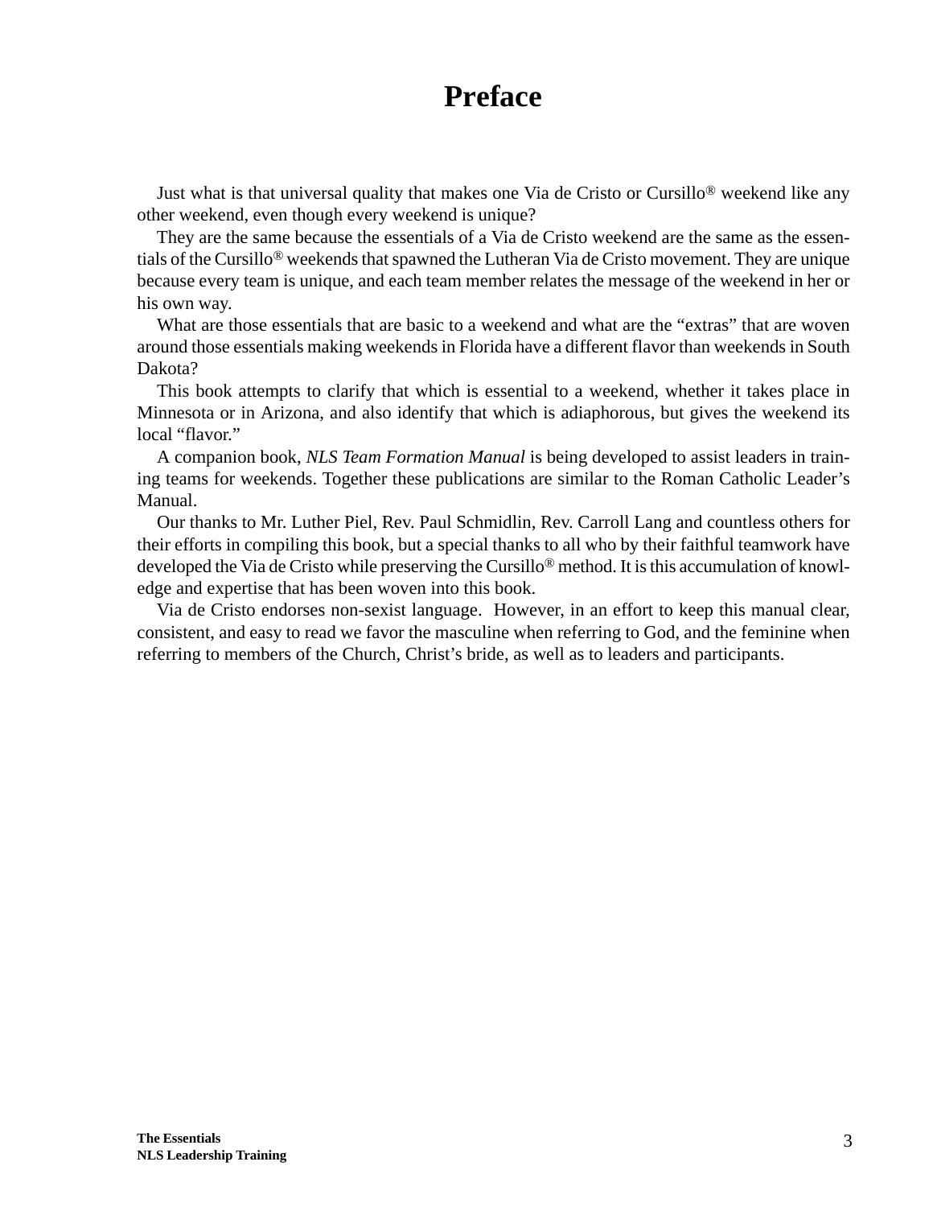# Preface

Just what is that universal quality that makes one Via de Cristo or Cursillo® weekend like any other weekend, even though every weekend is unique?

They are the same because the essentials of a Via de Cristo weekend are the same as the essentials of the Cursillo® weekends that spawned the Lutheran Via de Cristo movement. They are unique because every team is unique, and each team member relates the message of the weekend in her or his own way.

What are those essentials that are basic to a weekend and what are the "extras" that are woven around those essentials making weekends in Florida have a different flavor than weekends in South Dakota?

This book attempts to clarify that which is essential to a weekend, whether it takes place in Minnesota or in Arizona, and also identify that which is adiaphorous, but gives the weekend its local "flavor."

A companion book, *NLS Team Formation Manual* is being developed to assist leaders in training teams for weekends. Together these publications are similar to the Roman Catholic Leader's Manual.

Our thanks to Mr. Luther Piel, Rev. Paul Schmidlin, Rev. Carroll Lang and countless others for their efforts in compiling this book, but a special thanks to all who by their faithful teamwork have developed the Via de Cristo while preserving the Cursillo® method. It is this accumulation of knowledge and expertise that has been woven into this book.

Via de Cristo endorses non-sexist language. However, in an effort to keep this manual clear, consistent, and easy to read we favor the masculine when referring to God, and the feminine when referring to members of the Church, Christ's bride, as well as to leaders and participants.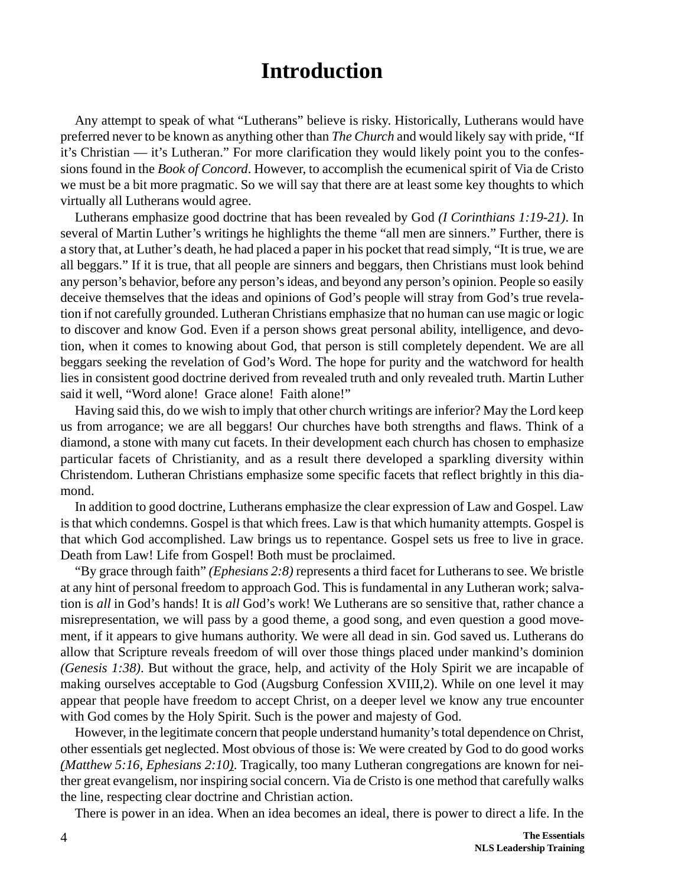# Introduction

Any attempt to speak of what "Lutherans" believe is risky. Historically, Lutherans would have preferred never to be known as anything other than *The Church* and would likely say with pride, "If it's Christian — it's Lutheran." For more clarification they would likely point you to the confessions found in the *Book of Concord*. However, to accomplish the ecumenical spirit of Via de Cristo we must be a bit more pragmatic. So we will say that there are at least some key thoughts to which virtually all Lutherans would agree.

Lutherans emphasize good doctrine that has been revealed by God *(I Corinthians 1:19-21)*. In several of Martin Luther's writings he highlights the theme "all men are sinners." Further, there is a story that, at Luther's death, he had placed a paper in his pocket that read simply, "It is true, we are all beggars." If it is true, that all people are sinners and beggars, then Christians must look behind any person's behavior, before any person's ideas, and beyond any person's opinion. People so easily deceive themselves that the ideas and opinions of God's people will stray from God's true revelation if not carefully grounded. Lutheran Christians emphasize that no human can use magic or logic to discover and know God. Even if a person shows great personal ability, intelligence, and devotion, when it comes to knowing about God, that person is still completely dependent. We are all beggars seeking the revelation of God's Word. The hope for purity and the watchword for health lies in consistent good doctrine derived from revealed truth and only revealed truth. Martin Luther said it well, "Word alone! Grace alone! Faith alone!"

Having said this, do we wish to imply that other church writings are inferior? May the Lord keep us from arrogance; we are all beggars! Our churches have both strengths and flaws. Think of a diamond, a stone with many cut facets. In their development each church has chosen to emphasize particular facets of Christianity, and as a result there developed a sparkling diversity within Christendom. Lutheran Christians emphasize some specific facets that reflect brightly in this diamond.

In addition to good doctrine, Lutherans emphasize the clear expression of Law and Gospel. Law is that which condemns. Gospel is that which frees. Law is that which humanity attempts. Gospel is that which God accomplished. Law brings us to repentance. Gospel sets us free to live in grace. Death from Law! Life from Gospel! Both must be proclaimed.

"By grace through faith" *(Ephesians 2:8)* represents a third facet for Lutherans to see. We bristle at any hint of personal freedom to approach God. This is fundamental in any Lutheran work; salvation is *all* in God's hands! It is *all* God's work! We Lutherans are so sensitive that, rather chance a misrepresentation, we will pass by a good theme, a good song, and even question a good movement, if it appears to give humans authority. We were all dead in sin. God saved us. Lutherans do allow that Scripture reveals freedom of will over those things placed under mankind's dominion *(Genesis 1:38)*. But without the grace, help, and activity of the Holy Spirit we are incapable of making ourselves acceptable to God (Augsburg Confession XVIII,2). While on one level it may appear that people have freedom to accept Christ, on a deeper level we know any true encounter with God comes by the Holy Spirit. Such is the power and majesty of God.

However, in the legitimate concern that people understand humanity's total dependence on Christ, other essentials get neglected. Most obvious of those is: We were created by God to do good works *(Matthew 5:16, Ephesians 2:10)*. Tragically, too many Lutheran congregations are known for neither great evangelism, nor inspiring social concern. Via de Cristo is one method that carefully walks the line, respecting clear doctrine and Christian action.

There is power in an idea. When an idea becomes an ideal, there is power to direct a life. In the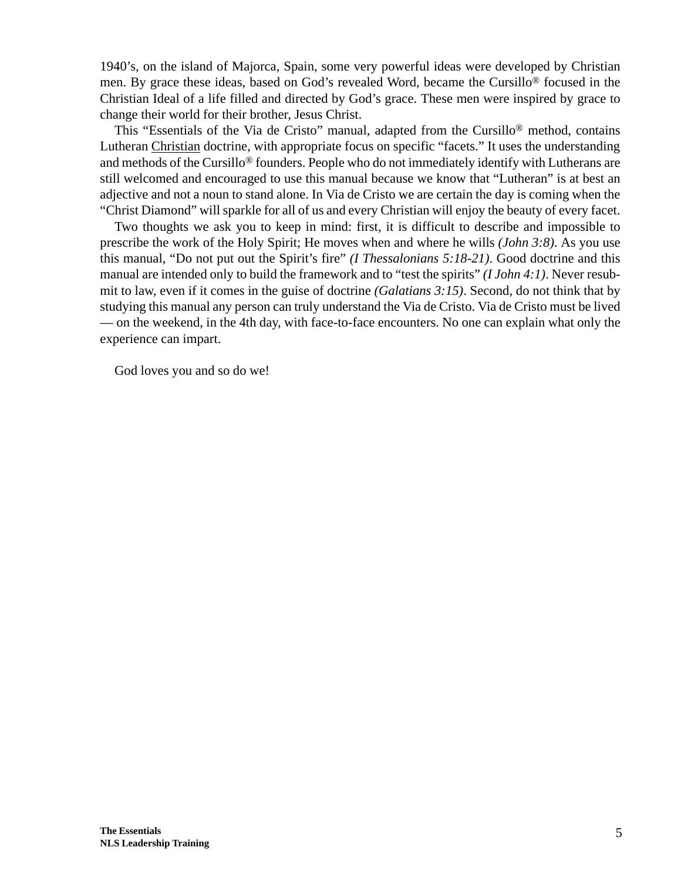1940's, on the island of Majorca, Spain, some very powerful ideas were developed by Christian men. By grace these ideas, based on God's revealed Word, became the Cursillo® focused in the Christian Ideal of a life filled and directed by God's grace. These men were inspired by grace to change their world for their brother, Jesus Christ.

This "Essentials of the Via de Cristo" manual, adapted from the Cursillo® method, contains Lutheran <u>Christian</u> doctrine, with appropriate focus on specific "facets." It uses the understanding and methods of the Cursillo® founders. People who do not immediately identify with Lutherans are still welcomed and encouraged to use this manual because we know that "Lutheran" is at best an adjective and not a noun to stand alone. In Via de Cristo we are certain the day is coming when the "Christ Diamond" will sparkle for all of us and every Christian will enjoy the beauty of every facet.

Two thoughts we ask you to keep in mind: first, it is difficult to describe and impossible to prescribe the work of the Holy Spirit; He moves when and where he wills *(John 3:8)*. As you use this manual, "Do not put out the Spirit's fire" *(I Thessalonians 5:18-21)*. Good doctrine and this manual are intended only to build the framework and to "test the spirits" *(I John 4:1)*. Never resubmit to law, even if it comes in the guise of doctrine *(Galatians 3:15)*. Second, do not think that by studying this manual any person can truly understand the Via de Cristo. Via de Cristo must be lived — on the weekend, in the 4th day, with face-to-face encounters. No one can explain what only the experience can impart.

God loves you and so do we!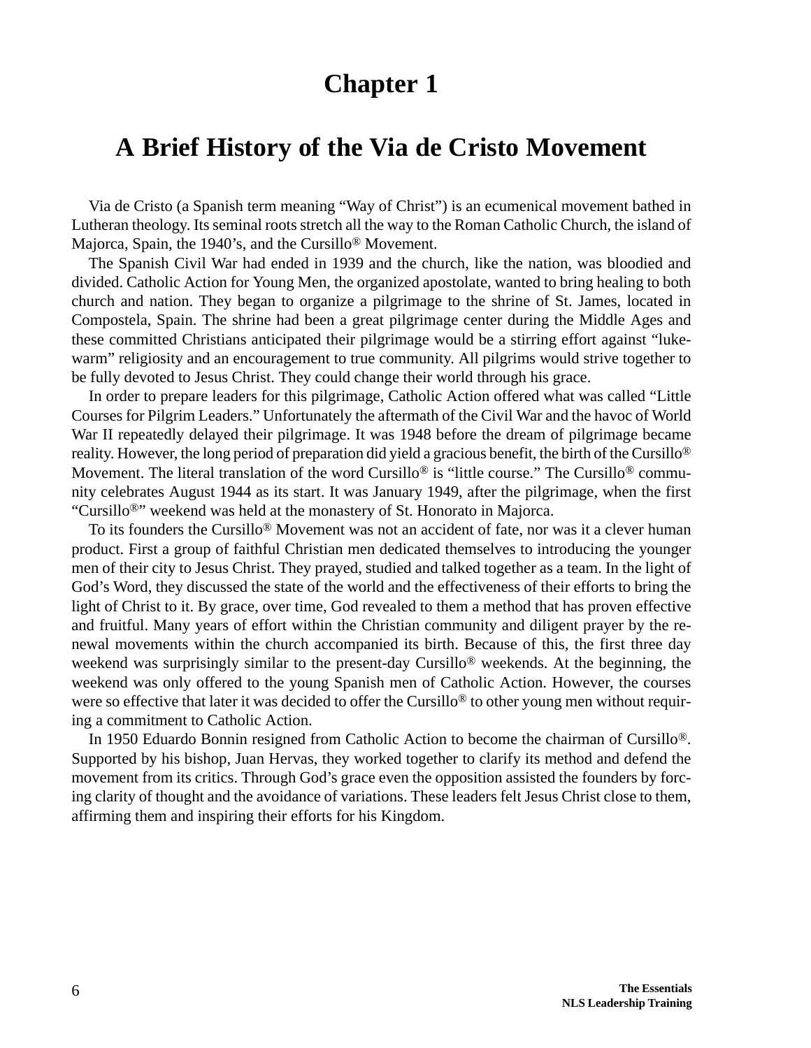# Chapter 1

## A Brief History of the Via de Cristo Movement

Via de Cristo (a Spanish term meaning “Way of Christ”) is an ecumenical movement bathed in Lutheran theology. Its seminal roots stretch all the way to the Roman Catholic Church, the island of Majorca, Spain, the 1940’s, and the Cursillo® Movement.

The Spanish Civil War had ended in 1939 and the church, like the nation, was bloodied and divided. Catholic Action for Young Men, the organized apostolate, wanted to bring healing to both church and nation. They began to organize a pilgrimage to the shrine of St. James, located in Compostela, Spain. The shrine had been a great pilgrimage center during the Middle Ages and these committed Christians anticipated their pilgrimage would be a stirring effort against “lukewarm” religiosity and an encouragement to true community. All pilgrims would strive together to be fully devoted to Jesus Christ. They could change their world through his grace.

In order to prepare leaders for this pilgrimage, Catholic Action offered what was called “Little Courses for Pilgrim Leaders.” Unfortunately the aftermath of the Civil War and the havoc of World War II repeatedly delayed their pilgrimage. It was 1948 before the dream of pilgrimage became reality. However, the long period of preparation did yield a gracious benefit, the birth of the Cursillo® Movement. The literal translation of the word Cursillo® is “little course.” The Cursillo® community celebrates August 1944 as its start. It was January 1949, after the pilgrimage, when the first “Cursillo®” weekend was held at the monastery of St. Honorato in Majorca.

To its founders the Cursillo® Movement was not an accident of fate, nor was it a clever human product. First a group of faithful Christian men dedicated themselves to introducing the younger men of their city to Jesus Christ. They prayed, studied and talked together as a team. In the light of God’s Word, they discussed the state of the world and the effectiveness of their efforts to bring the light of Christ to it. By grace, over time, God revealed to them a method that has proven effective and fruitful. Many years of effort within the Christian community and diligent prayer by the renewal movements within the church accompanied its birth. Because of this, the first three day weekend was surprisingly similar to the present-day Cursillo® weekends. At the beginning, the weekend was only offered to the young Spanish men of Catholic Action. However, the courses were so effective that later it was decided to offer the Cursillo® to other young men without requiring a commitment to Catholic Action.

In 1950 Eduardo Bonnin resigned from Catholic Action to become the chairman of Cursillo®. Supported by his bishop, Juan Hervas, they worked together to clarify its method and defend the movement from its critics. Through God’s grace even the opposition assisted the founders by forcing clarity of thought and the avoidance of variations. These leaders felt Jesus Christ close to them, affirming them and inspiring their efforts for his Kingdom.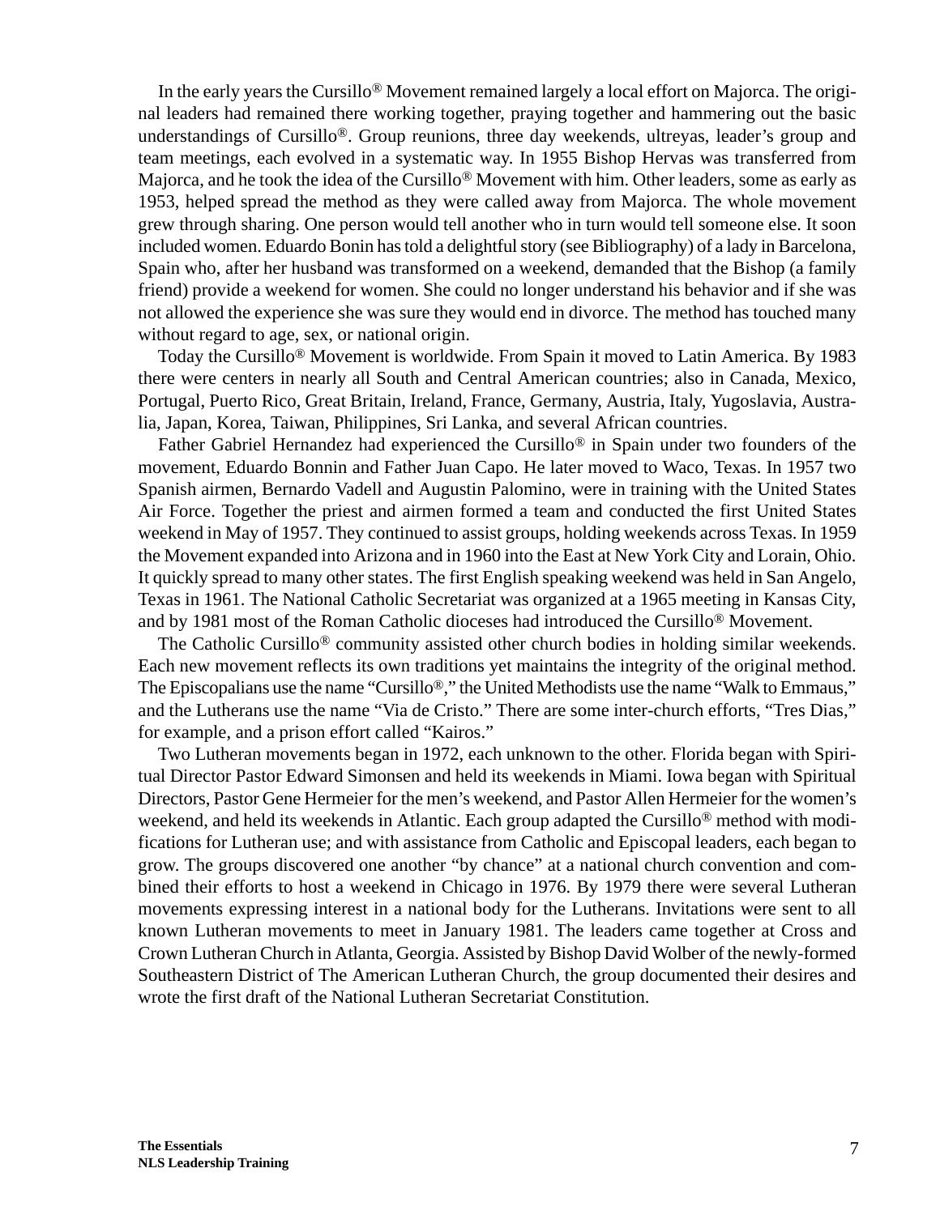In the early years the Cursillo® Movement remained largely a local effort on Majorca. The original leaders had remained there working together, praying together and hammering out the basic understandings of Cursillo®. Group reunions, three day weekends, ultreyas, leader's group and team meetings, each evolved in a systematic way. In 1955 Bishop Hervas was transferred from Majorca, and he took the idea of the Cursillo® Movement with him. Other leaders, some as early as 1953, helped spread the method as they were called away from Majorca. The whole movement grew through sharing. One person would tell another who in turn would tell someone else. It soon included women. Eduardo Bonin has told a delightful story (see Bibliography) of a lady in Barcelona, Spain who, after her husband was transformed on a weekend, demanded that the Bishop (a family friend) provide a weekend for women. She could no longer understand his behavior and if she was not allowed the experience she was sure they would end in divorce. The method has touched many without regard to age, sex, or national origin.

Today the Cursillo® Movement is worldwide. From Spain it moved to Latin America. By 1983 there were centers in nearly all South and Central American countries; also in Canada, Mexico, Portugal, Puerto Rico, Great Britain, Ireland, France, Germany, Austria, Italy, Yugoslavia, Australia, Japan, Korea, Taiwan, Philippines, Sri Lanka, and several African countries.

Father Gabriel Hernandez had experienced the Cursillo® in Spain under two founders of the movement, Eduardo Bonnin and Father Juan Capo. He later moved to Waco, Texas. In 1957 two Spanish airmen, Bernardo Vadell and Augustin Palomino, were in training with the United States Air Force. Together the priest and airmen formed a team and conducted the first United States weekend in May of 1957. They continued to assist groups, holding weekends across Texas. In 1959 the Movement expanded into Arizona and in 1960 into the East at New York City and Lorain, Ohio. It quickly spread to many other states. The first English speaking weekend was held in San Angelo, Texas in 1961. The National Catholic Secretariat was organized at a 1965 meeting in Kansas City, and by 1981 most of the Roman Catholic dioceses had introduced the Cursillo® Movement.

The Catholic Cursillo® community assisted other church bodies in holding similar weekends. Each new movement reflects its own traditions yet maintains the integrity of the original method. The Episcopalians use the name "Cursillo®," the United Methodists use the name "Walk to Emmaus," and the Lutherans use the name "Via de Cristo." There are some inter-church efforts, "Tres Dias," for example, and a prison effort called "Kairos."

Two Lutheran movements began in 1972, each unknown to the other. Florida began with Spiritual Director Pastor Edward Simonsen and held its weekends in Miami. Iowa began with Spiritual Directors, Pastor Gene Hermeier for the men's weekend, and Pastor Allen Hermeier for the women's weekend, and held its weekends in Atlantic. Each group adapted the Cursillo® method with modifications for Lutheran use; and with assistance from Catholic and Episcopal leaders, each began to grow. The groups discovered one another "by chance" at a national church convention and combined their efforts to host a weekend in Chicago in 1976. By 1979 there were several Lutheran movements expressing interest in a national body for the Lutherans. Invitations were sent to all known Lutheran movements to meet in January 1981. The leaders came together at Cross and Crown Lutheran Church in Atlanta, Georgia. Assisted by Bishop David Wolber of the newly-formed Southeastern District of The American Lutheran Church, the group documented their desires and wrote the first draft of the National Lutheran Secretariat Constitution.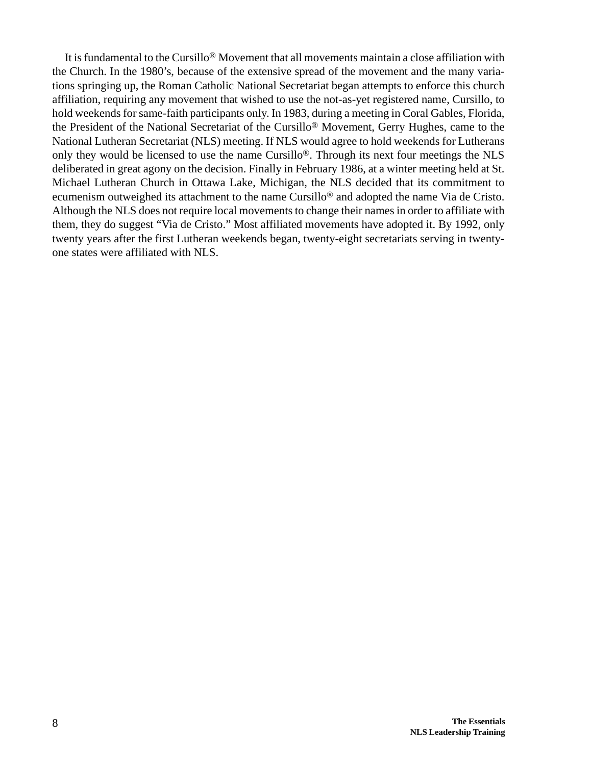It is fundamental to the Cursillo® Movement that all movements maintain a close affiliation with the Church. In the 1980's, because of the extensive spread of the movement and the many variations springing up, the Roman Catholic National Secretariat began attempts to enforce this church affiliation, requiring any movement that wished to use the not-as-yet registered name, Cursillo, to hold weekends for same-faith participants only. In 1983, during a meeting in Coral Gables, Florida, the President of the National Secretariat of the Cursillo® Movement, Gerry Hughes, came to the National Lutheran Secretariat (NLS) meeting. If NLS would agree to hold weekends for Lutherans only they would be licensed to use the name Cursillo®. Through its next four meetings the NLS deliberated in great agony on the decision. Finally in February 1986, at a winter meeting held at St. Michael Lutheran Church in Ottawa Lake, Michigan, the NLS decided that its commitment to ecumenism outweighed its attachment to the name Cursillo® and adopted the name Via de Cristo. Although the NLS does not require local movements to change their names in order to affiliate with them, they do suggest "Via de Cristo." Most affiliated movements have adopted it. By 1992, only twenty years after the first Lutheran weekends began, twenty-eight secretariats serving in twenty-one states were affiliated with NLS.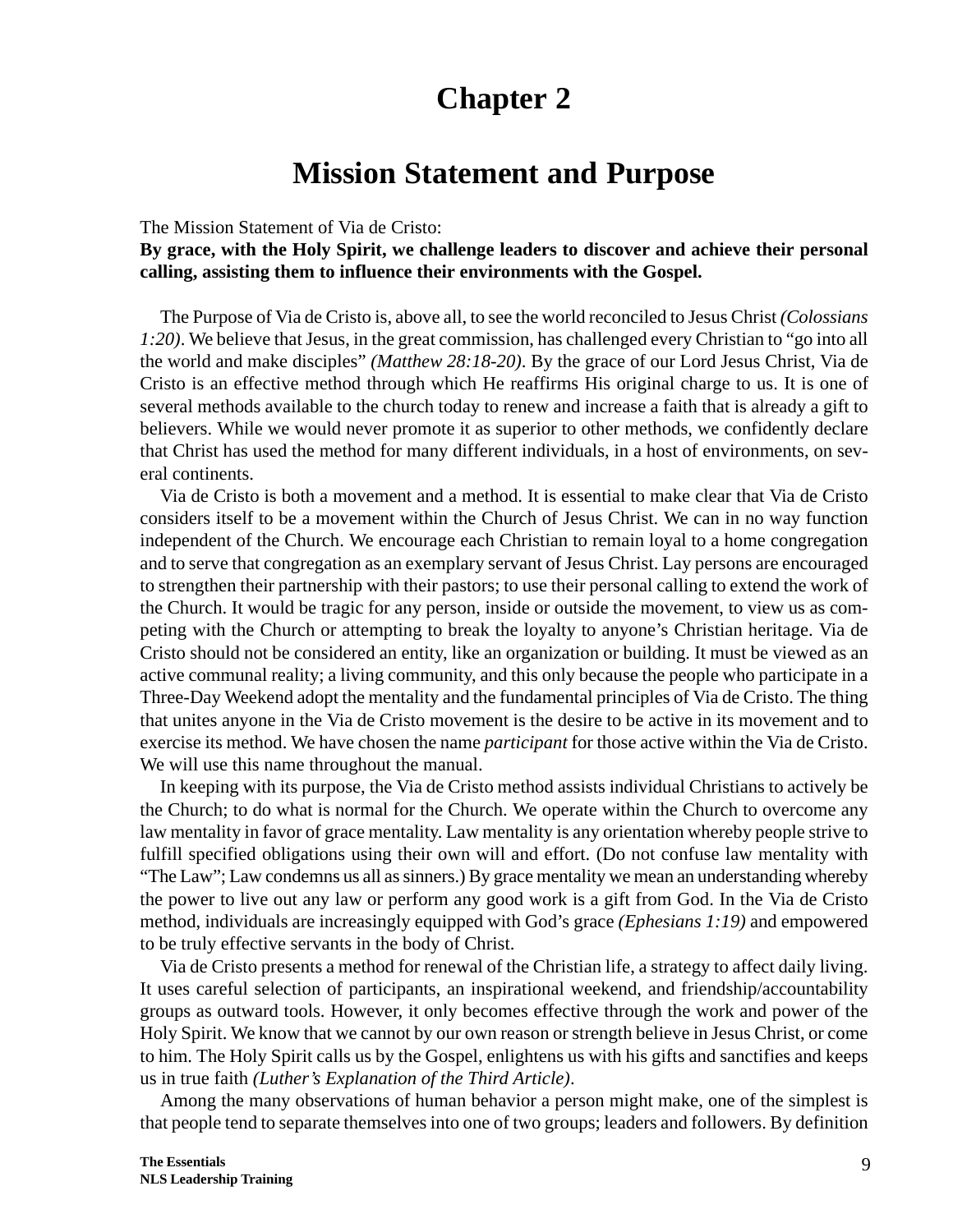# Chapter 2

## Mission Statement and Purpose

The Mission Statement of Via de Cristo:

**By grace, with the Holy Spirit, we challenge leaders to discover and achieve their personal calling, assisting them to influence their environments with the Gospel.**

The Purpose of Via de Cristo is, above all, to see the world reconciled to Jesus Christ *(Colossians 1:20)*. We believe that Jesus, in the great commission, has challenged every Christian to "go into all the world and make disciples" *(Matthew 28:18-20)*. By the grace of our Lord Jesus Christ, Via de Cristo is an effective method through which He reaffirms His original charge to us. It is one of several methods available to the church today to renew and increase a faith that is already a gift to believers. While we would never promote it as superior to other methods, we confidently declare that Christ has used the method for many different individuals, in a host of environments, on several continents.

Via de Cristo is both a movement and a method. It is essential to make clear that Via de Cristo considers itself to be a movement within the Church of Jesus Christ. We can in no way function independent of the Church. We encourage each Christian to remain loyal to a home congregation and to serve that congregation as an exemplary servant of Jesus Christ. Lay persons are encouraged to strengthen their partnership with their pastors; to use their personal calling to extend the work of the Church. It would be tragic for any person, inside or outside the movement, to view us as competing with the Church or attempting to break the loyalty to anyone's Christian heritage. Via de Cristo should not be considered an entity, like an organization or building. It must be viewed as an active communal reality; a living community, and this only because the people who participate in a Three-Day Weekend adopt the mentality and the fundamental principles of Via de Cristo. The thing that unites anyone in the Via de Cristo movement is the desire to be active in its movement and to exercise its method. We have chosen the name *participant* for those active within the Via de Cristo. We will use this name throughout the manual.

In keeping with its purpose, the Via de Cristo method assists individual Christians to actively be the Church; to do what is normal for the Church. We operate within the Church to overcome any law mentality in favor of grace mentality. Law mentality is any orientation whereby people strive to fulfill specified obligations using their own will and effort. (Do not confuse law mentality with "The Law"; Law condemns us all as sinners.) By grace mentality we mean an understanding whereby the power to live out any law or perform any good work is a gift from God. In the Via de Cristo method, individuals are increasingly equipped with God's grace *(Ephesians 1:19)* and empowered to be truly effective servants in the body of Christ.

Via de Cristo presents a method for renewal of the Christian life, a strategy to affect daily living. It uses careful selection of participants, an inspirational weekend, and friendship/accountability groups as outward tools. However, it only becomes effective through the work and power of the Holy Spirit. We know that we cannot by our own reason or strength believe in Jesus Christ, or come to him. The Holy Spirit calls us by the Gospel, enlightens us with his gifts and sanctifies and keeps us in true faith *(Luther's Explanation of the Third Article)*.

Among the many observations of human behavior a person might make, one of the simplest is that people tend to separate themselves into one of two groups; leaders and followers. By definition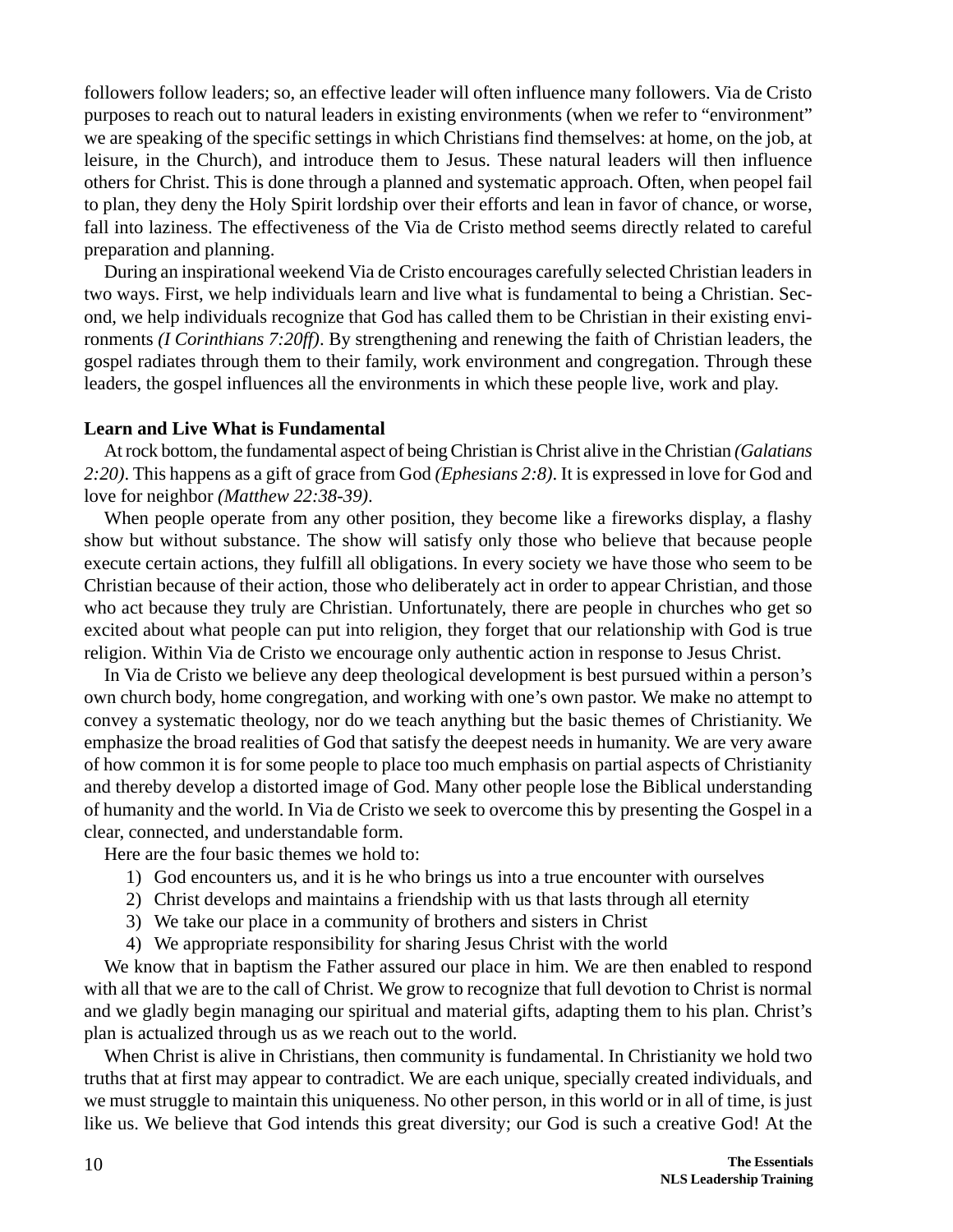followers follow leaders; so, an effective leader will often influence many followers. Via de Cristo purposes to reach out to natural leaders in existing environments (when we refer to "environment" we are speaking of the specific settings in which Christians find themselves: at home, on the job, at leisure, in the Church), and introduce them to Jesus. These natural leaders will then influence others for Christ. This is done through a planned and systematic approach. Often, when peopel fail to plan, they deny the Holy Spirit lordship over their efforts and lean in favor of chance, or worse, fall into laziness. The effectiveness of the Via de Cristo method seems directly related to careful preparation and planning.

During an inspirational weekend Via de Cristo encourages carefully selected Christian leaders in two ways. First, we help individuals learn and live what is fundamental to being a Christian. Second, we help individuals recognize that God has called them to be Christian in their existing environments *(I Corinthians 7:20ff)*. By strengthening and renewing the faith of Christian leaders, the gospel radiates through them to their family, work environment and congregation. Through these leaders, the gospel influences all the environments in which these people live, work and play.

**Learn and Live What is Fundamental**

At rock bottom, the fundamental aspect of being Christian is Christ alive in the Christian *(Galatians 2:20)*. This happens as a gift of grace from God *(Ephesians 2:8)*. It is expressed in love for God and love for neighbor *(Matthew 22:38-39)*.

When people operate from any other position, they become like a fireworks display, a flashy show but without substance. The show will satisfy only those who believe that because people execute certain actions, they fulfill all obligations. In every society we have those who seem to be Christian because of their action, those who deliberately act in order to appear Christian, and those who act because they truly are Christian. Unfortunately, there are people in churches who get so excited about what people can put into religion, they forget that our relationship with God is true religion. Within Via de Cristo we encourage only authentic action in response to Jesus Christ.

In Via de Cristo we believe any deep theological development is best pursued within a person's own church body, home congregation, and working with one's own pastor. We make no attempt to convey a systematic theology, nor do we teach anything but the basic themes of Christianity. We emphasize the broad realities of God that satisfy the deepest needs in humanity. We are very aware of how common it is for some people to place too much emphasis on partial aspects of Christianity and thereby develop a distorted image of God. Many other people lose the Biblical understanding of humanity and the world. In Via de Cristo we seek to overcome this by presenting the Gospel in a clear, connected, and understandable form.

Here are the four basic themes we hold to:

1) God encounters us, and it is he who brings us into a true encounter with ourselves
2) Christ develops and maintains a friendship with us that lasts through all eternity
3) We take our place in a community of brothers and sisters in Christ
4) We appropriate responsibility for sharing Jesus Christ with the world

We know that in baptism the Father assured our place in him. We are then enabled to respond with all that we are to the call of Christ. We grow to recognize that full devotion to Christ is normal and we gladly begin managing our spiritual and material gifts, adapting them to his plan. Christ's plan is actualized through us as we reach out to the world.

When Christ is alive in Christians, then community is fundamental. In Christianity we hold two truths that at first may appear to contradict. We are each unique, specially created individuals, and we must struggle to maintain this uniqueness. No other person, in this world or in all of time, is just like us. We believe that God intends this great diversity; our God is such a creative God! At the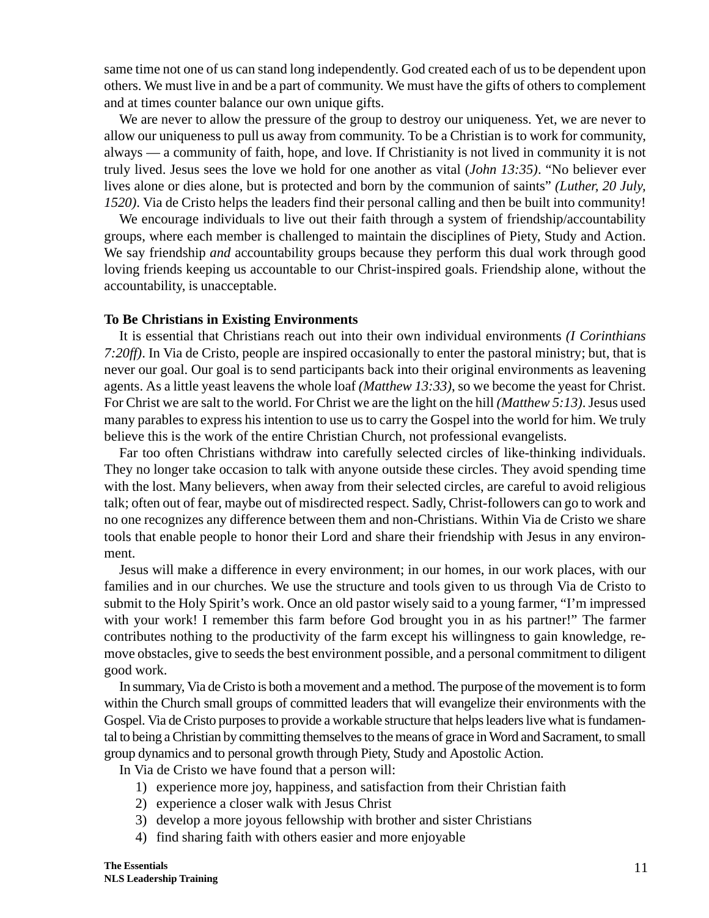same time not one of us can stand long independently. God created each of us to be dependent upon others. We must live in and be a part of community. We must have the gifts of others to complement and at times counter balance our own unique gifts.

We are never to allow the pressure of the group to destroy our uniqueness. Yet, we are never to allow our uniqueness to pull us away from community. To be a Christian is to work for community, always — a community of faith, hope, and love. If Christianity is not lived in community it is not truly lived. Jesus sees the love we hold for one another as vital (*John 13:35)*. "No believer ever lives alone or dies alone, but is protected and born by the communion of saints" *(Luther, 20 July, 1520)*. Via de Cristo helps the leaders find their personal calling and then be built into community!

We encourage individuals to live out their faith through a system of friendship/accountability groups, where each member is challenged to maintain the disciplines of Piety, Study and Action. We say friendship *and* accountability groups because they perform this dual work through good loving friends keeping us accountable to our Christ-inspired goals. Friendship alone, without the accountability, is unacceptable.

**To Be Christians in Existing Environments**

It is essential that Christians reach out into their own individual environments *(I Corinthians 7:20ff)*. In Via de Cristo, people are inspired occasionally to enter the pastoral ministry; but, that is never our goal. Our goal is to send participants back into their original environments as leavening agents. As a little yeast leavens the whole loaf *(Matthew 13:33)*, so we become the yeast for Christ. For Christ we are salt to the world. For Christ we are the light on the hill *(Matthew 5:13)*. Jesus used many parables to express his intention to use us to carry the Gospel into the world for him. We truly believe this is the work of the entire Christian Church, not professional evangelists.

Far too often Christians withdraw into carefully selected circles of like-thinking individuals. They no longer take occasion to talk with anyone outside these circles. They avoid spending time with the lost. Many believers, when away from their selected circles, are careful to avoid religious talk; often out of fear, maybe out of misdirected respect. Sadly, Christ-followers can go to work and no one recognizes any difference between them and non-Christians. Within Via de Cristo we share tools that enable people to honor their Lord and share their friendship with Jesus in any environment.

Jesus will make a difference in every environment; in our homes, in our work places, with our families and in our churches. We use the structure and tools given to us through Via de Cristo to submit to the Holy Spirit's work. Once an old pastor wisely said to a young farmer, "I'm impressed with your work! I remember this farm before God brought you in as his partner!" The farmer contributes nothing to the productivity of the farm except his willingness to gain knowledge, remove obstacles, give to seeds the best environment possible, and a personal commitment to diligent good work.

In summary, Via de Cristo is both a movement and a method. The purpose of the movement is to form within the Church small groups of committed leaders that will evangelize their environments with the Gospel. Via de Cristo purposes to provide a workable structure that helps leaders live what is fundamental to being a Christian by committing themselves to the means of grace in Word and Sacrament, to small group dynamics and to personal growth through Piety, Study and Apostolic Action.

In Via de Cristo we have found that a person will:

1) experience more joy, happiness, and satisfaction from their Christian faith
2) experience a closer walk with Jesus Christ
3) develop a more joyous fellowship with brother and sister Christians
4) find sharing faith with others easier and more enjoyable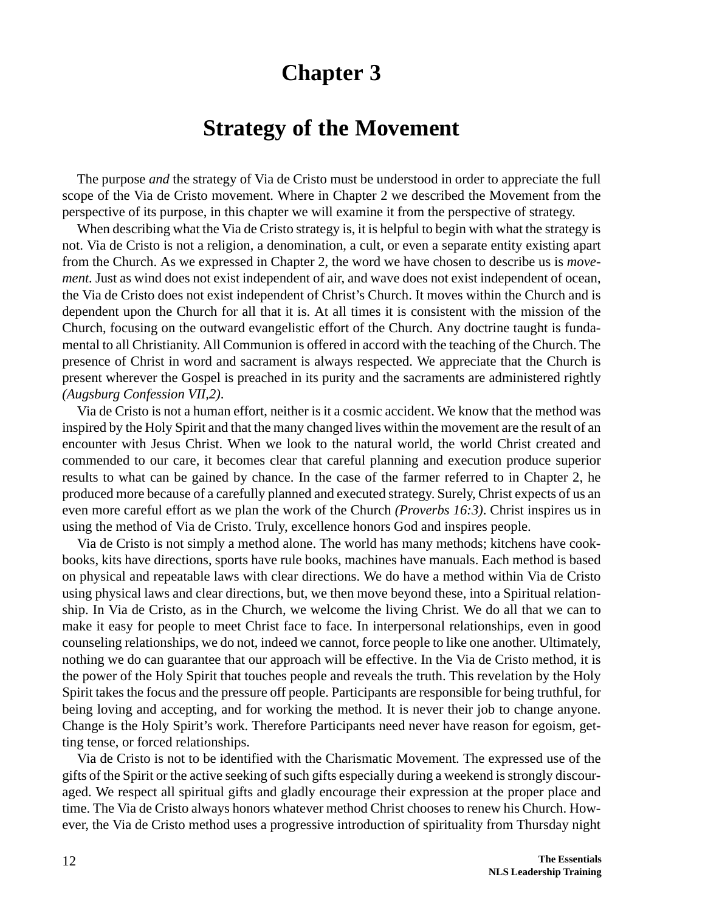# Chapter 3

## Strategy of the Movement

The purpose *and* the strategy of Via de Cristo must be understood in order to appreciate the full scope of the Via de Cristo movement. Where in Chapter 2 we described the Movement from the perspective of its purpose, in this chapter we will examine it from the perspective of strategy.

When describing what the Via de Cristo strategy is, it is helpful to begin with what the strategy is not. Via de Cristo is not a religion, a denomination, a cult, or even a separate entity existing apart from the Church. As we expressed in Chapter 2, the word we have chosen to describe us is *movement*. Just as wind does not exist independent of air, and wave does not exist independent of ocean, the Via de Cristo does not exist independent of Christ's Church. It moves within the Church and is dependent upon the Church for all that it is. At all times it is consistent with the mission of the Church, focusing on the outward evangelistic effort of the Church. Any doctrine taught is fundamental to all Christianity. All Communion is offered in accord with the teaching of the Church. The presence of Christ in word and sacrament is always respected. We appreciate that the Church is present wherever the Gospel is preached in its purity and the sacraments are administered rightly *(Augsburg Confession VII,2)*.

Via de Cristo is not a human effort, neither is it a cosmic accident. We know that the method was inspired by the Holy Spirit and that the many changed lives within the movement are the result of an encounter with Jesus Christ. When we look to the natural world, the world Christ created and commended to our care, it becomes clear that careful planning and execution produce superior results to what can be gained by chance. In the case of the farmer referred to in Chapter 2, he produced more because of a carefully planned and executed strategy. Surely, Christ expects of us an even more careful effort as we plan the work of the Church *(Proverbs 16:3)*. Christ inspires us in using the method of Via de Cristo. Truly, excellence honors God and inspires people.

Via de Cristo is not simply a method alone. The world has many methods; kitchens have cookbooks, kits have directions, sports have rule books, machines have manuals. Each method is based on physical and repeatable laws with clear directions. We do have a method within Via de Cristo using physical laws and clear directions, but, we then move beyond these, into a Spiritual relationship. In Via de Cristo, as in the Church, we welcome the living Christ. We do all that we can to make it easy for people to meet Christ face to face. In interpersonal relationships, even in good counseling relationships, we do not, indeed we cannot, force people to like one another. Ultimately, nothing we do can guarantee that our approach will be effective. In the Via de Cristo method, it is the power of the Holy Spirit that touches people and reveals the truth. This revelation by the Holy Spirit takes the focus and the pressure off people. Participants are responsible for being truthful, for being loving and accepting, and for working the method. It is never their job to change anyone. Change is the Holy Spirit's work. Therefore Participants need never have reason for egoism, getting tense, or forced relationships.

Via de Cristo is not to be identified with the Charismatic Movement. The expressed use of the gifts of the Spirit or the active seeking of such gifts especially during a weekend is strongly discouraged. We respect all spiritual gifts and gladly encourage their expression at the proper place and time. The Via de Cristo always honors whatever method Christ chooses to renew his Church. However, the Via de Cristo method uses a progressive introduction of spirituality from Thursday night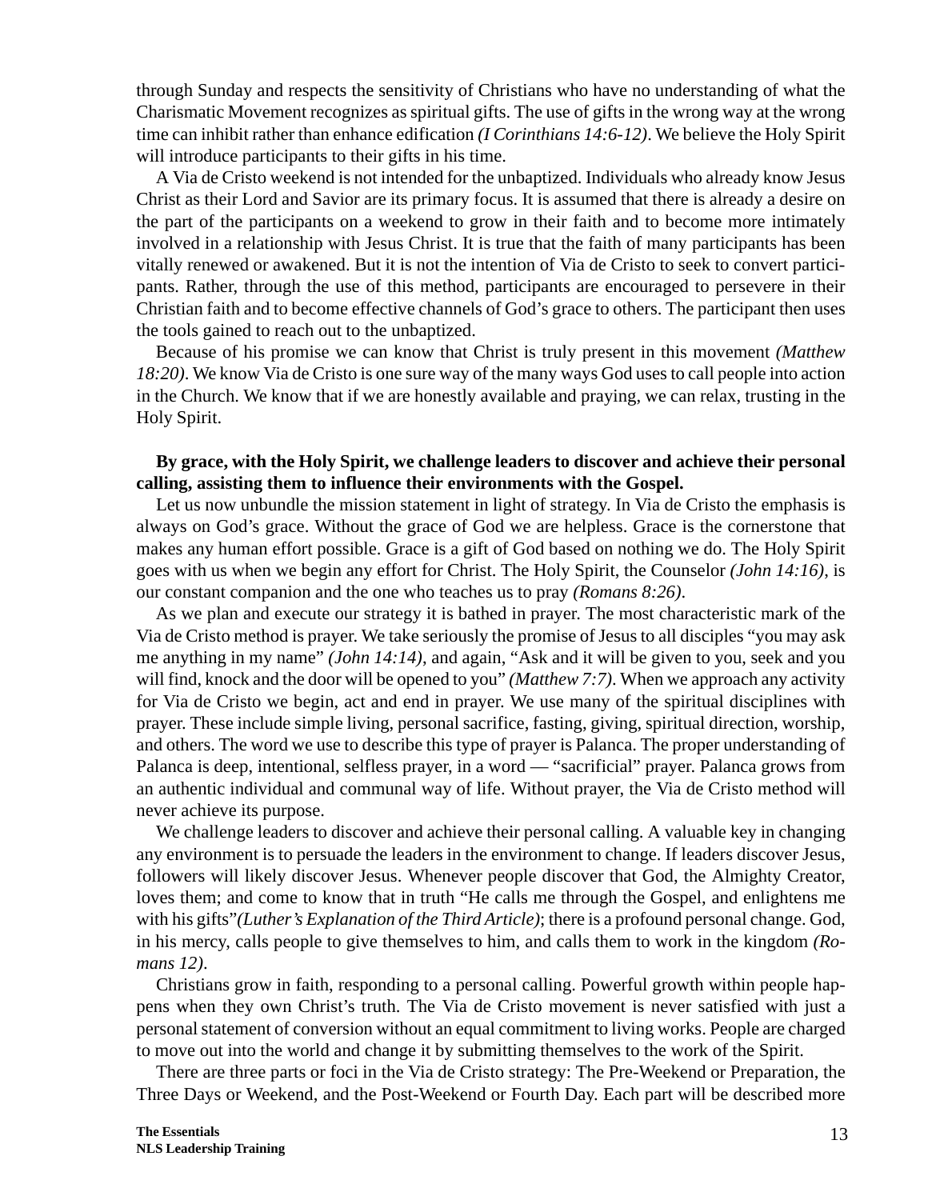through Sunday and respects the sensitivity of Christians who have no understanding of what the Charismatic Movement recognizes as spiritual gifts. The use of gifts in the wrong way at the wrong time can inhibit rather than enhance edification *(I Corinthians 14:6-12)*. We believe the Holy Spirit will introduce participants to their gifts in his time.

A Via de Cristo weekend is not intended for the unbaptized. Individuals who already know Jesus Christ as their Lord and Savior are its primary focus. It is assumed that there is already a desire on the part of the participants on a weekend to grow in their faith and to become more intimately involved in a relationship with Jesus Christ. It is true that the faith of many participants has been vitally renewed or awakened. But it is not the intention of Via de Cristo to seek to convert participants. Rather, through the use of this method, participants are encouraged to persevere in their Christian faith and to become effective channels of God's grace to others. The participant then uses the tools gained to reach out to the unbaptized.

Because of his promise we can know that Christ is truly present in this movement *(Matthew 18:20)*. We know Via de Cristo is one sure way of the many ways God uses to call people into action in the Church. We know that if we are honestly available and praying, we can relax, trusting in the Holy Spirit.

**By grace, with the Holy Spirit, we challenge leaders to discover and achieve their personal calling, assisting them to influence their environments with the Gospel.**

Let us now unbundle the mission statement in light of strategy. In Via de Cristo the emphasis is always on God's grace. Without the grace of God we are helpless. Grace is the cornerstone that makes any human effort possible. Grace is a gift of God based on nothing we do. The Holy Spirit goes with us when we begin any effort for Christ. The Holy Spirit, the Counselor *(John 14:16)*, is our constant companion and the one who teaches us to pray *(Romans 8:26)*.

As we plan and execute our strategy it is bathed in prayer. The most characteristic mark of the Via de Cristo method is prayer. We take seriously the promise of Jesus to all disciples "you may ask me anything in my name" *(John 14:14)*, and again, "Ask and it will be given to you, seek and you will find, knock and the door will be opened to you" *(Matthew 7:7)*. When we approach any activity for Via de Cristo we begin, act and end in prayer. We use many of the spiritual disciplines with prayer. These include simple living, personal sacrifice, fasting, giving, spiritual direction, worship, and others. The word we use to describe this type of prayer is Palanca. The proper understanding of Palanca is deep, intentional, selfless prayer, in a word — "sacrificial" prayer. Palanca grows from an authentic individual and communal way of life. Without prayer, the Via de Cristo method will never achieve its purpose.

We challenge leaders to discover and achieve their personal calling. A valuable key in changing any environment is to persuade the leaders in the environment to change. If leaders discover Jesus, followers will likely discover Jesus. Whenever people discover that God, the Almighty Creator, loves them; and come to know that in truth "He calls me through the Gospel, and enlightens me with his gifts"*(Luther's Explanation of the Third Article)*; there is a profound personal change. God, in his mercy, calls people to give themselves to him, and calls them to work in the kingdom *(Romans 12)*.

Christians grow in faith, responding to a personal calling. Powerful growth within people happens when they own Christ's truth. The Via de Cristo movement is never satisfied with just a personal statement of conversion without an equal commitment to living works. People are charged to move out into the world and change it by submitting themselves to the work of the Spirit.

There are three parts or foci in the Via de Cristo strategy: The Pre-Weekend or Preparation, the Three Days or Weekend, and the Post-Weekend or Fourth Day. Each part will be described more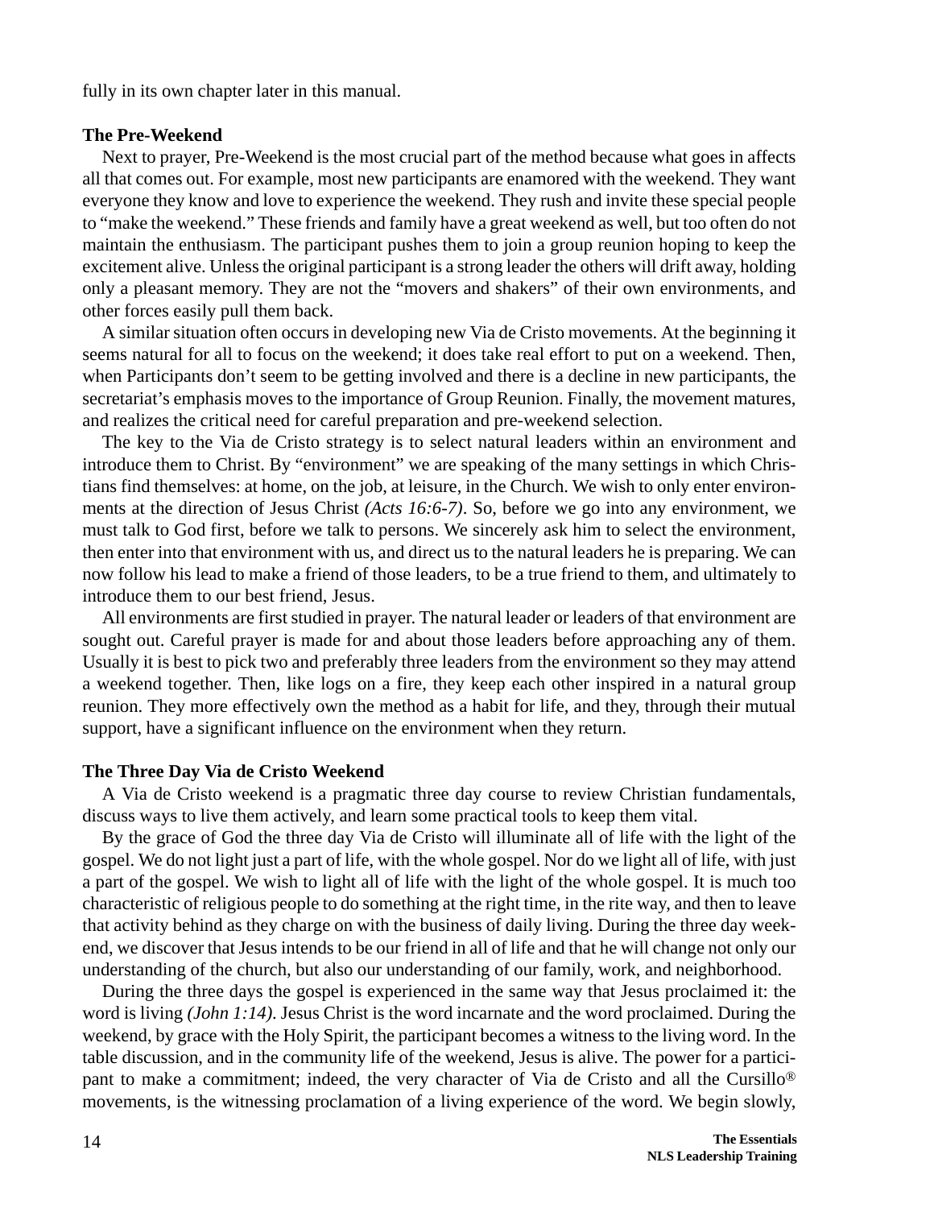fully in its own chapter later in this manual.

**The Pre-Weekend**

Next to prayer, Pre-Weekend is the most crucial part of the method because what goes in affects all that comes out. For example, most new participants are enamored with the weekend. They want everyone they know and love to experience the weekend. They rush and invite these special people to "make the weekend." These friends and family have a great weekend as well, but too often do not maintain the enthusiasm. The participant pushes them to join a group reunion hoping to keep the excitement alive. Unless the original participant is a strong leader the others will drift away, holding only a pleasant memory. They are not the "movers and shakers" of their own environments, and other forces easily pull them back.

A similar situation often occurs in developing new Via de Cristo movements. At the beginning it seems natural for all to focus on the weekend; it does take real effort to put on a weekend. Then, when Participants don't seem to be getting involved and there is a decline in new participants, the secretariat's emphasis moves to the importance of Group Reunion. Finally, the movement matures, and realizes the critical need for careful preparation and pre-weekend selection.

The key to the Via de Cristo strategy is to select natural leaders within an environment and introduce them to Christ. By "environment" we are speaking of the many settings in which Christians find themselves: at home, on the job, at leisure, in the Church. We wish to only enter environments at the direction of Jesus Christ *(Acts 16:6-7)*. So, before we go into any environment, we must talk to God first, before we talk to persons. We sincerely ask him to select the environment, then enter into that environment with us, and direct us to the natural leaders he is preparing. We can now follow his lead to make a friend of those leaders, to be a true friend to them, and ultimately to introduce them to our best friend, Jesus.

All environments are first studied in prayer. The natural leader or leaders of that environment are sought out. Careful prayer is made for and about those leaders before approaching any of them. Usually it is best to pick two and preferably three leaders from the environment so they may attend a weekend together. Then, like logs on a fire, they keep each other inspired in a natural group reunion. They more effectively own the method as a habit for life, and they, through their mutual support, have a significant influence on the environment when they return.

**The Three Day Via de Cristo Weekend**

A Via de Cristo weekend is a pragmatic three day course to review Christian fundamentals, discuss ways to live them actively, and learn some practical tools to keep them vital.

By the grace of God the three day Via de Cristo will illuminate all of life with the light of the gospel. We do not light just a part of life, with the whole gospel. Nor do we light all of life, with just a part of the gospel. We wish to light all of life with the light of the whole gospel. It is much too characteristic of religious people to do something at the right time, in the rite way, and then to leave that activity behind as they charge on with the business of daily living. During the three day weekend, we discover that Jesus intends to be our friend in all of life and that he will change not only our understanding of the church, but also our understanding of our family, work, and neighborhood.

During the three days the gospel is experienced in the same way that Jesus proclaimed it: the word is living *(John 1:14)*. Jesus Christ is the word incarnate and the word proclaimed. During the weekend, by grace with the Holy Spirit, the participant becomes a witness to the living word. In the table discussion, and in the community life of the weekend, Jesus is alive. The power for a participant to make a commitment; indeed, the very character of Via de Cristo and all the Cursillo® movements, is the witnessing proclamation of a living experience of the word. We begin slowly,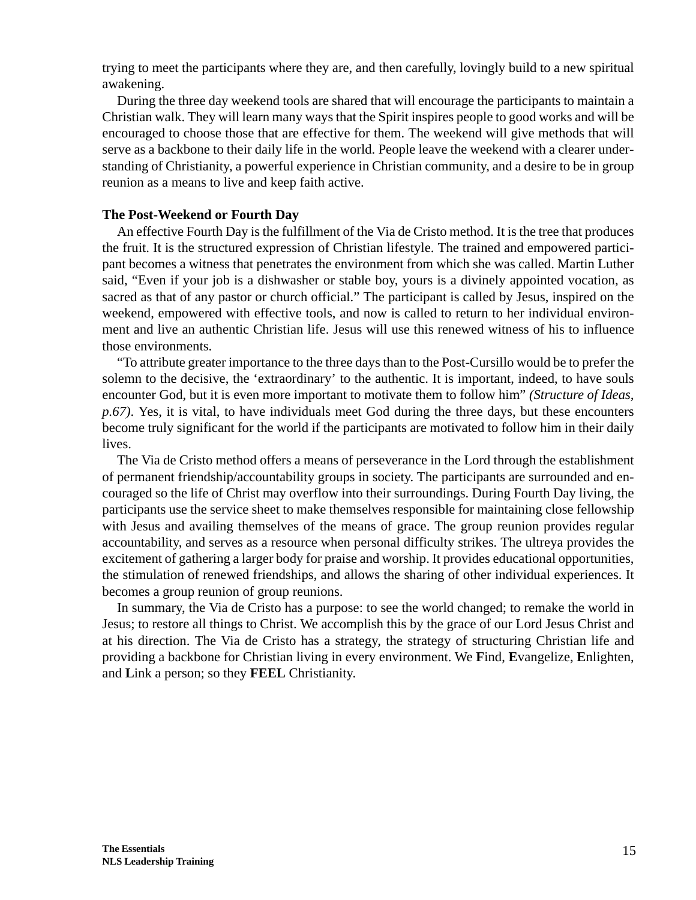trying to meet the participants where they are, and then carefully, lovingly build to a new spiritual awakening.

During the three day weekend tools are shared that will encourage the participants to maintain a Christian walk. They will learn many ways that the Spirit inspires people to good works and will be encouraged to choose those that are effective for them. The weekend will give methods that will serve as a backbone to their daily life in the world. People leave the weekend with a clearer understanding of Christianity, a powerful experience in Christian community, and a desire to be in group reunion as a means to live and keep faith active.

**The Post-Weekend or Fourth Day**

An effective Fourth Day is the fulfillment of the Via de Cristo method. It is the tree that produces the fruit. It is the structured expression of Christian lifestyle. The trained and empowered participant becomes a witness that penetrates the environment from which she was called. Martin Luther said, "Even if your job is a dishwasher or stable boy, yours is a divinely appointed vocation, as sacred as that of any pastor or church official." The participant is called by Jesus, inspired on the weekend, empowered with effective tools, and now is called to return to her individual environment and live an authentic Christian life. Jesus will use this renewed witness of his to influence those environments.

"To attribute greater importance to the three days than to the Post-Cursillo would be to prefer the solemn to the decisive, the 'extraordinary' to the authentic. It is important, indeed, to have souls encounter God, but it is even more important to motivate them to follow him" *(Structure of Ideas, p.67)*. Yes, it is vital, to have individuals meet God during the three days, but these encounters become truly significant for the world if the participants are motivated to follow him in their daily lives.

The Via de Cristo method offers a means of perseverance in the Lord through the establishment of permanent friendship/accountability groups in society. The participants are surrounded and encouraged so the life of Christ may overflow into their surroundings. During Fourth Day living, the participants use the service sheet to make themselves responsible for maintaining close fellowship with Jesus and availing themselves of the means of grace. The group reunion provides regular accountability, and serves as a resource when personal difficulty strikes. The ultreya provides the excitement of gathering a larger body for praise and worship. It provides educational opportunities, the stimulation of renewed friendships, and allows the sharing of other individual experiences. It becomes a group reunion of group reunions.

In summary, the Via de Cristo has a purpose: to see the world changed; to remake the world in Jesus; to restore all things to Christ. We accomplish this by the grace of our Lord Jesus Christ and at his direction. The Via de Cristo has a strategy, the strategy of structuring Christian life and providing a backbone for Christian living in every environment. We **F**ind, **E**vangelize, **E**nlighten, and **L**ink a person; so they **FEEL** Christianity.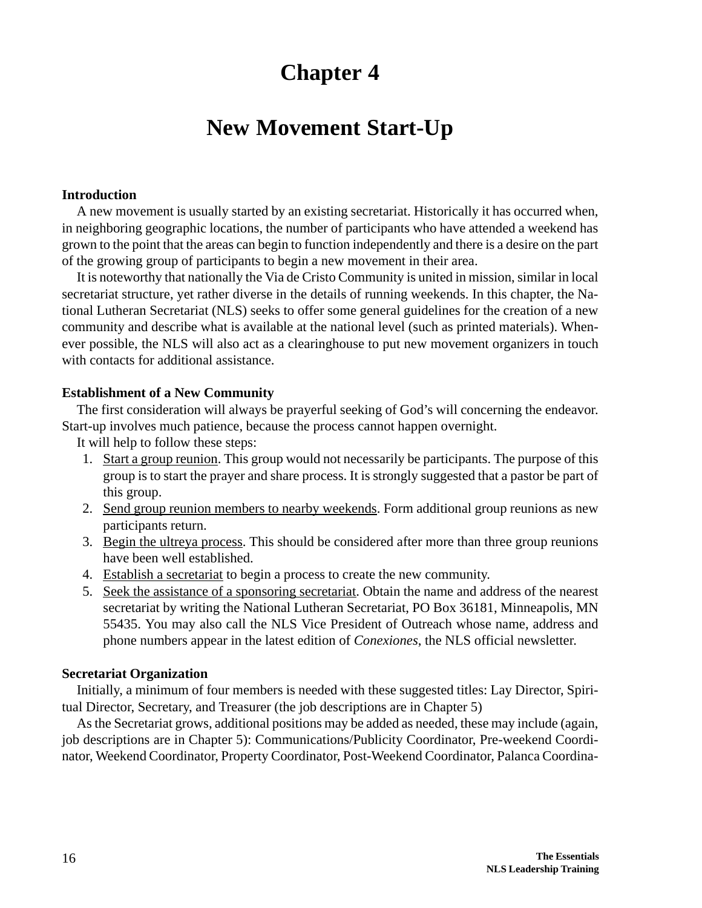# Chapter 4

# New Movement Start-Up

**Introduction**

A new movement is usually started by an existing secretariat. Historically it has occurred when, in neighboring geographic locations, the number of participants who have attended a weekend has grown to the point that the areas can begin to function independently and there is a desire on the part of the growing group of participants to begin a new movement in their area.

It is noteworthy that nationally the Via de Cristo Community is united in mission, similar in local secretariat structure, yet rather diverse in the details of running weekends. In this chapter, the National Lutheran Secretariat (NLS) seeks to offer some general guidelines for the creation of a new community and describe what is available at the national level (such as printed materials). Whenever possible, the NLS will also act as a clearinghouse to put new movement organizers in touch with contacts for additional assistance.

**Establishment of a New Community**

The first consideration will always be prayerful seeking of God's will concerning the endeavor. Start-up involves much patience, because the process cannot happen overnight.

It will help to follow these steps:

1. <u>Start a group reunion</u>. This group would not necessarily be participants. The purpose of this group is to start the prayer and share process. It is strongly suggested that a pastor be part of this group.
2. <u>Send group reunion members to nearby weekends</u>. Form additional group reunions as new participants return.
3. <u>Begin the ultreya process</u>. This should be considered after more than three group reunions have been well established.
4. <u>Establish a secretariat</u> to begin a process to create the new community.
5. <u>Seek the assistance of a sponsoring secretariat</u>. Obtain the name and address of the nearest secretariat by writing the National Lutheran Secretariat, PO Box 36181, Minneapolis, MN 55435. You may also call the NLS Vice President of Outreach whose name, address and phone numbers appear in the latest edition of *Conexiones*, the NLS official newsletter.

**Secretariat Organization**

Initially, a minimum of four members is needed with these suggested titles: Lay Director, Spiritual Director, Secretary, and Treasurer (the job descriptions are in Chapter 5)

As the Secretariat grows, additional positions may be added as needed, these may include (again, job descriptions are in Chapter 5): Communications/Publicity Coordinator, Pre-weekend Coordinator, Weekend Coordinator, Property Coordinator, Post-Weekend Coordinator, Palanca Coordina-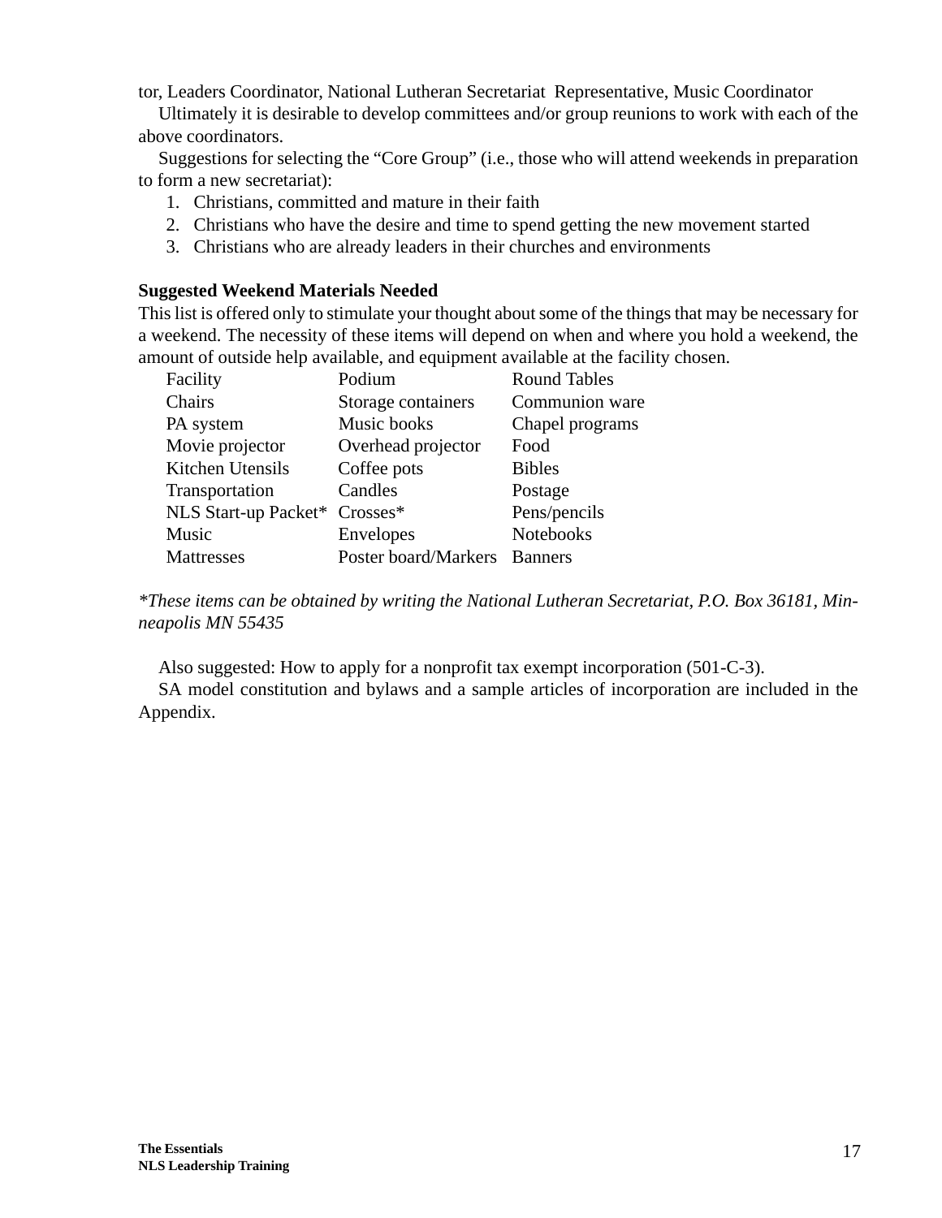tor, Leaders Coordinator, National Lutheran Secretariat Representative, Music Coordinator

Ultimately it is desirable to develop committees and/or group reunions to work with each of the above coordinators.

Suggestions for selecting the "Core Group" (i.e., those who will attend weekends in preparation to form a new secretariat):

1. Christians, committed and mature in their faith
2. Christians who have the desire and time to spend getting the new movement started
3. Christians who are already leaders in their churches and environments

**Suggested Weekend Materials Needed**

This list is offered only to stimulate your thought about some of the things that may be necessary for a weekend. The necessity of these items will depend on when and where you hold a weekend, the amount of outside help available, and equipment available at the facility chosen.

| | | |
|---|---|---|
| Facility | Podium | Round Tables |
| Chairs | Storage containers | Communion ware |
| PA system | Music books | Chapel programs |
| Movie projector | Overhead projector | Food |
| Kitchen Utensils | Coffee pots | Bibles |
| Transportation | Candles | Postage |
| NLS Start-up Packet* | Crosses* | Pens/pencils |
| Music | Envelopes | Notebooks |
| Mattresses | Poster board/Markers | Banners |

*\*These items can be obtained by writing the National Lutheran Secretariat, P.O. Box 36181, Minneapolis MN 55435*

Also suggested: How to apply for a nonprofit tax exempt incorporation (501-C-3).

SA model constitution and bylaws and a sample articles of incorporation are included in the Appendix.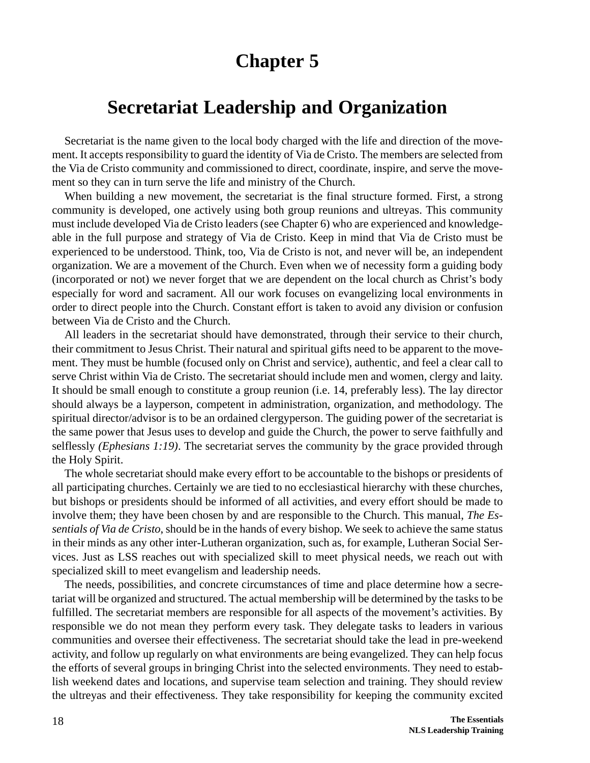# Chapter 5

## Secretariat Leadership and Organization

Secretariat is the name given to the local body charged with the life and direction of the movement. It accepts responsibility to guard the identity of Via de Cristo. The members are selected from the Via de Cristo community and commissioned to direct, coordinate, inspire, and serve the movement so they can in turn serve the life and ministry of the Church.

When building a new movement, the secretariat is the final structure formed. First, a strong community is developed, one actively using both group reunions and ultreyas. This community must include developed Via de Cristo leaders (see Chapter 6) who are experienced and knowledgeable in the full purpose and strategy of Via de Cristo. Keep in mind that Via de Cristo must be experienced to be understood. Think, too, Via de Cristo is not, and never will be, an independent organization. We are a movement of the Church. Even when we of necessity form a guiding body (incorporated or not) we never forget that we are dependent on the local church as Christ's body especially for word and sacrament. All our work focuses on evangelizing local environments in order to direct people into the Church. Constant effort is taken to avoid any division or confusion between Via de Cristo and the Church.

All leaders in the secretariat should have demonstrated, through their service to their church, their commitment to Jesus Christ. Their natural and spiritual gifts need to be apparent to the movement. They must be humble (focused only on Christ and service), authentic, and feel a clear call to serve Christ within Via de Cristo. The secretariat should include men and women, clergy and laity. It should be small enough to constitute a group reunion (i.e. 14, preferably less). The lay director should always be a layperson, competent in administration, organization, and methodology. The spiritual director/advisor is to be an ordained clergyperson. The guiding power of the secretariat is the same power that Jesus uses to develop and guide the Church, the power to serve faithfully and selflessly *(Ephesians 1:19)*. The secretariat serves the community by the grace provided through the Holy Spirit.

The whole secretariat should make every effort to be accountable to the bishops or presidents of all participating churches. Certainly we are tied to no ecclesiastical hierarchy with these churches, but bishops or presidents should be informed of all activities, and every effort should be made to involve them; they have been chosen by and are responsible to the Church. This manual, *The Essentials of Via de Cristo*, should be in the hands of every bishop. We seek to achieve the same status in their minds as any other inter-Lutheran organization, such as, for example, Lutheran Social Services. Just as LSS reaches out with specialized skill to meet physical needs, we reach out with specialized skill to meet evangelism and leadership needs.

The needs, possibilities, and concrete circumstances of time and place determine how a secretariat will be organized and structured. The actual membership will be determined by the tasks to be fulfilled. The secretariat members are responsible for all aspects of the movement's activities. By responsible we do not mean they perform every task. They delegate tasks to leaders in various communities and oversee their effectiveness. The secretariat should take the lead in pre-weekend activity, and follow up regularly on what environments are being evangelized. They can help focus the efforts of several groups in bringing Christ into the selected environments. They need to establish weekend dates and locations, and supervise team selection and training. They should review the ultreyas and their effectiveness. They take responsibility for keeping the community excited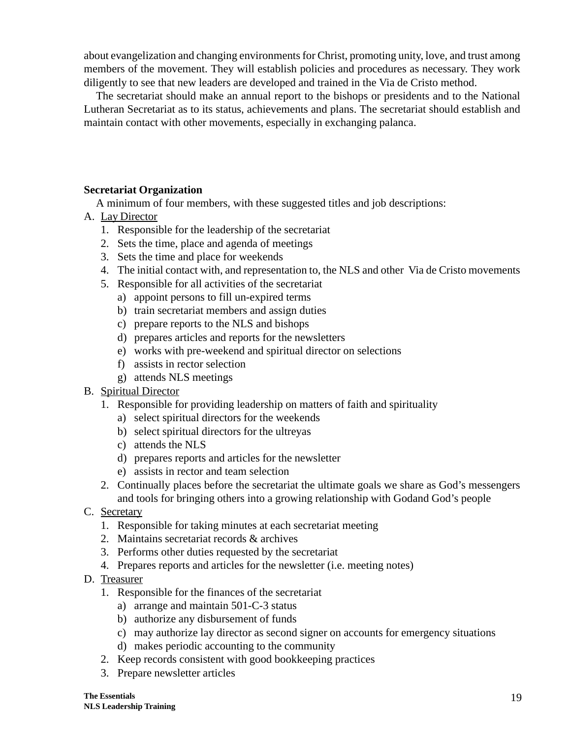about evangelization and changing environments for Christ, promoting unity, love, and trust among members of the movement. They will establish policies and procedures as necessary. They work diligently to see that new leaders are developed and trained in the Via de Cristo method.

The secretariat should make an annual report to the bishops or presidents and to the National Lutheran Secretariat as to its status, achievements and plans. The secretariat should establish and maintain contact with other movements, especially in exchanging palanca.

**Secretariat Organization**

A minimum of four members, with these suggested titles and job descriptions:

A. Lay Director
   1. Responsible for the leadership of the secretariat
   2. Sets the time, place and agenda of meetings
   3. Sets the time and place for weekends
   4. The initial contact with, and representation to, the NLS and other Via de Cristo movements
   5. Responsible for all activities of the secretariat
      a) appoint persons to fill un-expired terms
      b) train secretariat members and assign duties
      c) prepare reports to the NLS and bishops
      d) prepares articles and reports for the newsletters
      e) works with pre-weekend and spiritual director on selections
      f) assists in rector selection
      g) attends NLS meetings

B. Spiritual Director
   1. Responsible for providing leadership on matters of faith and spirituality
      a) select spiritual directors for the weekends
      b) select spiritual directors for the ultreyas
      c) attends the NLS
      d) prepares reports and articles for the newsletter
      e) assists in rector and team selection
   2. Continually places before the secretariat the ultimate goals we share as God's messengers and tools for bringing others into a growing relationship with Godand God's people

C. Secretary
   1. Responsible for taking minutes at each secretariat meeting
   2. Maintains secretariat records & archives
   3. Performs other duties requested by the secretariat
   4. Prepares reports and articles for the newsletter (i.e. meeting notes)

D. Treasurer
   1. Responsible for the finances of the secretariat
      a) arrange and maintain 501-C-3 status
      b) authorize any disbursement of funds
      c) may authorize lay director as second signer on accounts for emergency situations
      d) makes periodic accounting to the community
   2. Keep records consistent with good bookkeeping practices
   3. Prepare newsletter articles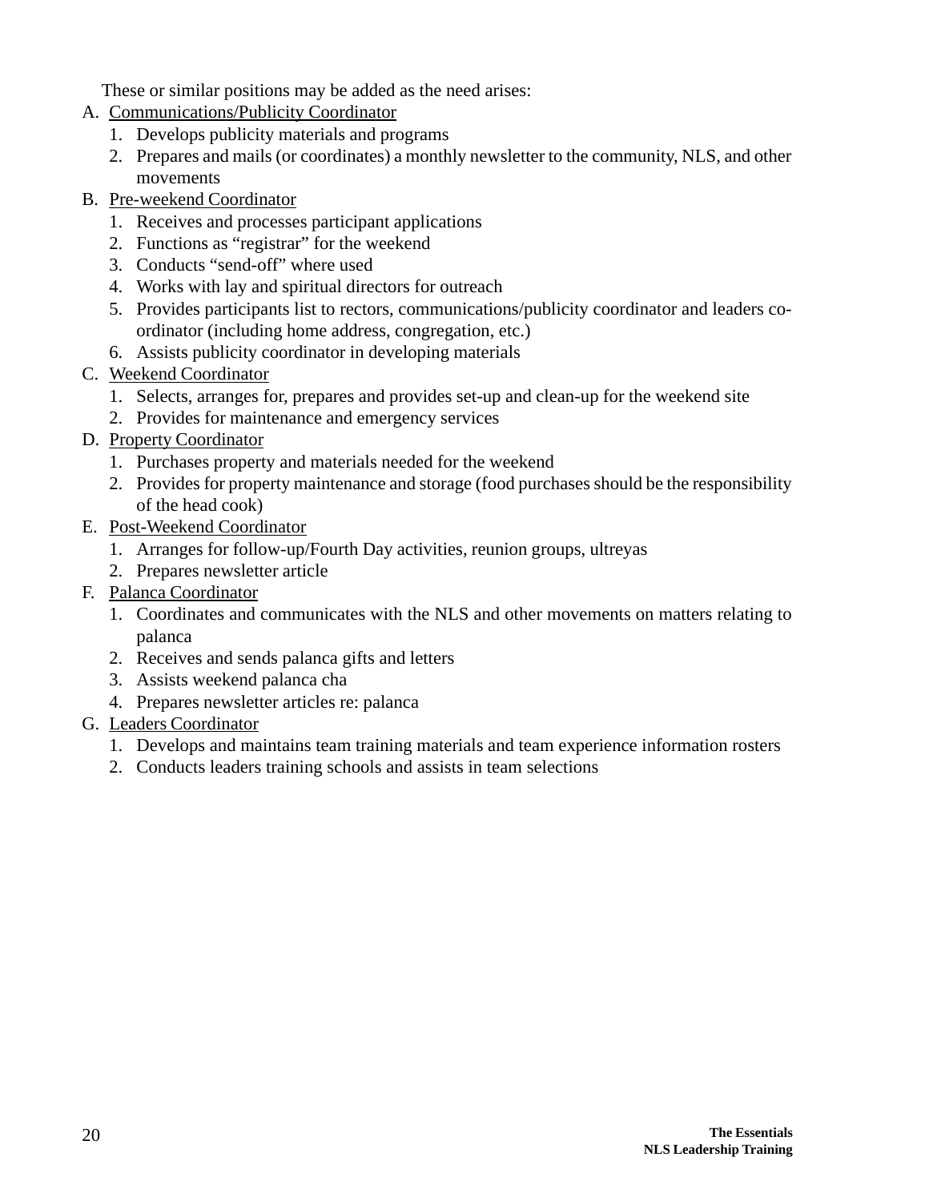These or similar positions may be added as the need arises:

A. Communications/Publicity Coordinator
   1. Develops publicity materials and programs
   2. Prepares and mails (or coordinates) a monthly newsletter to the community, NLS, and other movements
B. Pre-weekend Coordinator
   1. Receives and processes participant applications
   2. Functions as "registrar" for the weekend
   3. Conducts "send-off" where used
   4. Works with lay and spiritual directors for outreach
   5. Provides participants list to rectors, communications/publicity coordinator and leaders co-ordinator (including home address, congregation, etc.)
   6. Assists publicity coordinator in developing materials
C. Weekend Coordinator
   1. Selects, arranges for, prepares and provides set-up and clean-up for the weekend site
   2. Provides for maintenance and emergency services
D. Property Coordinator
   1. Purchases property and materials needed for the weekend
   2. Provides for property maintenance and storage (food purchases should be the responsibility of the head cook)
E. Post-Weekend Coordinator
   1. Arranges for follow-up/Fourth Day activities, reunion groups, ultreyas
   2. Prepares newsletter article
F. Palanca Coordinator
   1. Coordinates and communicates with the NLS and other movements on matters relating to palanca
   2. Receives and sends palanca gifts and letters
   3. Assists weekend palanca cha
   4. Prepares newsletter articles re: palanca
G. Leaders Coordinator
   1. Develops and maintains team training materials and team experience information rosters
   2. Conducts leaders training schools and assists in team selections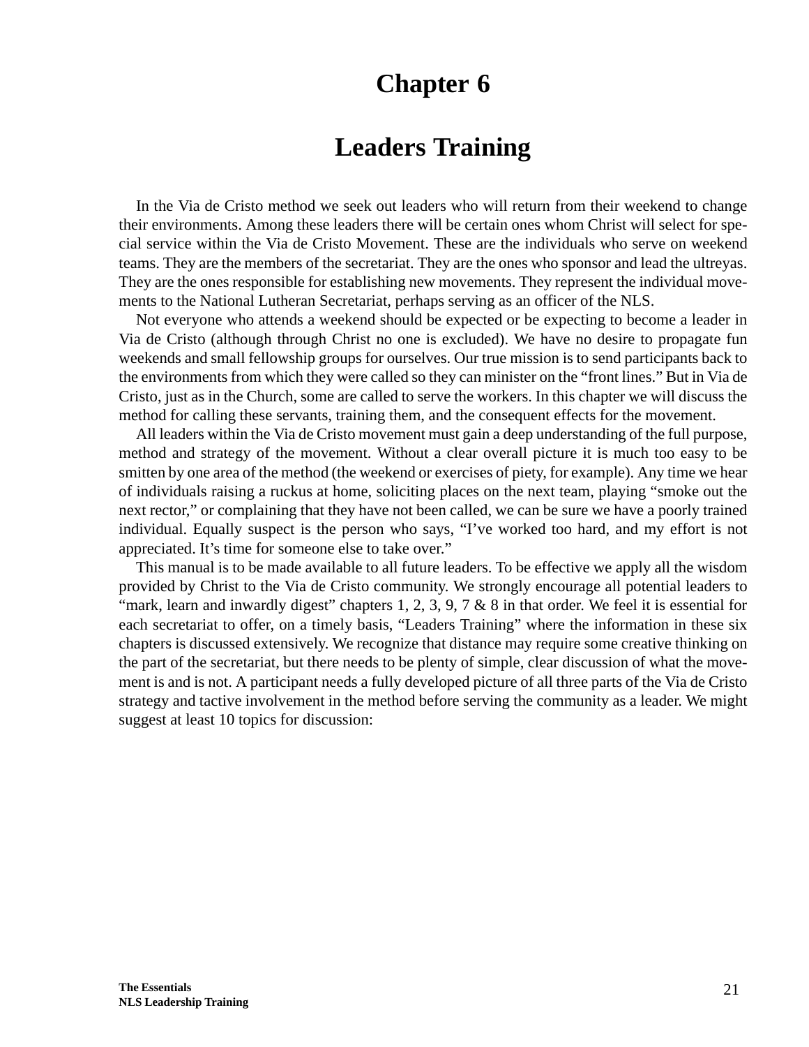# Chapter 6

# Leaders Training

In the Via de Cristo method we seek out leaders who will return from their weekend to change their environments. Among these leaders there will be certain ones whom Christ will select for special service within the Via de Cristo Movement. These are the individuals who serve on weekend teams. They are the members of the secretariat. They are the ones who sponsor and lead the ultreyas. They are the ones responsible for establishing new movements. They represent the individual movements to the National Lutheran Secretariat, perhaps serving as an officer of the NLS.

Not everyone who attends a weekend should be expected or be expecting to become a leader in Via de Cristo (although through Christ no one is excluded). We have no desire to propagate fun weekends and small fellowship groups for ourselves. Our true mission is to send participants back to the environments from which they were called so they can minister on the "front lines." But in Via de Cristo, just as in the Church, some are called to serve the workers. In this chapter we will discuss the method for calling these servants, training them, and the consequent effects for the movement.

All leaders within the Via de Cristo movement must gain a deep understanding of the full purpose, method and strategy of the movement. Without a clear overall picture it is much too easy to be smitten by one area of the method (the weekend or exercises of piety, for example). Any time we hear of individuals raising a ruckus at home, soliciting places on the next team, playing "smoke out the next rector," or complaining that they have not been called, we can be sure we have a poorly trained individual. Equally suspect is the person who says, "I've worked too hard, and my effort is not appreciated. It's time for someone else to take over."

This manual is to be made available to all future leaders. To be effective we apply all the wisdom provided by Christ to the Via de Cristo community. We strongly encourage all potential leaders to "mark, learn and inwardly digest" chapters 1, 2, 3, 9, 7 & 8 in that order. We feel it is essential for each secretariat to offer, on a timely basis, "Leaders Training" where the information in these six chapters is discussed extensively. We recognize that distance may require some creative thinking on the part of the secretariat, but there needs to be plenty of simple, clear discussion of what the movement is and is not. A participant needs a fully developed picture of all three parts of the Via de Cristo strategy and tactive involvement in the method before serving the community as a leader. We might suggest at least 10 topics for discussion: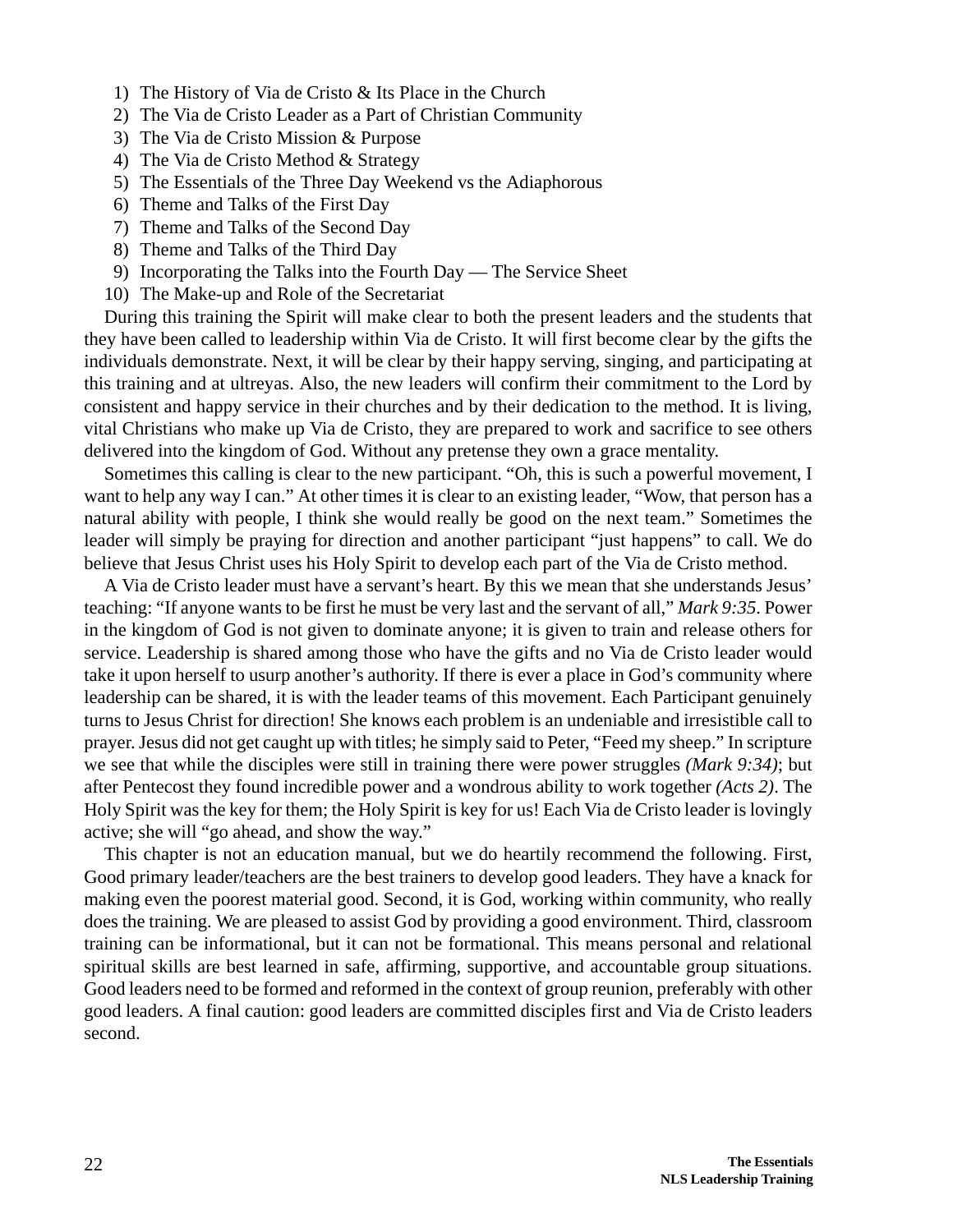1) The History of Via de Cristo & Its Place in the Church
2) The Via de Cristo Leader as a Part of Christian Community
3) The Via de Cristo Mission & Purpose
4) The Via de Cristo Method & Strategy
5) The Essentials of the Three Day Weekend vs the Adiaphorous
6) Theme and Talks of the First Day
7) Theme and Talks of the Second Day
8) Theme and Talks of the Third Day
9) Incorporating the Talks into the Fourth Day — The Service Sheet
10) The Make-up and Role of the Secretariat

During this training the Spirit will make clear to both the present leaders and the students that they have been called to leadership within Via de Cristo. It will first become clear by the gifts the individuals demonstrate. Next, it will be clear by their happy serving, singing, and participating at this training and at ultreyas. Also, the new leaders will confirm their commitment to the Lord by consistent and happy service in their churches and by their dedication to the method. It is living, vital Christians who make up Via de Cristo, they are prepared to work and sacrifice to see others delivered into the kingdom of God. Without any pretense they own a grace mentality.

Sometimes this calling is clear to the new participant. “Oh, this is such a powerful movement, I want to help any way I can.” At other times it is clear to an existing leader, “Wow, that person has a natural ability with people, I think she would really be good on the next team.” Sometimes the leader will simply be praying for direction and another participant “just happens” to call. We do believe that Jesus Christ uses his Holy Spirit to develop each part of the Via de Cristo method.

A Via de Cristo leader must have a servant’s heart. By this we mean that she understands Jesus’ teaching: “If anyone wants to be first he must be very last and the servant of all,” *Mark 9:35*. Power in the kingdom of God is not given to dominate anyone; it is given to train and release others for service. Leadership is shared among those who have the gifts and no Via de Cristo leader would take it upon herself to usurp another’s authority. If there is ever a place in God’s community where leadership can be shared, it is with the leader teams of this movement. Each Participant genuinely turns to Jesus Christ for direction! She knows each problem is an undeniable and irresistible call to prayer. Jesus did not get caught up with titles; he simply said to Peter, “Feed my sheep.” In scripture we see that while the disciples were still in training there were power struggles *(Mark 9:34)*; but after Pentecost they found incredible power and a wondrous ability to work together *(Acts 2)*. The Holy Spirit was the key for them; the Holy Spirit is key for us! Each Via de Cristo leader is lovingly active; she will “go ahead, and show the way.”

This chapter is not an education manual, but we do heartily recommend the following. First, Good primary leader/teachers are the best trainers to develop good leaders. They have a knack for making even the poorest material good. Second, it is God, working within community, who really does the training. We are pleased to assist God by providing a good environment. Third, classroom training can be informational, but it can not be formational. This means personal and relational spiritual skills are best learned in safe, affirming, supportive, and accountable group situations. Good leaders need to be formed and reformed in the context of group reunion, preferably with other good leaders. A final caution: good leaders are committed disciples first and Via de Cristo leaders second.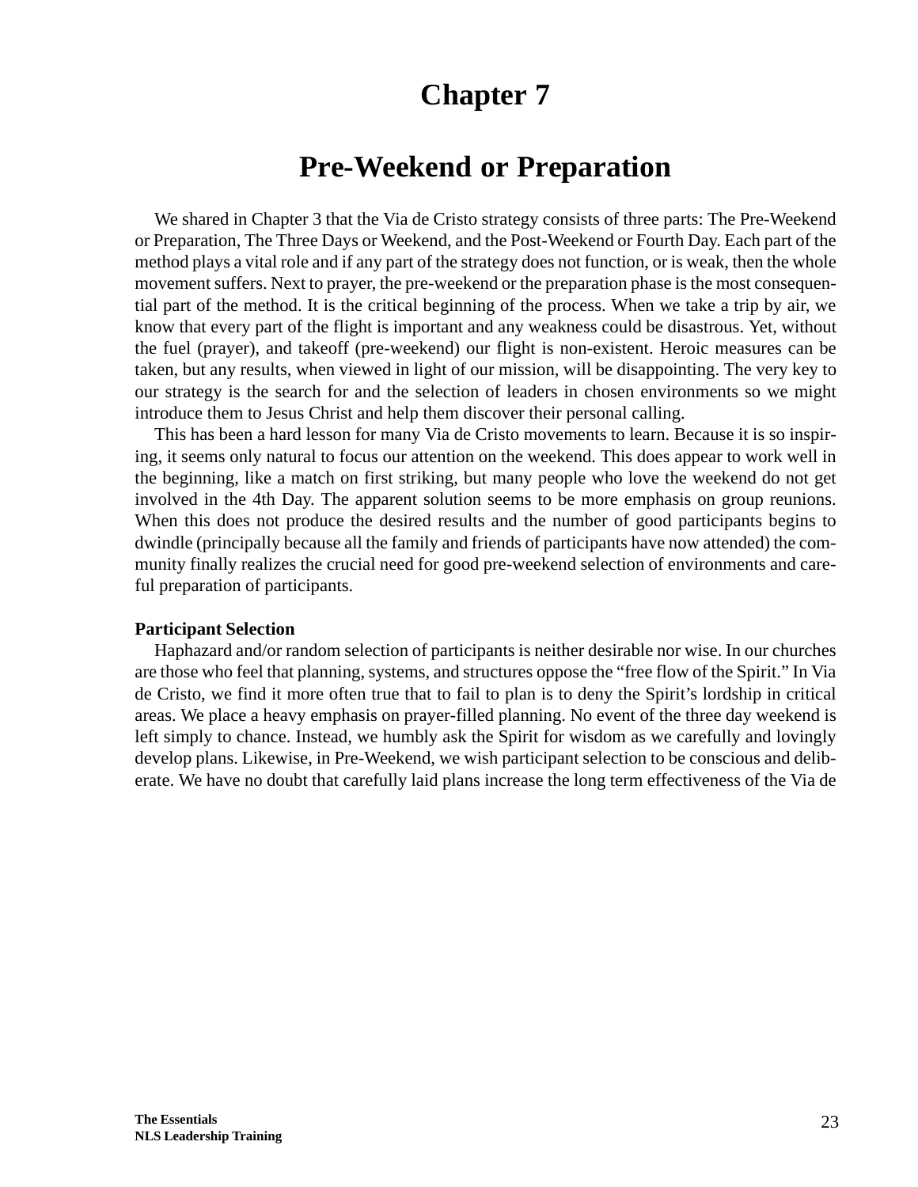# Chapter 7

## Pre-Weekend or Preparation

We shared in Chapter 3 that the Via de Cristo strategy consists of three parts: The Pre-Weekend or Preparation, The Three Days or Weekend, and the Post-Weekend or Fourth Day. Each part of the method plays a vital role and if any part of the strategy does not function, or is weak, then the whole movement suffers. Next to prayer, the pre-weekend or the preparation phase is the most consequential part of the method. It is the critical beginning of the process. When we take a trip by air, we know that every part of the flight is important and any weakness could be disastrous. Yet, without the fuel (prayer), and takeoff (pre-weekend) our flight is non-existent. Heroic measures can be taken, but any results, when viewed in light of our mission, will be disappointing. The very key to our strategy is the search for and the selection of leaders in chosen environments so we might introduce them to Jesus Christ and help them discover their personal calling.

This has been a hard lesson for many Via de Cristo movements to learn. Because it is so inspiring, it seems only natural to focus our attention on the weekend. This does appear to work well in the beginning, like a match on first striking, but many people who love the weekend do not get involved in the 4th Day. The apparent solution seems to be more emphasis on group reunions. When this does not produce the desired results and the number of good participants begins to dwindle (principally because all the family and friends of participants have now attended) the community finally realizes the crucial need for good pre-weekend selection of environments and careful preparation of participants.

**Participant Selection**

Haphazard and/or random selection of participants is neither desirable nor wise. In our churches are those who feel that planning, systems, and structures oppose the "free flow of the Spirit." In Via de Cristo, we find it more often true that to fail to plan is to deny the Spirit's lordship in critical areas. We place a heavy emphasis on prayer-filled planning. No event of the three day weekend is left simply to chance. Instead, we humbly ask the Spirit for wisdom as we carefully and lovingly develop plans. Likewise, in Pre-Weekend, we wish participant selection to be conscious and deliberate. We have no doubt that carefully laid plans increase the long term effectiveness of the Via de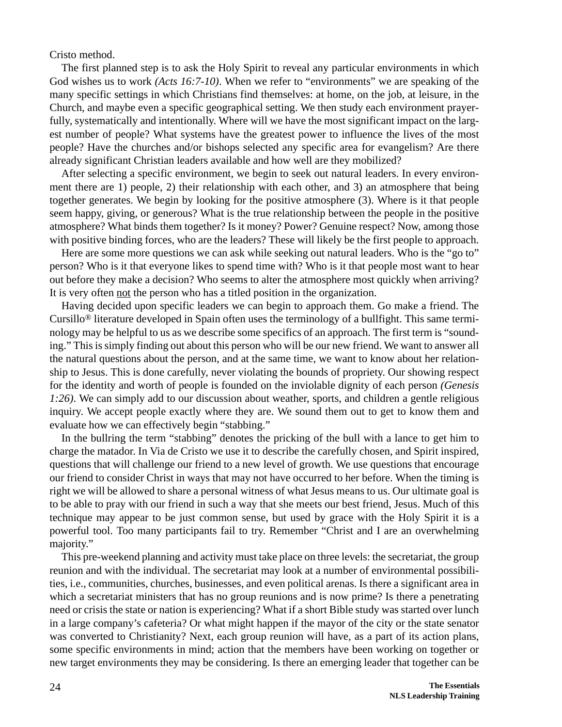Cristo method.

The first planned step is to ask the Holy Spirit to reveal any particular environments in which God wishes us to work *(Acts 16:7-10)*. When we refer to “environments” we are speaking of the many specific settings in which Christians find themselves: at home, on the job, at leisure, in the Church, and maybe even a specific geographical setting. We then study each environment prayerfully, systematically and intentionally. Where will we have the most significant impact on the largest number of people? What systems have the greatest power to influence the lives of the most people? Have the churches and/or bishops selected any specific area for evangelism? Are there already significant Christian leaders available and how well are they mobilized?

After selecting a specific environment, we begin to seek out natural leaders. In every environment there are 1) people, 2) their relationship with each other, and 3) an atmosphere that being together generates. We begin by looking for the positive atmosphere (3). Where is it that people seem happy, giving, or generous? What is the true relationship between the people in the positive atmosphere? What binds them together? Is it money? Power? Genuine respect? Now, among those with positive binding forces, who are the leaders? These will likely be the first people to approach.

Here are some more questions we can ask while seeking out natural leaders. Who is the “go to” person? Who is it that everyone likes to spend time with? Who is it that people most want to hear out before they make a decision? Who seems to alter the atmosphere most quickly when arriving? It is very often <u>not</u> the person who has a titled position in the organization.

Having decided upon specific leaders we can begin to approach them. Go make a friend. The Cursillo® literature developed in Spain often uses the terminology of a bullfight. This same terminology may be helpful to us as we describe some specifics of an approach. The first term is “sounding.” This is simply finding out about this person who will be our new friend. We want to answer all the natural questions about the person, and at the same time, we want to know about her relationship to Jesus. This is done carefully, never violating the bounds of propriety. Our showing respect for the identity and worth of people is founded on the inviolable dignity of each person *(Genesis 1:26)*. We can simply add to our discussion about weather, sports, and children a gentle religious inquiry. We accept people exactly where they are. We sound them out to get to know them and evaluate how we can effectively begin “stabbing.”

In the bullring the term “stabbing” denotes the pricking of the bull with a lance to get him to charge the matador. In Via de Cristo we use it to describe the carefully chosen, and Spirit inspired, questions that will challenge our friend to a new level of growth. We use questions that encourage our friend to consider Christ in ways that may not have occurred to her before. When the timing is right we will be allowed to share a personal witness of what Jesus means to us. Our ultimate goal is to be able to pray with our friend in such a way that she meets our best friend, Jesus. Much of this technique may appear to be just common sense, but used by grace with the Holy Spirit it is a powerful tool. Too many participants fail to try. Remember “Christ and I are an overwhelming majority.”

This pre-weekend planning and activity must take place on three levels: the secretariat, the group reunion and with the individual. The secretariat may look at a number of environmental possibilities, i.e., communities, churches, businesses, and even political arenas. Is there a significant area in which a secretariat ministers that has no group reunions and is now prime? Is there a penetrating need or crisis the state or nation is experiencing? What if a short Bible study was started over lunch in a large company’s cafeteria? Or what might happen if the mayor of the city or the state senator was converted to Christianity? Next, each group reunion will have, as a part of its action plans, some specific environments in mind; action that the members have been working on together or new target environments they may be considering. Is there an emerging leader that together can be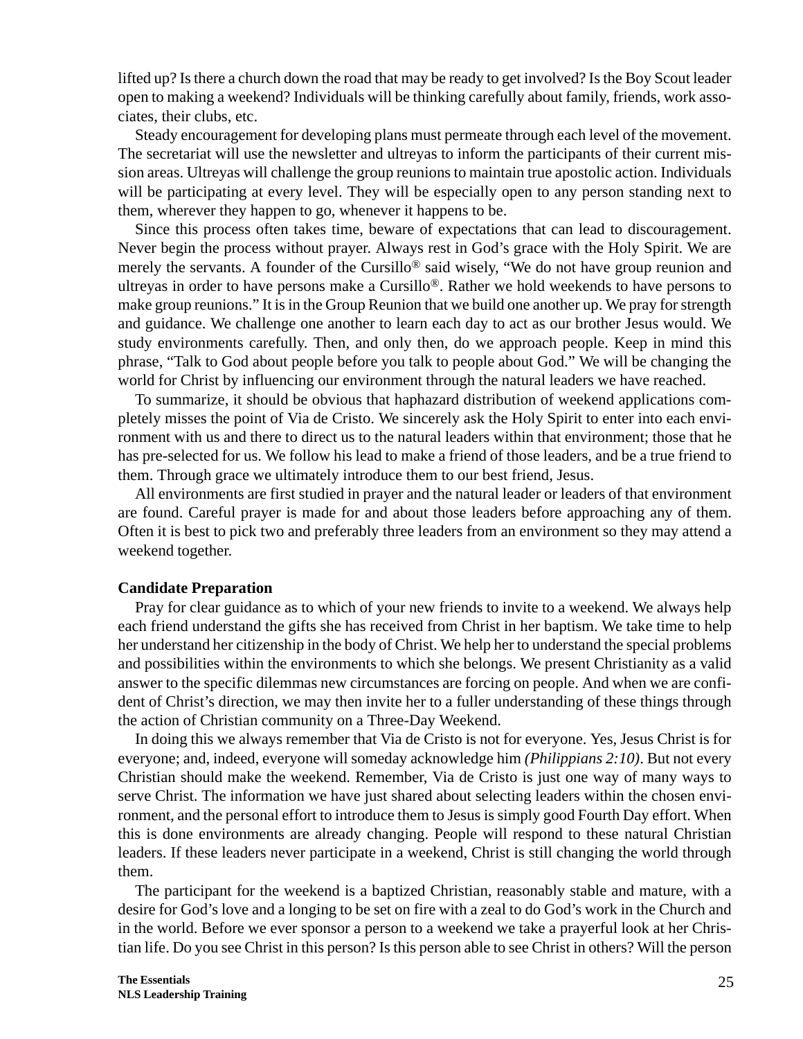lifted up? Is there a church down the road that may be ready to get involved? Is the Boy Scout leader open to making a weekend? Individuals will be thinking carefully about family, friends, work associates, their clubs, etc.

Steady encouragement for developing plans must permeate through each level of the movement. The secretariat will use the newsletter and ultreyas to inform the participants of their current mission areas. Ultreyas will challenge the group reunions to maintain true apostolic action. Individuals will be participating at every level. They will be especially open to any person standing next to them, wherever they happen to go, whenever it happens to be.

Since this process often takes time, beware of expectations that can lead to discouragement. Never begin the process without prayer. Always rest in God's grace with the Holy Spirit. We are merely the servants. A founder of the Cursillo® said wisely, "We do not have group reunion and ultreyas in order to have persons make a Cursillo®. Rather we hold weekends to have persons to make group reunions." It is in the Group Reunion that we build one another up. We pray for strength and guidance. We challenge one another to learn each day to act as our brother Jesus would. We study environments carefully. Then, and only then, do we approach people. Keep in mind this phrase, "Talk to God about people before you talk to people about God." We will be changing the world for Christ by influencing our environment through the natural leaders we have reached.

To summarize, it should be obvious that haphazard distribution of weekend applications completely misses the point of Via de Cristo. We sincerely ask the Holy Spirit to enter into each environment with us and there to direct us to the natural leaders within that environment; those that he has pre-selected for us. We follow his lead to make a friend of those leaders, and be a true friend to them. Through grace we ultimately introduce them to our best friend, Jesus.

All environments are first studied in prayer and the natural leader or leaders of that environment are found. Careful prayer is made for and about those leaders before approaching any of them. Often it is best to pick two and preferably three leaders from an environment so they may attend a weekend together.

**Candidate Preparation**

Pray for clear guidance as to which of your new friends to invite to a weekend. We always help each friend understand the gifts she has received from Christ in her baptism. We take time to help her understand her citizenship in the body of Christ. We help her to understand the special problems and possibilities within the environments to which she belongs. We present Christianity as a valid answer to the specific dilemmas new circumstances are forcing on people. And when we are confident of Christ's direction, we may then invite her to a fuller understanding of these things through the action of Christian community on a Three-Day Weekend.

In doing this we always remember that Via de Cristo is not for everyone. Yes, Jesus Christ is for everyone; and, indeed, everyone will someday acknowledge him *(Philippians 2:10)*. But not every Christian should make the weekend. Remember, Via de Cristo is just one way of many ways to serve Christ. The information we have just shared about selecting leaders within the chosen environment, and the personal effort to introduce them to Jesus is simply good Fourth Day effort. When this is done environments are already changing. People will respond to these natural Christian leaders. If these leaders never participate in a weekend, Christ is still changing the world through them.

The participant for the weekend is a baptized Christian, reasonably stable and mature, with a desire for God's love and a longing to be set on fire with a zeal to do God's work in the Church and in the world. Before we ever sponsor a person to a weekend we take a prayerful look at her Christian life. Do you see Christ in this person? Is this person able to see Christ in others? Will the person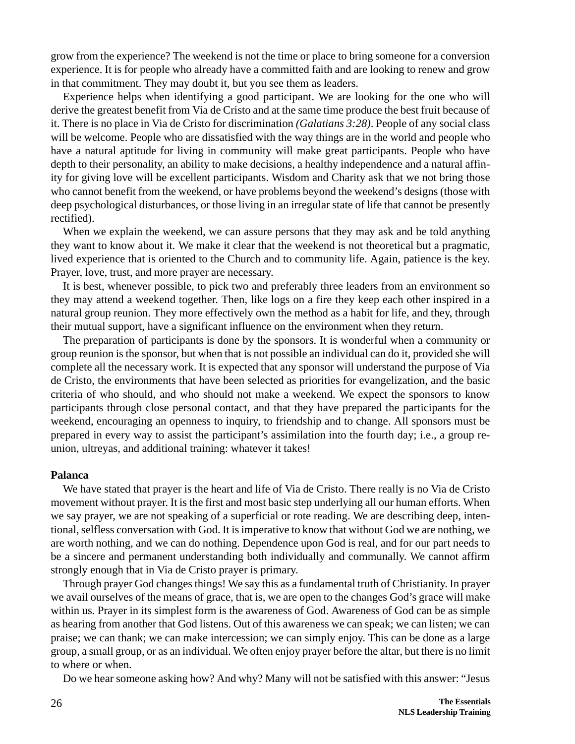grow from the experience? The weekend is not the time or place to bring someone for a conversion experience. It is for people who already have a committed faith and are looking to renew and grow in that commitment. They may doubt it, but you see them as leaders.

Experience helps when identifying a good participant. We are looking for the one who will derive the greatest benefit from Via de Cristo and at the same time produce the best fruit because of it. There is no place in Via de Cristo for discrimination *(Galatians 3:28)*. People of any social class will be welcome. People who are dissatisfied with the way things are in the world and people who have a natural aptitude for living in community will make great participants. People who have depth to their personality, an ability to make decisions, a healthy independence and a natural affinity for giving love will be excellent participants. Wisdom and Charity ask that we not bring those who cannot benefit from the weekend, or have problems beyond the weekend's designs (those with deep psychological disturbances, or those living in an irregular state of life that cannot be presently rectified).

When we explain the weekend, we can assure persons that they may ask and be told anything they want to know about it. We make it clear that the weekend is not theoretical but a pragmatic, lived experience that is oriented to the Church and to community life. Again, patience is the key. Prayer, love, trust, and more prayer are necessary.

It is best, whenever possible, to pick two and preferably three leaders from an environment so they may attend a weekend together. Then, like logs on a fire they keep each other inspired in a natural group reunion. They more effectively own the method as a habit for life, and they, through their mutual support, have a significant influence on the environment when they return.

The preparation of participants is done by the sponsors. It is wonderful when a community or group reunion is the sponsor, but when that is not possible an individual can do it, provided she will complete all the necessary work. It is expected that any sponsor will understand the purpose of Via de Cristo, the environments that have been selected as priorities for evangelization, and the basic criteria of who should, and who should not make a weekend. We expect the sponsors to know participants through close personal contact, and that they have prepared the participants for the weekend, encouraging an openness to inquiry, to friendship and to change. All sponsors must be prepared in every way to assist the participant's assimilation into the fourth day; i.e., a group reunion, ultreyas, and additional training: whatever it takes!

**Palanca**

We have stated that prayer is the heart and life of Via de Cristo. There really is no Via de Cristo movement without prayer. It is the first and most basic step underlying all our human efforts. When we say prayer, we are not speaking of a superficial or rote reading. We are describing deep, intentional, selfless conversation with God. It is imperative to know that without God we are nothing, we are worth nothing, and we can do nothing. Dependence upon God is real, and for our part needs to be a sincere and permanent understanding both individually and communally. We cannot affirm strongly enough that in Via de Cristo prayer is primary.

Through prayer God changes things! We say this as a fundamental truth of Christianity. In prayer we avail ourselves of the means of grace, that is, we are open to the changes God's grace will make within us. Prayer in its simplest form is the awareness of God. Awareness of God can be as simple as hearing from another that God listens. Out of this awareness we can speak; we can listen; we can praise; we can thank; we can make intercession; we can simply enjoy. This can be done as a large group, a small group, or as an individual. We often enjoy prayer before the altar, but there is no limit to where or when.

Do we hear someone asking how? And why? Many will not be satisfied with this answer: "Jesus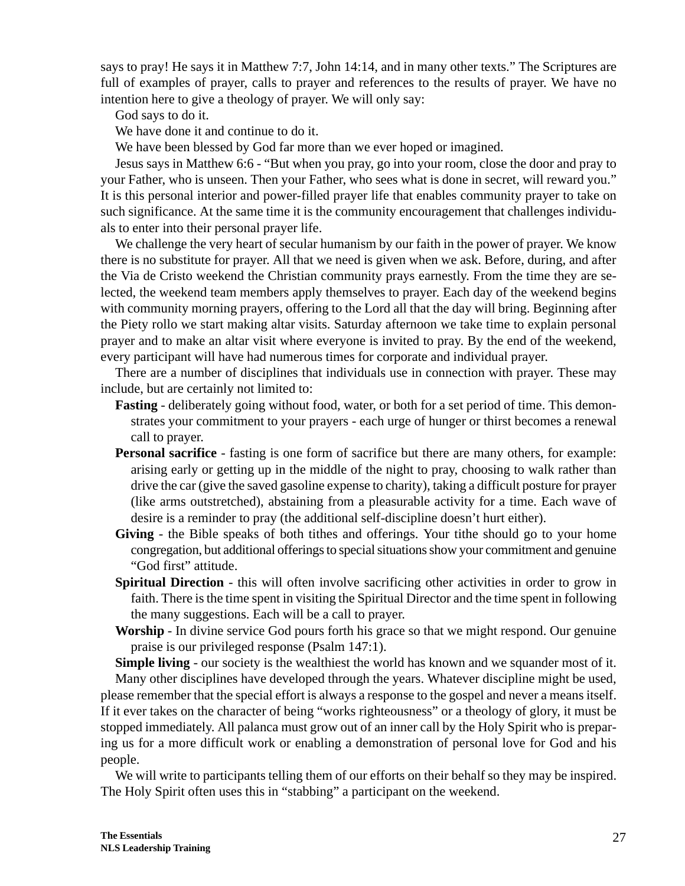says to pray! He says it in Matthew 7:7, John 14:14, and in many other texts." The Scriptures are full of examples of prayer, calls to prayer and references to the results of prayer. We have no intention here to give a theology of prayer. We will only say:

God says to do it.

We have done it and continue to do it.

We have been blessed by God far more than we ever hoped or imagined.

Jesus says in Matthew 6:6 - "But when you pray, go into your room, close the door and pray to your Father, who is unseen. Then your Father, who sees what is done in secret, will reward you." It is this personal interior and power-filled prayer life that enables community prayer to take on such significance. At the same time it is the community encouragement that challenges individuals to enter into their personal prayer life.

We challenge the very heart of secular humanism by our faith in the power of prayer. We know there is no substitute for prayer. All that we need is given when we ask. Before, during, and after the Via de Cristo weekend the Christian community prays earnestly. From the time they are selected, the weekend team members apply themselves to prayer. Each day of the weekend begins with community morning prayers, offering to the Lord all that the day will bring. Beginning after the Piety rollo we start making altar visits. Saturday afternoon we take time to explain personal prayer and to make an altar visit where everyone is invited to pray. By the end of the weekend, every participant will have had numerous times for corporate and individual prayer.

There are a number of disciplines that individuals use in connection with prayer. These may include, but are certainly not limited to:

- **Fasting** - deliberately going without food, water, or both for a set period of time. This demonstrates your commitment to your prayers - each urge of hunger or thirst becomes a renewal call to prayer.
- **Personal sacrifice** - fasting is one form of sacrifice but there are many others, for example: arising early or getting up in the middle of the night to pray, choosing to walk rather than drive the car (give the saved gasoline expense to charity), taking a difficult posture for prayer (like arms outstretched), abstaining from a pleasurable activity for a time. Each wave of desire is a reminder to pray (the additional self-discipline doesn't hurt either).
- **Giving** - the Bible speaks of both tithes and offerings. Your tithe should go to your home congregation, but additional offerings to special situations show your commitment and genuine "God first" attitude.
- **Spiritual Direction** - this will often involve sacrificing other activities in order to grow in faith. There is the time spent in visiting the Spiritual Director and the time spent in following the many suggestions. Each will be a call to prayer.
- **Worship** - In divine service God pours forth his grace so that we might respond. Our genuine praise is our privileged response (Psalm 147:1).

**Simple living** - our society is the wealthiest the world has known and we squander most of it.

Many other disciplines have developed through the years. Whatever discipline might be used, please remember that the special effort is always a response to the gospel and never a means itself. If it ever takes on the character of being "works righteousness" or a theology of glory, it must be stopped immediately. All palanca must grow out of an inner call by the Holy Spirit who is preparing us for a more difficult work or enabling a demonstration of personal love for God and his people.

We will write to participants telling them of our efforts on their behalf so they may be inspired. The Holy Spirit often uses this in "stabbing" a participant on the weekend.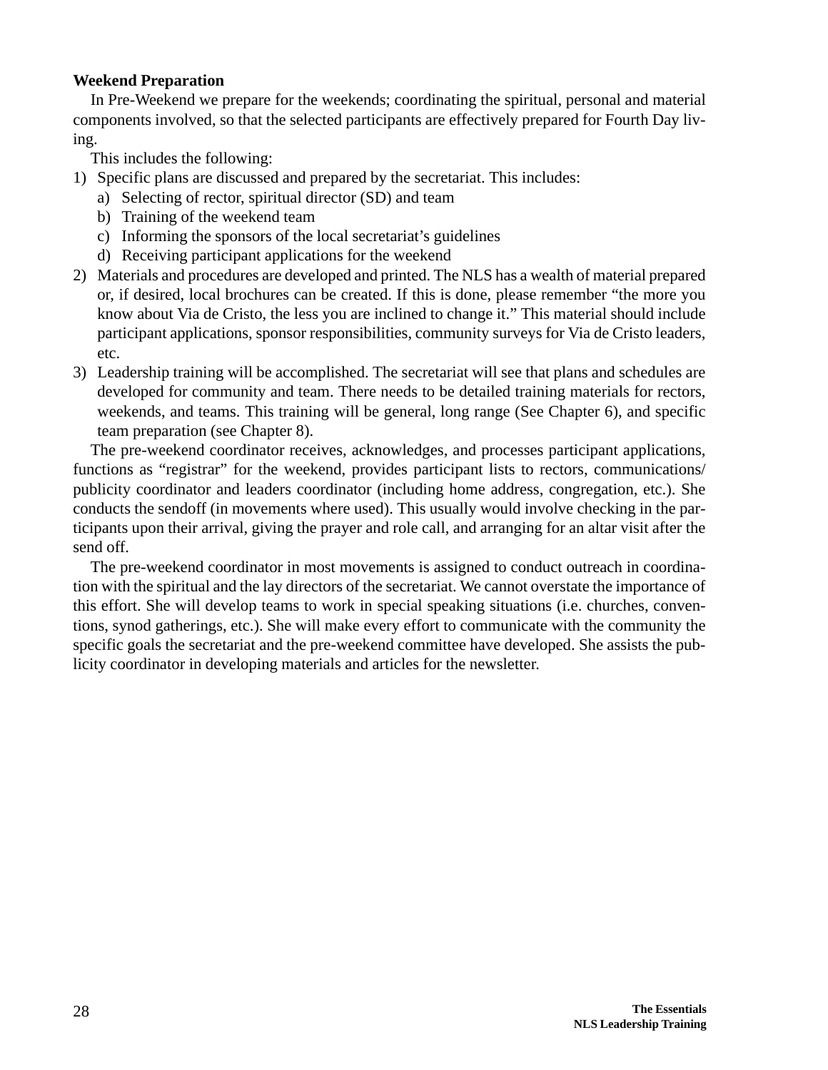**Weekend Preparation**

In Pre-Weekend we prepare for the weekends; coordinating the spiritual, personal and material components involved, so that the selected participants are effectively prepared for Fourth Day living.

This includes the following:

1) Specific plans are discussed and prepared by the secretariat. This includes:
   a) Selecting of rector, spiritual director (SD) and team
   b) Training of the weekend team
   c) Informing the sponsors of the local secretariat's guidelines
   d) Receiving participant applications for the weekend
2) Materials and procedures are developed and printed. The NLS has a wealth of material prepared or, if desired, local brochures can be created. If this is done, please remember "the more you know about Via de Cristo, the less you are inclined to change it." This material should include participant applications, sponsor responsibilities, community surveys for Via de Cristo leaders, etc.
3) Leadership training will be accomplished. The secretariat will see that plans and schedules are developed for community and team. There needs to be detailed training materials for rectors, weekends, and teams. This training will be general, long range (See Chapter 6), and specific team preparation (see Chapter 8).

The pre-weekend coordinator receives, acknowledges, and processes participant applications, functions as "registrar" for the weekend, provides participant lists to rectors, communications/publicity coordinator and leaders coordinator (including home address, congregation, etc.). She conducts the sendoff (in movements where used). This usually would involve checking in the participants upon their arrival, giving the prayer and role call, and arranging for an altar visit after the send off.

The pre-weekend coordinator in most movements is assigned to conduct outreach in coordination with the spiritual and the lay directors of the secretariat. We cannot overstate the importance of this effort. She will develop teams to work in special speaking situations (i.e. churches, conventions, synod gatherings, etc.). She will make every effort to communicate with the community the specific goals the secretariat and the pre-weekend committee have developed. She assists the publicity coordinator in developing materials and articles for the newsletter.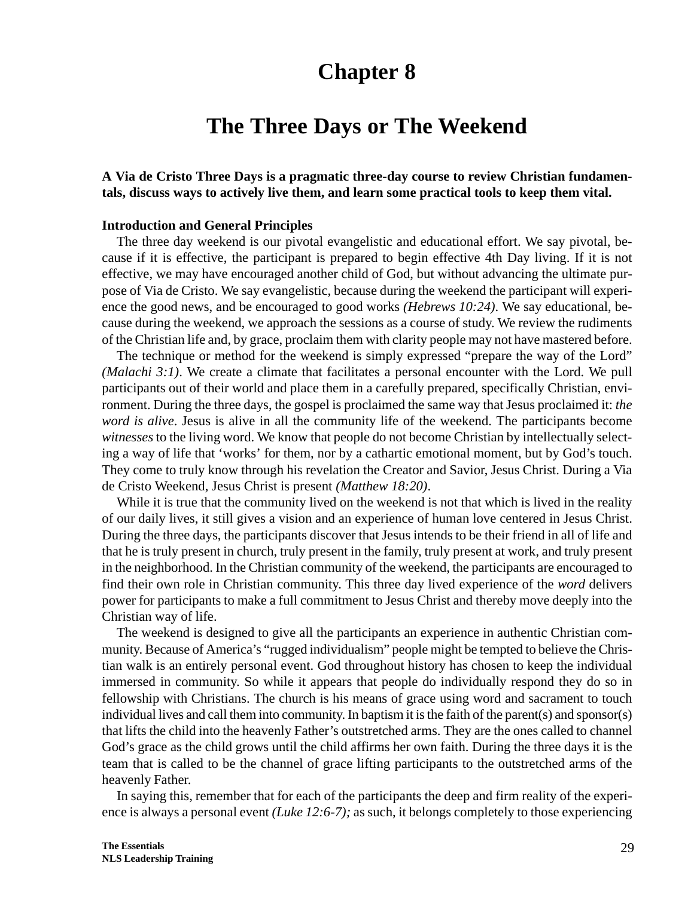# Chapter 8

# The Three Days or The Weekend

**A Via de Cristo Three Days is a pragmatic three-day course to review Christian fundamentals, discuss ways to actively live them, and learn some practical tools to keep them vital.**

**Introduction and General Principles**

The three day weekend is our pivotal evangelistic and educational effort. We say pivotal, because if it is effective, the participant is prepared to begin effective 4th Day living. If it is not effective, we may have encouraged another child of God, but without advancing the ultimate purpose of Via de Cristo. We say evangelistic, because during the weekend the participant will experience the good news, and be encouraged to good works *(Hebrews 10:24)*. We say educational, because during the weekend, we approach the sessions as a course of study. We review the rudiments of the Christian life and, by grace, proclaim them with clarity people may not have mastered before.

The technique or method for the weekend is simply expressed "prepare the way of the Lord" *(Malachi 3:1)*. We create a climate that facilitates a personal encounter with the Lord. We pull participants out of their world and place them in a carefully prepared, specifically Christian, environment. During the three days, the gospel is proclaimed the same way that Jesus proclaimed it: *the word is alive*. Jesus is alive in all the community life of the weekend. The participants become *witnesses* to the living word. We know that people do not become Christian by intellectually selecting a way of life that 'works' for them, nor by a cathartic emotional moment, but by God's touch. They come to truly know through his revelation the Creator and Savior, Jesus Christ. During a Via de Cristo Weekend, Jesus Christ is present *(Matthew 18:20)*.

While it is true that the community lived on the weekend is not that which is lived in the reality of our daily lives, it still gives a vision and an experience of human love centered in Jesus Christ. During the three days, the participants discover that Jesus intends to be their friend in all of life and that he is truly present in church, truly present in the family, truly present at work, and truly present in the neighborhood. In the Christian community of the weekend, the participants are encouraged to find their own role in Christian community. This three day lived experience of the *word* delivers power for participants to make a full commitment to Jesus Christ and thereby move deeply into the Christian way of life.

The weekend is designed to give all the participants an experience in authentic Christian community. Because of America's "rugged individualism" people might be tempted to believe the Christian walk is an entirely personal event. God throughout history has chosen to keep the individual immersed in community. So while it appears that people do individually respond they do so in fellowship with Christians. The church is his means of grace using word and sacrament to touch individual lives and call them into community. In baptism it is the faith of the parent(s) and sponsor(s) that lifts the child into the heavenly Father's outstretched arms. They are the ones called to channel God's grace as the child grows until the child affirms her own faith. During the three days it is the team that is called to be the channel of grace lifting participants to the outstretched arms of the heavenly Father.

In saying this, remember that for each of the participants the deep and firm reality of the experience is always a personal event *(Luke 12:6-7);* as such, it belongs completely to those experiencing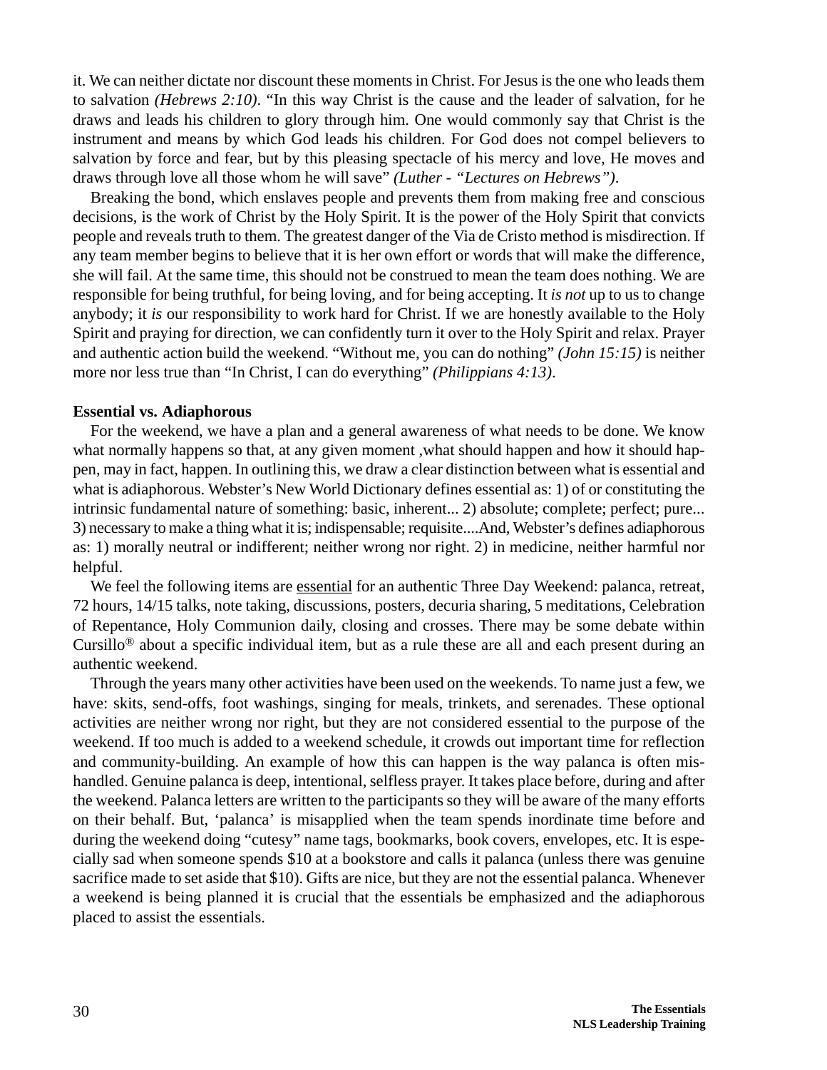it. We can neither dictate nor discount these moments in Christ. For Jesus is the one who leads them to salvation *(Hebrews 2:10)*. "In this way Christ is the cause and the leader of salvation, for he draws and leads his children to glory through him. One would commonly say that Christ is the instrument and means by which God leads his children. For God does not compel believers to salvation by force and fear, but by this pleasing spectacle of his mercy and love, He moves and draws through love all those whom he will save" *(Luther - "Lectures on Hebrews")*.

Breaking the bond, which enslaves people and prevents them from making free and conscious decisions, is the work of Christ by the Holy Spirit. It is the power of the Holy Spirit that convicts people and reveals truth to them. The greatest danger of the Via de Cristo method is misdirection. If any team member begins to believe that it is her own effort or words that will make the difference, she will fail. At the same time, this should not be construed to mean the team does nothing. We are responsible for being truthful, for being loving, and for being accepting. It *is not* up to us to change anybody; it *is* our responsibility to work hard for Christ. If we are honestly available to the Holy Spirit and praying for direction, we can confidently turn it over to the Holy Spirit and relax. Prayer and authentic action build the weekend. "Without me, you can do nothing" *(John 15:15)* is neither more nor less true than "In Christ, I can do everything" *(Philippians 4:13)*.

**Essential vs. Adiaphorous**

For the weekend, we have a plan and a general awareness of what needs to be done. We know what normally happens so that, at any given moment ,what should happen and how it should happen, may in fact, happen. In outlining this, we draw a clear distinction between what is essential and what is adiaphorous. Webster's New World Dictionary defines essential as: 1) of or constituting the intrinsic fundamental nature of something: basic, inherent... 2) absolute; complete; perfect; pure... 3) necessary to make a thing what it is; indispensable; requisite....And, Webster's defines adiaphorous as: 1) morally neutral or indifferent; neither wrong nor right. 2) in medicine, neither harmful nor helpful.

We feel the following items are <u>essential</u> for an authentic Three Day Weekend: palanca, retreat, 72 hours, 14/15 talks, note taking, discussions, posters, decuria sharing, 5 meditations, Celebration of Repentance, Holy Communion daily, closing and crosses. There may be some debate within Cursillo® about a specific individual item, but as a rule these are all and each present during an authentic weekend.

Through the years many other activities have been used on the weekends. To name just a few, we have: skits, send-offs, foot washings, singing for meals, trinkets, and serenades. These optional activities are neither wrong nor right, but they are not considered essential to the purpose of the weekend. If too much is added to a weekend schedule, it crowds out important time for reflection and community-building. An example of how this can happen is the way palanca is often mishandled. Genuine palanca is deep, intentional, selfless prayer. It takes place before, during and after the weekend. Palanca letters are written to the participants so they will be aware of the many efforts on their behalf. But, 'palanca' is misapplied when the team spends inordinate time before and during the weekend doing "cutesy" name tags, bookmarks, book covers, envelopes, etc. It is especially sad when someone spends $10 at a bookstore and calls it palanca (unless there was genuine sacrifice made to set aside that $10). Gifts are nice, but they are not the essential palanca. Whenever a weekend is being planned it is crucial that the essentials be emphasized and the adiaphorous placed to assist the essentials.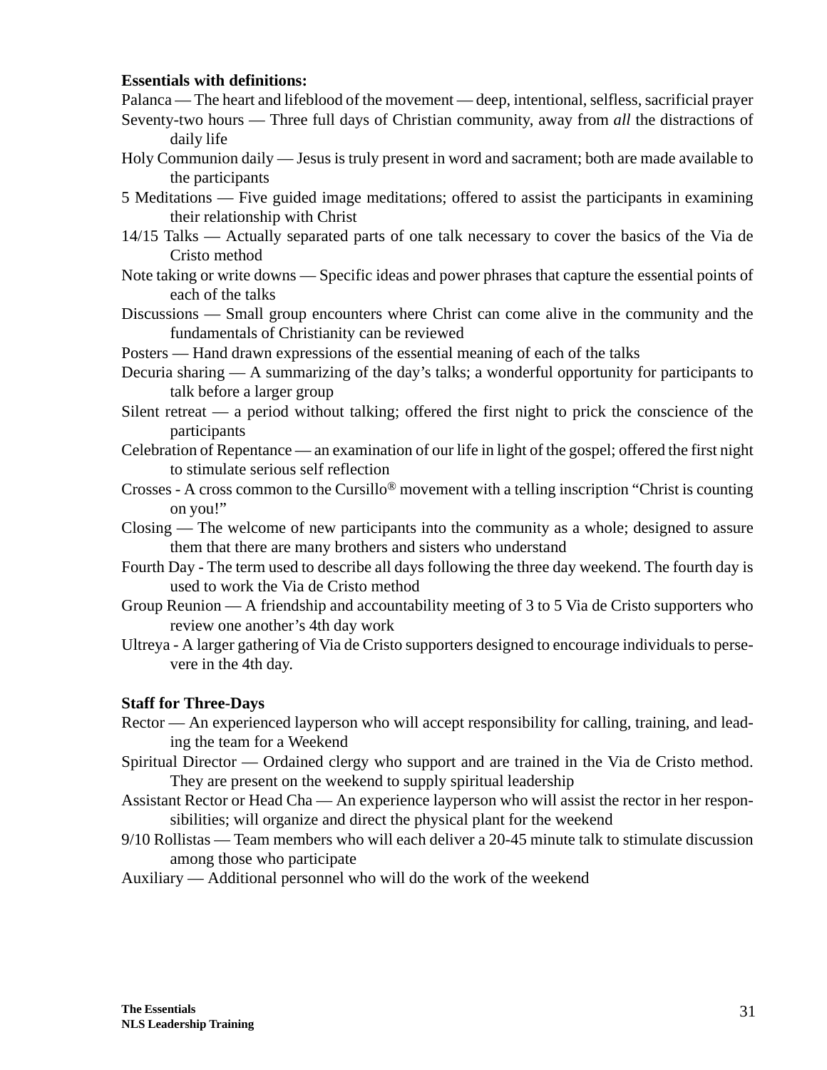**Essentials with definitions:**

Palanca — The heart and lifeblood of the movement — deep, intentional, selfless, sacrificial prayer

Seventy-two hours — Three full days of Christian community, away from *all* the distractions of daily life

Holy Communion daily — Jesus is truly present in word and sacrament; both are made available to the participants

5 Meditations — Five guided image meditations; offered to assist the participants in examining their relationship with Christ

14/15 Talks — Actually separated parts of one talk necessary to cover the basics of the Via de Cristo method

Note taking or write downs — Specific ideas and power phrases that capture the essential points of each of the talks

Discussions — Small group encounters where Christ can come alive in the community and the fundamentals of Christianity can be reviewed

Posters — Hand drawn expressions of the essential meaning of each of the talks

Decuria sharing — A summarizing of the day's talks; a wonderful opportunity for participants to talk before a larger group

Silent retreat — a period without talking; offered the first night to prick the conscience of the participants

Celebration of Repentance — an examination of our life in light of the gospel; offered the first night to stimulate serious self reflection

Crosses - A cross common to the Cursillo® movement with a telling inscription "Christ is counting on you!"

Closing — The welcome of new participants into the community as a whole; designed to assure them that there are many brothers and sisters who understand

Fourth Day - The term used to describe all days following the three day weekend. The fourth day is used to work the Via de Cristo method

Group Reunion — A friendship and accountability meeting of 3 to 5 Via de Cristo supporters who review one another's 4th day work

Ultreya - A larger gathering of Via de Cristo supporters designed to encourage individuals to persevere in the 4th day.

**Staff for Three-Days**

Rector — An experienced layperson who will accept responsibility for calling, training, and leading the team for a Weekend

Spiritual Director — Ordained clergy who support and are trained in the Via de Cristo method. They are present on the weekend to supply spiritual leadership

Assistant Rector or Head Cha — An experience layperson who will assist the rector in her responsibilities; will organize and direct the physical plant for the weekend

9/10 Rollistas — Team members who will each deliver a 20-45 minute talk to stimulate discussion among those who participate

Auxiliary — Additional personnel who will do the work of the weekend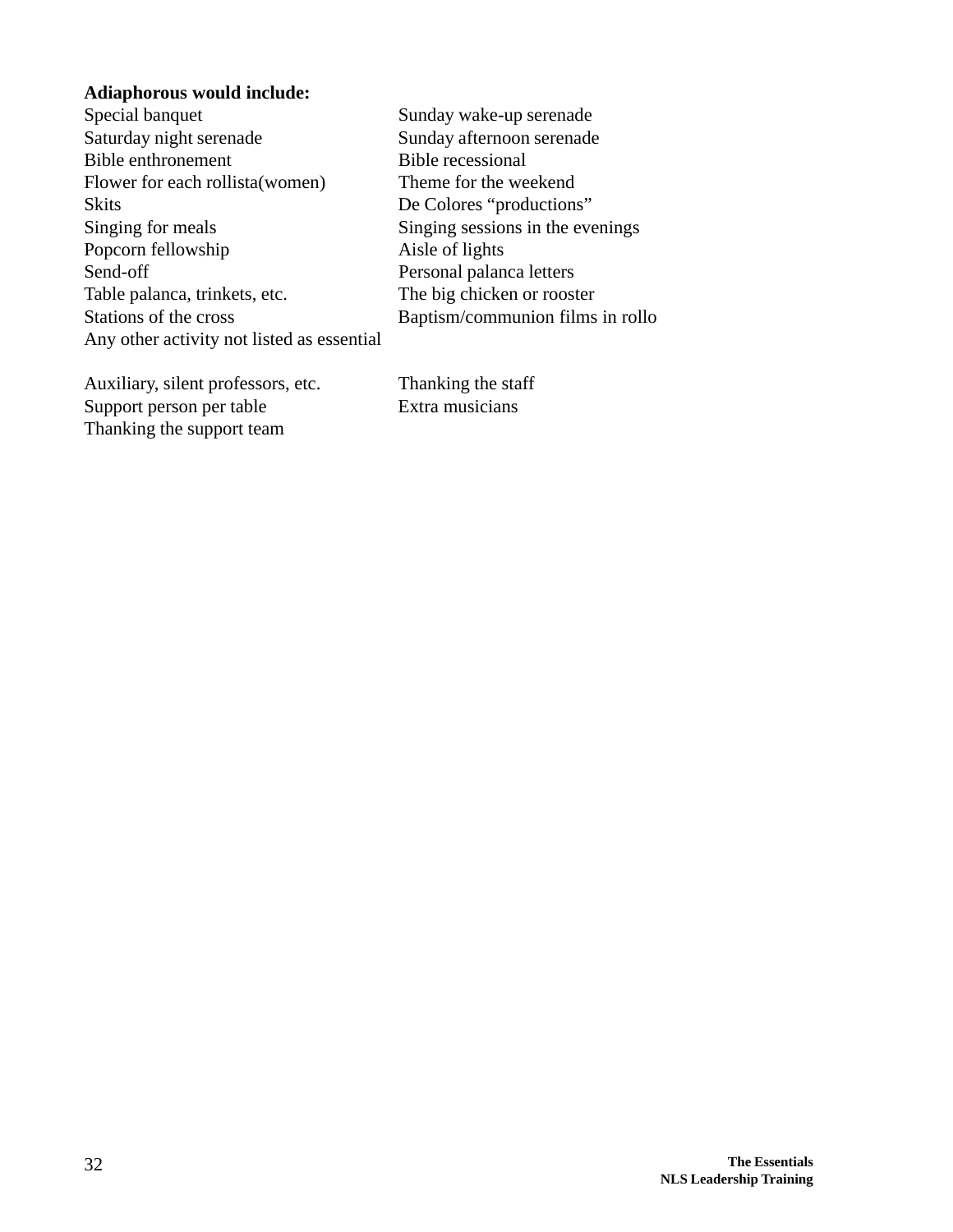**Adiaphorous would include:**

- Special banquet
- Saturday night serenade
- Bible enthronement
- Flower for each rollista(women)
- Skits
- Singing for meals
- Popcorn fellowship
- Send-off
- Table palanca, trinkets, etc.
- Stations of the cross
- Sunday wake-up serenade
- Sunday afternoon serenade
- Bible recessional
- Theme for the weekend
- De Colores "productions"
- Singing sessions in the evenings
- Aisle of lights
- Personal palanca letters
- The big chicken or rooster
- Baptism/communion films in rollo
- Any other activity not listed as essential

- Auxiliary, silent professors, etc.
- Support person per table
- Thanking the support team
- Thanking the staff
- Extra musicians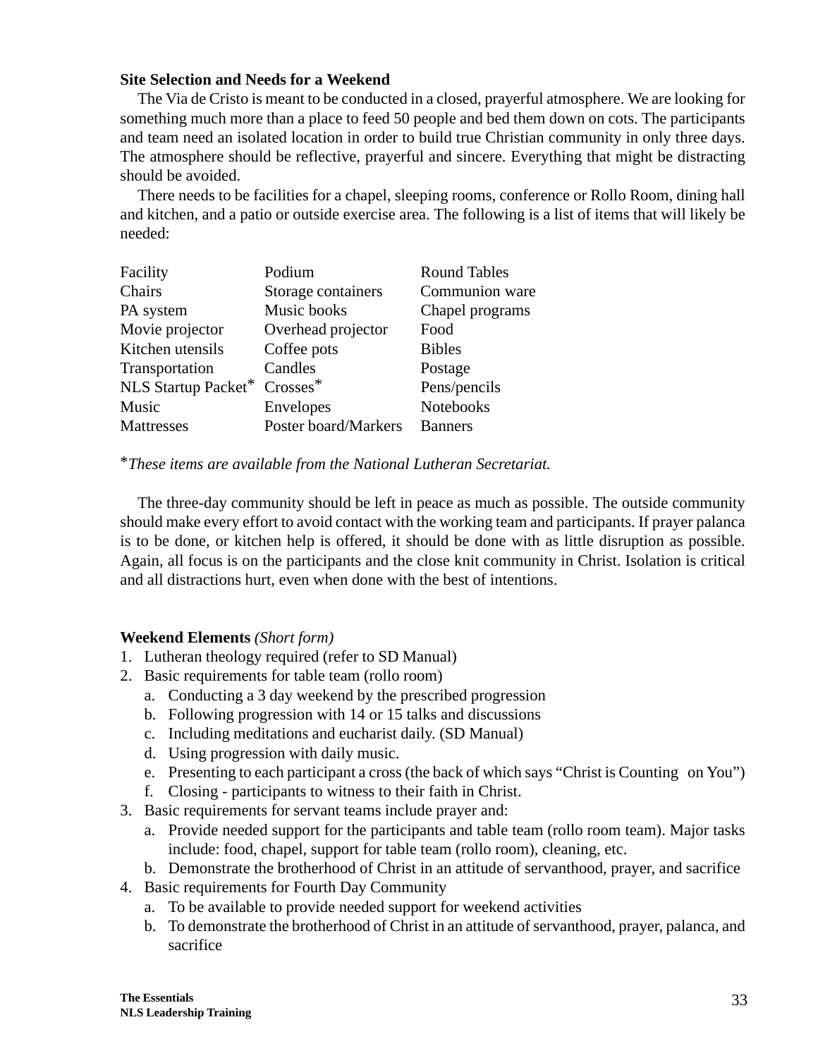**Site Selection and Needs for a Weekend**

The Via de Cristo is meant to be conducted in a closed, prayerful atmosphere. We are looking for something much more than a place to feed 50 people and bed them down on cots. The participants and team need an isolated location in order to build true Christian community in only three days. The atmosphere should be reflective, prayerful and sincere. Everything that might be distracting should be avoided.

There needs to be facilities for a chapel, sleeping rooms, conference or Rollo Room, dining hall and kitchen, and a patio or outside exercise area. The following is a list of items that will likely be needed:

| | | |
|---|---|---|
| Facility | Podium | Round Tables |
| Chairs | Storage containers | Communion ware |
| PA system | Music books | Chapel programs |
| Movie projector | Overhead projector | Food |
| Kitchen utensils | Coffee pots | Bibles |
| Transportation | Candles | Postage |
| NLS Startup Packet* | Crosses* | Pens/pencils |
| Music | Envelopes | Notebooks |
| Mattresses | Poster board/Markers | Banners |

**These items are available from the National Lutheran Secretariat.*

The three-day community should be left in peace as much as possible. The outside community should make every effort to avoid contact with the working team and participants. If prayer palanca is to be done, or kitchen help is offered, it should be done with as little disruption as possible. Again, all focus is on the participants and the close knit community in Christ. Isolation is critical and all distractions hurt, even when done with the best of intentions.

**Weekend Elements** *(Short form)*

1. Lutheran theology required (refer to SD Manual)
2. Basic requirements for table team (rollo room)
   a. Conducting a 3 day weekend by the prescribed progression
   b. Following progression with 14 or 15 talks and discussions
   c. Including meditations and eucharist daily. (SD Manual)
   d. Using progression with daily music.
   e. Presenting to each participant a cross (the back of which says "Christ is Counting on You")
   f. Closing - participants to witness to their faith in Christ.
3. Basic requirements for servant teams include prayer and:
   a. Provide needed support for the participants and table team (rollo room team). Major tasks include: food, chapel, support for table team (rollo room), cleaning, etc.
   b. Demonstrate the brotherhood of Christ in an attitude of servanthood, prayer, and sacrifice
4. Basic requirements for Fourth Day Community
   a. To be available to provide needed support for weekend activities
   b. To demonstrate the brotherhood of Christ in an attitude of servanthood, prayer, palanca, and sacrifice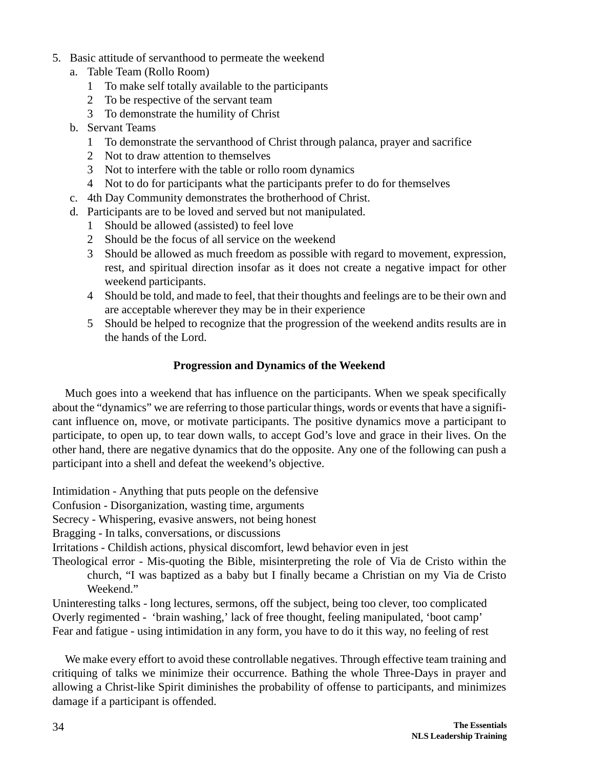5. Basic attitude of servanthood to permeate the weekend
   a. Table Team (Rollo Room)
      1 To make self totally available to the participants
      2 To be respective of the servant team
      3 To demonstrate the humility of Christ
   b. Servant Teams
      1 To demonstrate the servanthood of Christ through palanca, prayer and sacrifice
      2 Not to draw attention to themselves
      3 Not to interfere with the table or rollo room dynamics
      4 Not to do for participants what the participants prefer to do for themselves
   c. 4th Day Community demonstrates the brotherhood of Christ.
   d. Participants are to be loved and served but not manipulated.
      1 Should be allowed (assisted) to feel love
      2 Should be the focus of all service on the weekend
      3 Should be allowed as much freedom as possible with regard to movement, expression, rest, and spiritual direction insofar as it does not create a negative impact for other weekend participants.
      4 Should be told, and made to feel, that their thoughts and feelings are to be their own and are acceptable wherever they may be in their experience
      5 Should be helped to recognize that the progression of the weekend andits results are in the hands of the Lord.

**Progression and Dynamics of the Weekend**

Much goes into a weekend that has influence on the participants. When we speak specifically about the "dynamics" we are referring to those particular things, words or events that have a significant influence on, move, or motivate participants. The positive dynamics move a participant to participate, to open up, to tear down walls, to accept God's love and grace in their lives. On the other hand, there are negative dynamics that do the opposite. Any one of the following can push a participant into a shell and defeat the weekend's objective.

Intimidation - Anything that puts people on the defensive
Confusion - Disorganization, wasting time, arguments
Secrecy - Whispering, evasive answers, not being honest
Bragging - In talks, conversations, or discussions
Irritations - Childish actions, physical discomfort, lewd behavior even in jest
Theological error - Mis-quoting the Bible, misinterpreting the role of Via de Cristo within the church, "I was baptized as a baby but I finally became a Christian on my Via de Cristo Weekend."
Uninteresting talks - long lectures, sermons, off the subject, being too clever, too complicated
Overly regimented - 'brain washing,' lack of free thought, feeling manipulated, 'boot camp'
Fear and fatigue - using intimidation in any form, you have to do it this way, no feeling of rest

We make every effort to avoid these controllable negatives. Through effective team training and critiquing of talks we minimize their occurrence. Bathing the whole Three-Days in prayer and allowing a Christ-like Spirit diminishes the probability of offense to participants, and minimizes damage if a participant is offended.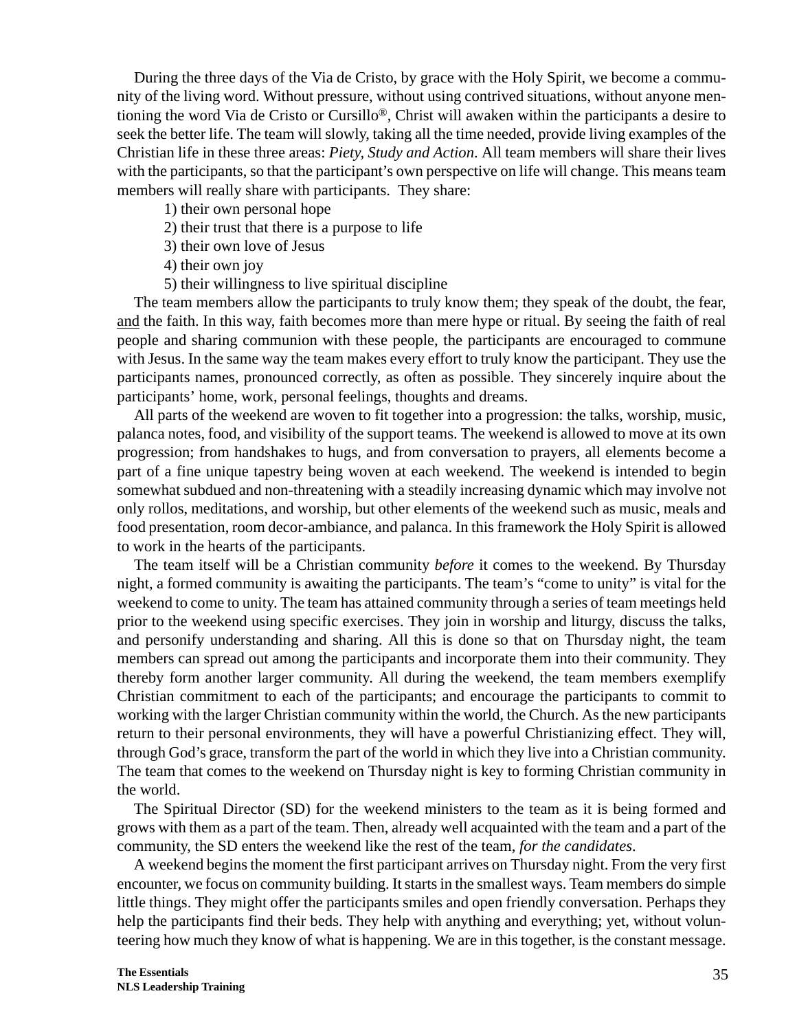During the three days of the Via de Cristo, by grace with the Holy Spirit, we become a community of the living word. Without pressure, without using contrived situations, without anyone mentioning the word Via de Cristo or Cursillo®, Christ will awaken within the participants a desire to seek the better life. The team will slowly, taking all the time needed, provide living examples of the Christian life in these three areas: *Piety, Study and Action*. All team members will share their lives with the participants, so that the participant's own perspective on life will change. This means team members will really share with participants. They share:

1) their own personal hope
2) their trust that there is a purpose to life
3) their own love of Jesus
4) their own joy
5) their willingness to live spiritual discipline

The team members allow the participants to truly know them; they speak of the doubt, the fear, <u>and</u> the faith. In this way, faith becomes more than mere hype or ritual. By seeing the faith of real people and sharing communion with these people, the participants are encouraged to commune with Jesus. In the same way the team makes every effort to truly know the participant. They use the participants names, pronounced correctly, as often as possible. They sincerely inquire about the participants' home, work, personal feelings, thoughts and dreams.

All parts of the weekend are woven to fit together into a progression: the talks, worship, music, palanca notes, food, and visibility of the support teams. The weekend is allowed to move at its own progression; from handshakes to hugs, and from conversation to prayers, all elements become a part of a fine unique tapestry being woven at each weekend. The weekend is intended to begin somewhat subdued and non-threatening with a steadily increasing dynamic which may involve not only rollos, meditations, and worship, but other elements of the weekend such as music, meals and food presentation, room decor-ambiance, and palanca. In this framework the Holy Spirit is allowed to work in the hearts of the participants.

The team itself will be a Christian community *before* it comes to the weekend. By Thursday night, a formed community is awaiting the participants. The team's "come to unity" is vital for the weekend to come to unity. The team has attained community through a series of team meetings held prior to the weekend using specific exercises. They join in worship and liturgy, discuss the talks, and personify understanding and sharing. All this is done so that on Thursday night, the team members can spread out among the participants and incorporate them into their community. They thereby form another larger community. All during the weekend, the team members exemplify Christian commitment to each of the participants; and encourage the participants to commit to working with the larger Christian community within the world, the Church. As the new participants return to their personal environments, they will have a powerful Christianizing effect. They will, through God's grace, transform the part of the world in which they live into a Christian community. The team that comes to the weekend on Thursday night is key to forming Christian community in the world.

The Spiritual Director (SD) for the weekend ministers to the team as it is being formed and grows with them as a part of the team. Then, already well acquainted with the team and a part of the community, the SD enters the weekend like the rest of the team, *for the candidates*.

A weekend begins the moment the first participant arrives on Thursday night. From the very first encounter, we focus on community building. It starts in the smallest ways. Team members do simple little things. They might offer the participants smiles and open friendly conversation. Perhaps they help the participants find their beds. They help with anything and everything; yet, without volunteering how much they know of what is happening. We are in this together, is the constant message.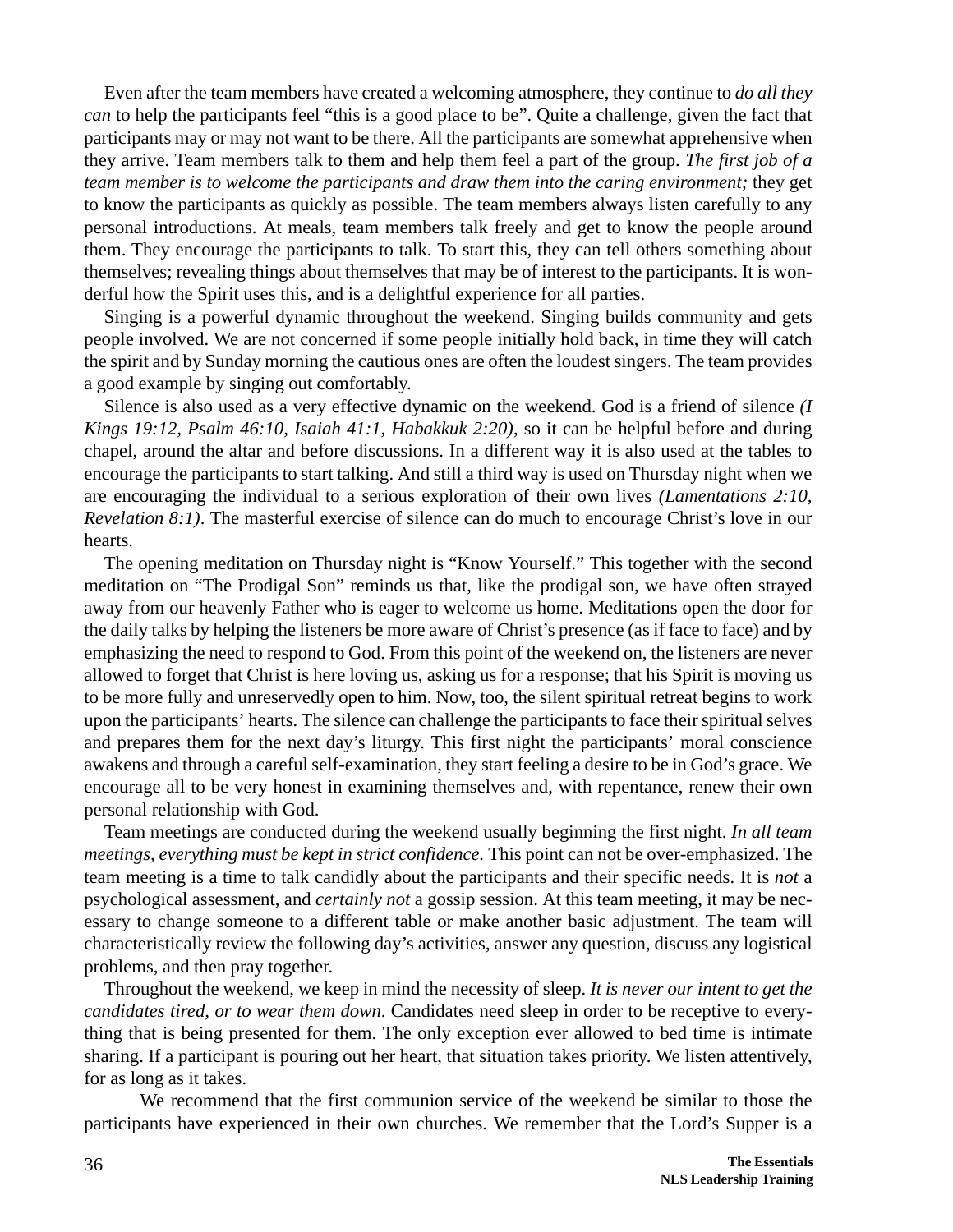Even after the team members have created a welcoming atmosphere, they continue to *do all they can* to help the participants feel “this is a good place to be”. Quite a challenge, given the fact that participants may or may not want to be there. All the participants are somewhat apprehensive when they arrive. Team members talk to them and help them feel a part of the group. *The first job of a team member is to welcome the participants and draw them into the caring environment;* they get to know the participants as quickly as possible. The team members always listen carefully to any personal introductions. At meals, team members talk freely and get to know the people around them. They encourage the participants to talk. To start this, they can tell others something about themselves; revealing things about themselves that may be of interest to the participants. It is wonderful how the Spirit uses this, and is a delightful experience for all parties.

Singing is a powerful dynamic throughout the weekend. Singing builds community and gets people involved. We are not concerned if some people initially hold back, in time they will catch the spirit and by Sunday morning the cautious ones are often the loudest singers. The team provides a good example by singing out comfortably.

Silence is also used as a very effective dynamic on the weekend. God is a friend of silence *(I Kings 19:12, Psalm 46:10, Isaiah 41:1, Habakkuk 2:20),* so it can be helpful before and during chapel, around the altar and before discussions. In a different way it is also used at the tables to encourage the participants to start talking. And still a third way is used on Thursday night when we are encouraging the individual to a serious exploration of their own lives *(Lamentations 2:10, Revelation 8:1)*. The masterful exercise of silence can do much to encourage Christ’s love in our hearts.

The opening meditation on Thursday night is “Know Yourself.” This together with the second meditation on “The Prodigal Son” reminds us that, like the prodigal son, we have often strayed away from our heavenly Father who is eager to welcome us home. Meditations open the door for the daily talks by helping the listeners be more aware of Christ’s presence (as if face to face) and by emphasizing the need to respond to God. From this point of the weekend on, the listeners are never allowed to forget that Christ is here loving us, asking us for a response; that his Spirit is moving us to be more fully and unreservedly open to him. Now, too, the silent spiritual retreat begins to work upon the participants’ hearts. The silence can challenge the participants to face their spiritual selves and prepares them for the next day’s liturgy. This first night the participants’ moral conscience awakens and through a careful self-examination, they start feeling a desire to be in God’s grace. We encourage all to be very honest in examining themselves and, with repentance, renew their own personal relationship with God.

Team meetings are conducted during the weekend usually beginning the first night. *In all team meetings, everything must be kept in strict confidence.* This point can not be over-emphasized. The team meeting is a time to talk candidly about the participants and their specific needs. It is *not* a psychological assessment, and *certainly not* a gossip session. At this team meeting, it may be necessary to change someone to a different table or make another basic adjustment. The team will characteristically review the following day’s activities, answer any question, discuss any logistical problems, and then pray together.

Throughout the weekend, we keep in mind the necessity of sleep. *It is never our intent to get the candidates tired, or to wear them down*. Candidates need sleep in order to be receptive to everything that is being presented for them. The only exception ever allowed to bed time is intimate sharing. If a participant is pouring out her heart, that situation takes priority. We listen attentively, for as long as it takes.

We recommend that the first communion service of the weekend be similar to those the participants have experienced in their own churches. We remember that the Lord’s Supper is a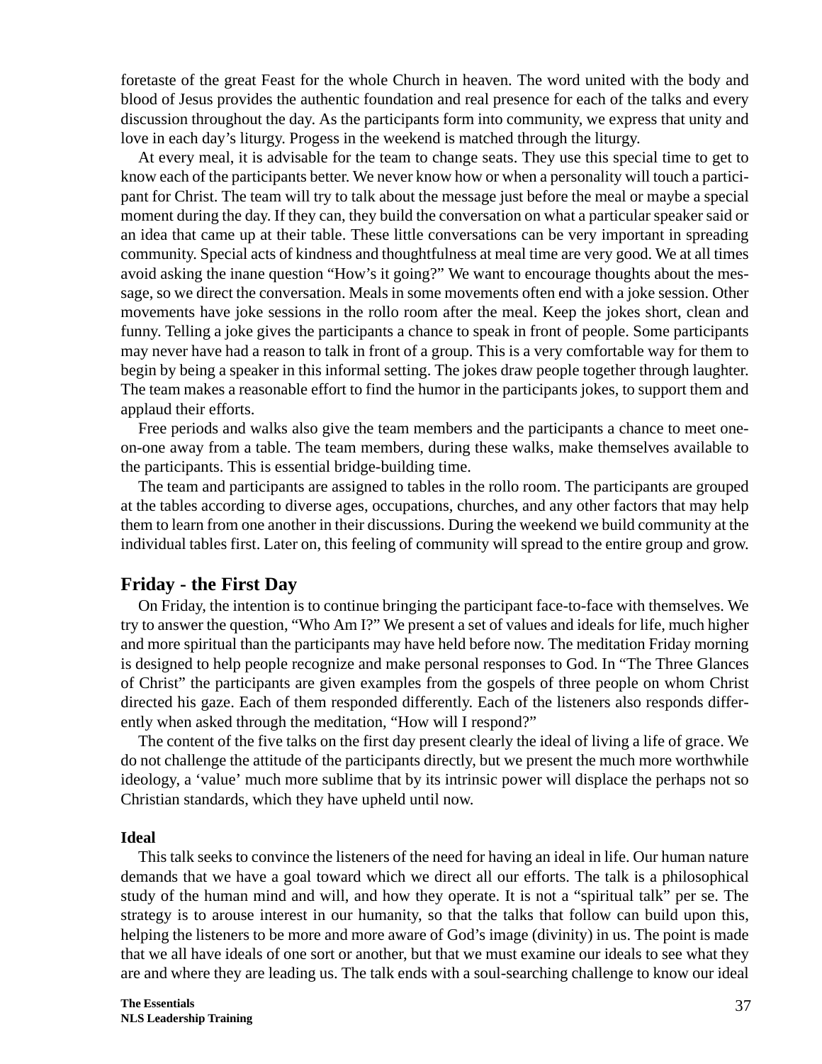foretaste of the great Feast for the whole Church in heaven. The word united with the body and blood of Jesus provides the authentic foundation and real presence for each of the talks and every discussion throughout the day. As the participants form into community, we express that unity and love in each day's liturgy. Progess in the weekend is matched through the liturgy.

At every meal, it is advisable for the team to change seats. They use this special time to get to know each of the participants better. We never know how or when a personality will touch a participant for Christ. The team will try to talk about the message just before the meal or maybe a special moment during the day. If they can, they build the conversation on what a particular speaker said or an idea that came up at their table. These little conversations can be very important in spreading community. Special acts of kindness and thoughtfulness at meal time are very good. We at all times avoid asking the inane question "How's it going?" We want to encourage thoughts about the message, so we direct the conversation. Meals in some movements often end with a joke session. Other movements have joke sessions in the rollo room after the meal. Keep the jokes short, clean and funny. Telling a joke gives the participants a chance to speak in front of people. Some participants may never have had a reason to talk in front of a group. This is a very comfortable way for them to begin by being a speaker in this informal setting. The jokes draw people together through laughter. The team makes a reasonable effort to find the humor in the participants jokes, to support them and applaud their efforts.

Free periods and walks also give the team members and the participants a chance to meet one-on-one away from a table. The team members, during these walks, make themselves available to the participants. This is essential bridge-building time.

The team and participants are assigned to tables in the rollo room. The participants are grouped at the tables according to diverse ages, occupations, churches, and any other factors that may help them to learn from one another in their discussions. During the weekend we build community at the individual tables first. Later on, this feeling of community will spread to the entire group and grow.

## Friday - the First Day

On Friday, the intention is to continue bringing the participant face-to-face with themselves. We try to answer the question, "Who Am I?" We present a set of values and ideals for life, much higher and more spiritual than the participants may have held before now. The meditation Friday morning is designed to help people recognize and make personal responses to God. In "The Three Glances of Christ" the participants are given examples from the gospels of three people on whom Christ directed his gaze. Each of them responded differently. Each of the listeners also responds differently when asked through the meditation, "How will I respond?"

The content of the five talks on the first day present clearly the ideal of living a life of grace. We do not challenge the attitude of the participants directly, but we present the much more worthwhile ideology, a 'value' much more sublime that by its intrinsic power will displace the perhaps not so Christian standards, which they have upheld until now.

### Ideal

This talk seeks to convince the listeners of the need for having an ideal in life. Our human nature demands that we have a goal toward which we direct all our efforts. The talk is a philosophical study of the human mind and will, and how they operate. It is not a "spiritual talk" per se. The strategy is to arouse interest in our humanity, so that the talks that follow can build upon this, helping the listeners to be more and more aware of God's image (divinity) in us. The point is made that we all have ideals of one sort or another, but that we must examine our ideals to see what they are and where they are leading us. The talk ends with a soul-searching challenge to know our ideal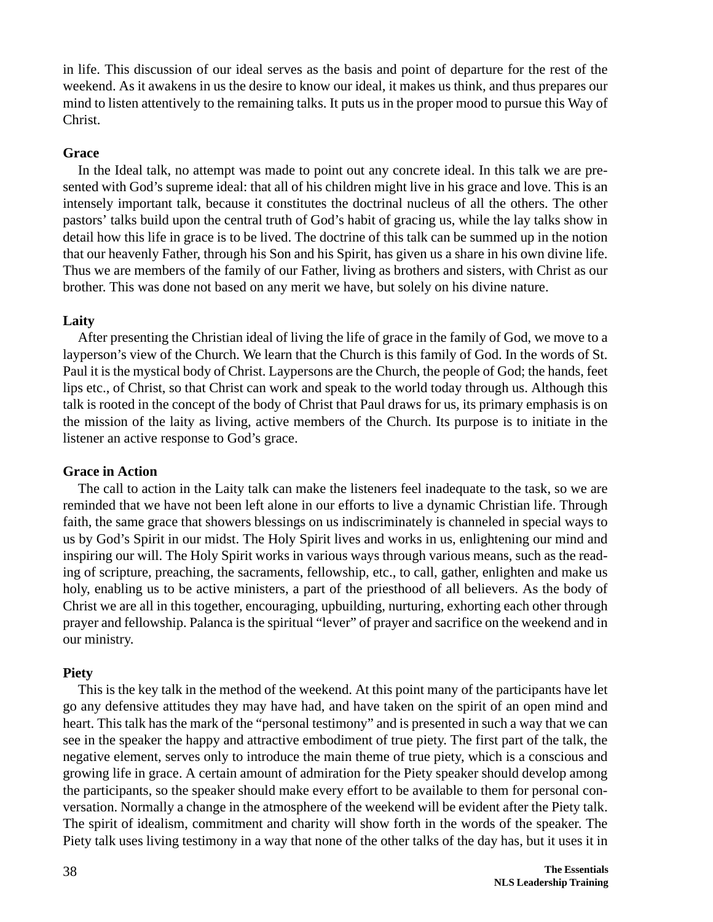in life. This discussion of our ideal serves as the basis and point of departure for the rest of the weekend. As it awakens in us the desire to know our ideal, it makes us think, and thus prepares our mind to listen attentively to the remaining talks. It puts us in the proper mood to pursue this Way of Christ.

**Grace**

In the Ideal talk, no attempt was made to point out any concrete ideal. In this talk we are presented with God's supreme ideal: that all of his children might live in his grace and love. This is an intensely important talk, because it constitutes the doctrinal nucleus of all the others. The other pastors' talks build upon the central truth of God's habit of gracing us, while the lay talks show in detail how this life in grace is to be lived. The doctrine of this talk can be summed up in the notion that our heavenly Father, through his Son and his Spirit, has given us a share in his own divine life. Thus we are members of the family of our Father, living as brothers and sisters, with Christ as our brother. This was done not based on any merit we have, but solely on his divine nature.

**Laity**

After presenting the Christian ideal of living the life of grace in the family of God, we move to a layperson's view of the Church. We learn that the Church is this family of God. In the words of St. Paul it is the mystical body of Christ. Laypersons are the Church, the people of God; the hands, feet lips etc., of Christ, so that Christ can work and speak to the world today through us. Although this talk is rooted in the concept of the body of Christ that Paul draws for us, its primary emphasis is on the mission of the laity as living, active members of the Church. Its purpose is to initiate in the listener an active response to God's grace.

**Grace in Action**

The call to action in the Laity talk can make the listeners feel inadequate to the task, so we are reminded that we have not been left alone in our efforts to live a dynamic Christian life. Through faith, the same grace that showers blessings on us indiscriminately is channeled in special ways to us by God's Spirit in our midst. The Holy Spirit lives and works in us, enlightening our mind and inspiring our will. The Holy Spirit works in various ways through various means, such as the reading of scripture, preaching, the sacraments, fellowship, etc., to call, gather, enlighten and make us holy, enabling us to be active ministers, a part of the priesthood of all believers. As the body of Christ we are all in this together, encouraging, upbuilding, nurturing, exhorting each other through prayer and fellowship. Palanca is the spiritual "lever" of prayer and sacrifice on the weekend and in our ministry.

**Piety**

This is the key talk in the method of the weekend. At this point many of the participants have let go any defensive attitudes they may have had, and have taken on the spirit of an open mind and heart. This talk has the mark of the "personal testimony" and is presented in such a way that we can see in the speaker the happy and attractive embodiment of true piety. The first part of the talk, the negative element, serves only to introduce the main theme of true piety, which is a conscious and growing life in grace. A certain amount of admiration for the Piety speaker should develop among the participants, so the speaker should make every effort to be available to them for personal conversation. Normally a change in the atmosphere of the weekend will be evident after the Piety talk. The spirit of idealism, commitment and charity will show forth in the words of the speaker. The Piety talk uses living testimony in a way that none of the other talks of the day has, but it uses it in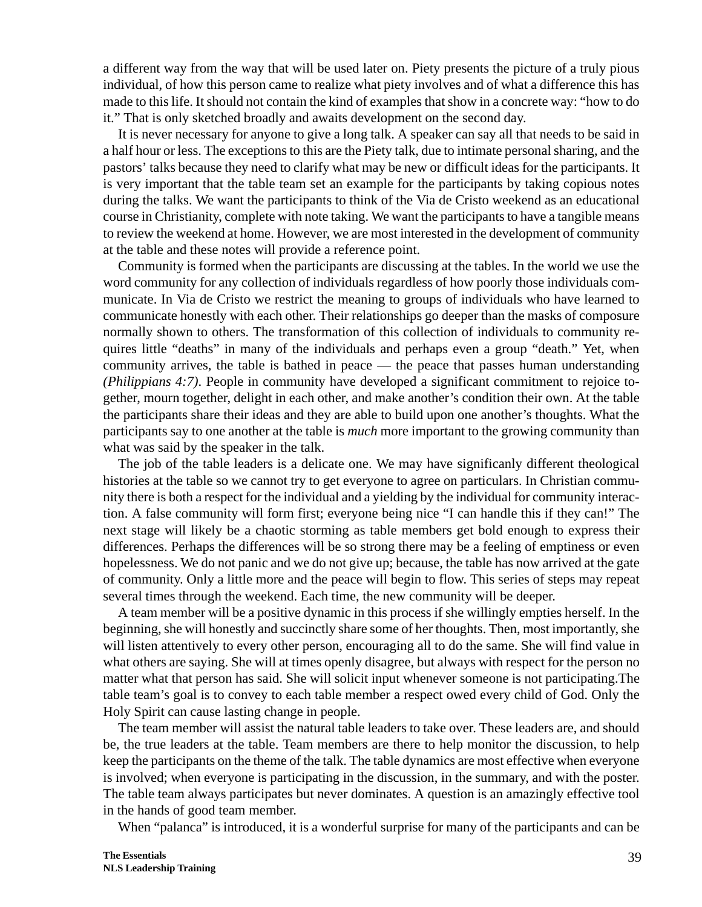a different way from the way that will be used later on. Piety presents the picture of a truly pious individual, of how this person came to realize what piety involves and of what a difference this has made to this life. It should not contain the kind of examples that show in a concrete way: "how to do it." That is only sketched broadly and awaits development on the second day.

It is never necessary for anyone to give a long talk. A speaker can say all that needs to be said in a half hour or less. The exceptions to this are the Piety talk, due to intimate personal sharing, and the pastors' talks because they need to clarify what may be new or difficult ideas for the participants. It is very important that the table team set an example for the participants by taking copious notes during the talks. We want the participants to think of the Via de Cristo weekend as an educational course in Christianity, complete with note taking. We want the participants to have a tangible means to review the weekend at home. However, we are most interested in the development of community at the table and these notes will provide a reference point.

Community is formed when the participants are discussing at the tables. In the world we use the word community for any collection of individuals regardless of how poorly those individuals communicate. In Via de Cristo we restrict the meaning to groups of individuals who have learned to communicate honestly with each other. Their relationships go deeper than the masks of composure normally shown to others. The transformation of this collection of individuals to community requires little "deaths" in many of the individuals and perhaps even a group "death." Yet, when community arrives, the table is bathed in peace — the peace that passes human understanding *(Philippians 4:7)*. People in community have developed a significant commitment to rejoice together, mourn together, delight in each other, and make another's condition their own. At the table the participants share their ideas and they are able to build upon one another's thoughts. What the participants say to one another at the table is *much* more important to the growing community than what was said by the speaker in the talk.

The job of the table leaders is a delicate one. We may have significanly different theological histories at the table so we cannot try to get everyone to agree on particulars. In Christian community there is both a respect for the individual and a yielding by the individual for community interaction. A false community will form first; everyone being nice "I can handle this if they can!" The next stage will likely be a chaotic storming as table members get bold enough to express their differences. Perhaps the differences will be so strong there may be a feeling of emptiness or even hopelessness. We do not panic and we do not give up; because, the table has now arrived at the gate of community. Only a little more and the peace will begin to flow. This series of steps may repeat several times through the weekend. Each time, the new community will be deeper.

A team member will be a positive dynamic in this process if she willingly empties herself. In the beginning, she will honestly and succinctly share some of her thoughts. Then, most importantly, she will listen attentively to every other person, encouraging all to do the same. She will find value in what others are saying. She will at times openly disagree, but always with respect for the person no matter what that person has said. She will solicit input whenever someone is not participating.The table team's goal is to convey to each table member a respect owed every child of God. Only the Holy Spirit can cause lasting change in people.

The team member will assist the natural table leaders to take over. These leaders are, and should be, the true leaders at the table. Team members are there to help monitor the discussion, to help keep the participants on the theme of the talk. The table dynamics are most effective when everyone is involved; when everyone is participating in the discussion, in the summary, and with the poster. The table team always participates but never dominates. A question is an amazingly effective tool in the hands of good team member.

When "palanca" is introduced, it is a wonderful surprise for many of the participants and can be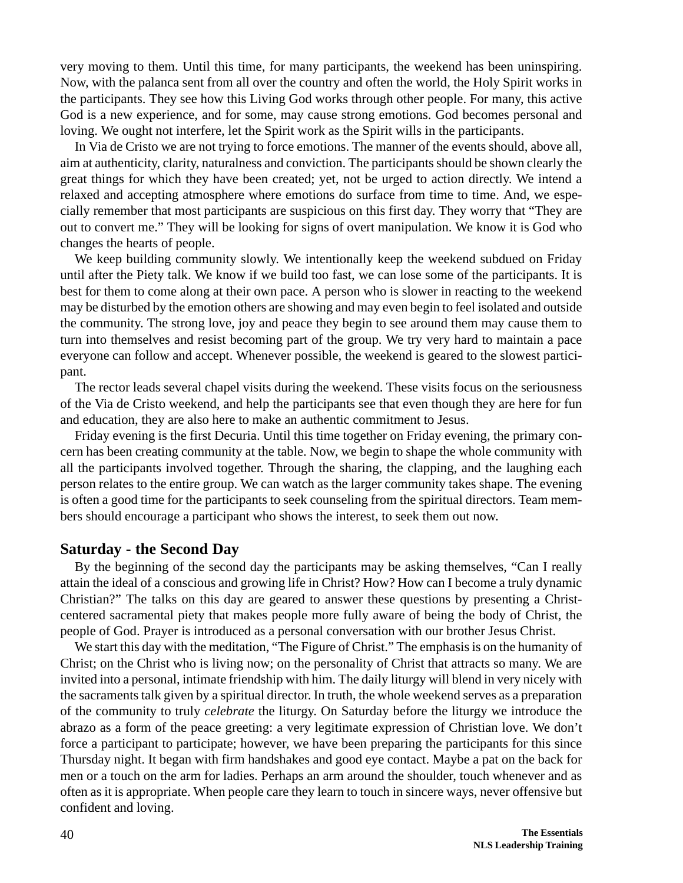very moving to them. Until this time, for many participants, the weekend has been uninspiring. Now, with the palanca sent from all over the country and often the world, the Holy Spirit works in the participants. They see how this Living God works through other people. For many, this active God is a new experience, and for some, may cause strong emotions. God becomes personal and loving. We ought not interfere, let the Spirit work as the Spirit wills in the participants.

In Via de Cristo we are not trying to force emotions. The manner of the events should, above all, aim at authenticity, clarity, naturalness and conviction. The participants should be shown clearly the great things for which they have been created; yet, not be urged to action directly. We intend a relaxed and accepting atmosphere where emotions do surface from time to time. And, we especially remember that most participants are suspicious on this first day. They worry that "They are out to convert me." They will be looking for signs of overt manipulation. We know it is God who changes the hearts of people.

We keep building community slowly. We intentionally keep the weekend subdued on Friday until after the Piety talk. We know if we build too fast, we can lose some of the participants. It is best for them to come along at their own pace. A person who is slower in reacting to the weekend may be disturbed by the emotion others are showing and may even begin to feel isolated and outside the community. The strong love, joy and peace they begin to see around them may cause them to turn into themselves and resist becoming part of the group. We try very hard to maintain a pace everyone can follow and accept. Whenever possible, the weekend is geared to the slowest participant.

The rector leads several chapel visits during the weekend. These visits focus on the seriousness of the Via de Cristo weekend, and help the participants see that even though they are here for fun and education, they are also here to make an authentic commitment to Jesus.

Friday evening is the first Decuria. Until this time together on Friday evening, the primary concern has been creating community at the table. Now, we begin to shape the whole community with all the participants involved together. Through the sharing, the clapping, and the laughing each person relates to the entire group. We can watch as the larger community takes shape. The evening is often a good time for the participants to seek counseling from the spiritual directors. Team members should encourage a participant who shows the interest, to seek them out now.

## Saturday - the Second Day

By the beginning of the second day the participants may be asking themselves, "Can I really attain the ideal of a conscious and growing life in Christ? How? How can I become a truly dynamic Christian?" The talks on this day are geared to answer these questions by presenting a Christ-centered sacramental piety that makes people more fully aware of being the body of Christ, the people of God. Prayer is introduced as a personal conversation with our brother Jesus Christ.

We start this day with the meditation, "The Figure of Christ." The emphasis is on the humanity of Christ; on the Christ who is living now; on the personality of Christ that attracts so many. We are invited into a personal, intimate friendship with him. The daily liturgy will blend in very nicely with the sacraments talk given by a spiritual director. In truth, the whole weekend serves as a preparation of the community to truly *celebrate* the liturgy. On Saturday before the liturgy we introduce the abrazo as a form of the peace greeting: a very legitimate expression of Christian love. We don't force a participant to participate; however, we have been preparing the participants for this since Thursday night. It began with firm handshakes and good eye contact. Maybe a pat on the back for men or a touch on the arm for ladies. Perhaps an arm around the shoulder, touch whenever and as often as it is appropriate. When people care they learn to touch in sincere ways, never offensive but confident and loving.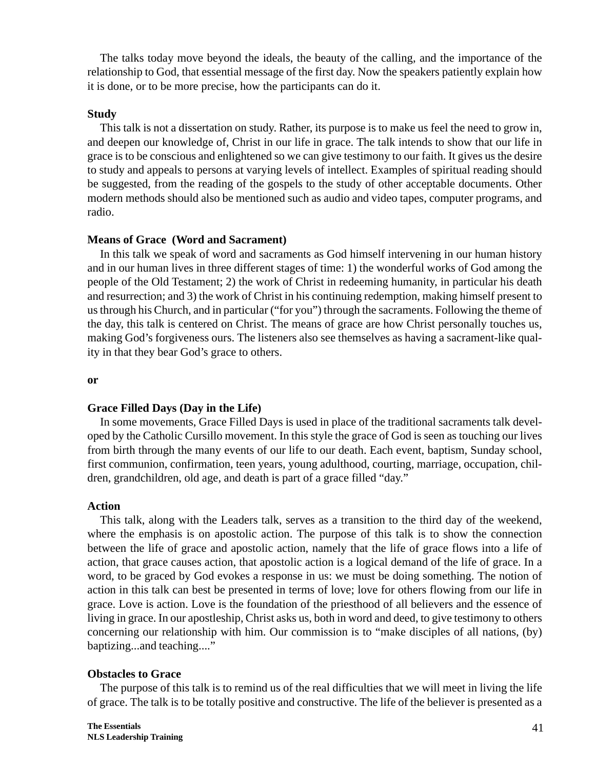The talks today move beyond the ideals, the beauty of the calling, and the importance of the relationship to God, that essential message of the first day. Now the speakers patiently explain how it is done, or to be more precise, how the participants can do it.

**Study**

This talk is not a dissertation on study. Rather, its purpose is to make us feel the need to grow in, and deepen our knowledge of, Christ in our life in grace. The talk intends to show that our life in grace is to be conscious and enlightened so we can give testimony to our faith. It gives us the desire to study and appeals to persons at varying levels of intellect. Examples of spiritual reading should be suggested, from the reading of the gospels to the study of other acceptable documents. Other modern methods should also be mentioned such as audio and video tapes, computer programs, and radio.

**Means of Grace (Word and Sacrament)**

In this talk we speak of word and sacraments as God himself intervening in our human history and in our human lives in three different stages of time: 1) the wonderful works of God among the people of the Old Testament; 2) the work of Christ in redeeming humanity, in particular his death and resurrection; and 3) the work of Christ in his continuing redemption, making himself present to us through his Church, and in particular ("for you") through the sacraments. Following the theme of the day, this talk is centered on Christ. The means of grace are how Christ personally touches us, making God's forgiveness ours. The listeners also see themselves as having a sacrament-like quality in that they bear God's grace to others.

**or**

**Grace Filled Days (Day in the Life)**

In some movements, Grace Filled Days is used in place of the traditional sacraments talk developed by the Catholic Cursillo movement. In this style the grace of God is seen as touching our lives from birth through the many events of our life to our death. Each event, baptism, Sunday school, first communion, confirmation, teen years, young adulthood, courting, marriage, occupation, children, grandchildren, old age, and death is part of a grace filled "day."

**Action**

This talk, along with the Leaders talk, serves as a transition to the third day of the weekend, where the emphasis is on apostolic action. The purpose of this talk is to show the connection between the life of grace and apostolic action, namely that the life of grace flows into a life of action, that grace causes action, that apostolic action is a logical demand of the life of grace. In a word, to be graced by God evokes a response in us: we must be doing something. The notion of action in this talk can best be presented in terms of love; love for others flowing from our life in grace. Love is action. Love is the foundation of the priesthood of all believers and the essence of living in grace. In our apostleship, Christ asks us, both in word and deed, to give testimony to others concerning our relationship with him. Our commission is to "make disciples of all nations, (by) baptizing...and teaching...."

**Obstacles to Grace**

The purpose of this talk is to remind us of the real difficulties that we will meet in living the life of grace. The talk is to be totally positive and constructive. The life of the believer is presented as a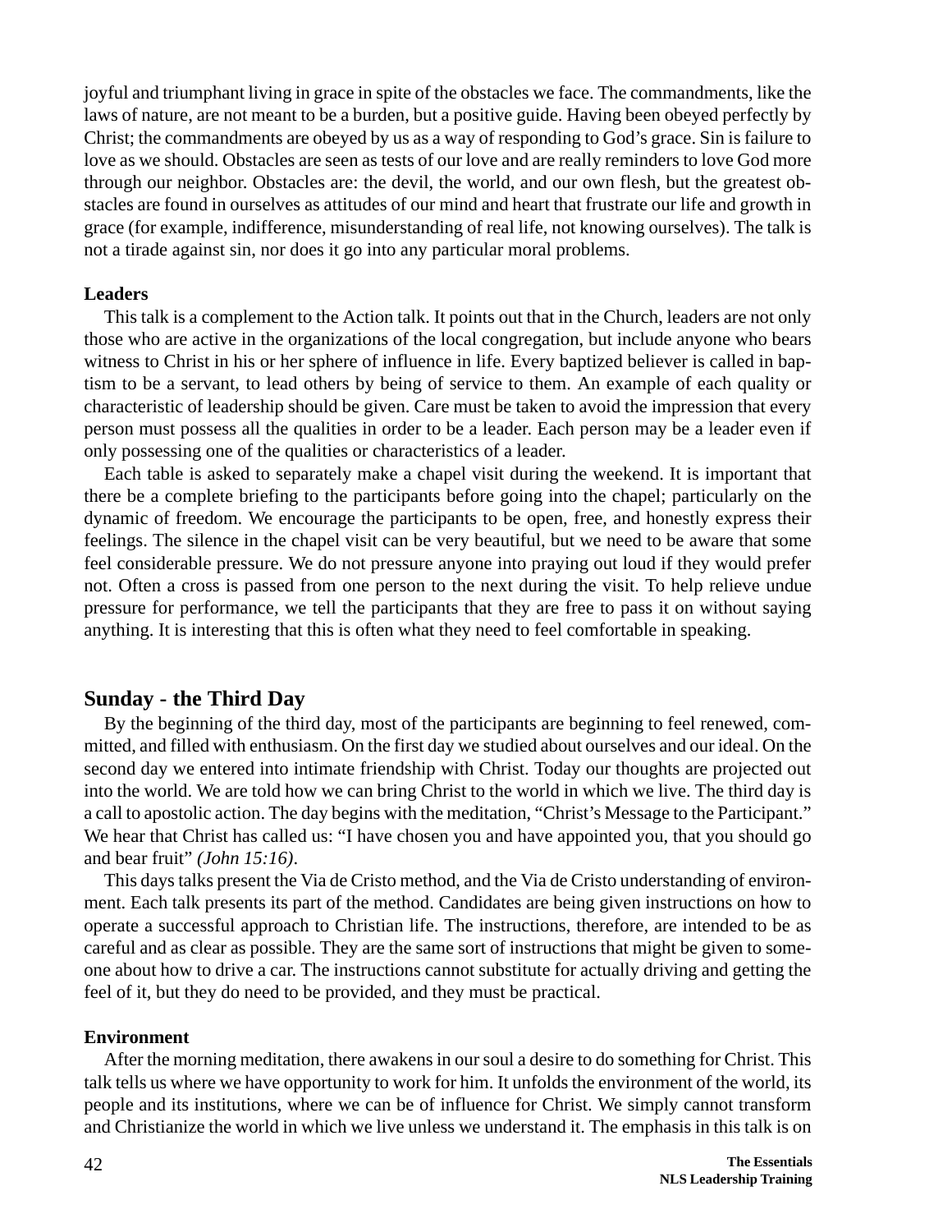joyful and triumphant living in grace in spite of the obstacles we face. The commandments, like the laws of nature, are not meant to be a burden, but a positive guide. Having been obeyed perfectly by Christ; the commandments are obeyed by us as a way of responding to God's grace. Sin is failure to love as we should. Obstacles are seen as tests of our love and are really reminders to love God more through our neighbor. Obstacles are: the devil, the world, and our own flesh, but the greatest obstacles are found in ourselves as attitudes of our mind and heart that frustrate our life and growth in grace (for example, indifference, misunderstanding of real life, not knowing ourselves). The talk is not a tirade against sin, nor does it go into any particular moral problems.

**Leaders**

This talk is a complement to the Action talk. It points out that in the Church, leaders are not only those who are active in the organizations of the local congregation, but include anyone who bears witness to Christ in his or her sphere of influence in life. Every baptized believer is called in baptism to be a servant, to lead others by being of service to them. An example of each quality or characteristic of leadership should be given. Care must be taken to avoid the impression that every person must possess all the qualities in order to be a leader. Each person may be a leader even if only possessing one of the qualities or characteristics of a leader.

Each table is asked to separately make a chapel visit during the weekend. It is important that there be a complete briefing to the participants before going into the chapel; particularly on the dynamic of freedom. We encourage the participants to be open, free, and honestly express their feelings. The silence in the chapel visit can be very beautiful, but we need to be aware that some feel considerable pressure. We do not pressure anyone into praying out loud if they would prefer not. Often a cross is passed from one person to the next during the visit. To help relieve undue pressure for performance, we tell the participants that they are free to pass it on without saying anything. It is interesting that this is often what they need to feel comfortable in speaking.

## Sunday - the Third Day

By the beginning of the third day, most of the participants are beginning to feel renewed, committed, and filled with enthusiasm. On the first day we studied about ourselves and our ideal. On the second day we entered into intimate friendship with Christ. Today our thoughts are projected out into the world. We are told how we can bring Christ to the world in which we live. The third day is a call to apostolic action. The day begins with the meditation, "Christ's Message to the Participant." We hear that Christ has called us: "I have chosen you and have appointed you, that you should go and bear fruit" *(John 15:16)*.

This days talks present the Via de Cristo method, and the Via de Cristo understanding of environment. Each talk presents its part of the method. Candidates are being given instructions on how to operate a successful approach to Christian life. The instructions, therefore, are intended to be as careful and as clear as possible. They are the same sort of instructions that might be given to someone about how to drive a car. The instructions cannot substitute for actually driving and getting the feel of it, but they do need to be provided, and they must be practical.

**Environment**

After the morning meditation, there awakens in our soul a desire to do something for Christ. This talk tells us where we have opportunity to work for him. It unfolds the environment of the world, its people and its institutions, where we can be of influence for Christ. We simply cannot transform and Christianize the world in which we live unless we understand it. The emphasis in this talk is on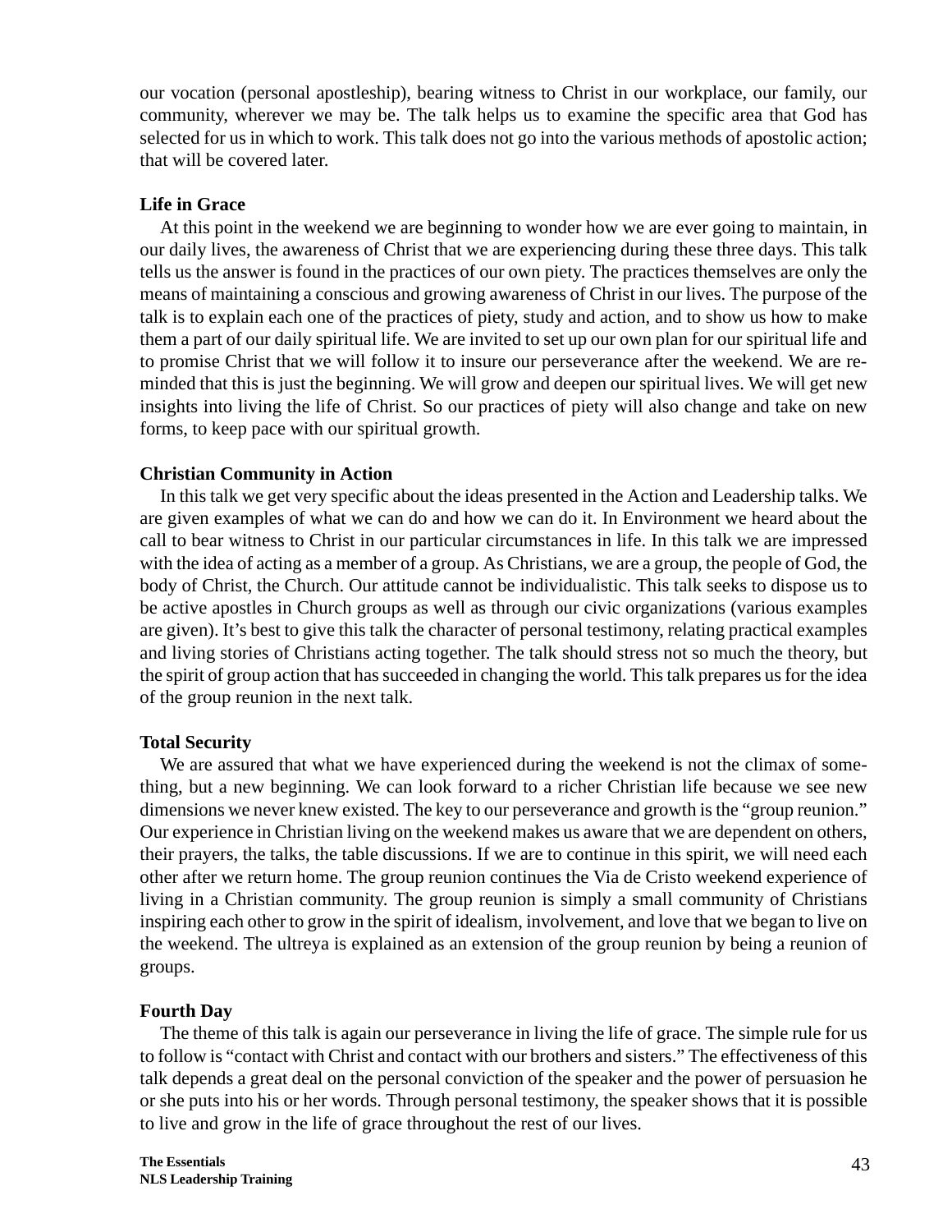our vocation (personal apostleship), bearing witness to Christ in our workplace, our family, our community, wherever we may be. The talk helps us to examine the specific area that God has selected for us in which to work. This talk does not go into the various methods of apostolic action; that will be covered later.

**Life in Grace**

At this point in the weekend we are beginning to wonder how we are ever going to maintain, in our daily lives, the awareness of Christ that we are experiencing during these three days. This talk tells us the answer is found in the practices of our own piety. The practices themselves are only the means of maintaining a conscious and growing awareness of Christ in our lives. The purpose of the talk is to explain each one of the practices of piety, study and action, and to show us how to make them a part of our daily spiritual life. We are invited to set up our own plan for our spiritual life and to promise Christ that we will follow it to insure our perseverance after the weekend. We are reminded that this is just the beginning. We will grow and deepen our spiritual lives. We will get new insights into living the life of Christ. So our practices of piety will also change and take on new forms, to keep pace with our spiritual growth.

**Christian Community in Action**

In this talk we get very specific about the ideas presented in the Action and Leadership talks. We are given examples of what we can do and how we can do it. In Environment we heard about the call to bear witness to Christ in our particular circumstances in life. In this talk we are impressed with the idea of acting as a member of a group. As Christians, we are a group, the people of God, the body of Christ, the Church. Our attitude cannot be individualistic. This talk seeks to dispose us to be active apostles in Church groups as well as through our civic organizations (various examples are given). It's best to give this talk the character of personal testimony, relating practical examples and living stories of Christians acting together. The talk should stress not so much the theory, but the spirit of group action that has succeeded in changing the world. This talk prepares us for the idea of the group reunion in the next talk.

**Total Security**

We are assured that what we have experienced during the weekend is not the climax of something, but a new beginning. We can look forward to a richer Christian life because we see new dimensions we never knew existed. The key to our perseverance and growth is the "group reunion." Our experience in Christian living on the weekend makes us aware that we are dependent on others, their prayers, the talks, the table discussions. If we are to continue in this spirit, we will need each other after we return home. The group reunion continues the Via de Cristo weekend experience of living in a Christian community. The group reunion is simply a small community of Christians inspiring each other to grow in the spirit of idealism, involvement, and love that we began to live on the weekend. The ultreya is explained as an extension of the group reunion by being a reunion of groups.

**Fourth Day**

The theme of this talk is again our perseverance in living the life of grace. The simple rule for us to follow is "contact with Christ and contact with our brothers and sisters." The effectiveness of this talk depends a great deal on the personal conviction of the speaker and the power of persuasion he or she puts into his or her words. Through personal testimony, the speaker shows that it is possible to live and grow in the life of grace throughout the rest of our lives.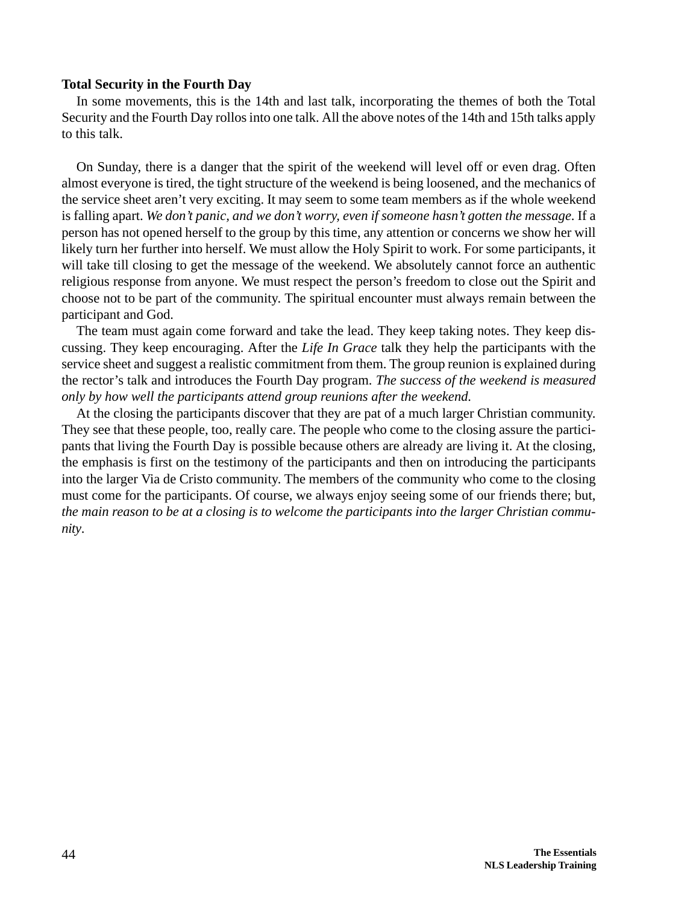**Total Security in the Fourth Day**

In some movements, this is the 14th and last talk, incorporating the themes of both the Total Security and the Fourth Day rollos into one talk. All the above notes of the 14th and 15th talks apply to this talk.

On Sunday, there is a danger that the spirit of the weekend will level off or even drag. Often almost everyone is tired, the tight structure of the weekend is being loosened, and the mechanics of the service sheet aren't very exciting. It may seem to some team members as if the whole weekend is falling apart. *We don't panic, and we don't worry, even if someone hasn't gotten the message*. If a person has not opened herself to the group by this time, any attention or concerns we show her will likely turn her further into herself. We must allow the Holy Spirit to work. For some participants, it will take till closing to get the message of the weekend. We absolutely cannot force an authentic religious response from anyone. We must respect the person's freedom to close out the Spirit and choose not to be part of the community. The spiritual encounter must always remain between the participant and God.

The team must again come forward and take the lead. They keep taking notes. They keep discussing. They keep encouraging. After the *Life In Grace* talk they help the participants with the service sheet and suggest a realistic commitment from them. The group reunion is explained during the rector's talk and introduces the Fourth Day program. *The success of the weekend is measured only by how well the participants attend group reunions after the weekend.*

At the closing the participants discover that they are pat of a much larger Christian community. They see that these people, too, really care. The people who come to the closing assure the participants that living the Fourth Day is possible because others are already are living it. At the closing, the emphasis is first on the testimony of the participants and then on introducing the participants into the larger Via de Cristo community. The members of the community who come to the closing must come for the participants. Of course, we always enjoy seeing some of our friends there; but, *the main reason to be at a closing is to welcome the participants into the larger Christian community*.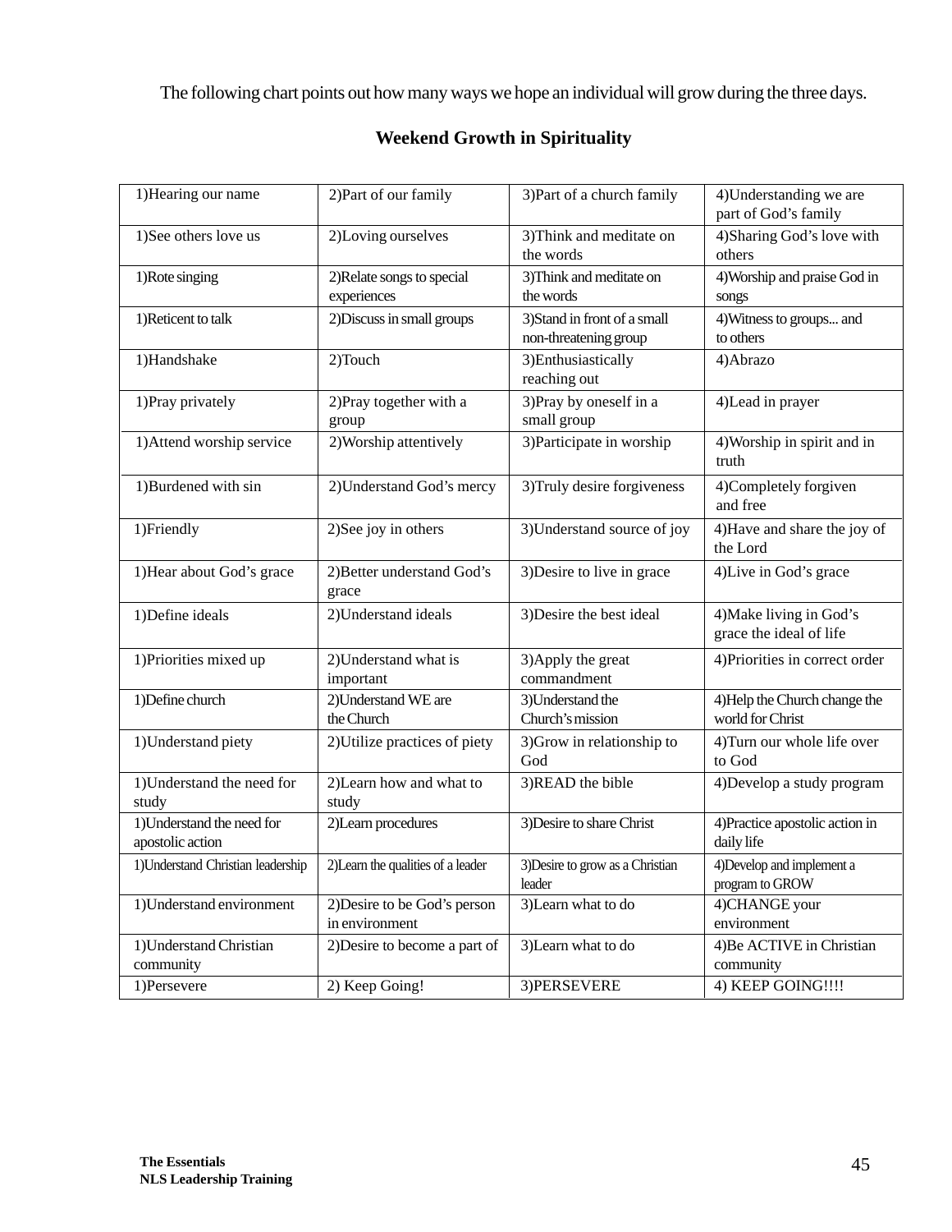The following chart points out how many ways we hope an individual will grow during the three days.

## Weekend Growth in Spirituality

| 1)Hearing our name | 2)Part of our family | 3)Part of a church family | 4)Understanding we are part of God's family |
|---|---|---|---|
| 1)See others love us | 2)Loving ourselves | 3)Think and meditate on the words | 4)Sharing God's love with others |
| 1)Rote singing | 2)Relate songs to special experiences | 3)Think and meditate on the words | 4)Worship and praise God in songs |
| 1)Reticent to talk | 2)Discuss in small groups | 3)Stand in front of a small non-threatening group | 4)Witness to groups... and to others |
| 1)Handshake | 2)Touch | 3)Enthusiastically reaching out | 4)Abrazo |
| 1)Pray privately | 2)Pray together with a group | 3)Pray by oneself in a small group | 4)Lead in prayer |
| 1)Attend worship service | 2)Worship attentively | 3)Participate in worship | 4)Worship in spirit and in truth |
| 1)Burdened with sin | 2)Understand God's mercy | 3)Truly desire forgiveness | 4)Completely forgiven and free |
| 1)Friendly | 2)See joy in others | 3)Understand source of joy | 4)Have and share the joy of the Lord |
| 1)Hear about God's grace | 2)Better understand God's grace | 3)Desire to live in grace | 4)Live in God's grace |
| 1)Define ideals | 2)Understand ideals | 3)Desire the best ideal | 4)Make living in God's grace the ideal of life |
| 1)Priorities mixed up | 2)Understand what is important | 3)Apply the great commandment | 4)Priorities in correct order |
| 1)Define church | 2)Understand WE are the Church | 3)Understand the Church's mission | 4)Help the Church change the world for Christ |
| 1)Understand piety | 2)Utilize practices of piety | 3)Grow in relationship to God | 4)Turn our whole life over to God |
| 1)Understand the need for study | 2)Learn how and what to study | 3)READ the bible | 4)Develop a study program |
| 1)Understand the need for apostolic action | 2)Learn procedures | 3)Desire to share Christ | 4)Practice apostolic action in daily life |
| 1)Understand Christian leadership | 2)Learn the qualities of a leader | 3)Desire to grow as a Christian leader | 4)Develop and implement a program to GROW |
| 1)Understand environment | 2)Desire to be God's person in environment | 3)Learn what to do | 4)CHANGE your environment |
| 1)Understand Christian community | 2)Desire to become a part of | 3)Learn what to do | 4)Be ACTIVE in Christian community |
| 1)Persevere | 2) Keep Going! | 3)PERSEVERE | 4) KEEP GOING!!!! |

**The Essentials**
**NLS Leadership Training**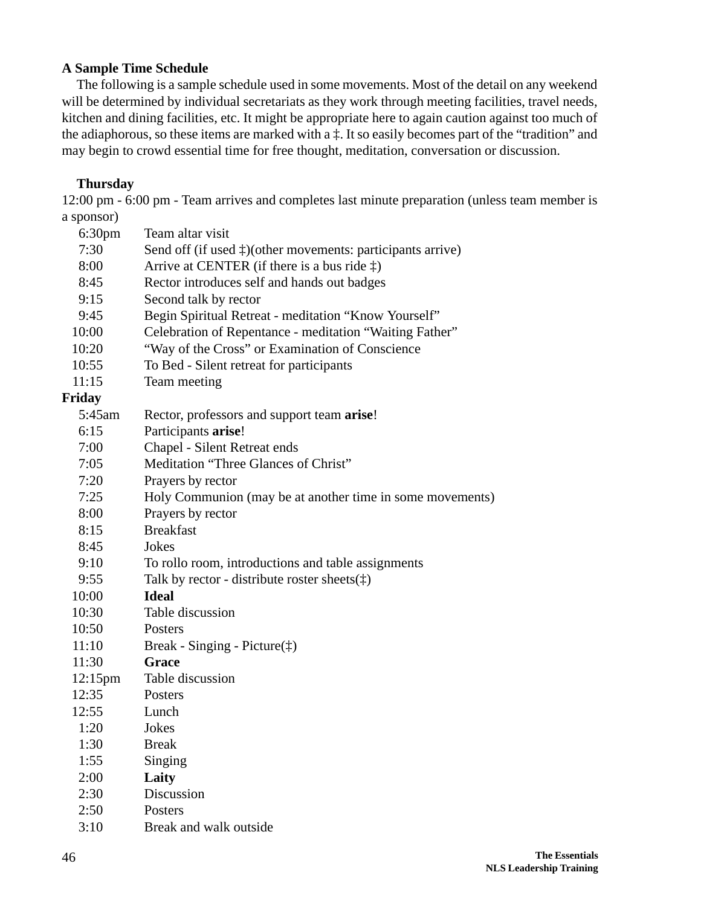**A Sample Time Schedule**

The following is a sample schedule used in some movements. Most of the detail on any weekend will be determined by individual secretariats as they work through meeting facilities, travel needs, kitchen and dining facilities, etc. It might be appropriate here to again caution against too much of the adiaphorous, so these items are marked with a ‡. It so easily becomes part of the “tradition” and may begin to crowd essential time for free thought, meditation, conversation or discussion.

**Thursday**

12:00 pm - 6:00 pm - Team arrives and completes last minute preparation (unless team member is a sponsor)

| | |
|---|---|
| 6:30pm | Team altar visit |
| 7:30 | Send off (if used ‡)(other movements: participants arrive) |
| 8:00 | Arrive at CENTER (if there is a bus ride ‡) |
| 8:45 | Rector introduces self and hands out badges |
| 9:15 | Second talk by rector |
| 9:45 | Begin Spiritual Retreat - meditation “Know Yourself” |
| 10:00 | Celebration of Repentance - meditation “Waiting Father” |
| 10:20 | “Way of the Cross” or Examination of Conscience |
| 10:55 | To Bed - Silent retreat for participants |
| 11:15 | Team meeting |

**Friday**

| | |
|---|---|
| 5:45am | Rector, professors and support team **arise**! |
| 6:15 | Participants **arise**! |
| 7:00 | Chapel - Silent Retreat ends |
| 7:05 | Meditation “Three Glances of Christ” |
| 7:20 | Prayers by rector |
| 7:25 | Holy Communion (may be at another time in some movements) |
| 8:00 | Prayers by rector |
| 8:15 | Breakfast |
| 8:45 | Jokes |
| 9:10 | To rollo room, introductions and table assignments |
| 9:55 | Talk by rector - distribute roster sheets(‡) |
| 10:00 | **Ideal** |
| 10:30 | Table discussion |
| 10:50 | Posters |
| 11:10 | Break - Singing - Picture(‡) |
| 11:30 | **Grace** |
| 12:15pm | Table discussion |
| 12:35 | Posters |
| 12:55 | Lunch |
| 1:20 | Jokes |
| 1:30 | Break |
| 1:55 | Singing |
| 2:00 | **Laity** |
| 2:30 | Discussion |
| 2:50 | Posters |
| 3:10 | Break and walk outside |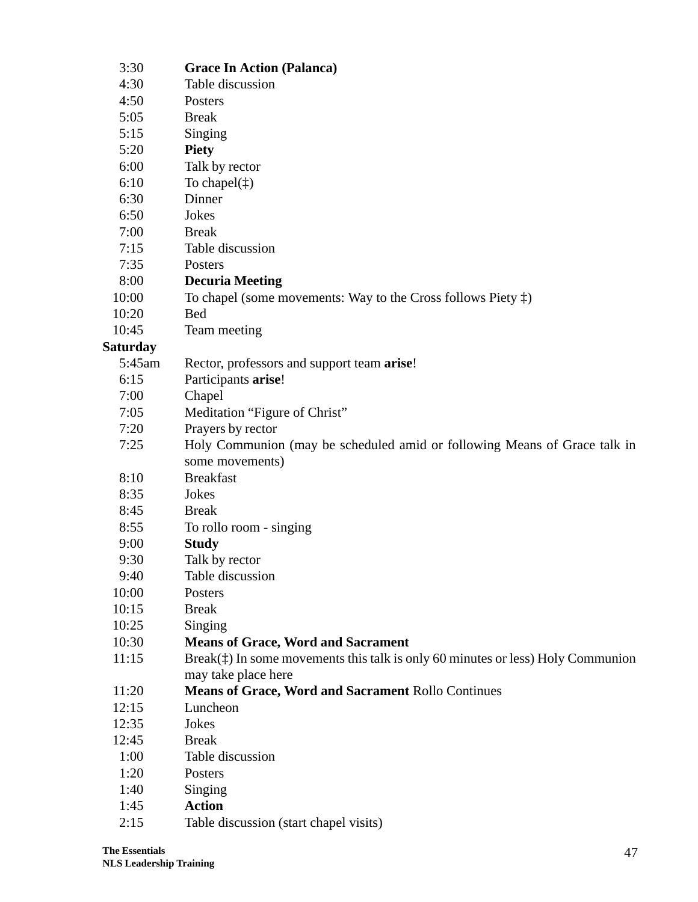| | |
|---|---|
| 3:30 | **Grace In Action (Palanca)** |
| 4:30 | Table discussion |
| 4:50 | Posters |
| 5:05 | Break |
| 5:15 | Singing |
| 5:20 | **Piety** |
| 6:00 | Talk by rector |
| 6:10 | To chapel(‡) |
| 6:30 | Dinner |
| 6:50 | Jokes |
| 7:00 | Break |
| 7:15 | Table discussion |
| 7:35 | Posters |
| 8:00 | **Decuria Meeting** |
| 10:00 | To chapel (some movements: Way to the Cross follows Piety ‡) |
| 10:20 | Bed |
| 10:45 | Team meeting |

**Saturday**

| | |
|---|---|
| 5:45am | Rector, professors and support team **arise**! |
| 6:15 | Participants **arise**! |
| 7:00 | Chapel |
| 7:05 | Meditation "Figure of Christ" |
| 7:20 | Prayers by rector |
| 7:25 | Holy Communion (may be scheduled amid or following Means of Grace talk in some movements) |
| 8:10 | Breakfast |
| 8:35 | Jokes |
| 8:45 | Break |
| 8:55 | To rollo room - singing |
| 9:00 | **Study** |
| 9:30 | Talk by rector |
| 9:40 | Table discussion |
| 10:00 | Posters |
| 10:15 | Break |
| 10:25 | Singing |
| 10:30 | **Means of Grace, Word and Sacrament** |
| 11:15 | Break(‡) In some movements this talk is only 60 minutes or less) Holy Communion may take place here |
| 11:20 | **Means of Grace, Word and Sacrament** Rollo Continues |
| 12:15 | Luncheon |
| 12:35 | Jokes |
| 12:45 | Break |
| 1:00 | Table discussion |
| 1:20 | Posters |
| 1:40 | Singing |
| 1:45 | **Action** |
| 2:15 | Table discussion (start chapel visits) |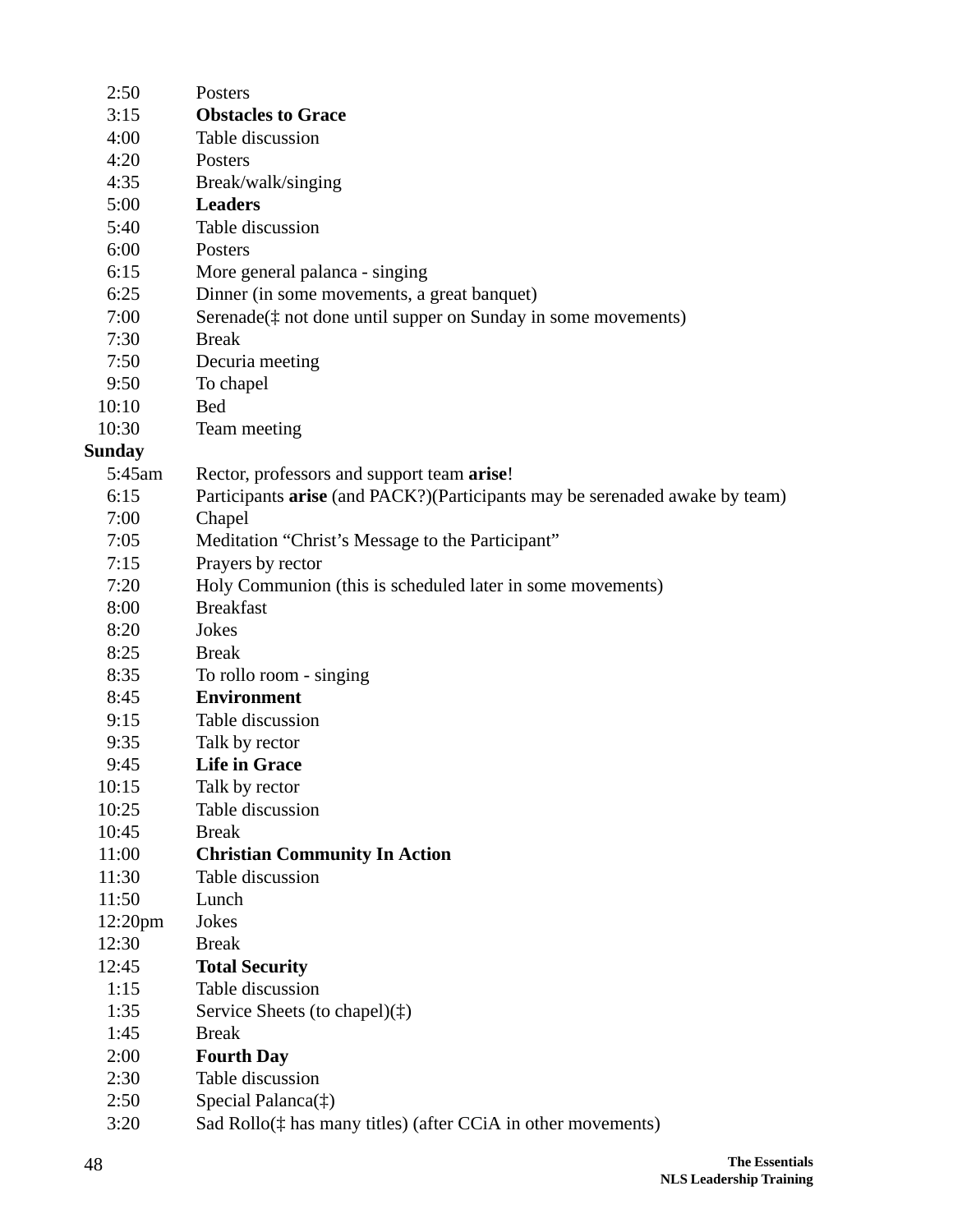| | |
|---|---|
| 2:50 | Posters |
| 3:15 | **Obstacles to Grace** |
| 4:00 | Table discussion |
| 4:20 | Posters |
| 4:35 | Break/walk/singing |
| 5:00 | **Leaders** |
| 5:40 | Table discussion |
| 6:00 | Posters |
| 6:15 | More general palanca - singing |
| 6:25 | Dinner (in some movements, a great banquet) |
| 7:00 | Serenade(‡ not done until supper on Sunday in some movements) |
| 7:30 | Break |
| 7:50 | Decuria meeting |
| 9:50 | To chapel |
| 10:10 | Bed |
| 10:30 | Team meeting |

**Sunday**

| | |
|---|---|
| 5:45am | Rector, professors and support team **arise**! |
| 6:15 | Participants **arise** (and PACK?)(Participants may be serenaded awake by team) |
| 7:00 | Chapel |
| 7:05 | Meditation “Christ’s Message to the Participant” |
| 7:15 | Prayers by rector |
| 7:20 | Holy Communion (this is scheduled later in some movements) |
| 8:00 | Breakfast |
| 8:20 | Jokes |
| 8:25 | Break |
| 8:35 | To rollo room - singing |
| 8:45 | **Environment** |
| 9:15 | Table discussion |
| 9:35 | Talk by rector |
| 9:45 | **Life in Grace** |
| 10:15 | Talk by rector |
| 10:25 | Table discussion |
| 10:45 | Break |
| 11:00 | **Christian Community In Action** |
| 11:30 | Table discussion |
| 11:50 | Lunch |
| 12:20pm | Jokes |
| 12:30 | Break |
| 12:45 | **Total Security** |
| 1:15 | Table discussion |
| 1:35 | Service Sheets (to chapel)(‡) |
| 1:45 | Break |
| 2:00 | **Fourth Day** |
| 2:30 | Table discussion |
| 2:50 | Special Palanca(‡) |
| 3:20 | Sad Rollo(‡ has many titles) (after CCiA in other movements) |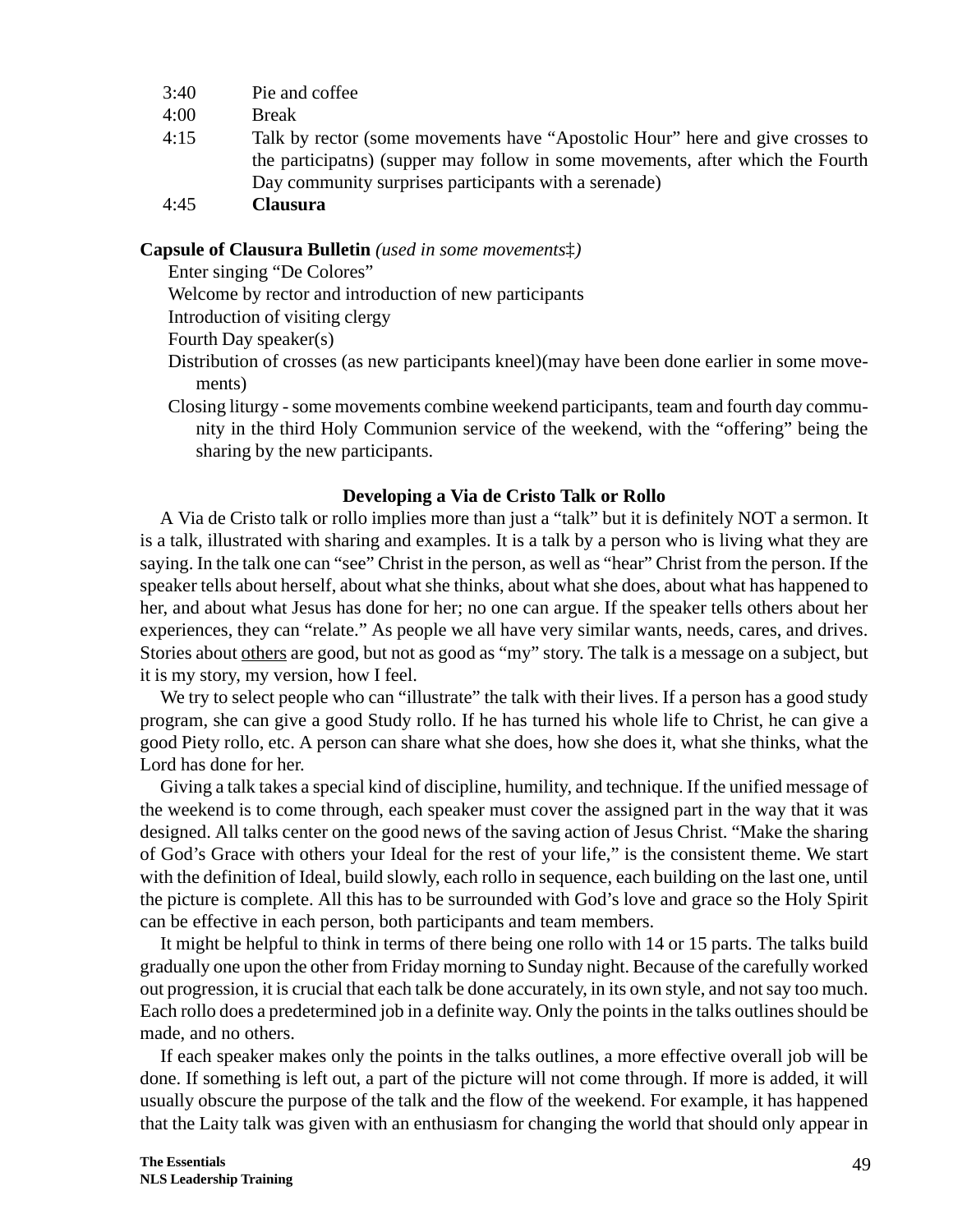| | |
|---|---|
| 3:40 | Pie and coffee |
| 4:00 | Break |
| 4:15 | Talk by rector (some movements have "Apostolic Hour" here and give crosses to the participatns) (supper may follow in some movements, after which the Fourth Day community surprises participants with a serenade) |
| 4:45 | **Clausura** |

**Capsule of Clausura Bulletin** *(used in some movements‡)*

- Enter singing "De Colores"
- Welcome by rector and introduction of new participants
- Introduction of visiting clergy
- Fourth Day speaker(s)
- Distribution of crosses (as new participants kneel)(may have been done earlier in some movements)
- Closing liturgy - some movements combine weekend participants, team and fourth day community in the third Holy Communion service of the weekend, with the "offering" being the sharing by the new participants.

### Developing a Via de Cristo Talk or Rollo

A Via de Cristo talk or rollo implies more than just a "talk" but it is definitely NOT a sermon. It is a talk, illustrated with sharing and examples. It is a talk by a person who is living what they are saying. In the talk one can "see" Christ in the person, as well as "hear" Christ from the person. If the speaker tells about herself, about what she thinks, about what she does, about what has happened to her, and about what Jesus has done for her; no one can argue. If the speaker tells others about her experiences, they can "relate." As people we all have very similar wants, needs, cares, and drives. Stories about <u>others</u> are good, but not as good as "my" story. The talk is a message on a subject, but it is my story, my version, how I feel.

We try to select people who can "illustrate" the talk with their lives. If a person has a good study program, she can give a good Study rollo. If he has turned his whole life to Christ, he can give a good Piety rollo, etc. A person can share what she does, how she does it, what she thinks, what the Lord has done for her.

Giving a talk takes a special kind of discipline, humility, and technique. If the unified message of the weekend is to come through, each speaker must cover the assigned part in the way that it was designed. All talks center on the good news of the saving action of Jesus Christ. "Make the sharing of God's Grace with others your Ideal for the rest of your life," is the consistent theme. We start with the definition of Ideal, build slowly, each rollo in sequence, each building on the last one, until the picture is complete. All this has to be surrounded with God's love and grace so the Holy Spirit can be effective in each person, both participants and team members.

It might be helpful to think in terms of there being one rollo with 14 or 15 parts. The talks build gradually one upon the other from Friday morning to Sunday night. Because of the carefully worked out progression, it is crucial that each talk be done accurately, in its own style, and not say too much. Each rollo does a predetermined job in a definite way. Only the points in the talks outlines should be made, and no others.

If each speaker makes only the points in the talks outlines, a more effective overall job will be done. If something is left out, a part of the picture will not come through. If more is added, it will usually obscure the purpose of the talk and the flow of the weekend. For example, it has happened that the Laity talk was given with an enthusiasm for changing the world that should only appear in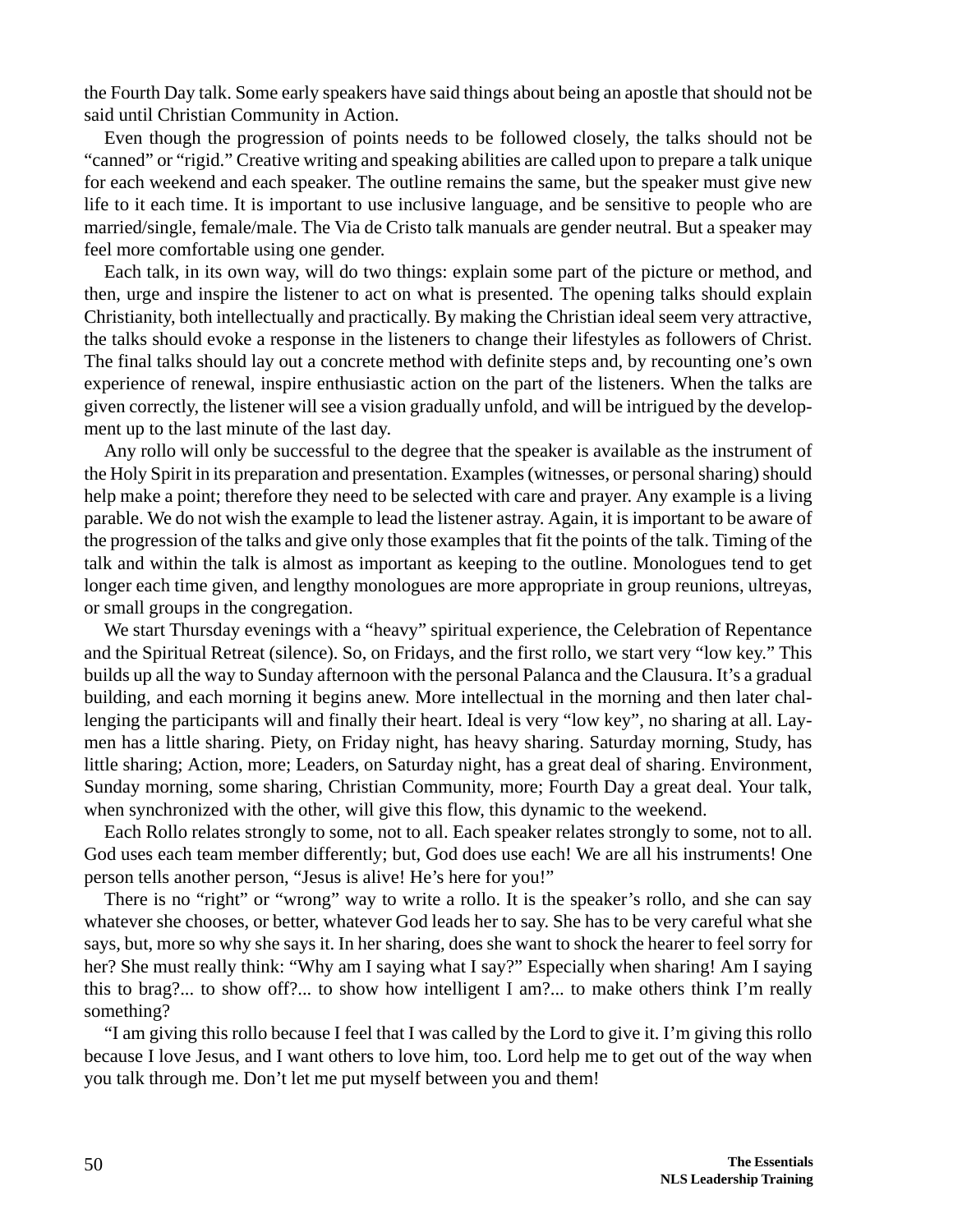the Fourth Day talk. Some early speakers have said things about being an apostle that should not be said until Christian Community in Action.

Even though the progression of points needs to be followed closely, the talks should not be "canned" or "rigid." Creative writing and speaking abilities are called upon to prepare a talk unique for each weekend and each speaker. The outline remains the same, but the speaker must give new life to it each time. It is important to use inclusive language, and be sensitive to people who are married/single, female/male. The Via de Cristo talk manuals are gender neutral. But a speaker may feel more comfortable using one gender.

Each talk, in its own way, will do two things: explain some part of the picture or method, and then, urge and inspire the listener to act on what is presented. The opening talks should explain Christianity, both intellectually and practically. By making the Christian ideal seem very attractive, the talks should evoke a response in the listeners to change their lifestyles as followers of Christ. The final talks should lay out a concrete method with definite steps and, by recounting one's own experience of renewal, inspire enthusiastic action on the part of the listeners. When the talks are given correctly, the listener will see a vision gradually unfold, and will be intrigued by the development up to the last minute of the last day.

Any rollo will only be successful to the degree that the speaker is available as the instrument of the Holy Spirit in its preparation and presentation. Examples (witnesses, or personal sharing) should help make a point; therefore they need to be selected with care and prayer. Any example is a living parable. We do not wish the example to lead the listener astray. Again, it is important to be aware of the progression of the talks and give only those examples that fit the points of the talk. Timing of the talk and within the talk is almost as important as keeping to the outline. Monologues tend to get longer each time given, and lengthy monologues are more appropriate in group reunions, ultreyas, or small groups in the congregation.

We start Thursday evenings with a "heavy" spiritual experience, the Celebration of Repentance and the Spiritual Retreat (silence). So, on Fridays, and the first rollo, we start very "low key." This builds up all the way to Sunday afternoon with the personal Palanca and the Clausura. It's a gradual building, and each morning it begins anew. More intellectual in the morning and then later challenging the participants will and finally their heart. Ideal is very "low key", no sharing at all. Laymen has a little sharing. Piety, on Friday night, has heavy sharing. Saturday morning, Study, has little sharing; Action, more; Leaders, on Saturday night, has a great deal of sharing. Environment, Sunday morning, some sharing, Christian Community, more; Fourth Day a great deal. Your talk, when synchronized with the other, will give this flow, this dynamic to the weekend.

Each Rollo relates strongly to some, not to all. Each speaker relates strongly to some, not to all. God uses each team member differently; but, God does use each! We are all his instruments! One person tells another person, "Jesus is alive! He's here for you!"

There is no "right" or "wrong" way to write a rollo. It is the speaker's rollo, and she can say whatever she chooses, or better, whatever God leads her to say. She has to be very careful what she says, but, more so why she says it. In her sharing, does she want to shock the hearer to feel sorry for her? She must really think: "Why am I saying what I say?" Especially when sharing! Am I saying this to brag?... to show off?... to show how intelligent I am?... to make others think I'm really something?

"I am giving this rollo because I feel that I was called by the Lord to give it. I'm giving this rollo because I love Jesus, and I want others to love him, too. Lord help me to get out of the way when you talk through me. Don't let me put myself between you and them!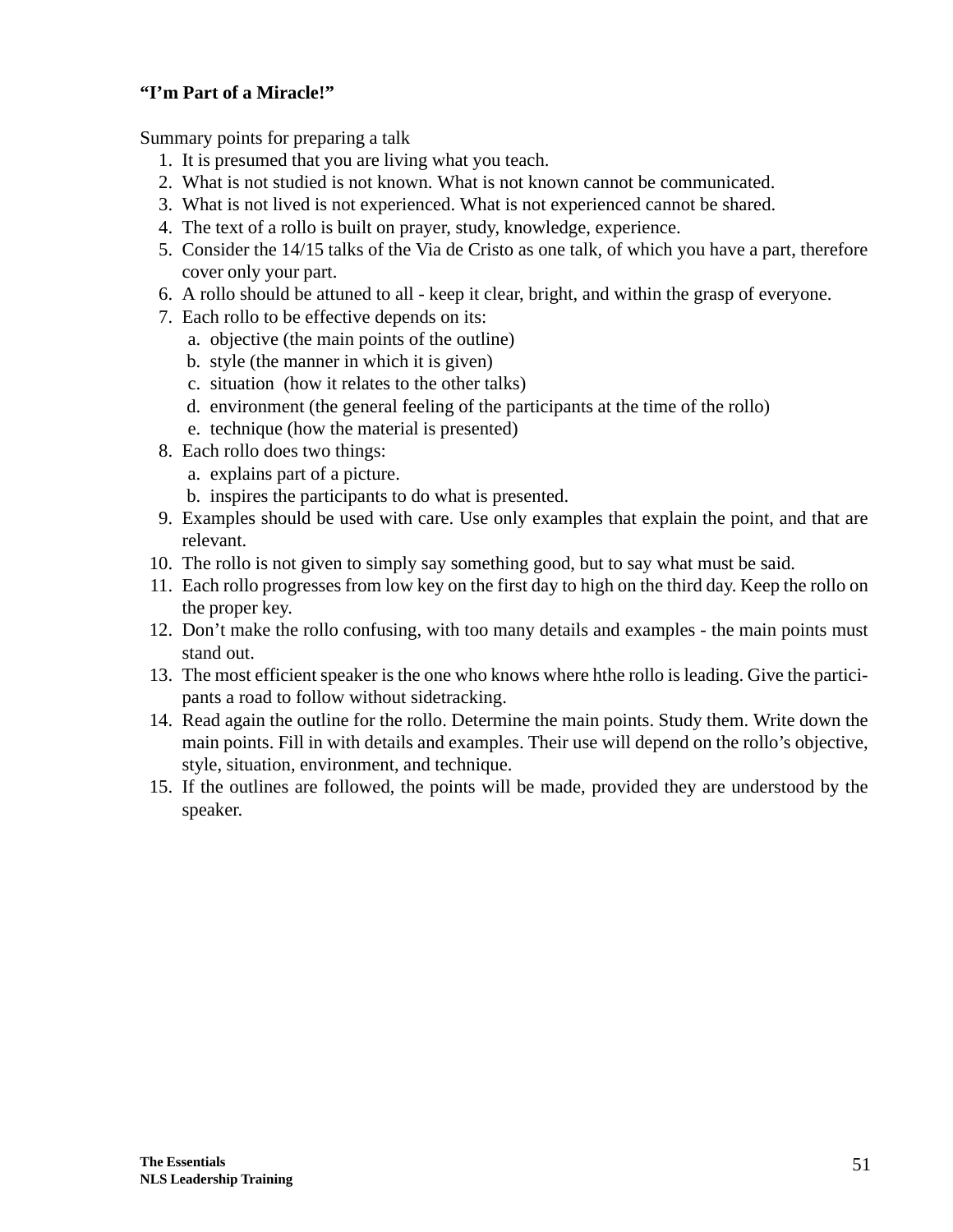**“I’m Part of a Miracle!”**

Summary points for preparing a talk

1. It is presumed that you are living what you teach.
2. What is not studied is not known. What is not known cannot be communicated.
3. What is not lived is not experienced. What is not experienced cannot be shared.
4. The text of a rollo is built on prayer, study, knowledge, experience.
5. Consider the 14/15 talks of the Via de Cristo as one talk, of which you have a part, therefore cover only your part.
6. A rollo should be attuned to all - keep it clear, bright, and within the grasp of everyone.
7. Each rollo to be effective depends on its:
   a. objective (the main points of the outline)
   b. style (the manner in which it is given)
   c. situation (how it relates to the other talks)
   d. environment (the general feeling of the participants at the time of the rollo)
   e. technique (how the material is presented)
8. Each rollo does two things:
   a. explains part of a picture.
   b. inspires the participants to do what is presented.
9. Examples should be used with care. Use only examples that explain the point, and that are relevant.
10. The rollo is not given to simply say something good, but to say what must be said.
11. Each rollo progresses from low key on the first day to high on the third day. Keep the rollo on the proper key.
12. Don’t make the rollo confusing, with too many details and examples - the main points must stand out.
13. The most efficient speaker is the one who knows where hthe rollo is leading. Give the participants a road to follow without sidetracking.
14. Read again the outline for the rollo. Determine the main points. Study them. Write down the main points. Fill in with details and examples. Their use will depend on the rollo’s objective, style, situation, environment, and technique.
15. If the outlines are followed, the points will be made, provided they are understood by the speaker.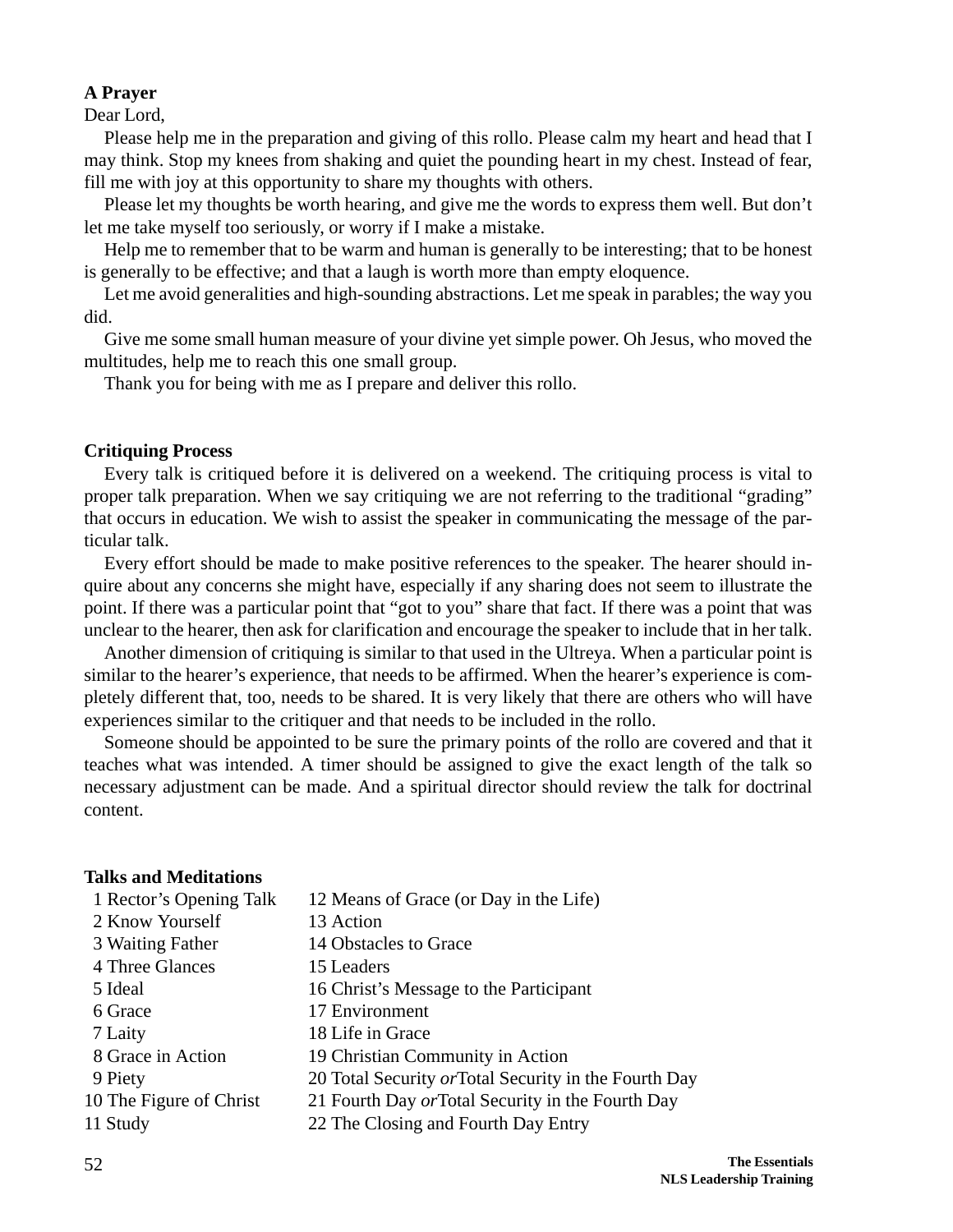### A Prayer

Dear Lord,

Please help me in the preparation and giving of this rollo. Please calm my heart and head that I may think. Stop my knees from shaking and quiet the pounding heart in my chest. Instead of fear, fill me with joy at this opportunity to share my thoughts with others.

Please let my thoughts be worth hearing, and give me the words to express them well. But don't let me take myself too seriously, or worry if I make a mistake.

Help me to remember that to be warm and human is generally to be interesting; that to be honest is generally to be effective; and that a laugh is worth more than empty eloquence.

Let me avoid generalities and high-sounding abstractions. Let me speak in parables; the way you did.

Give me some small human measure of your divine yet simple power. Oh Jesus, who moved the multitudes, help me to reach this one small group.

Thank you for being with me as I prepare and deliver this rollo.

### Critiquing Process

Every talk is critiqued before it is delivered on a weekend. The critiquing process is vital to proper talk preparation. When we say critiquing we are not referring to the traditional "grading" that occurs in education. We wish to assist the speaker in communicating the message of the particular talk.

Every effort should be made to make positive references to the speaker. The hearer should inquire about any concerns she might have, especially if any sharing does not seem to illustrate the point. If there was a particular point that "got to you" share that fact. If there was a point that was unclear to the hearer, then ask for clarification and encourage the speaker to include that in her talk.

Another dimension of critiquing is similar to that used in the Ultreya. When a particular point is similar to the hearer's experience, that needs to be affirmed. When the hearer's experience is completely different that, too, needs to be shared. It is very likely that there are others who will have experiences similar to the critiquer and that needs to be included in the rollo.

Someone should be appointed to be sure the primary points of the rollo are covered and that it teaches what was intended. A timer should be assigned to give the exact length of the talk so necessary adjustment can be made. And a spiritual director should review the talk for doctrinal content.

### Talks and Meditations

1 Rector's Opening Talk
2 Know Yourself
3 Waiting Father
4 Three Glances
5 Ideal
6 Grace
7 Laity
8 Grace in Action
9 Piety
10 The Figure of Christ
11 Study
12 Means of Grace (or Day in the Life)
13 Action
14 Obstacles to Grace
15 Leaders
16 Christ's Message to the Participant
17 Environment
18 Life in Grace
19 Christian Community in Action
20 Total Security *or* Total Security in the Fourth Day
21 Fourth Day *or* Total Security in the Fourth Day
22 The Closing and Fourth Day Entry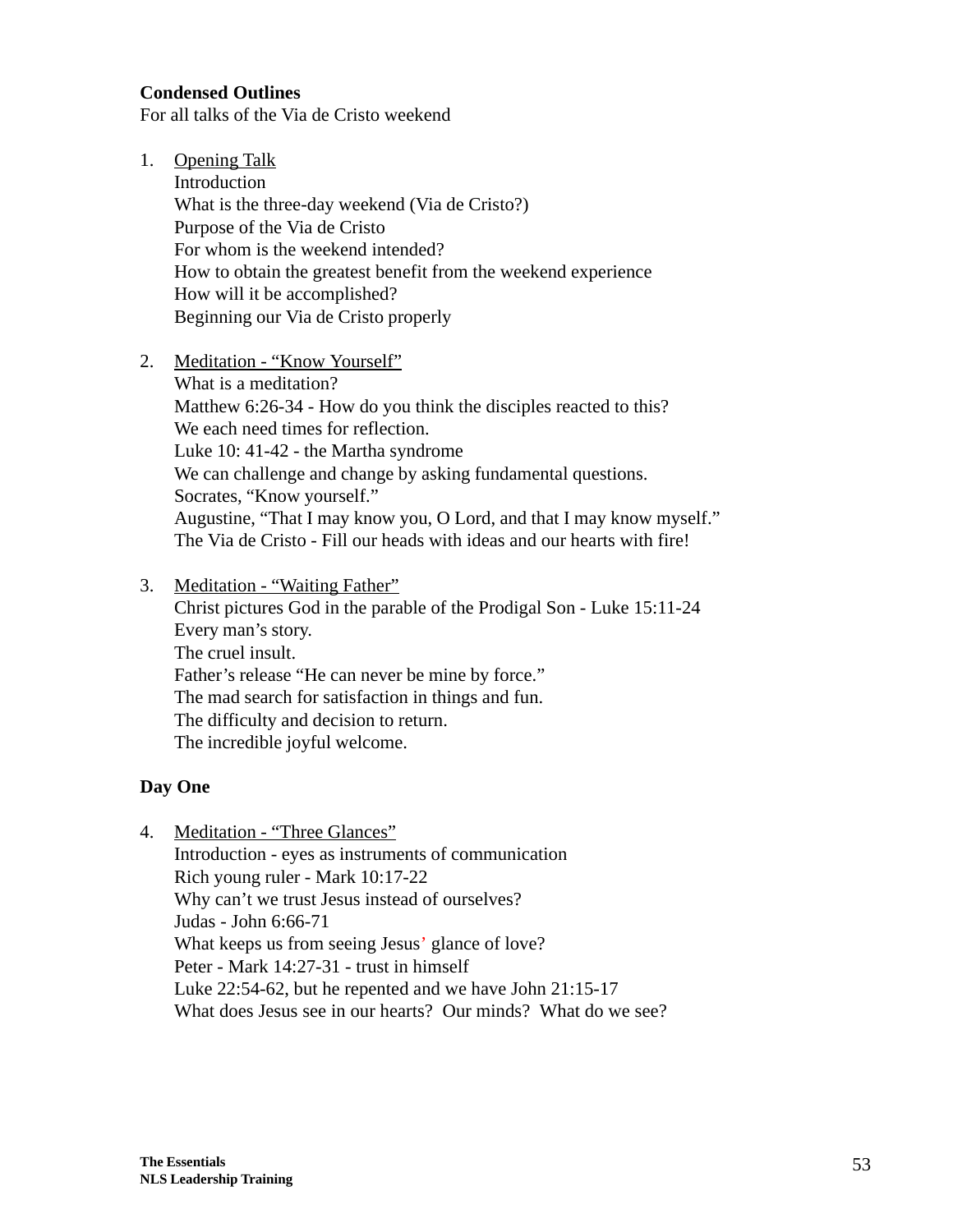**Condensed Outlines**
For all talks of the Via de Cristo weekend

1. <u>Opening Talk</u>
   Introduction
   What is the three-day weekend (Via de Cristo?)
   Purpose of the Via de Cristo
   For whom is the weekend intended?
   How to obtain the greatest benefit from the weekend experience
   How will it be accomplished?
   Beginning our Via de Cristo properly

2. <u>Meditation - "Know Yourself"</u>
   What is a meditation?
   Matthew 6:26-34 - How do you think the disciples reacted to this?
   We each need times for reflection.
   Luke 10: 41-42 - the Martha syndrome
   We can challenge and change by asking fundamental questions.
   Socrates, "Know yourself."
   Augustine, "That I may know you, O Lord, and that I may know myself."
   The Via de Cristo - Fill our heads with ideas and our hearts with fire!

3. <u>Meditation - "Waiting Father"</u>
   Christ pictures God in the parable of the Prodigal Son - Luke 15:11-24
   Every man's story.
   The cruel insult.
   Father's release "He can never be mine by force."
   The mad search for satisfaction in things and fun.
   The difficulty and decision to return.
   The incredible joyful welcome.

**Day One**

4. <u>Meditation - "Three Glances"</u>
   Introduction - eyes as instruments of communication
   Rich young ruler - Mark 10:17-22
   Why can't we trust Jesus instead of ourselves?
   Judas - John 6:66-71
   What keeps us from seeing Jesus' glance of love?
   Peter - Mark 14:27-31 - trust in himself
   Luke 22:54-62, but he repented and we have John 21:15-17
   What does Jesus see in our hearts? Our minds? What do we see?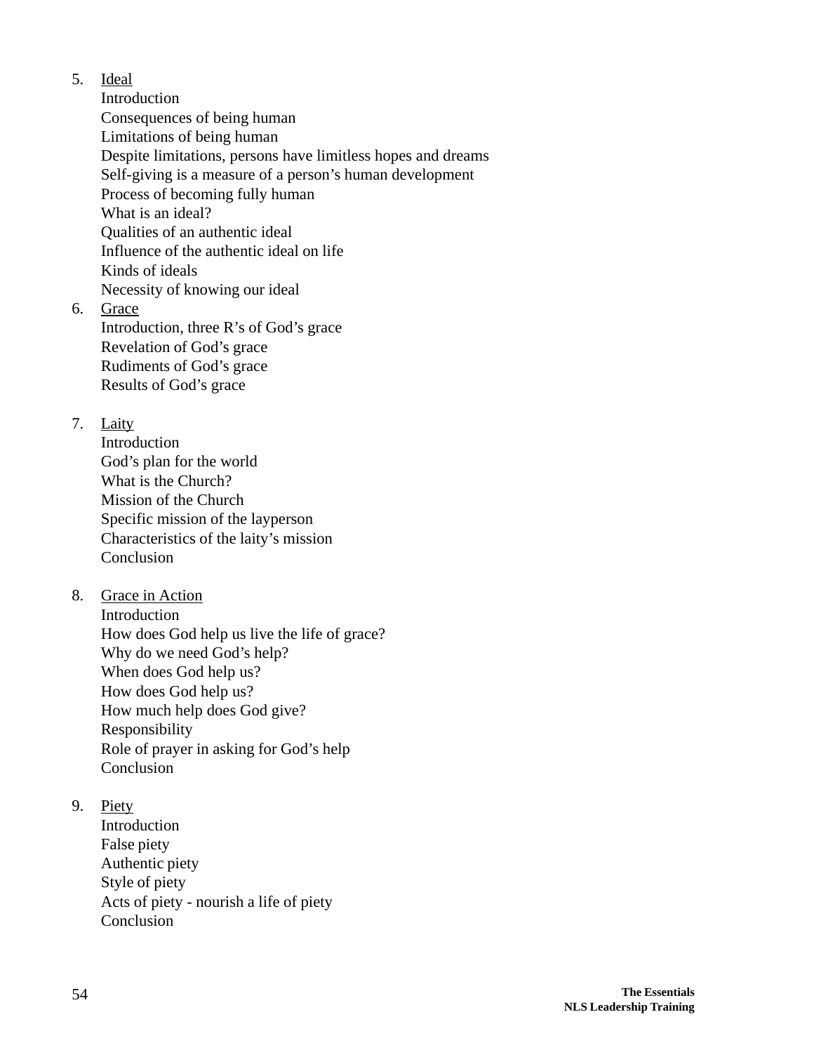5. Ideal
   Introduction
   Consequences of being human
   Limitations of being human
   Despite limitations, persons have limitless hopes and dreams
   Self-giving is a measure of a person’s human development
   Process of becoming fully human
   What is an ideal?
   Qualities of an authentic ideal
   Influence of the authentic ideal on life
   Kinds of ideals
   Necessity of knowing our ideal

6. Grace
   Introduction, three R’s of God’s grace
   Revelation of God’s grace
   Rudiments of God’s grace
   Results of God’s grace

7. Laity
   Introduction
   God’s plan for the world
   What is the Church?
   Mission of the Church
   Specific mission of the layperson
   Characteristics of the laity’s mission
   Conclusion

8. Grace in Action
   Introduction
   How does God help us live the life of grace?
   Why do we need God’s help?
   When does God help us?
   How does God help us?
   How much help does God give?
   Responsibility
   Role of prayer in asking for God’s help
   Conclusion

9. Piety
   Introduction
   False piety
   Authentic piety
   Style of piety
   Acts of piety - nourish a life of piety
   Conclusion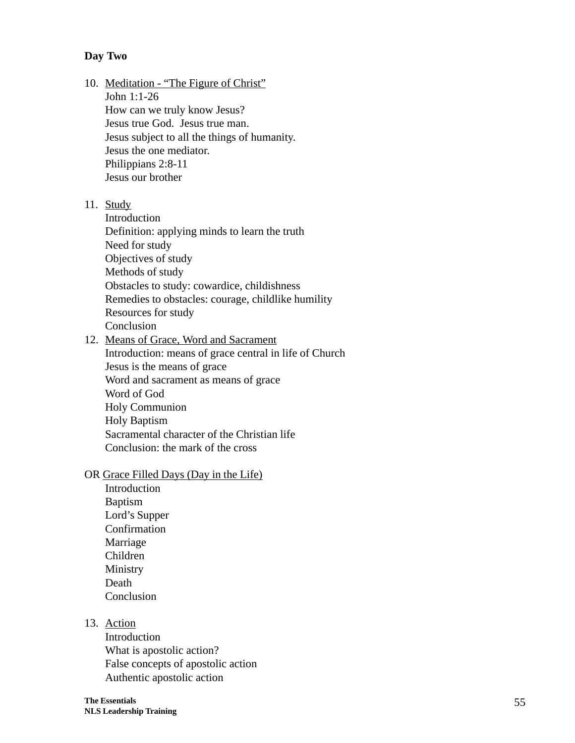**Day Two**

10. <u>Meditation - "The Figure of Christ"</u>
    John 1:1-26
    How can we truly know Jesus?
    Jesus true God.  Jesus true man.
    Jesus subject to all the things of humanity.
    Jesus the one mediator.
    Philippians 2:8-11
    Jesus our brother

11. <u>Study</u>
    Introduction
    Definition: applying minds to learn the truth
    Need for study
    Objectives of study
    Methods of study
    Obstacles to study: cowardice, childishness
    Remedies to obstacles: courage, childlike humility
    Resources for study
    Conclusion
12. <u>Means of Grace, Word and Sacrament</u>
    Introduction: means of grace central in life of Church
    Jesus is the means of grace
    Word and sacrament as means of grace
    Word of God
    Holy Communion
    Holy Baptism
    Sacramental character of the Christian life
    Conclusion: the mark of the cross

OR <u>Grace Filled Days (Day in the Life)</u>
    Introduction
    Baptism
    Lord's Supper
    Confirmation
    Marriage
    Children
    Ministry
    Death
    Conclusion

13. <u>Action</u>
    Introduction
    What is apostolic action?
    False concepts of apostolic action
    Authentic apostolic action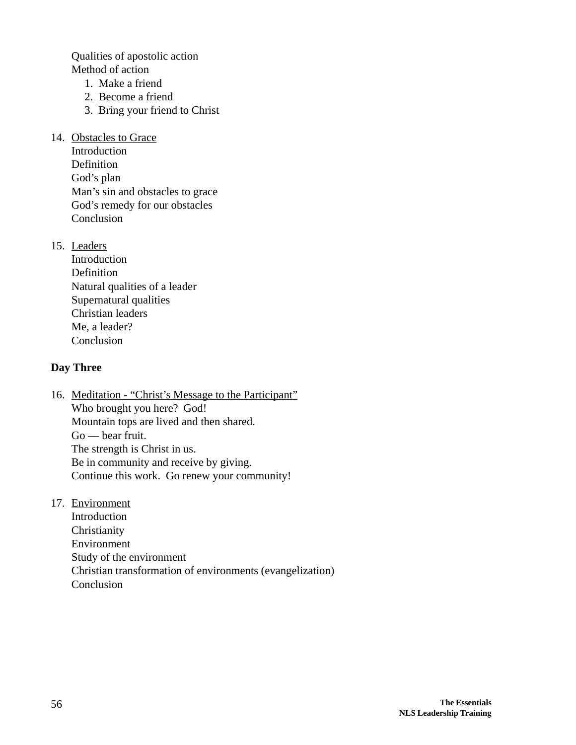Qualities of apostolic action
Method of action

1. Make a friend
2. Become a friend
3. Bring your friend to Christ

14. <u>Obstacles to Grace</u>
    Introduction
    Definition
    God's plan
    Man's sin and obstacles to grace
    God's remedy for our obstacles
    Conclusion

15. <u>Leaders</u>
    Introduction
    Definition
    Natural qualities of a leader
    Supernatural qualities
    Christian leaders
    Me, a leader?
    Conclusion

**Day Three**

16. <u>Meditation - "Christ's Message to the Participant"</u>
    Who brought you here?  God!
    Mountain tops are lived and then shared.
    Go — bear fruit.
    The strength is Christ in us.
    Be in community and receive by giving.
    Continue this work.  Go renew your community!

17. <u>Environment</u>
    Introduction
    Christianity
    Environment
    Study of the environment
    Christian transformation of environments (evangelization)
    Conclusion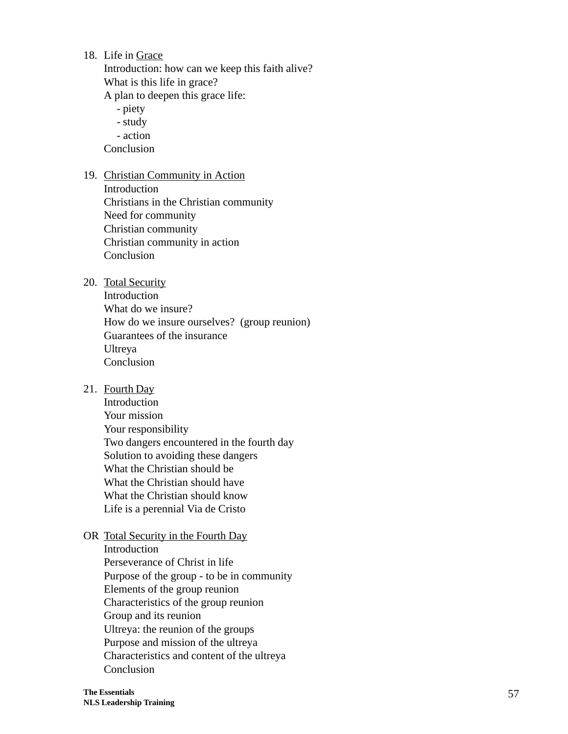18. Life in Grace
    Introduction: how can we keep this faith alive?
    What is this life in grace?
    A plan to deepen this grace life:
    - piety
    - study
    - action

    Conclusion

19. Christian Community in Action
    Introduction
    Christians in the Christian community
    Need for community
    Christian community
    Christian community in action
    Conclusion

20. Total Security
    Introduction
    What do we insure?
    How do we insure ourselves? (group reunion)
    Guarantees of the insurance
    Ultreya
    Conclusion

21. Fourth Day
    Introduction
    Your mission
    Your responsibility
    Two dangers encountered in the fourth day
    Solution to avoiding these dangers
    What the Christian should be
    What the Christian should have
    What the Christian should know
    Life is a perennial Via de Cristo

OR Total Security in the Fourth Day
    Introduction
    Perseverance of Christ in life
    Purpose of the group - to be in community
    Elements of the group reunion
    Characteristics of the group reunion
    Group and its reunion
    Ultreya: the reunion of the groups
    Purpose and mission of the ultreya
    Characteristics and content of the ultreya
    Conclusion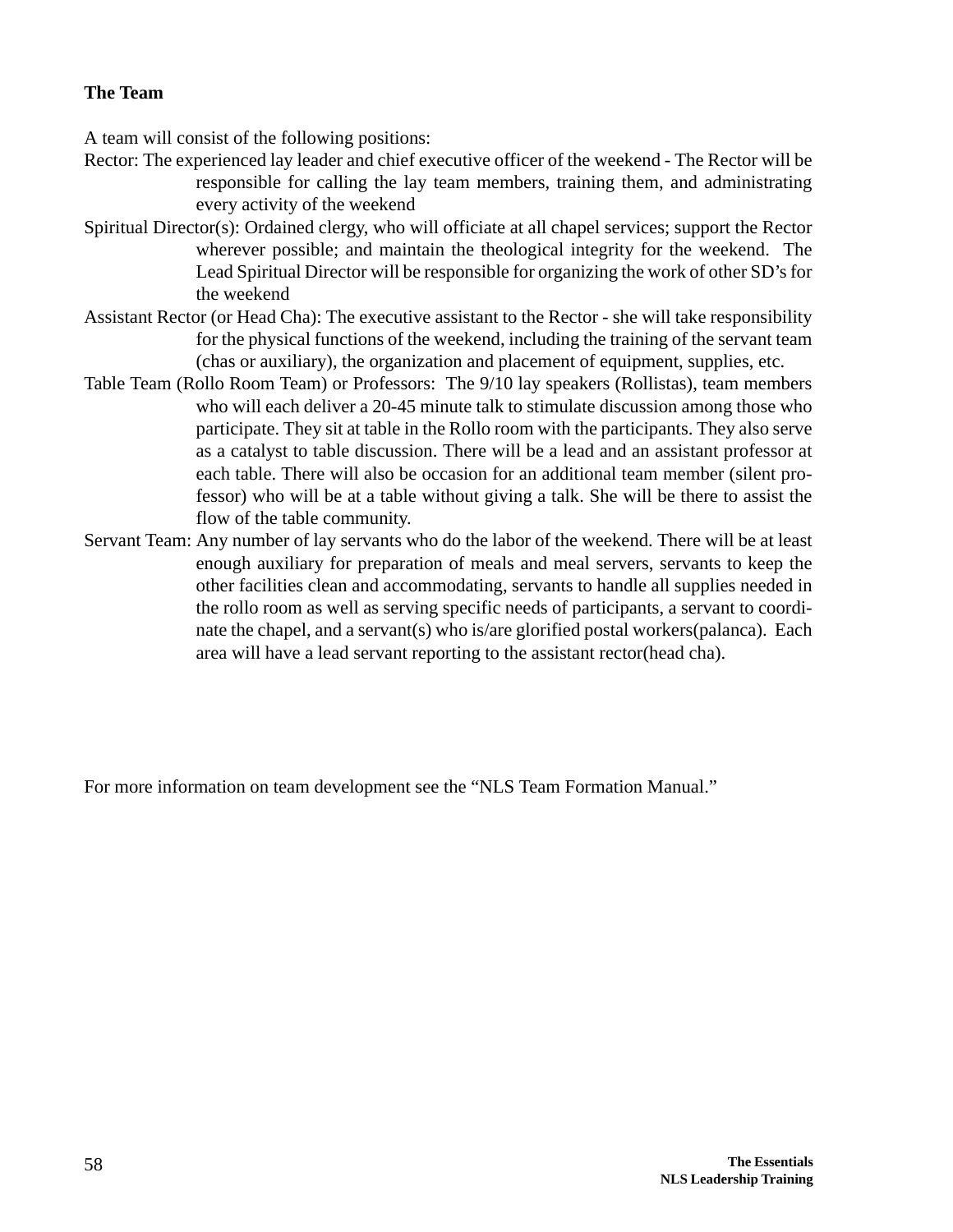**The Team**

A team will consist of the following positions:

Rector: The experienced lay leader and chief executive officer of the weekend - The Rector will be responsible for calling the lay team members, training them, and administrating every activity of the weekend

Spiritual Director(s): Ordained clergy, who will officiate at all chapel services; support the Rector wherever possible; and maintain the theological integrity for the weekend. The Lead Spiritual Director will be responsible for organizing the work of other SD's for the weekend

Assistant Rector (or Head Cha): The executive assistant to the Rector - she will take responsibility for the physical functions of the weekend, including the training of the servant team (chas or auxiliary), the organization and placement of equipment, supplies, etc.

Table Team (Rollo Room Team) or Professors: The 9/10 lay speakers (Rollistas), team members who will each deliver a 20-45 minute talk to stimulate discussion among those who participate. They sit at table in the Rollo room with the participants. They also serve as a catalyst to table discussion. There will be a lead and an assistant professor at each table. There will also be occasion for an additional team member (silent professor) who will be at a table without giving a talk. She will be there to assist the flow of the table community.

Servant Team: Any number of lay servants who do the labor of the weekend. There will be at least enough auxiliary for preparation of meals and meal servers, servants to keep the other facilities clean and accommodating, servants to handle all supplies needed in the rollo room as well as serving specific needs of participants, a servant to coordinate the chapel, and a servant(s) who is/are glorified postal workers(palanca). Each area will have a lead servant reporting to the assistant rector(head cha).

For more information on team development see the "NLS Team Formation Manual."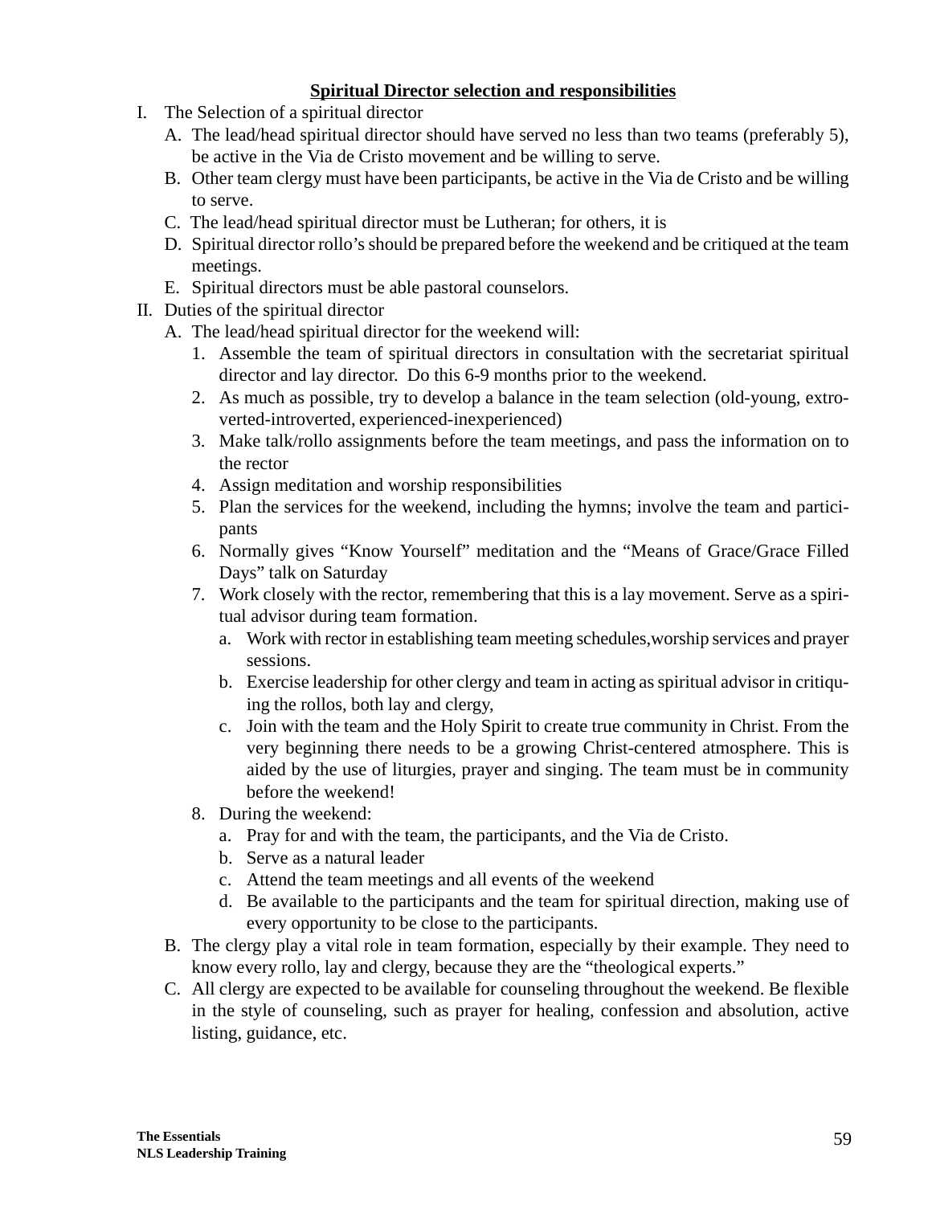**Spiritual Director selection and responsibilities**

I. The Selection of a spiritual director
   A. The lead/head spiritual director should have served no less than two teams (preferably 5), be active in the Via de Cristo movement and be willing to serve.
   B. Other team clergy must have been participants, be active in the Via de Cristo and be willing to serve.
   C. The lead/head spiritual director must be Lutheran; for others, it is
   D. Spiritual director rollo's should be prepared before the weekend and be critiqued at the team meetings.
   E. Spiritual directors must be able pastoral counselors.

II. Duties of the spiritual director
   A. The lead/head spiritual director for the weekend will:
      1. Assemble the team of spiritual directors in consultation with the secretariat spiritual director and lay director. Do this 6-9 months prior to the weekend.
      2. As much as possible, try to develop a balance in the team selection (old-young, extroverted-introverted, experienced-inexperienced)
      3. Make talk/rollo assignments before the team meetings, and pass the information on to the rector
      4. Assign meditation and worship responsibilities
      5. Plan the services for the weekend, including the hymns; involve the team and participants
      6. Normally gives "Know Yourself" meditation and the "Means of Grace/Grace Filled Days" talk on Saturday
      7. Work closely with the rector, remembering that this is a lay movement. Serve as a spiritual advisor during team formation.
         a. Work with rector in establishing team meeting schedules,worship services and prayer sessions.
         b. Exercise leadership for other clergy and team in acting as spiritual advisor in critiquing the rollos, both lay and clergy,
         c. Join with the team and the Holy Spirit to create true community in Christ. From the very beginning there needs to be a growing Christ-centered atmosphere. This is aided by the use of liturgies, prayer and singing. The team must be in community before the weekend!
      8. During the weekend:
         a. Pray for and with the team, the participants, and the Via de Cristo.
         b. Serve as a natural leader
         c. Attend the team meetings and all events of the weekend
         d. Be available to the participants and the team for spiritual direction, making use of every opportunity to be close to the participants.
   B. The clergy play a vital role in team formation, especially by their example. They need to know every rollo, lay and clergy, because they are the "theological experts."
   C. All clergy are expected to be available for counseling throughout the weekend. Be flexible in the style of counseling, such as prayer for healing, confession and absolution, active listing, guidance, etc.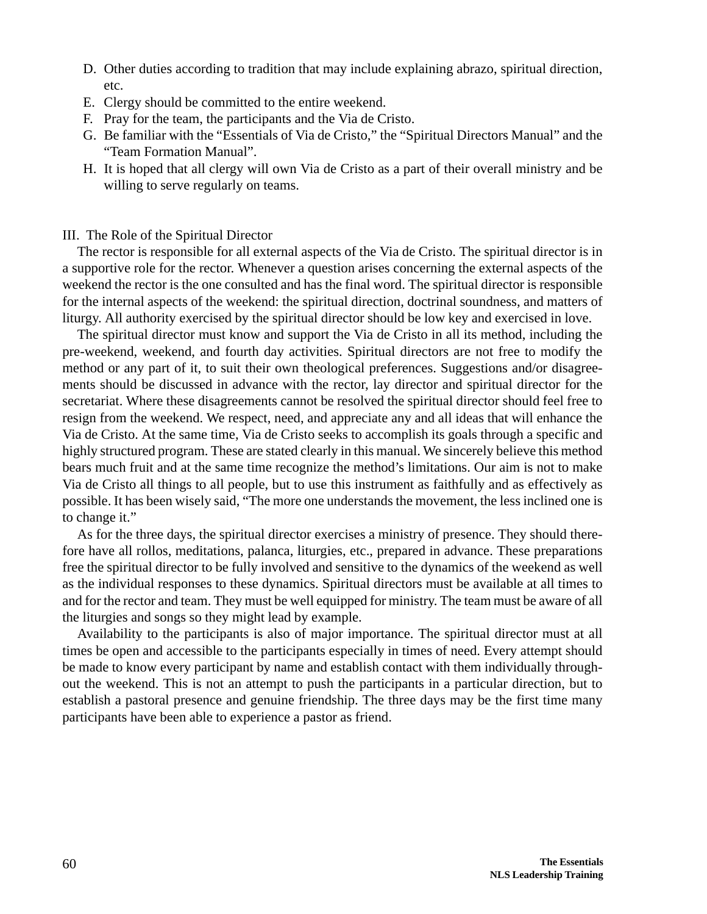D. Other duties according to tradition that may include explaining abrazo, spiritual direction, etc.
E. Clergy should be committed to the entire weekend.
F. Pray for the team, the participants and the Via de Cristo.
G. Be familiar with the "Essentials of Via de Cristo," the "Spiritual Directors Manual" and the "Team Formation Manual".
H. It is hoped that all clergy will own Via de Cristo as a part of their overall ministry and be willing to serve regularly on teams.

## III. The Role of the Spiritual Director

The rector is responsible for all external aspects of the Via de Cristo. The spiritual director is in a supportive role for the rector. Whenever a question arises concerning the external aspects of the weekend the rector is the one consulted and has the final word. The spiritual director is responsible for the internal aspects of the weekend: the spiritual direction, doctrinal soundness, and matters of liturgy. All authority exercised by the spiritual director should be low key and exercised in love.

The spiritual director must know and support the Via de Cristo in all its method, including the pre-weekend, weekend, and fourth day activities. Spiritual directors are not free to modify the method or any part of it, to suit their own theological preferences. Suggestions and/or disagreements should be discussed in advance with the rector, lay director and spiritual director for the secretariat. Where these disagreements cannot be resolved the spiritual director should feel free to resign from the weekend. We respect, need, and appreciate any and all ideas that will enhance the Via de Cristo. At the same time, Via de Cristo seeks to accomplish its goals through a specific and highly structured program. These are stated clearly in this manual. We sincerely believe this method bears much fruit and at the same time recognize the method's limitations. Our aim is not to make Via de Cristo all things to all people, but to use this instrument as faithfully and as effectively as possible. It has been wisely said, "The more one understands the movement, the less inclined one is to change it."

As for the three days, the spiritual director exercises a ministry of presence. They should therefore have all rollos, meditations, palanca, liturgies, etc., prepared in advance. These preparations free the spiritual director to be fully involved and sensitive to the dynamics of the weekend as well as the individual responses to these dynamics. Spiritual directors must be available at all times to and for the rector and team. They must be well equipped for ministry. The team must be aware of all the liturgies and songs so they might lead by example.

Availability to the participants is also of major importance. The spiritual director must at all times be open and accessible to the participants especially in times of need. Every attempt should be made to know every participant by name and establish contact with them individually throughout the weekend. This is not an attempt to push the participants in a particular direction, but to establish a pastoral presence and genuine friendship. The three days may be the first time many participants have been able to experience a pastor as friend.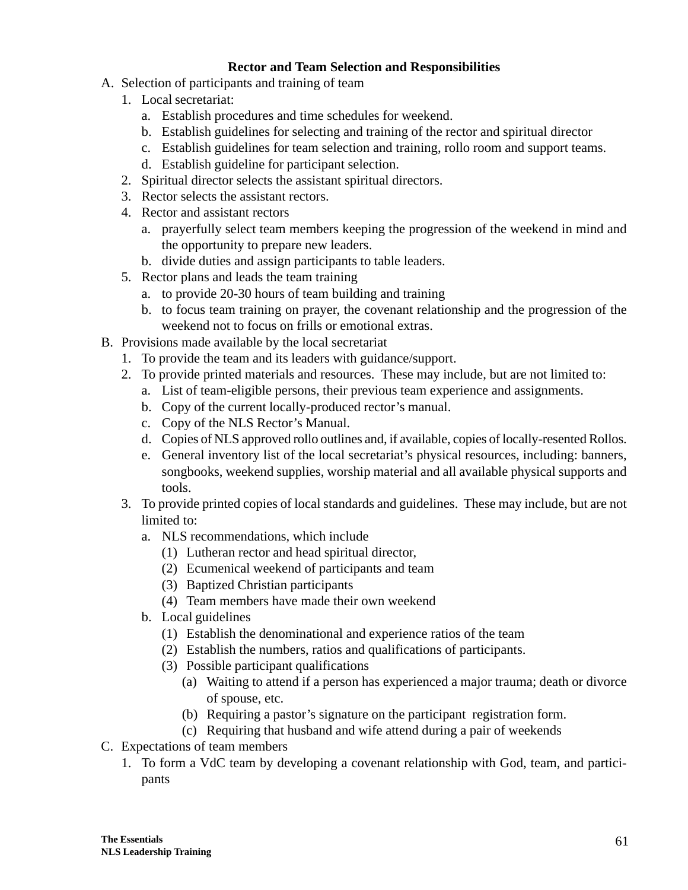**Rector and Team Selection and Responsibilities**

A. Selection of participants and training of team
   1. Local secretariat:
      a. Establish procedures and time schedules for weekend.
      b. Establish guidelines for selecting and training of the rector and spiritual director
      c. Establish guidelines for team selection and training, rollo room and support teams.
      d. Establish guideline for participant selection.
   2. Spiritual director selects the assistant spiritual directors.
   3. Rector selects the assistant rectors.
   4. Rector and assistant rectors
      a. prayerfully select team members keeping the progression of the weekend in mind and the opportunity to prepare new leaders.
      b. divide duties and assign participants to table leaders.
   5. Rector plans and leads the team training
      a. to provide 20-30 hours of team building and training
      b. to focus team training on prayer, the covenant relationship and the progression of the weekend not to focus on frills or emotional extras.

B. Provisions made available by the local secretariat
   1. To provide the team and its leaders with guidance/support.
   2. To provide printed materials and resources. These may include, but are not limited to:
      a. List of team-eligible persons, their previous team experience and assignments.
      b. Copy of the current locally-produced rector's manual.
      c. Copy of the NLS Rector's Manual.
      d. Copies of NLS approved rollo outlines and, if available, copies of locally-resented Rollos.
      e. General inventory list of the local secretariat's physical resources, including: banners, songbooks, weekend supplies, worship material and all available physical supports and tools.
   3. To provide printed copies of local standards and guidelines. These may include, but are not limited to:
      a. NLS recommendations, which include
         (1) Lutheran rector and head spiritual director,
         (2) Ecumenical weekend of participants and team
         (3) Baptized Christian participants
         (4) Team members have made their own weekend
      b. Local guidelines
         (1) Establish the denominational and experience ratios of the team
         (2) Establish the numbers, ratios and qualifications of participants.
         (3) Possible participant qualifications
            (a) Waiting to attend if a person has experienced a major trauma; death or divorce of spouse, etc.
            (b) Requiring a pastor's signature on the participant registration form.
            (c) Requiring that husband and wife attend during a pair of weekends

C. Expectations of team members
   1. To form a VdC team by developing a covenant relationship with God, team, and participants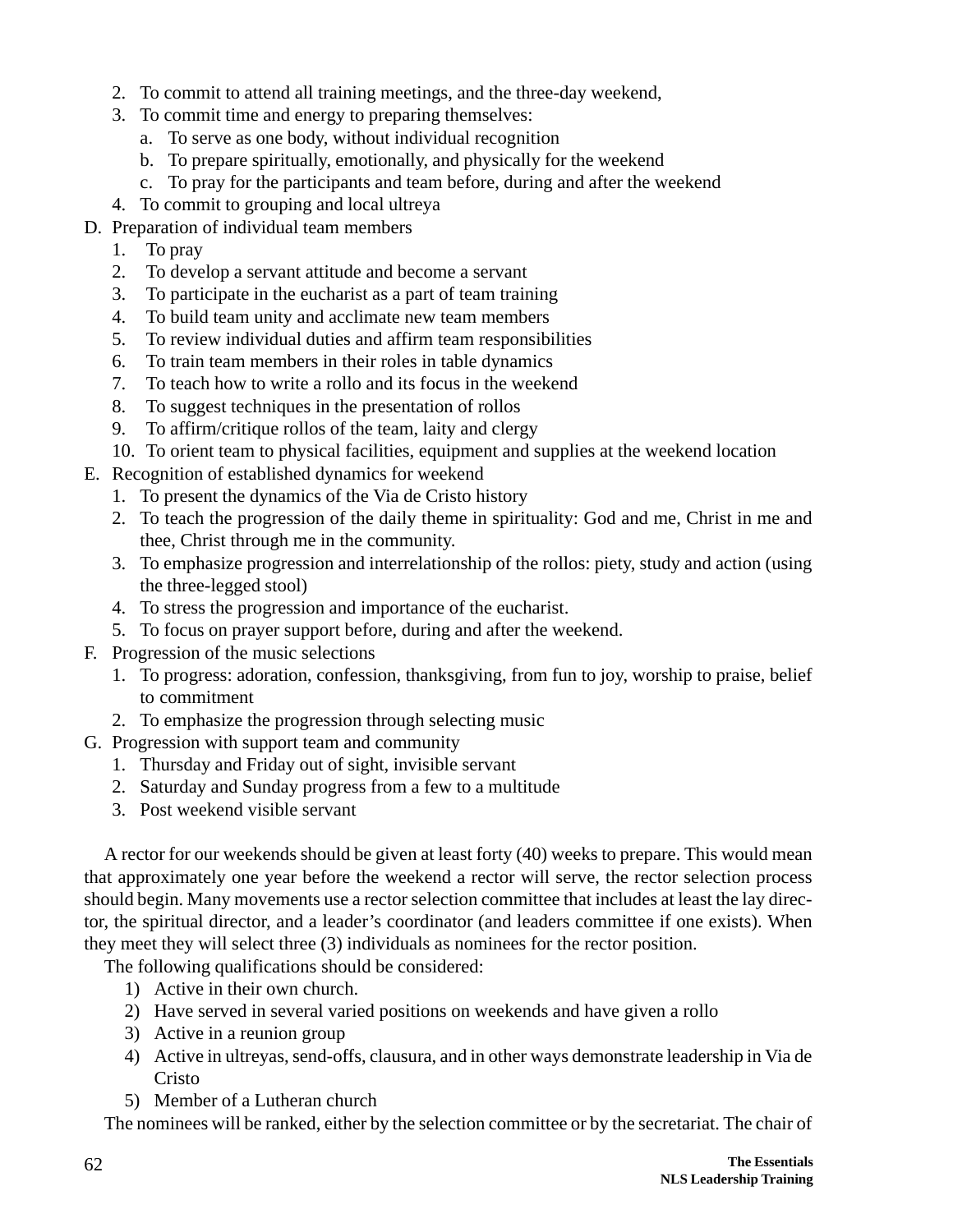2. To commit to attend all training meetings, and the three-day weekend,
3. To commit time and energy to preparing themselves:
   a. To serve as one body, without individual recognition
   b. To prepare spiritually, emotionally, and physically for the weekend
   c. To pray for the participants and team before, during and after the weekend
4. To commit to grouping and local ultreya

D. Preparation of individual team members
   1. To pray
   2. To develop a servant attitude and become a servant
   3. To participate in the eucharist as a part of team training
   4. To build team unity and acclimate new team members
   5. To review individual duties and affirm team responsibilities
   6. To train team members in their roles in table dynamics
   7. To teach how to write a rollo and its focus in the weekend
   8. To suggest techniques in the presentation of rollos
   9. To affirm/critique rollos of the team, laity and clergy
   10. To orient team to physical facilities, equipment and supplies at the weekend location

E. Recognition of established dynamics for weekend
   1. To present the dynamics of the Via de Cristo history
   2. To teach the progression of the daily theme in spirituality: God and me, Christ in me and thee, Christ through me in the community.
   3. To emphasize progression and interrelationship of the rollos: piety, study and action (using the three-legged stool)
   4. To stress the progression and importance of the eucharist.
   5. To focus on prayer support before, during and after the weekend.

F. Progression of the music selections
   1. To progress: adoration, confession, thanksgiving, from fun to joy, worship to praise, belief to commitment
   2. To emphasize the progression through selecting music

G. Progression with support team and community
   1. Thursday and Friday out of sight, invisible servant
   2. Saturday and Sunday progress from a few to a multitude
   3. Post weekend visible servant

A rector for our weekends should be given at least forty (40) weeks to prepare. This would mean that approximately one year before the weekend a rector will serve, the rector selection process should begin. Many movements use a rector selection committee that includes at least the lay director, the spiritual director, and a leader's coordinator (and leaders committee if one exists). When they meet they will select three (3) individuals as nominees for the rector position.

The following qualifications should be considered:

1) Active in their own church.
2) Have served in several varied positions on weekends and have given a rollo
3) Active in a reunion group
4) Active in ultreyas, send-offs, clausura, and in other ways demonstrate leadership in Via de Cristo
5) Member of a Lutheran church

The nominees will be ranked, either by the selection committee or by the secretariat. The chair of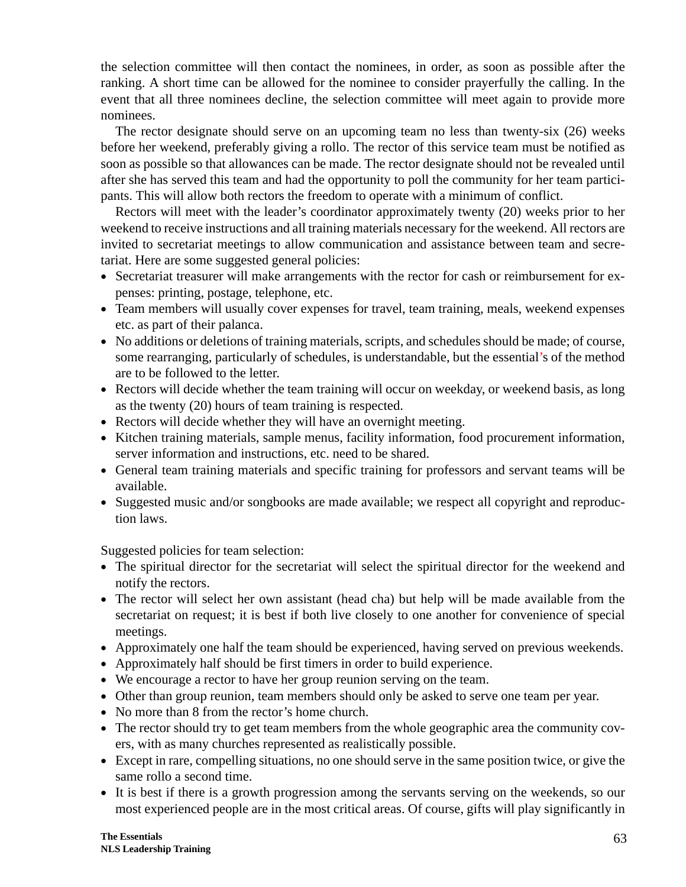the selection committee will then contact the nominees, in order, as soon as possible after the ranking. A short time can be allowed for the nominee to consider prayerfully the calling. In the event that all three nominees decline, the selection committee will meet again to provide more nominees.

The rector designate should serve on an upcoming team no less than twenty-six (26) weeks before her weekend, preferably giving a rollo. The rector of this service team must be notified as soon as possible so that allowances can be made. The rector designate should not be revealed until after she has served this team and had the opportunity to poll the community for her team participants. This will allow both rectors the freedom to operate with a minimum of conflict.

Rectors will meet with the leader's coordinator approximately twenty (20) weeks prior to her weekend to receive instructions and all training materials necessary for the weekend. All rectors are invited to secretariat meetings to allow communication and assistance between team and secretariat. Here are some suggested general policies:

- Secretariat treasurer will make arrangements with the rector for cash or reimbursement for expenses: printing, postage, telephone, etc.
- Team members will usually cover expenses for travel, team training, meals, weekend expenses etc. as part of their palanca.
- No additions or deletions of training materials, scripts, and schedules should be made; of course, some rearranging, particularly of schedules, is understandable, but the essential's of the method are to be followed to the letter.
- Rectors will decide whether the team training will occur on weekday, or weekend basis, as long as the twenty (20) hours of team training is respected.
- Rectors will decide whether they will have an overnight meeting.
- Kitchen training materials, sample menus, facility information, food procurement information, server information and instructions, etc. need to be shared.
- General team training materials and specific training for professors and servant teams will be available.
- Suggested music and/or songbooks are made available; we respect all copyright and reproduction laws.

Suggested policies for team selection:

- The spiritual director for the secretariat will select the spiritual director for the weekend and notify the rectors.
- The rector will select her own assistant (head cha) but help will be made available from the secretariat on request; it is best if both live closely to one another for convenience of special meetings.
- Approximately one half the team should be experienced, having served on previous weekends.
- Approximately half should be first timers in order to build experience.
- We encourage a rector to have her group reunion serving on the team.
- Other than group reunion, team members should only be asked to serve one team per year.
- No more than 8 from the rector's home church.
- The rector should try to get team members from the whole geographic area the community covers, with as many churches represented as realistically possible.
- Except in rare, compelling situations, no one should serve in the same position twice, or give the same rollo a second time.
- It is best if there is a growth progression among the servants serving on the weekends, so our most experienced people are in the most critical areas. Of course, gifts will play significantly in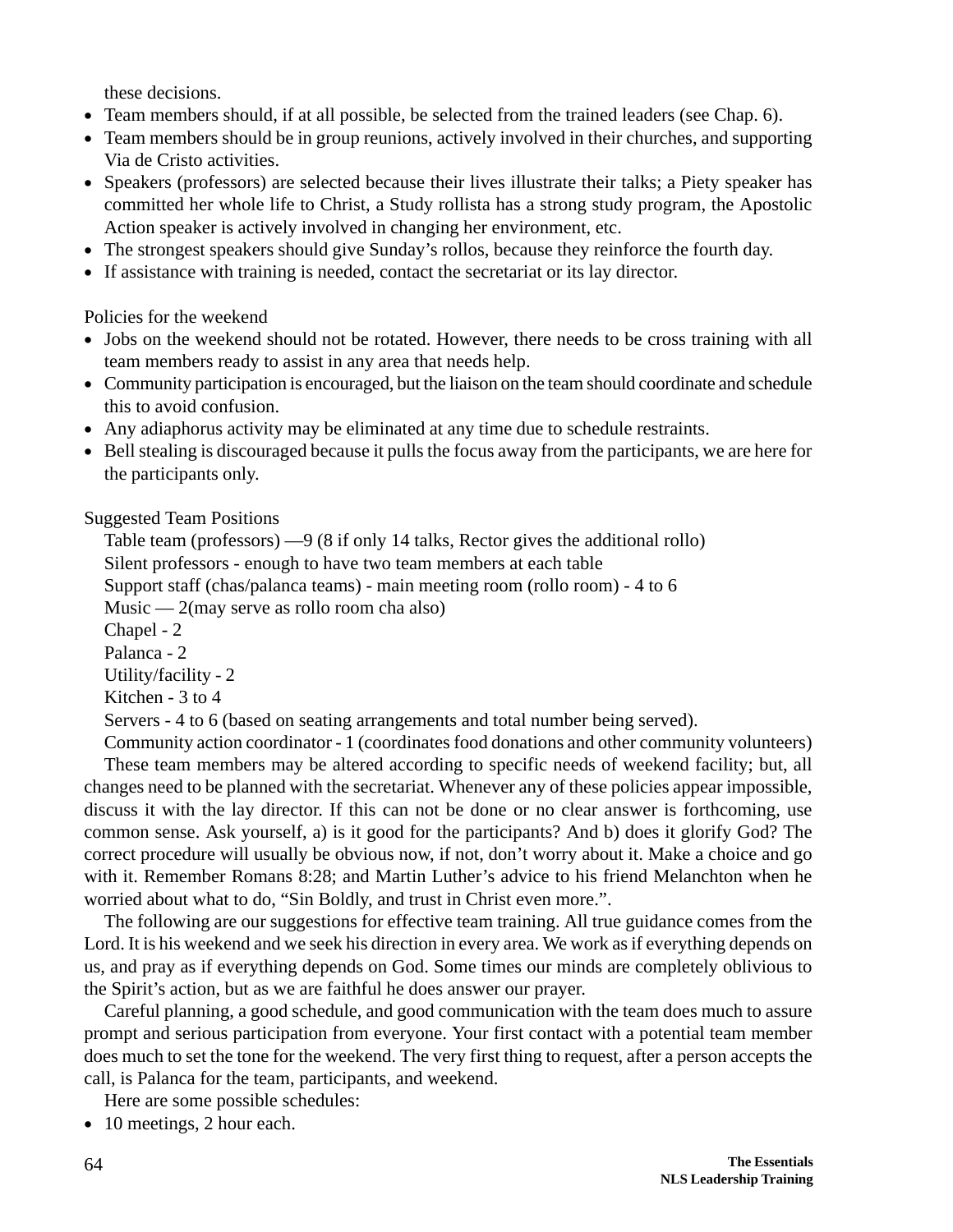these decisions.

- Team members should, if at all possible, be selected from the trained leaders (see Chap. 6).
- Team members should be in group reunions, actively involved in their churches, and supporting Via de Cristo activities.
- Speakers (professors) are selected because their lives illustrate their talks; a Piety speaker has committed her whole life to Christ, a Study rollista has a strong study program, the Apostolic Action speaker is actively involved in changing her environment, etc.
- The strongest speakers should give Sunday's rollos, because they reinforce the fourth day.
- If assistance with training is needed, contact the secretariat or its lay director.

Policies for the weekend

- Jobs on the weekend should not be rotated. However, there needs to be cross training with all team members ready to assist in any area that needs help.
- Community participation is encouraged, but the liaison on the team should coordinate and schedule this to avoid confusion.
- Any adiaphorus activity may be eliminated at any time due to schedule restraints.
- Bell stealing is discouraged because it pulls the focus away from the participants, we are here for the participants only.

Suggested Team Positions

Table team (professors) —9 (8 if only 14 talks, Rector gives the additional rollo)
Silent professors - enough to have two team members at each table
Support staff (chas/palanca teams) - main meeting room (rollo room) - 4 to 6
Music — 2(may serve as rollo room cha also)
Chapel - 2
Palanca - 2
Utility/facility - 2
Kitchen - 3 to 4
Servers - 4 to 6 (based on seating arrangements and total number being served).
Community action coordinator - 1 (coordinates food donations and other community volunteers)

These team members may be altered according to specific needs of weekend facility; but, all changes need to be planned with the secretariat. Whenever any of these policies appear impossible, discuss it with the lay director. If this can not be done or no clear answer is forthcoming, use common sense. Ask yourself, a) is it good for the participants? And b) does it glorify God? The correct procedure will usually be obvious now, if not, don't worry about it. Make a choice and go with it. Remember Romans 8:28; and Martin Luther's advice to his friend Melanchton when he worried about what to do, "Sin Boldly, and trust in Christ even more.".

The following are our suggestions for effective team training. All true guidance comes from the Lord. It is his weekend and we seek his direction in every area. We work as if everything depends on us, and pray as if everything depends on God. Some times our minds are completely oblivious to the Spirit's action, but as we are faithful he does answer our prayer.

Careful planning, a good schedule, and good communication with the team does much to assure prompt and serious participation from everyone. Your first contact with a potential team member does much to set the tone for the weekend. The very first thing to request, after a person accepts the call, is Palanca for the team, participants, and weekend.

Here are some possible schedules:

- 10 meetings, 2 hour each.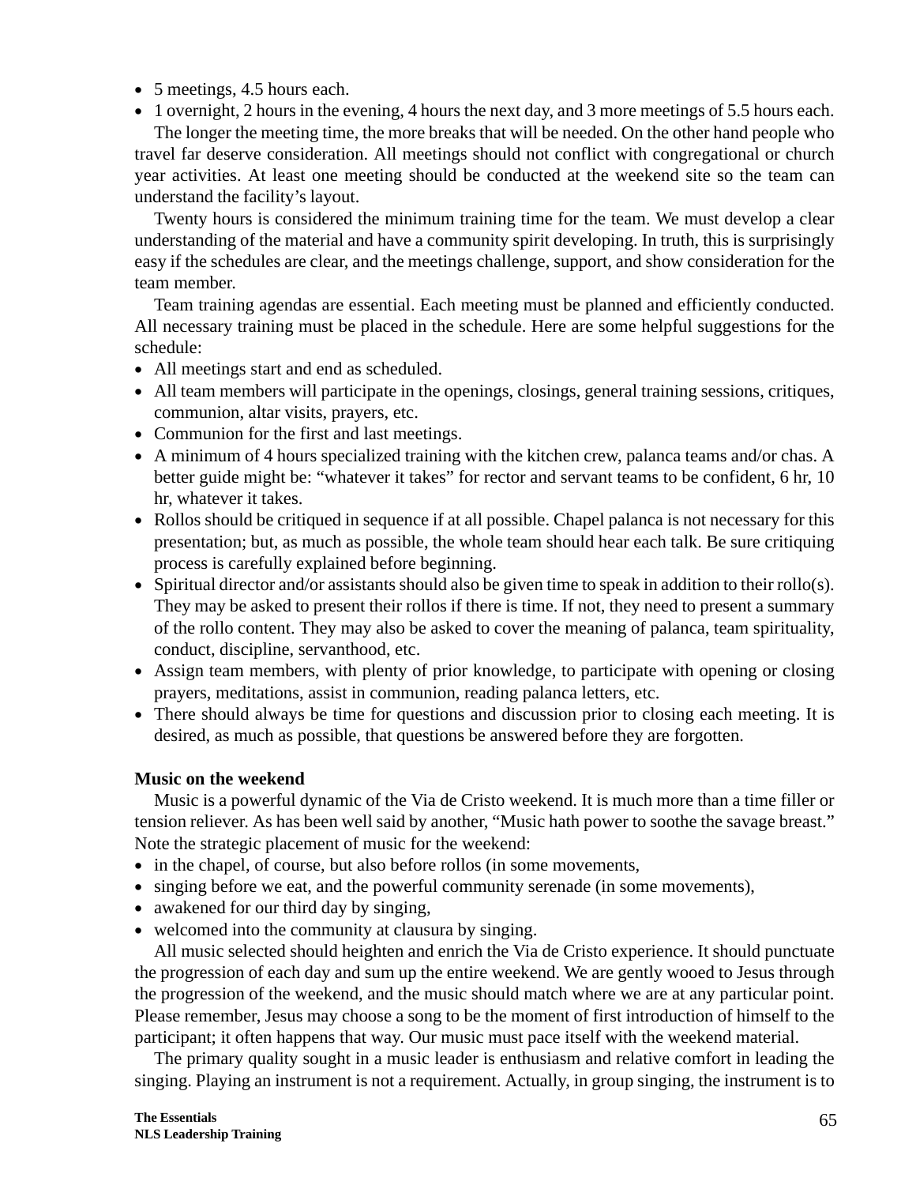- 5 meetings, 4.5 hours each.
- 1 overnight, 2 hours in the evening, 4 hours the next day, and 3 more meetings of 5.5 hours each.

The longer the meeting time, the more breaks that will be needed. On the other hand people who travel far deserve consideration. All meetings should not conflict with congregational or church year activities. At least one meeting should be conducted at the weekend site so the team can understand the facility's layout.

Twenty hours is considered the minimum training time for the team. We must develop a clear understanding of the material and have a community spirit developing. In truth, this is surprisingly easy if the schedules are clear, and the meetings challenge, support, and show consideration for the team member.

Team training agendas are essential. Each meeting must be planned and efficiently conducted. All necessary training must be placed in the schedule. Here are some helpful suggestions for the schedule:

- All meetings start and end as scheduled.
- All team members will participate in the openings, closings, general training sessions, critiques, communion, altar visits, prayers, etc.
- Communion for the first and last meetings.
- A minimum of 4 hours specialized training with the kitchen crew, palanca teams and/or chas. A better guide might be: "whatever it takes" for rector and servant teams to be confident, 6 hr, 10 hr, whatever it takes.
- Rollos should be critiqued in sequence if at all possible. Chapel palanca is not necessary for this presentation; but, as much as possible, the whole team should hear each talk. Be sure critiquing process is carefully explained before beginning.
- Spiritual director and/or assistants should also be given time to speak in addition to their rollo(s). They may be asked to present their rollos if there is time. If not, they need to present a summary of the rollo content. They may also be asked to cover the meaning of palanca, team spirituality, conduct, discipline, servanthood, etc.
- Assign team members, with plenty of prior knowledge, to participate with opening or closing prayers, meditations, assist in communion, reading palanca letters, etc.
- There should always be time for questions and discussion prior to closing each meeting. It is desired, as much as possible, that questions be answered before they are forgotten.

**Music on the weekend**

Music is a powerful dynamic of the Via de Cristo weekend. It is much more than a time filler or tension reliever. As has been well said by another, "Music hath power to soothe the savage breast." Note the strategic placement of music for the weekend:

- in the chapel, of course, but also before rollos (in some movements,
- singing before we eat, and the powerful community serenade (in some movements),
- awakened for our third day by singing,
- welcomed into the community at clausura by singing.

All music selected should heighten and enrich the Via de Cristo experience. It should punctuate the progression of each day and sum up the entire weekend. We are gently wooed to Jesus through the progression of the weekend, and the music should match where we are at any particular point. Please remember, Jesus may choose a song to be the moment of first introduction of himself to the participant; it often happens that way. Our music must pace itself with the weekend material.

The primary quality sought in a music leader is enthusiasm and relative comfort in leading the singing. Playing an instrument is not a requirement. Actually, in group singing, the instrument is to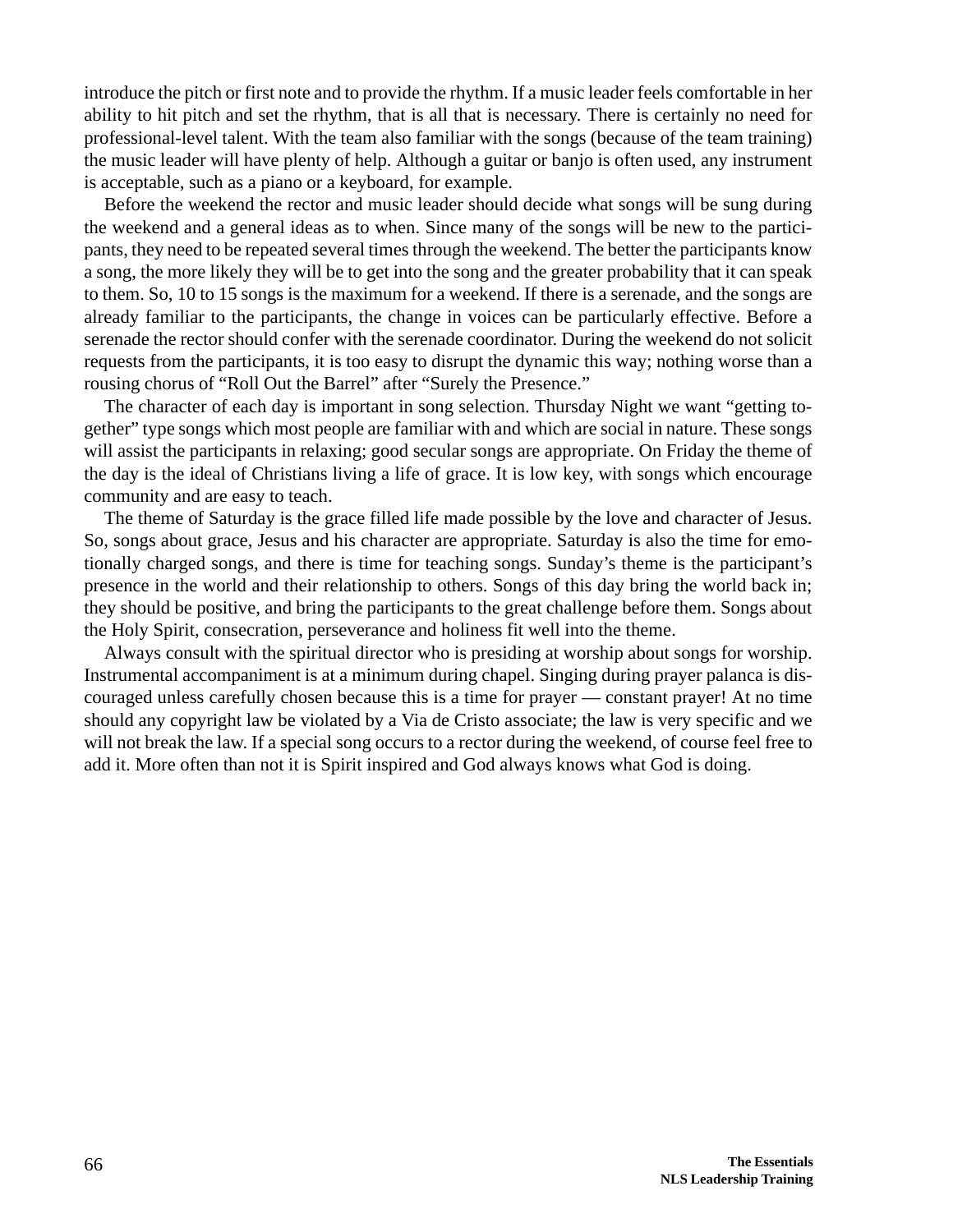introduce the pitch or first note and to provide the rhythm. If a music leader feels comfortable in her ability to hit pitch and set the rhythm, that is all that is necessary. There is certainly no need for professional-level talent. With the team also familiar with the songs (because of the team training) the music leader will have plenty of help. Although a guitar or banjo is often used, any instrument is acceptable, such as a piano or a keyboard, for example.

Before the weekend the rector and music leader should decide what songs will be sung during the weekend and a general ideas as to when. Since many of the songs will be new to the participants, they need to be repeated several times through the weekend. The better the participants know a song, the more likely they will be to get into the song and the greater probability that it can speak to them. So, 10 to 15 songs is the maximum for a weekend. If there is a serenade, and the songs are already familiar to the participants, the change in voices can be particularly effective. Before a serenade the rector should confer with the serenade coordinator. During the weekend do not solicit requests from the participants, it is too easy to disrupt the dynamic this way; nothing worse than a rousing chorus of "Roll Out the Barrel" after "Surely the Presence."

The character of each day is important in song selection. Thursday Night we want "getting together" type songs which most people are familiar with and which are social in nature. These songs will assist the participants in relaxing; good secular songs are appropriate. On Friday the theme of the day is the ideal of Christians living a life of grace. It is low key, with songs which encourage community and are easy to teach.

The theme of Saturday is the grace filled life made possible by the love and character of Jesus. So, songs about grace, Jesus and his character are appropriate. Saturday is also the time for emotionally charged songs, and there is time for teaching songs. Sunday's theme is the participant's presence in the world and their relationship to others. Songs of this day bring the world back in; they should be positive, and bring the participants to the great challenge before them. Songs about the Holy Spirit, consecration, perseverance and holiness fit well into the theme.

Always consult with the spiritual director who is presiding at worship about songs for worship. Instrumental accompaniment is at a minimum during chapel. Singing during prayer palanca is discouraged unless carefully chosen because this is a time for prayer — constant prayer! At no time should any copyright law be violated by a Via de Cristo associate; the law is very specific and we will not break the law. If a special song occurs to a rector during the weekend, of course feel free to add it. More often than not it is Spirit inspired and God always knows what God is doing.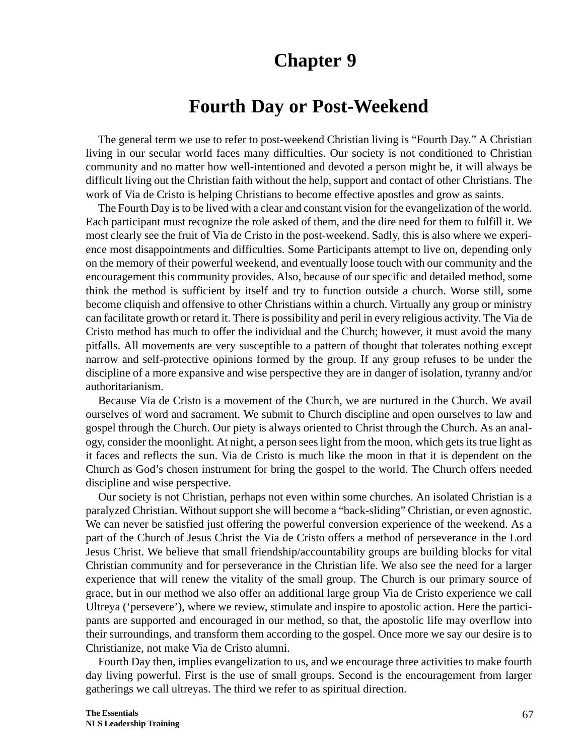# Chapter 9

# Fourth Day or Post-Weekend

The general term we use to refer to post-weekend Christian living is "Fourth Day." A Christian living in our secular world faces many difficulties. Our society is not conditioned to Christian community and no matter how well-intentioned and devoted a person might be, it will always be difficult living out the Christian faith without the help, support and contact of other Christians. The work of Via de Cristo is helping Christians to become effective apostles and grow as saints.

The Fourth Day is to be lived with a clear and constant vision for the evangelization of the world. Each participant must recognize the role asked of them, and the dire need for them to fulfill it. We most clearly see the fruit of Via de Cristo in the post-weekend. Sadly, this is also where we experience most disappointments and difficulties. Some Participants attempt to live on, depending only on the memory of their powerful weekend, and eventually loose touch with our community and the encouragement this community provides. Also, because of our specific and detailed method, some think the method is sufficient by itself and try to function outside a church. Worse still, some become cliquish and offensive to other Christians within a church. Virtually any group or ministry can facilitate growth or retard it. There is possibility and peril in every religious activity. The Via de Cristo method has much to offer the individual and the Church; however, it must avoid the many pitfalls. All movements are very susceptible to a pattern of thought that tolerates nothing except narrow and self-protective opinions formed by the group. If any group refuses to be under the discipline of a more expansive and wise perspective they are in danger of isolation, tyranny and/or authoritarianism.

Because Via de Cristo is a movement of the Church, we are nurtured in the Church. We avail ourselves of word and sacrament. We submit to Church discipline and open ourselves to law and gospel through the Church. Our piety is always oriented to Christ through the Church. As an analogy, consider the moonlight. At night, a person sees light from the moon, which gets its true light as it faces and reflects the sun. Via de Cristo is much like the moon in that it is dependent on the Church as God's chosen instrument for bring the gospel to the world. The Church offers needed discipline and wise perspective.

Our society is not Christian, perhaps not even within some churches. An isolated Christian is a paralyzed Christian. Without support she will become a "back-sliding" Christian, or even agnostic. We can never be satisfied just offering the powerful conversion experience of the weekend. As a part of the Church of Jesus Christ the Via de Cristo offers a method of perseverance in the Lord Jesus Christ. We believe that small friendship/accountability groups are building blocks for vital Christian community and for perseverance in the Christian life. We also see the need for a larger experience that will renew the vitality of the small group. The Church is our primary source of grace, but in our method we also offer an additional large group Via de Cristo experience we call Ultreya ('persevere'), where we review, stimulate and inspire to apostolic action. Here the participants are supported and encouraged in our method, so that, the apostolic life may overflow into their surroundings, and transform them according to the gospel. Once more we say our desire is to Christianize, not make Via de Cristo alumni.

Fourth Day then, implies evangelization to us, and we encourage three activities to make fourth day living powerful. First is the use of small groups. Second is the encouragement from larger gatherings we call ultreyas. The third we refer to as spiritual direction.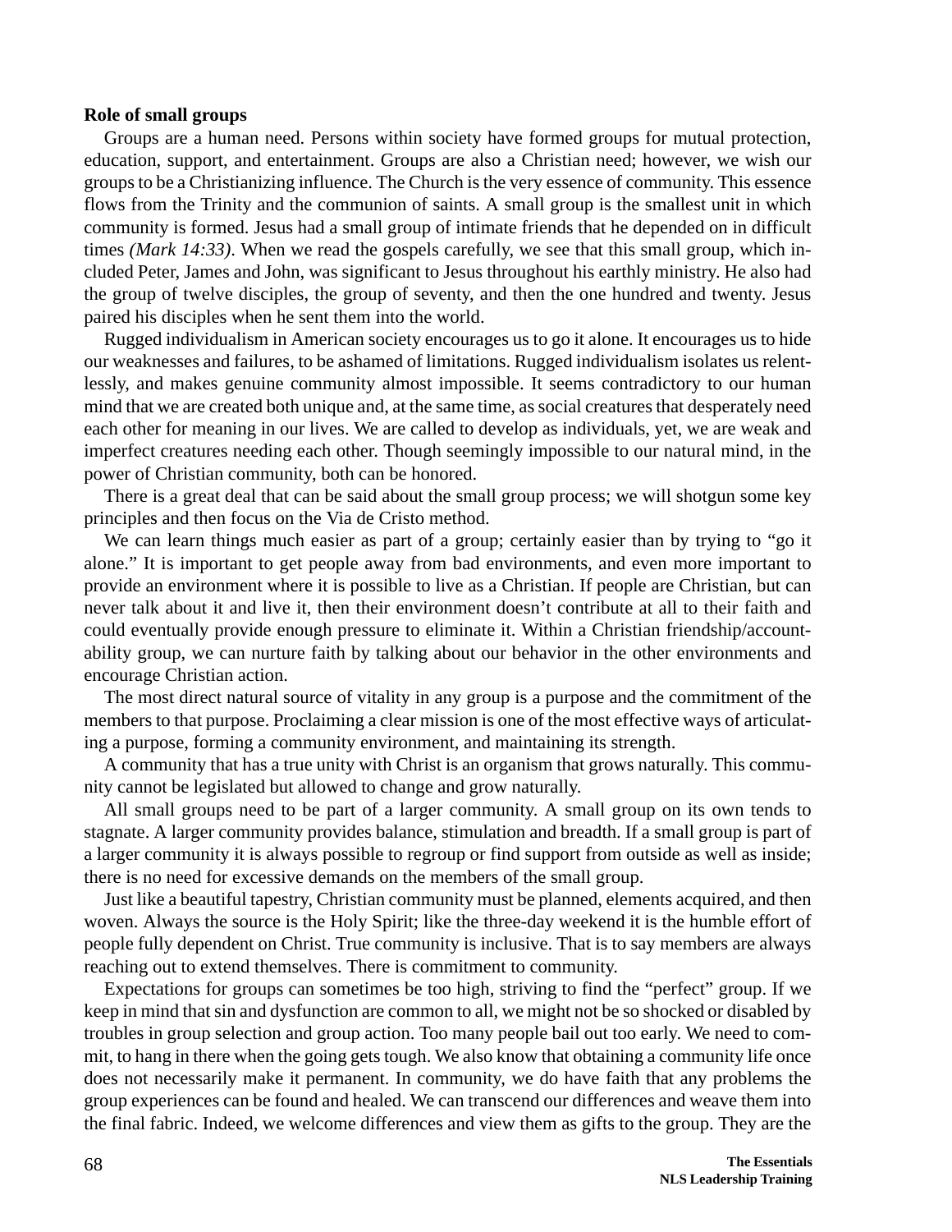**Role of small groups**

Groups are a human need. Persons within society have formed groups for mutual protection, education, support, and entertainment. Groups are also a Christian need; however, we wish our groups to be a Christianizing influence. The Church is the very essence of community. This essence flows from the Trinity and the communion of saints. A small group is the smallest unit in which community is formed. Jesus had a small group of intimate friends that he depended on in difficult times *(Mark 14:33)*. When we read the gospels carefully, we see that this small group, which included Peter, James and John, was significant to Jesus throughout his earthly ministry. He also had the group of twelve disciples, the group of seventy, and then the one hundred and twenty. Jesus paired his disciples when he sent them into the world.

Rugged individualism in American society encourages us to go it alone. It encourages us to hide our weaknesses and failures, to be ashamed of limitations. Rugged individualism isolates us relentlessly, and makes genuine community almost impossible. It seems contradictory to our human mind that we are created both unique and, at the same time, as social creatures that desperately need each other for meaning in our lives. We are called to develop as individuals, yet, we are weak and imperfect creatures needing each other. Though seemingly impossible to our natural mind, in the power of Christian community, both can be honored.

There is a great deal that can be said about the small group process; we will shotgun some key principles and then focus on the Via de Cristo method.

We can learn things much easier as part of a group; certainly easier than by trying to "go it alone." It is important to get people away from bad environments, and even more important to provide an environment where it is possible to live as a Christian. If people are Christian, but can never talk about it and live it, then their environment doesn't contribute at all to their faith and could eventually provide enough pressure to eliminate it. Within a Christian friendship/accountability group, we can nurture faith by talking about our behavior in the other environments and encourage Christian action.

The most direct natural source of vitality in any group is a purpose and the commitment of the members to that purpose. Proclaiming a clear mission is one of the most effective ways of articulating a purpose, forming a community environment, and maintaining its strength.

A community that has a true unity with Christ is an organism that grows naturally. This community cannot be legislated but allowed to change and grow naturally.

All small groups need to be part of a larger community. A small group on its own tends to stagnate. A larger community provides balance, stimulation and breadth. If a small group is part of a larger community it is always possible to regroup or find support from outside as well as inside; there is no need for excessive demands on the members of the small group.

Just like a beautiful tapestry, Christian community must be planned, elements acquired, and then woven. Always the source is the Holy Spirit; like the three-day weekend it is the humble effort of people fully dependent on Christ. True community is inclusive. That is to say members are always reaching out to extend themselves. There is commitment to community.

Expectations for groups can sometimes be too high, striving to find the "perfect" group. If we keep in mind that sin and dysfunction are common to all, we might not be so shocked or disabled by troubles in group selection and group action. Too many people bail out too early. We need to commit, to hang in there when the going gets tough. We also know that obtaining a community life once does not necessarily make it permanent. In community, we do have faith that any problems the group experiences can be found and healed. We can transcend our differences and weave them into the final fabric. Indeed, we welcome differences and view them as gifts to the group. They are the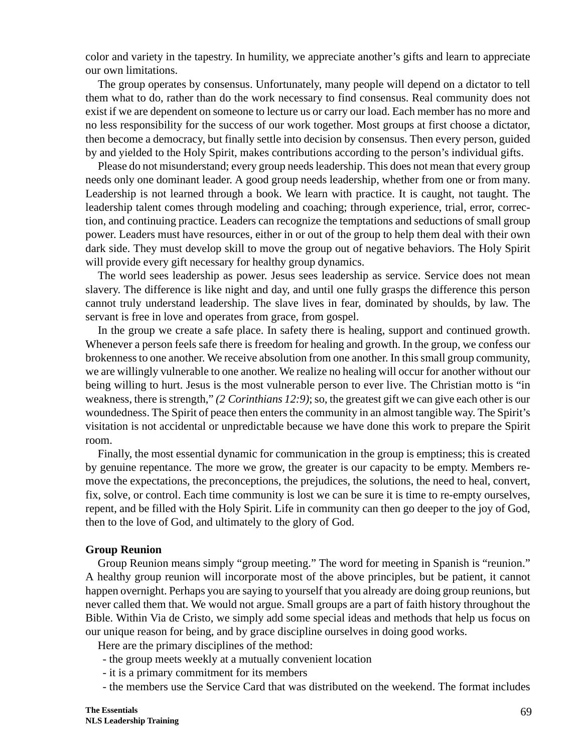color and variety in the tapestry. In humility, we appreciate another's gifts and learn to appreciate our own limitations.

The group operates by consensus. Unfortunately, many people will depend on a dictator to tell them what to do, rather than do the work necessary to find consensus. Real community does not exist if we are dependent on someone to lecture us or carry our load. Each member has no more and no less responsibility for the success of our work together. Most groups at first choose a dictator, then become a democracy, but finally settle into decision by consensus. Then every person, guided by and yielded to the Holy Spirit, makes contributions according to the person's individual gifts.

Please do not misunderstand; every group needs leadership. This does not mean that every group needs only one dominant leader. A good group needs leadership, whether from one or from many. Leadership is not learned through a book. We learn with practice. It is caught, not taught. The leadership talent comes through modeling and coaching; through experience, trial, error, correction, and continuing practice. Leaders can recognize the temptations and seductions of small group power. Leaders must have resources, either in or out of the group to help them deal with their own dark side. They must develop skill to move the group out of negative behaviors. The Holy Spirit will provide every gift necessary for healthy group dynamics.

The world sees leadership as power. Jesus sees leadership as service. Service does not mean slavery. The difference is like night and day, and until one fully grasps the difference this person cannot truly understand leadership. The slave lives in fear, dominated by shoulds, by law. The servant is free in love and operates from grace, from gospel.

In the group we create a safe place. In safety there is healing, support and continued growth. Whenever a person feels safe there is freedom for healing and growth. In the group, we confess our brokenness to one another. We receive absolution from one another. In this small group community, we are willingly vulnerable to one another. We realize no healing will occur for another without our being willing to hurt. Jesus is the most vulnerable person to ever live. The Christian motto is "in weakness, there is strength," *(2 Corinthians 12:9)*; so, the greatest gift we can give each other is our woundedness. The Spirit of peace then enters the community in an almost tangible way. The Spirit's visitation is not accidental or unpredictable because we have done this work to prepare the Spirit room.

Finally, the most essential dynamic for communication in the group is emptiness; this is created by genuine repentance. The more we grow, the greater is our capacity to be empty. Members remove the expectations, the preconceptions, the prejudices, the solutions, the need to heal, convert, fix, solve, or control. Each time community is lost we can be sure it is time to re-empty ourselves, repent, and be filled with the Holy Spirit. Life in community can then go deeper to the joy of God, then to the love of God, and ultimately to the glory of God.

**Group Reunion**

Group Reunion means simply "group meeting." The word for meeting in Spanish is "reunion." A healthy group reunion will incorporate most of the above principles, but be patient, it cannot happen overnight. Perhaps you are saying to yourself that you already are doing group reunions, but never called them that. We would not argue. Small groups are a part of faith history throughout the Bible. Within Via de Cristo, we simply add some special ideas and methods that help us focus on our unique reason for being, and by grace discipline ourselves in doing good works.

Here are the primary disciplines of the method:

- the group meets weekly at a mutually convenient location
- it is a primary commitment for its members
- the members use the Service Card that was distributed on the weekend. The format includes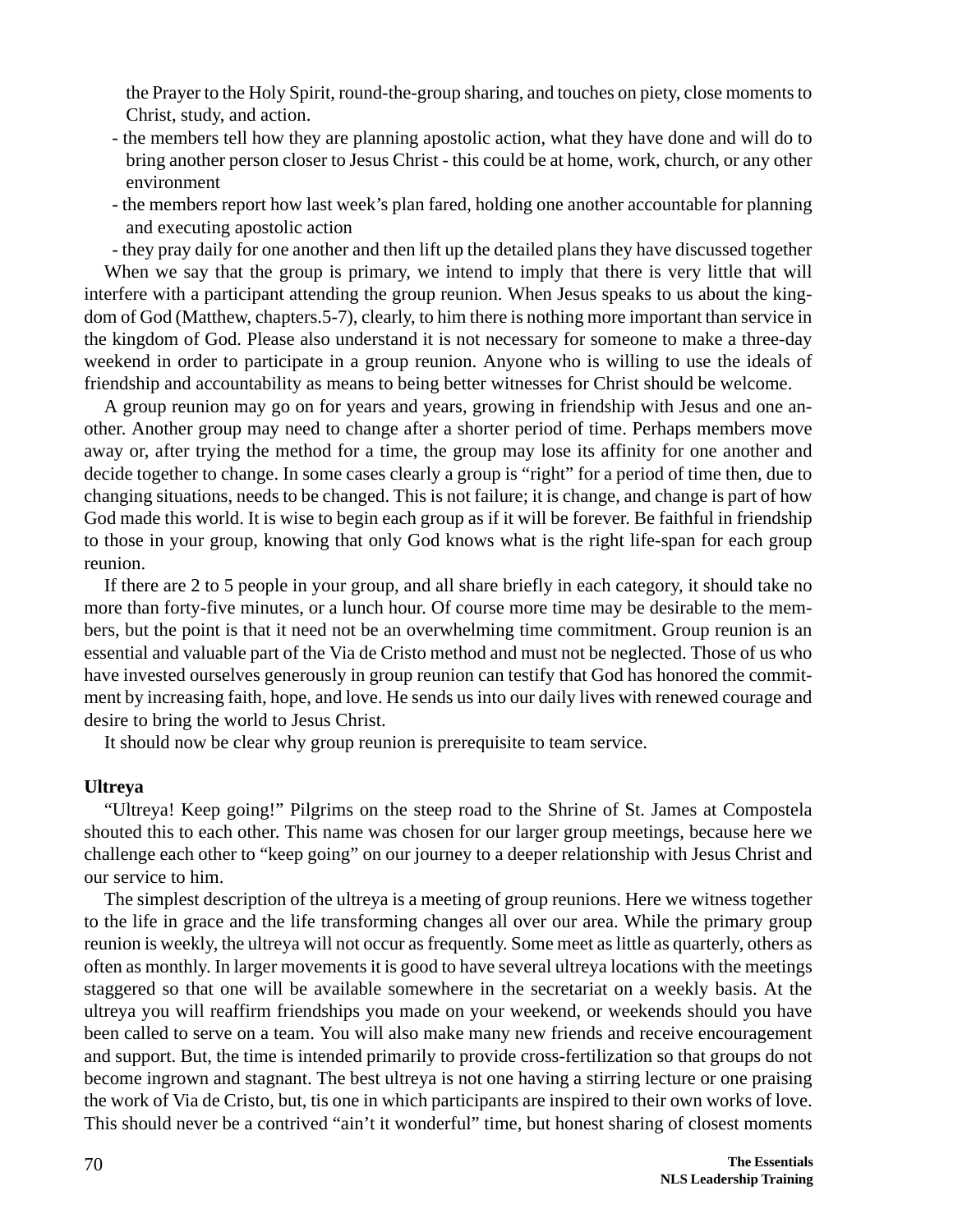the Prayer to the Holy Spirit, round-the-group sharing, and touches on piety, close moments to Christ, study, and action.

- the members tell how they are planning apostolic action, what they have done and will do to bring another person closer to Jesus Christ - this could be at home, work, church, or any other environment
- the members report how last week's plan fared, holding one another accountable for planning and executing apostolic action
- they pray daily for one another and then lift up the detailed plans they have discussed together

When we say that the group is primary, we intend to imply that there is very little that will interfere with a participant attending the group reunion. When Jesus speaks to us about the kingdom of God (Matthew, chapters.5-7), clearly, to him there is nothing more important than service in the kingdom of God. Please also understand it is not necessary for someone to make a three-day weekend in order to participate in a group reunion. Anyone who is willing to use the ideals of friendship and accountability as means to being better witnesses for Christ should be welcome.

A group reunion may go on for years and years, growing in friendship with Jesus and one another. Another group may need to change after a shorter period of time. Perhaps members move away or, after trying the method for a time, the group may lose its affinity for one another and decide together to change. In some cases clearly a group is "right" for a period of time then, due to changing situations, needs to be changed. This is not failure; it is change, and change is part of how God made this world. It is wise to begin each group as if it will be forever. Be faithful in friendship to those in your group, knowing that only God knows what is the right life-span for each group reunion.

If there are 2 to 5 people in your group, and all share briefly in each category, it should take no more than forty-five minutes, or a lunch hour. Of course more time may be desirable to the members, but the point is that it need not be an overwhelming time commitment. Group reunion is an essential and valuable part of the Via de Cristo method and must not be neglected. Those of us who have invested ourselves generously in group reunion can testify that God has honored the commitment by increasing faith, hope, and love. He sends us into our daily lives with renewed courage and desire to bring the world to Jesus Christ.

It should now be clear why group reunion is prerequisite to team service.

**Ultreya**

"Ultreya! Keep going!" Pilgrims on the steep road to the Shrine of St. James at Compostela shouted this to each other. This name was chosen for our larger group meetings, because here we challenge each other to "keep going" on our journey to a deeper relationship with Jesus Christ and our service to him.

The simplest description of the ultreya is a meeting of group reunions. Here we witness together to the life in grace and the life transforming changes all over our area. While the primary group reunion is weekly, the ultreya will not occur as frequently. Some meet as little as quarterly, others as often as monthly. In larger movements it is good to have several ultreya locations with the meetings staggered so that one will be available somewhere in the secretariat on a weekly basis. At the ultreya you will reaffirm friendships you made on your weekend, or weekends should you have been called to serve on a team. You will also make many new friends and receive encouragement and support. But, the time is intended primarily to provide cross-fertilization so that groups do not become ingrown and stagnant. The best ultreya is not one having a stirring lecture or one praising the work of Via de Cristo, but, tis one in which participants are inspired to their own works of love. This should never be a contrived "ain't it wonderful" time, but honest sharing of closest moments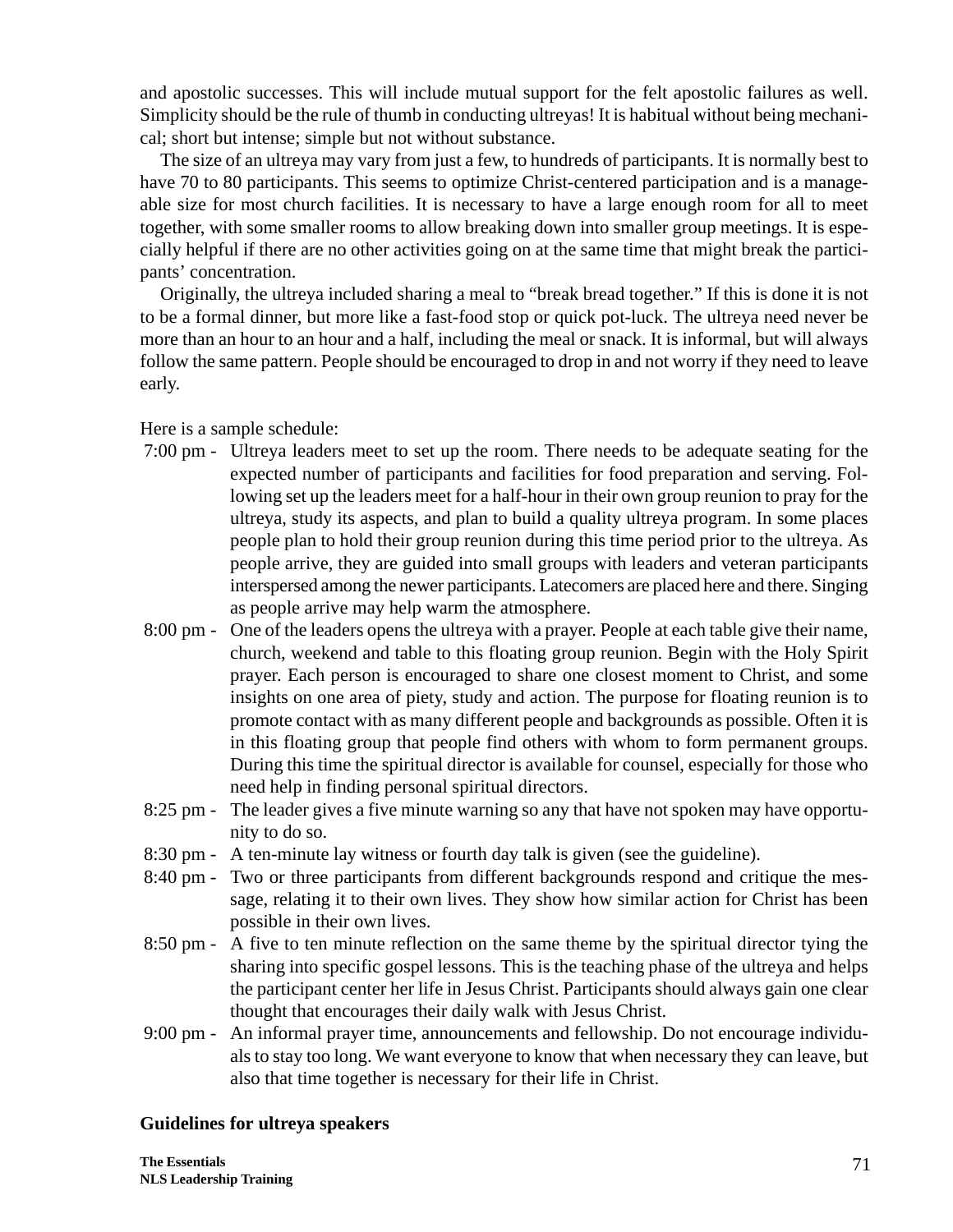and apostolic successes. This will include mutual support for the felt apostolic failures as well. Simplicity should be the rule of thumb in conducting ultreyas! It is habitual without being mechanical; short but intense; simple but not without substance.

The size of an ultreya may vary from just a few, to hundreds of participants. It is normally best to have 70 to 80 participants. This seems to optimize Christ-centered participation and is a manageable size for most church facilities. It is necessary to have a large enough room for all to meet together, with some smaller rooms to allow breaking down into smaller group meetings. It is especially helpful if there are no other activities going on at the same time that might break the participants' concentration.

Originally, the ultreya included sharing a meal to "break bread together." If this is done it is not to be a formal dinner, but more like a fast-food stop or quick pot-luck. The ultreya need never be more than an hour to an hour and a half, including the meal or snack. It is informal, but will always follow the same pattern. People should be encouraged to drop in and not worry if they need to leave early.

Here is a sample schedule:

- 7:00 pm - Ultreya leaders meet to set up the room. There needs to be adequate seating for the expected number of participants and facilities for food preparation and serving. Following set up the leaders meet for a half-hour in their own group reunion to pray for the ultreya, study its aspects, and plan to build a quality ultreya program. In some places people plan to hold their group reunion during this time period prior to the ultreya. As people arrive, they are guided into small groups with leaders and veteran participants interspersed among the newer participants. Latecomers are placed here and there. Singing as people arrive may help warm the atmosphere.
- 8:00 pm - One of the leaders opens the ultreya with a prayer. People at each table give their name, church, weekend and table to this floating group reunion. Begin with the Holy Spirit prayer. Each person is encouraged to share one closest moment to Christ, and some insights on one area of piety, study and action. The purpose for floating reunion is to promote contact with as many different people and backgrounds as possible. Often it is in this floating group that people find others with whom to form permanent groups. During this time the spiritual director is available for counsel, especially for those who need help in finding personal spiritual directors.
- 8:25 pm - The leader gives a five minute warning so any that have not spoken may have opportunity to do so.
- 8:30 pm - A ten-minute lay witness or fourth day talk is given (see the guideline).
- 8:40 pm - Two or three participants from different backgrounds respond and critique the message, relating it to their own lives. They show how similar action for Christ has been possible in their own lives.
- 8:50 pm - A five to ten minute reflection on the same theme by the spiritual director tying the sharing into specific gospel lessons. This is the teaching phase of the ultreya and helps the participant center her life in Jesus Christ. Participants should always gain one clear thought that encourages their daily walk with Jesus Christ.
- 9:00 pm - An informal prayer time, announcements and fellowship. Do not encourage individuals to stay too long. We want everyone to know that when necessary they can leave, but also that time together is necessary for their life in Christ.

**Guidelines for ultreya speakers**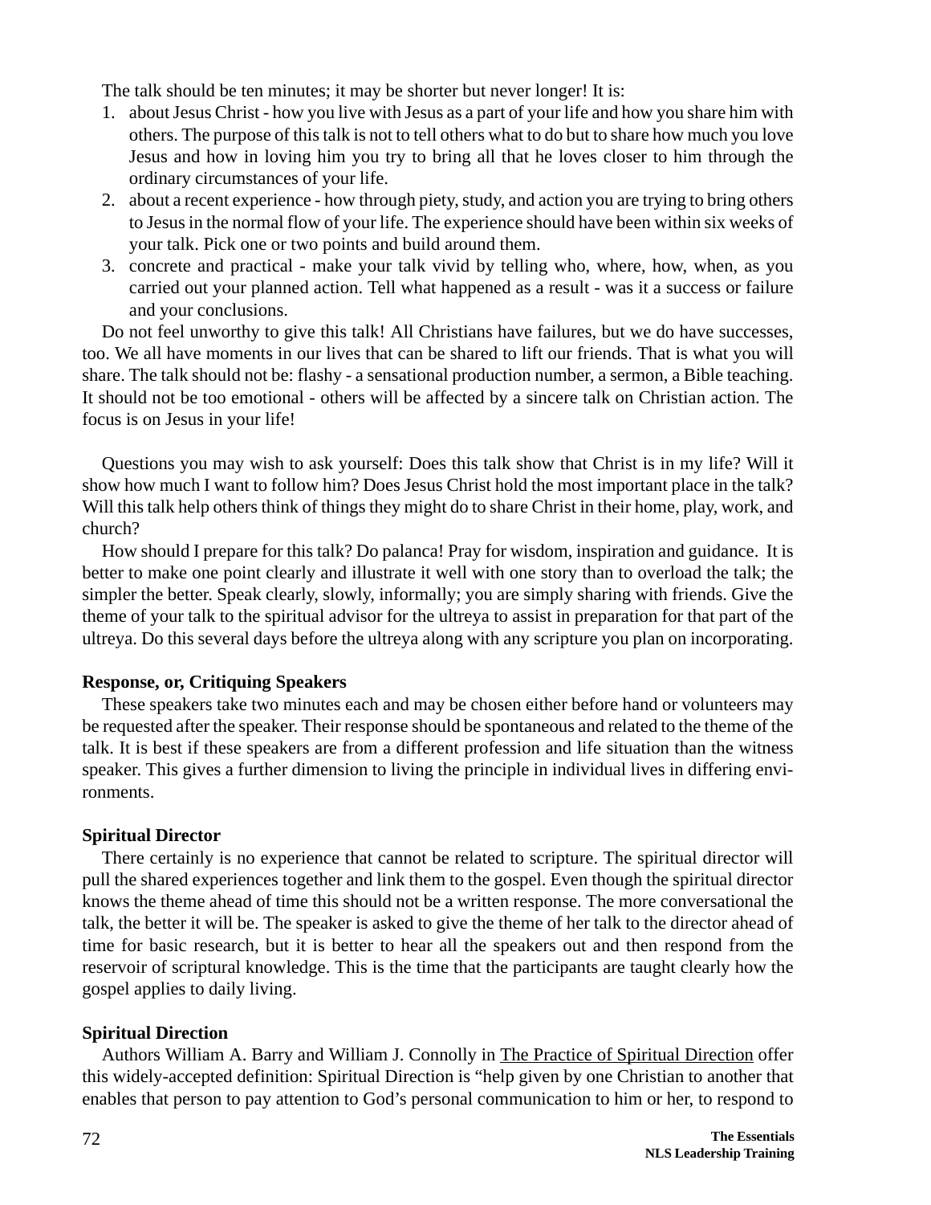The talk should be ten minutes; it may be shorter but never longer! It is:

1. about Jesus Christ - how you live with Jesus as a part of your life and how you share him with others. The purpose of this talk is not to tell others what to do but to share how much you love Jesus and how in loving him you try to bring all that he loves closer to him through the ordinary circumstances of your life.
2. about a recent experience - how through piety, study, and action you are trying to bring others to Jesus in the normal flow of your life. The experience should have been within six weeks of your talk. Pick one or two points and build around them.
3. concrete and practical - make your talk vivid by telling who, where, how, when, as you carried out your planned action. Tell what happened as a result - was it a success or failure and your conclusions.

Do not feel unworthy to give this talk! All Christians have failures, but we do have successes, too. We all have moments in our lives that can be shared to lift our friends. That is what you will share. The talk should not be: flashy - a sensational production number, a sermon, a Bible teaching. It should not be too emotional - others will be affected by a sincere talk on Christian action. The focus is on Jesus in your life!

Questions you may wish to ask yourself: Does this talk show that Christ is in my life? Will it show how much I want to follow him? Does Jesus Christ hold the most important place in the talk? Will this talk help others think of things they might do to share Christ in their home, play, work, and church?

How should I prepare for this talk? Do palanca! Pray for wisdom, inspiration and guidance. It is better to make one point clearly and illustrate it well with one story than to overload the talk; the simpler the better. Speak clearly, slowly, informally; you are simply sharing with friends. Give the theme of your talk to the spiritual advisor for the ultreya to assist in preparation for that part of the ultreya. Do this several days before the ultreya along with any scripture you plan on incorporating.

**Response, or, Critiquing Speakers**

These speakers take two minutes each and may be chosen either before hand or volunteers may be requested after the speaker. Their response should be spontaneous and related to the theme of the talk. It is best if these speakers are from a different profession and life situation than the witness speaker. This gives a further dimension to living the principle in individual lives in differing environments.

**Spiritual Director**

There certainly is no experience that cannot be related to scripture. The spiritual director will pull the shared experiences together and link them to the gospel. Even though the spiritual director knows the theme ahead of time this should not be a written response. The more conversational the talk, the better it will be. The speaker is asked to give the theme of her talk to the director ahead of time for basic research, but it is better to hear all the speakers out and then respond from the reservoir of scriptural knowledge. This is the time that the participants are taught clearly how the gospel applies to daily living.

**Spiritual Direction**

Authors William A. Barry and William J. Connolly in The Practice of Spiritual Direction offer this widely-accepted definition: Spiritual Direction is "help given by one Christian to another that enables that person to pay attention to God's personal communication to him or her, to respond to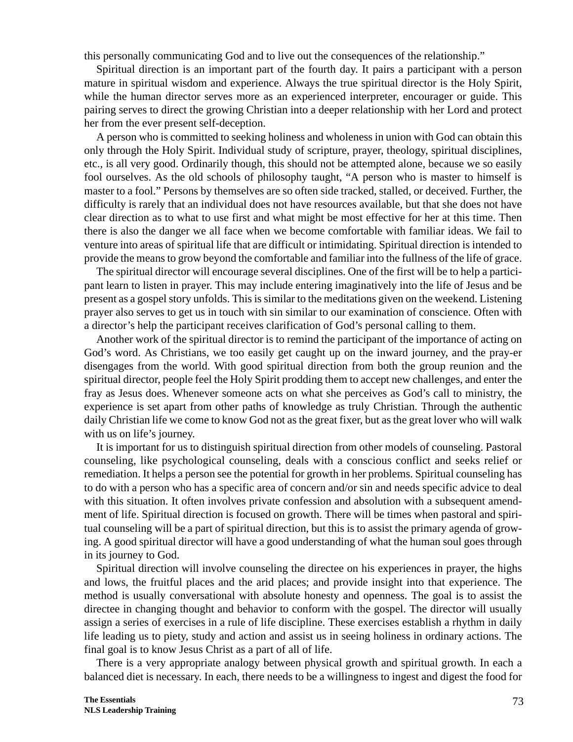this personally communicating God and to live out the consequences of the relationship."

Spiritual direction is an important part of the fourth day. It pairs a participant with a person mature in spiritual wisdom and experience. Always the true spiritual director is the Holy Spirit, while the human director serves more as an experienced interpreter, encourager or guide. This pairing serves to direct the growing Christian into a deeper relationship with her Lord and protect her from the ever present self-deception.

A person who is committed to seeking holiness and wholeness in union with God can obtain this only through the Holy Spirit. Individual study of scripture, prayer, theology, spiritual disciplines, etc., is all very good. Ordinarily though, this should not be attempted alone, because we so easily fool ourselves. As the old schools of philosophy taught, "A person who is master to himself is master to a fool." Persons by themselves are so often side tracked, stalled, or deceived. Further, the difficulty is rarely that an individual does not have resources available, but that she does not have clear direction as to what to use first and what might be most effective for her at this time. Then there is also the danger we all face when we become comfortable with familiar ideas. We fail to venture into areas of spiritual life that are difficult or intimidating. Spiritual direction is intended to provide the means to grow beyond the comfortable and familiar into the fullness of the life of grace.

The spiritual director will encourage several disciplines. One of the first will be to help a participant learn to listen in prayer. This may include entering imaginatively into the life of Jesus and be present as a gospel story unfolds. This is similar to the meditations given on the weekend. Listening prayer also serves to get us in touch with sin similar to our examination of conscience. Often with a director's help the participant receives clarification of God's personal calling to them.

Another work of the spiritual director is to remind the participant of the importance of acting on God's word. As Christians, we too easily get caught up on the inward journey, and the pray-er disengages from the world. With good spiritual direction from both the group reunion and the spiritual director, people feel the Holy Spirit prodding them to accept new challenges, and enter the fray as Jesus does. Whenever someone acts on what she perceives as God's call to ministry, the experience is set apart from other paths of knowledge as truly Christian. Through the authentic daily Christian life we come to know God not as the great fixer, but as the great lover who will walk with us on life's journey.

It is important for us to distinguish spiritual direction from other models of counseling. Pastoral counseling, like psychological counseling, deals with a conscious conflict and seeks relief or remediation. It helps a person see the potential for growth in her problems. Spiritual counseling has to do with a person who has a specific area of concern and/or sin and needs specific advice to deal with this situation. It often involves private confession and absolution with a subsequent amendment of life. Spiritual direction is focused on growth. There will be times when pastoral and spiritual counseling will be a part of spiritual direction, but this is to assist the primary agenda of growing. A good spiritual director will have a good understanding of what the human soul goes through in its journey to God.

Spiritual direction will involve counseling the directee on his experiences in prayer, the highs and lows, the fruitful places and the arid places; and provide insight into that experience. The method is usually conversational with absolute honesty and openness. The goal is to assist the directee in changing thought and behavior to conform with the gospel. The director will usually assign a series of exercises in a rule of life discipline. These exercises establish a rhythm in daily life leading us to piety, study and action and assist us in seeing holiness in ordinary actions. The final goal is to know Jesus Christ as a part of all of life.

There is a very appropriate analogy between physical growth and spiritual growth. In each a balanced diet is necessary. In each, there needs to be a willingness to ingest and digest the food for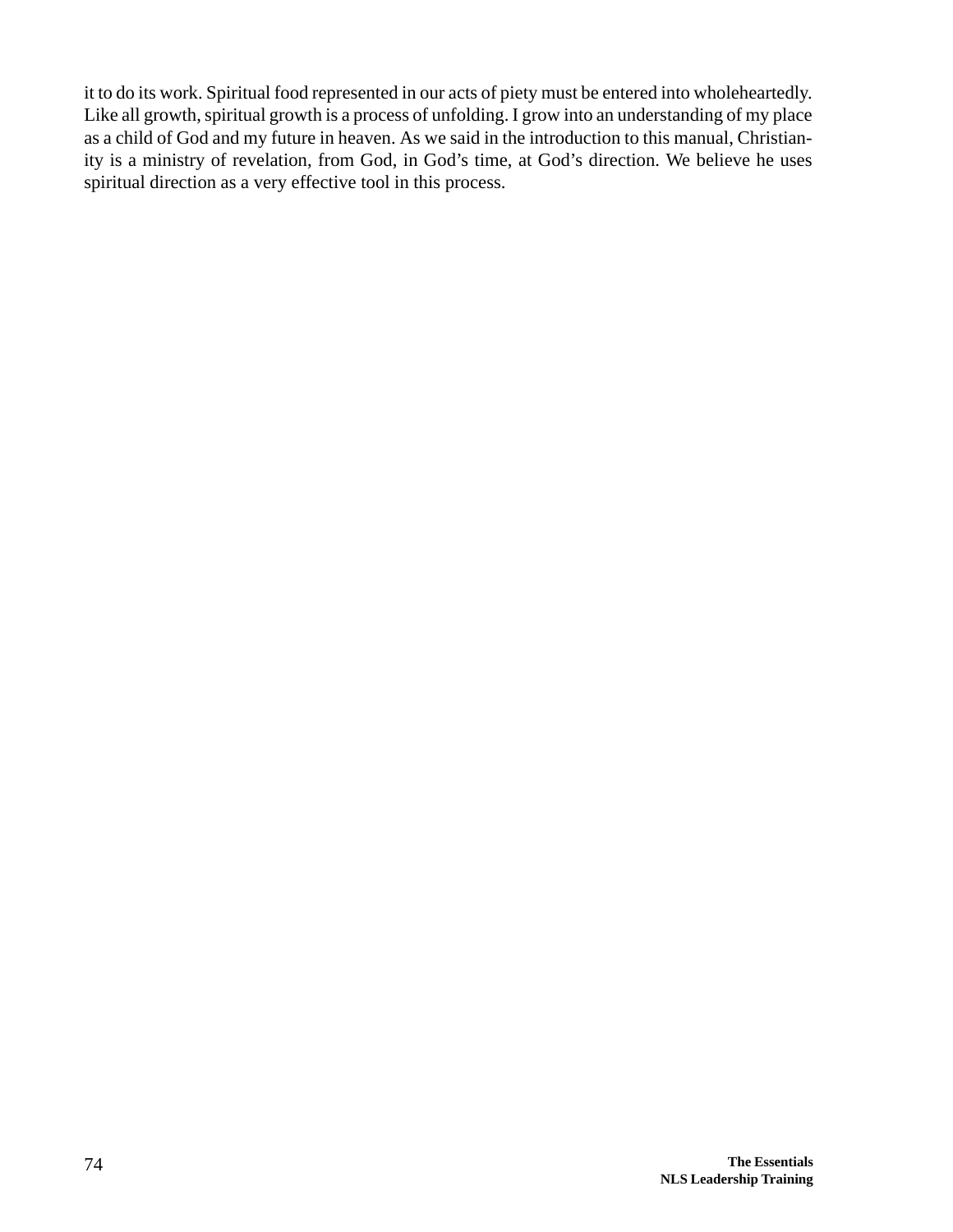it to do its work. Spiritual food represented in our acts of piety must be entered into wholeheartedly. Like all growth, spiritual growth is a process of unfolding. I grow into an understanding of my place as a child of God and my future in heaven. As we said in the introduction to this manual, Christianity is a ministry of revelation, from God, in God's time, at God's direction. We believe he uses spiritual direction as a very effective tool in this process.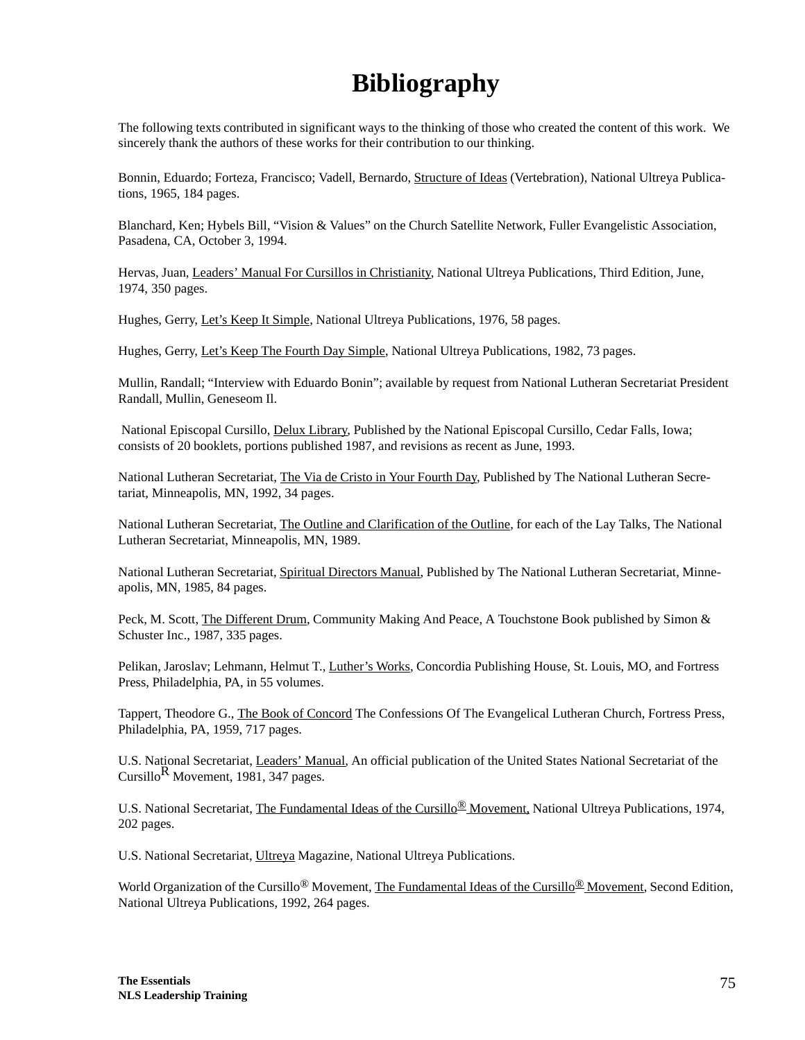# Bibliography

The following texts contributed in significant ways to the thinking of those who created the content of this work. We sincerely thank the authors of these works for their contribution to our thinking.

Bonnin, Eduardo; Forteza, Francisco; Vadell, Bernardo, <u>Structure of Ideas</u> (Vertebration), National Ultreya Publications, 1965, 184 pages.

Blanchard, Ken; Hybels Bill, "Vision & Values" on the Church Satellite Network, Fuller Evangelistic Association, Pasadena, CA, October 3, 1994.

Hervas, Juan, <u>Leaders' Manual For Cursillos in Christianity</u>, National Ultreya Publications, Third Edition, June, 1974, 350 pages.

Hughes, Gerry, <u>Let's Keep It Simple</u>, National Ultreya Publications, 1976, 58 pages.

Hughes, Gerry, <u>Let's Keep The Fourth Day Simple</u>, National Ultreya Publications, 1982, 73 pages.

Mullin, Randall; "Interview with Eduardo Bonin"; available by request from National Lutheran Secretariat President Randall, Mullin, Geneseom Il.

National Episcopal Cursillo, <u>Delux Library</u>, Published by the National Episcopal Cursillo, Cedar Falls, Iowa; consists of 20 booklets, portions published 1987, and revisions as recent as June, 1993.

National Lutheran Secretariat, <u>The Via de Cristo in Your Fourth Day</u>, Published by The National Lutheran Secretariat, Minneapolis, MN, 1992, 34 pages.

National Lutheran Secretariat, <u>The Outline and Clarification of the Outline</u>, for each of the Lay Talks, The National Lutheran Secretariat, Minneapolis, MN, 1989.

National Lutheran Secretariat, <u>Spiritual Directors Manual</u>, Published by The National Lutheran Secretariat, Minneapolis, MN, 1985, 84 pages.

Peck, M. Scott, <u>The Different Drum</u>, Community Making And Peace, A Touchstone Book published by Simon & Schuster Inc., 1987, 335 pages.

Pelikan, Jaroslav; Lehmann, Helmut T., <u>Luther's Works</u>, Concordia Publishing House, St. Louis, MO, and Fortress Press, Philadelphia, PA, in 55 volumes.

Tappert, Theodore G., <u>The Book of Concord</u> The Confessions Of The Evangelical Lutheran Church, Fortress Press, Philadelphia, PA, 1959, 717 pages.

U.S. National Secretariat, <u>Leaders' Manual</u>, An official publication of the United States National Secretariat of the Cursillo® Movement, 1981, 347 pages.

U.S. National Secretariat, <u>The Fundamental Ideas of the Cursillo® Movement</u>, National Ultreya Publications, 1974, 202 pages.

U.S. National Secretariat, <u>Ultreya</u> Magazine, National Ultreya Publications.

World Organization of the Cursillo® Movement, <u>The Fundamental Ideas of the Cursillo® Movement</u>, Second Edition, National Ultreya Publications, 1992, 264 pages.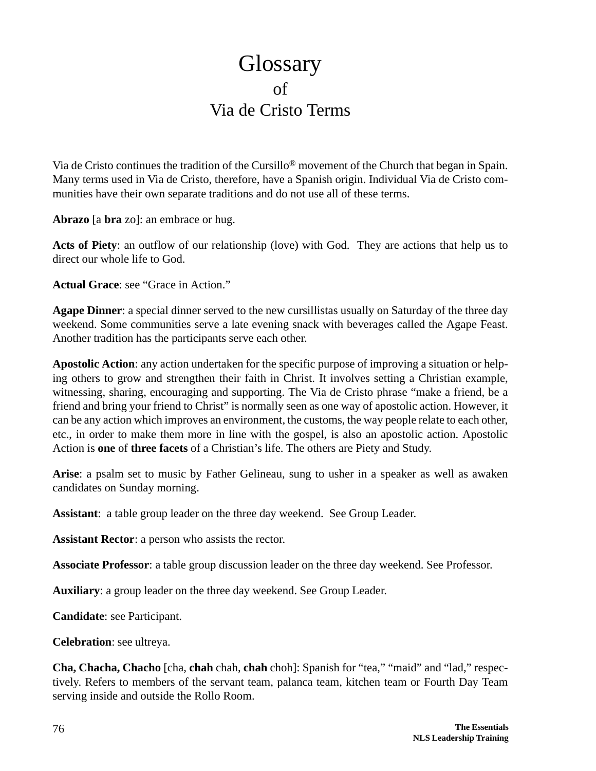# Glossary
## of
## Via de Cristo Terms

Via de Cristo continues the tradition of the Cursillo® movement of the Church that began in Spain. Many terms used in Via de Cristo, therefore, have a Spanish origin. Individual Via de Cristo communities have their own separate traditions and do not use all of these terms.

**Abrazo** [a **bra** zo]: an embrace or hug.

**Acts of Piety**: an outflow of our relationship (love) with God. They are actions that help us to direct our whole life to God.

**Actual Grace**: see "Grace in Action."

**Agape Dinner**: a special dinner served to the new cursillistas usually on Saturday of the three day weekend. Some communities serve a late evening snack with beverages called the Agape Feast. Another tradition has the participants serve each other.

**Apostolic Action**: any action undertaken for the specific purpose of improving a situation or helping others to grow and strengthen their faith in Christ. It involves setting a Christian example, witnessing, sharing, encouraging and supporting. The Via de Cristo phrase "make a friend, be a friend and bring your friend to Christ" is normally seen as one way of apostolic action. However, it can be any action which improves an environment, the customs, the way people relate to each other, etc., in order to make them more in line with the gospel, is also an apostolic action. Apostolic Action is **one** of **three facets** of a Christian's life. The others are Piety and Study.

**Arise**: a psalm set to music by Father Gelineau, sung to usher in a speaker as well as awaken candidates on Sunday morning.

**Assistant**: a table group leader on the three day weekend. See Group Leader.

**Assistant Rector**: a person who assists the rector.

**Associate Professor**: a table group discussion leader on the three day weekend. See Professor.

**Auxiliary**: a group leader on the three day weekend. See Group Leader.

**Candidate**: see Participant.

**Celebration**: see ultreya.

**Cha, Chacha, Chacho** [cha, **chah** chah, **chah** choh]: Spanish for "tea," "maid" and "lad," respectively. Refers to members of the servant team, palanca team, kitchen team or Fourth Day Team serving inside and outside the Rollo Room.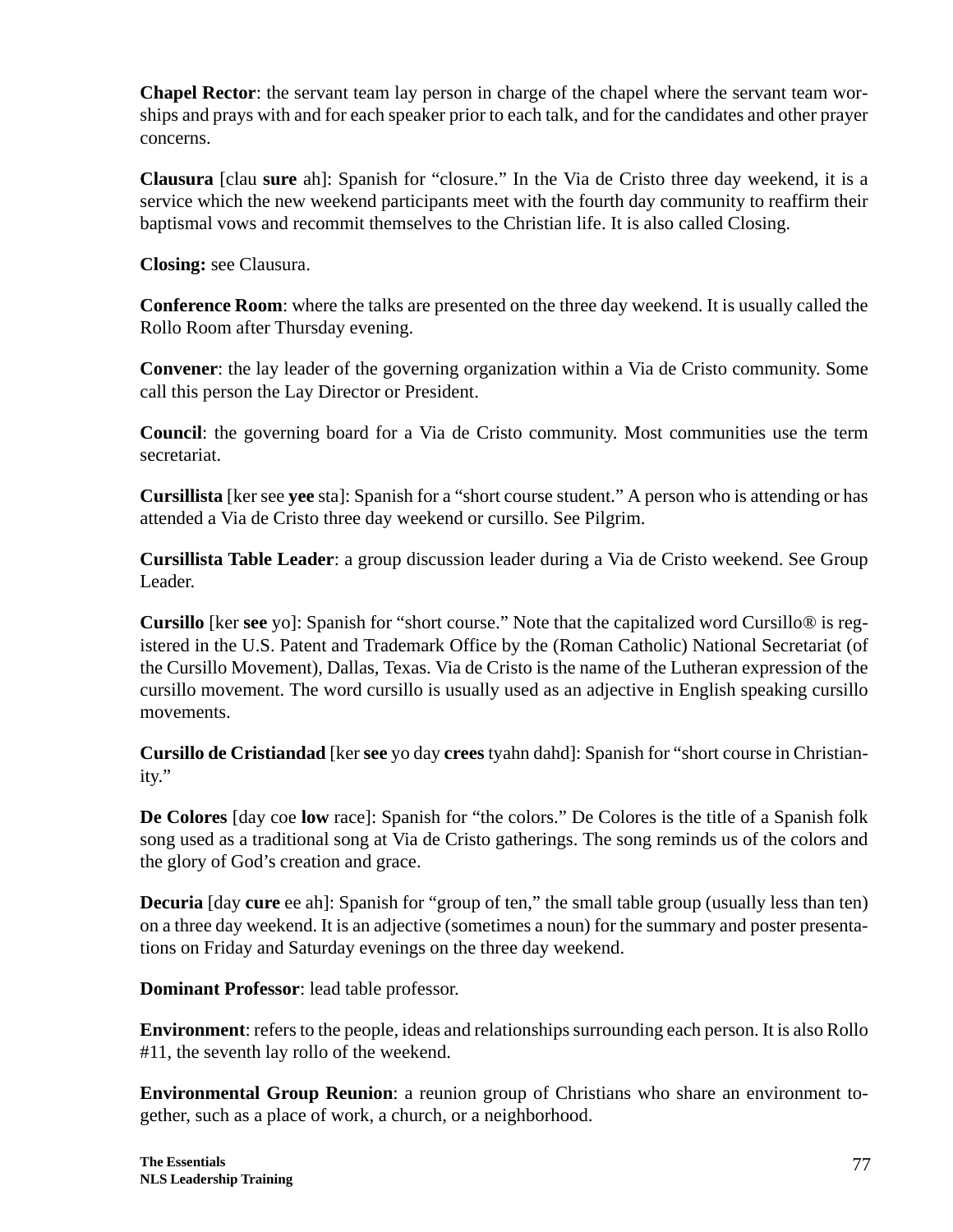**Chapel Rector**: the servant team lay person in charge of the chapel where the servant team worships and prays with and for each speaker prior to each talk, and for the candidates and other prayer concerns.

**Clausura** [clau **sure** ah]: Spanish for "closure." In the Via de Cristo three day weekend, it is a service which the new weekend participants meet with the fourth day community to reaffirm their baptismal vows and recommit themselves to the Christian life. It is also called Closing.

**Closing:** see Clausura.

**Conference Room**: where the talks are presented on the three day weekend. It is usually called the Rollo Room after Thursday evening.

**Convener**: the lay leader of the governing organization within a Via de Cristo community. Some call this person the Lay Director or President.

**Council**: the governing board for a Via de Cristo community. Most communities use the term secretariat.

**Cursillista** [ker see **yee** sta]: Spanish for a "short course student." A person who is attending or has attended a Via de Cristo three day weekend or cursillo. See Pilgrim.

**Cursillista Table Leader**: a group discussion leader during a Via de Cristo weekend. See Group Leader.

**Cursillo** [ker **see** yo]: Spanish for "short course." Note that the capitalized word Cursillo® is registered in the U.S. Patent and Trademark Office by the (Roman Catholic) National Secretariat (of the Cursillo Movement), Dallas, Texas. Via de Cristo is the name of the Lutheran expression of the cursillo movement. The word cursillo is usually used as an adjective in English speaking cursillo movements.

**Cursillo de Cristiandad** [ker **see** yo day **crees** tyahn dahd]: Spanish for "short course in Christianity."

**De Colores** [day coe **low** race]: Spanish for "the colors." De Colores is the title of a Spanish folk song used as a traditional song at Via de Cristo gatherings. The song reminds us of the colors and the glory of God's creation and grace.

**Decuria** [day **cure** ee ah]: Spanish for "group of ten," the small table group (usually less than ten) on a three day weekend. It is an adjective (sometimes a noun) for the summary and poster presentations on Friday and Saturday evenings on the three day weekend.

**Dominant Professor**: lead table professor.

**Environment**: refers to the people, ideas and relationships surrounding each person. It is also Rollo #11, the seventh lay rollo of the weekend.

**Environmental Group Reunion**: a reunion group of Christians who share an environment together, such as a place of work, a church, or a neighborhood.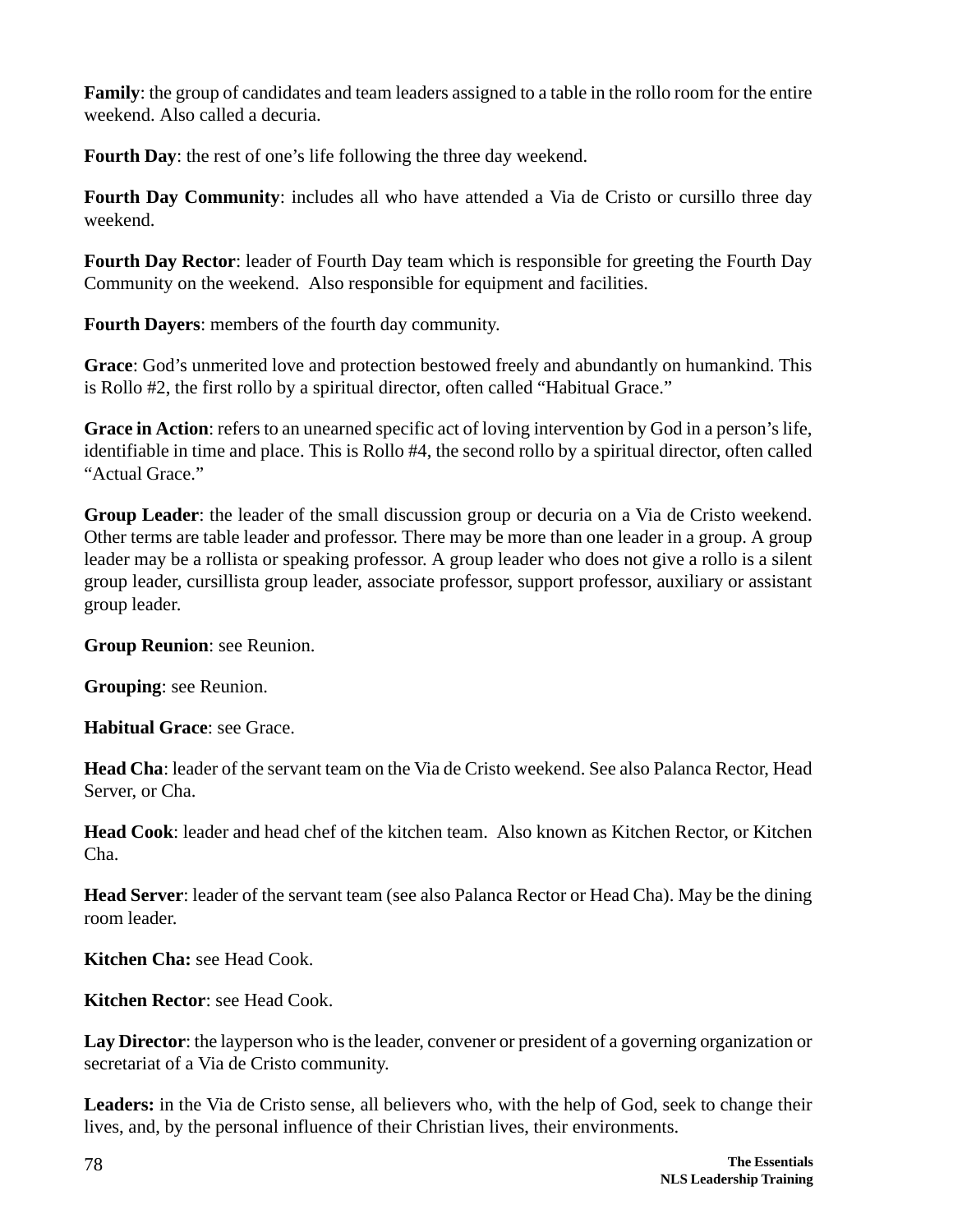**Family**: the group of candidates and team leaders assigned to a table in the rollo room for the entire weekend. Also called a decuria.

**Fourth Day**: the rest of one's life following the three day weekend.

**Fourth Day Community**: includes all who have attended a Via de Cristo or cursillo three day weekend.

**Fourth Day Rector**: leader of Fourth Day team which is responsible for greeting the Fourth Day Community on the weekend. Also responsible for equipment and facilities.

**Fourth Dayers**: members of the fourth day community.

**Grace**: God's unmerited love and protection bestowed freely and abundantly on humankind. This is Rollo #2, the first rollo by a spiritual director, often called "Habitual Grace."

**Grace in Action**: refers to an unearned specific act of loving intervention by God in a person's life, identifiable in time and place. This is Rollo #4, the second rollo by a spiritual director, often called "Actual Grace."

**Group Leader**: the leader of the small discussion group or decuria on a Via de Cristo weekend. Other terms are table leader and professor. There may be more than one leader in a group. A group leader may be a rollista or speaking professor. A group leader who does not give a rollo is a silent group leader, cursillista group leader, associate professor, support professor, auxiliary or assistant group leader.

**Group Reunion**: see Reunion.

**Grouping**: see Reunion.

**Habitual Grace**: see Grace.

**Head Cha**: leader of the servant team on the Via de Cristo weekend. See also Palanca Rector, Head Server, or Cha.

**Head Cook**: leader and head chef of the kitchen team. Also known as Kitchen Rector, or Kitchen Cha.

**Head Server**: leader of the servant team (see also Palanca Rector or Head Cha). May be the dining room leader.

**Kitchen Cha:** see Head Cook.

**Kitchen Rector**: see Head Cook.

**Lay Director**: the layperson who is the leader, convener or president of a governing organization or secretariat of a Via de Cristo community.

**Leaders:** in the Via de Cristo sense, all believers who, with the help of God, seek to change their lives, and, by the personal influence of their Christian lives, their environments.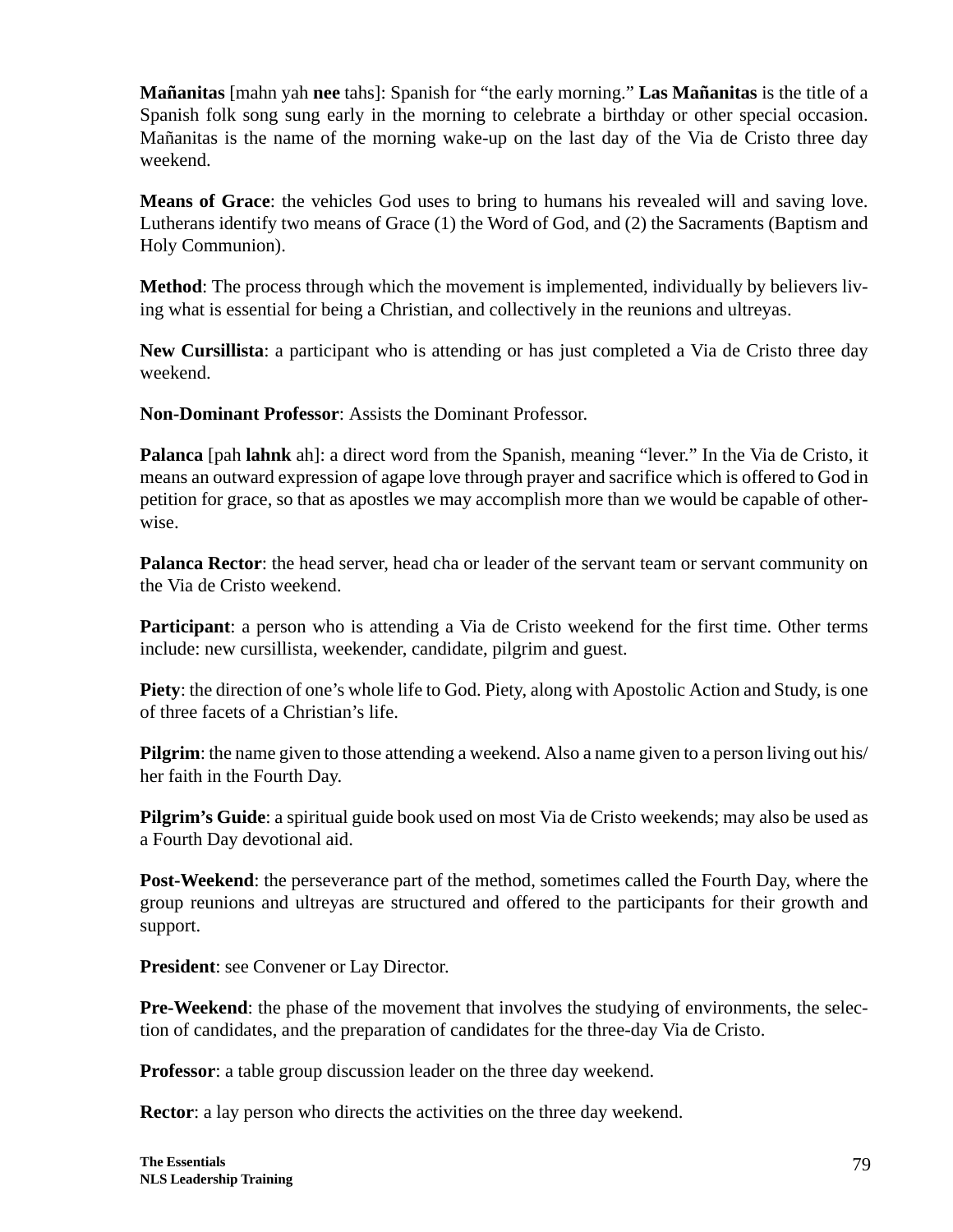**Mañanitas** [mahn yah **nee** tahs]: Spanish for "the early morning." **Las Mañanitas** is the title of a Spanish folk song sung early in the morning to celebrate a birthday or other special occasion. Mañanitas is the name of the morning wake-up on the last day of the Via de Cristo three day weekend.

**Means of Grace**: the vehicles God uses to bring to humans his revealed will and saving love. Lutherans identify two means of Grace (1) the Word of God, and (2) the Sacraments (Baptism and Holy Communion).

**Method**: The process through which the movement is implemented, individually by believers living what is essential for being a Christian, and collectively in the reunions and ultreyas.

**New Cursillista**: a participant who is attending or has just completed a Via de Cristo three day weekend.

**Non-Dominant Professor**: Assists the Dominant Professor.

**Palanca** [pah **lahnk** ah]: a direct word from the Spanish, meaning "lever." In the Via de Cristo, it means an outward expression of agape love through prayer and sacrifice which is offered to God in petition for grace, so that as apostles we may accomplish more than we would be capable of otherwise.

**Palanca Rector**: the head server, head cha or leader of the servant team or servant community on the Via de Cristo weekend.

**Participant**: a person who is attending a Via de Cristo weekend for the first time. Other terms include: new cursillista, weekender, candidate, pilgrim and guest.

**Piety**: the direction of one's whole life to God. Piety, along with Apostolic Action and Study, is one of three facets of a Christian's life.

**Pilgrim**: the name given to those attending a weekend. Also a name given to a person living out his/her faith in the Fourth Day.

**Pilgrim's Guide**: a spiritual guide book used on most Via de Cristo weekends; may also be used as a Fourth Day devotional aid.

**Post-Weekend**: the perseverance part of the method, sometimes called the Fourth Day, where the group reunions and ultreyas are structured and offered to the participants for their growth and support.

**President**: see Convener or Lay Director.

**Pre-Weekend**: the phase of the movement that involves the studying of environments, the selection of candidates, and the preparation of candidates for the three-day Via de Cristo.

**Professor**: a table group discussion leader on the three day weekend.

**Rector**: a lay person who directs the activities on the three day weekend.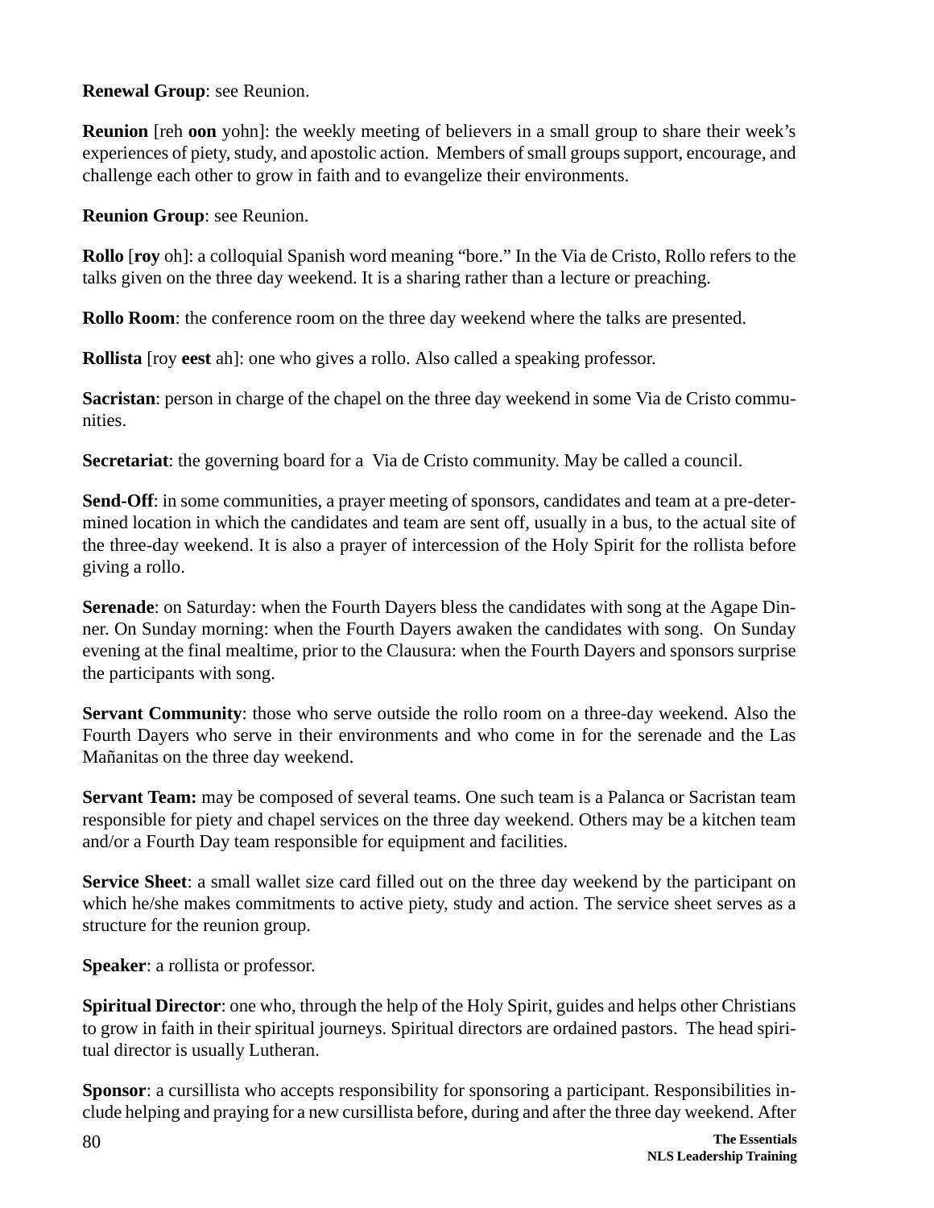**Renewal Group**: see Reunion.

**Reunion** [reh **oon** yohn]: the weekly meeting of believers in a small group to share their week's experiences of piety, study, and apostolic action. Members of small groups support, encourage, and challenge each other to grow in faith and to evangelize their environments.

**Reunion Group**: see Reunion.

**Rollo** [**roy** oh]: a colloquial Spanish word meaning "bore." In the Via de Cristo, Rollo refers to the talks given on the three day weekend. It is a sharing rather than a lecture or preaching.

**Rollo Room**: the conference room on the three day weekend where the talks are presented.

**Rollista** [roy **eest** ah]: one who gives a rollo. Also called a speaking professor.

**Sacristan**: person in charge of the chapel on the three day weekend in some Via de Cristo communities.

**Secretariat**: the governing board for a Via de Cristo community. May be called a council.

**Send-Off**: in some communities, a prayer meeting of sponsors, candidates and team at a pre-determined location in which the candidates and team are sent off, usually in a bus, to the actual site of the three-day weekend. It is also a prayer of intercession of the Holy Spirit for the rollista before giving a rollo.

**Serenade**: on Saturday: when the Fourth Dayers bless the candidates with song at the Agape Dinner. On Sunday morning: when the Fourth Dayers awaken the candidates with song. On Sunday evening at the final mealtime, prior to the Clausura: when the Fourth Dayers and sponsors surprise the participants with song.

**Servant Community**: those who serve outside the rollo room on a three-day weekend. Also the Fourth Dayers who serve in their environments and who come in for the serenade and the Las Mañanitas on the three day weekend.

**Servant Team:** may be composed of several teams. One such team is a Palanca or Sacristan team responsible for piety and chapel services on the three day weekend. Others may be a kitchen team and/or a Fourth Day team responsible for equipment and facilities.

**Service Sheet**: a small wallet size card filled out on the three day weekend by the participant on which he/she makes commitments to active piety, study and action. The service sheet serves as a structure for the reunion group.

**Speaker**: a rollista or professor.

**Spiritual Director**: one who, through the help of the Holy Spirit, guides and helps other Christians to grow in faith in their spiritual journeys. Spiritual directors are ordained pastors. The head spiritual director is usually Lutheran.

**Sponsor**: a cursillista who accepts responsibility for sponsoring a participant. Responsibilities include helping and praying for a new cursillista before, during and after the three day weekend. After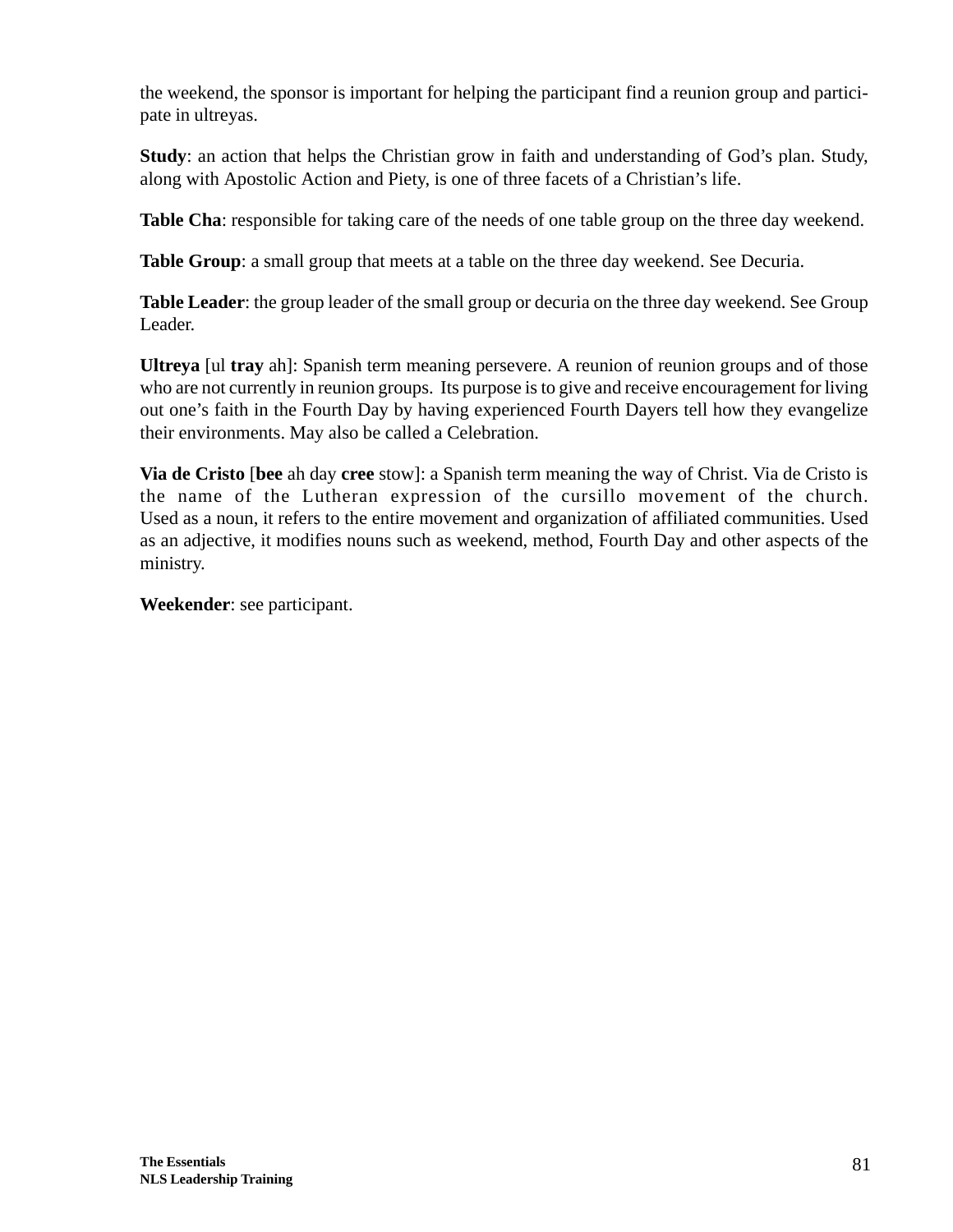the weekend, the sponsor is important for helping the participant find a reunion group and participate in ultreyas.

**Study**: an action that helps the Christian grow in faith and understanding of God's plan. Study, along with Apostolic Action and Piety, is one of three facets of a Christian's life.

**Table Cha**: responsible for taking care of the needs of one table group on the three day weekend.

**Table Group**: a small group that meets at a table on the three day weekend. See Decuria.

**Table Leader**: the group leader of the small group or decuria on the three day weekend. See Group Leader.

**Ultreya** [ul **tray** ah]: Spanish term meaning persevere. A reunion of reunion groups and of those who are not currently in reunion groups. Its purpose is to give and receive encouragement for living out one's faith in the Fourth Day by having experienced Fourth Dayers tell how they evangelize their environments. May also be called a Celebration.

**Via de Cristo** [**bee** ah day **cree** stow]: a Spanish term meaning the way of Christ. Via de Cristo is the name of the Lutheran expression of the cursillo movement of the church. Used as a noun, it refers to the entire movement and organization of affiliated communities. Used as an adjective, it modifies nouns such as weekend, method, Fourth Day and other aspects of the ministry.

**Weekender**: see participant.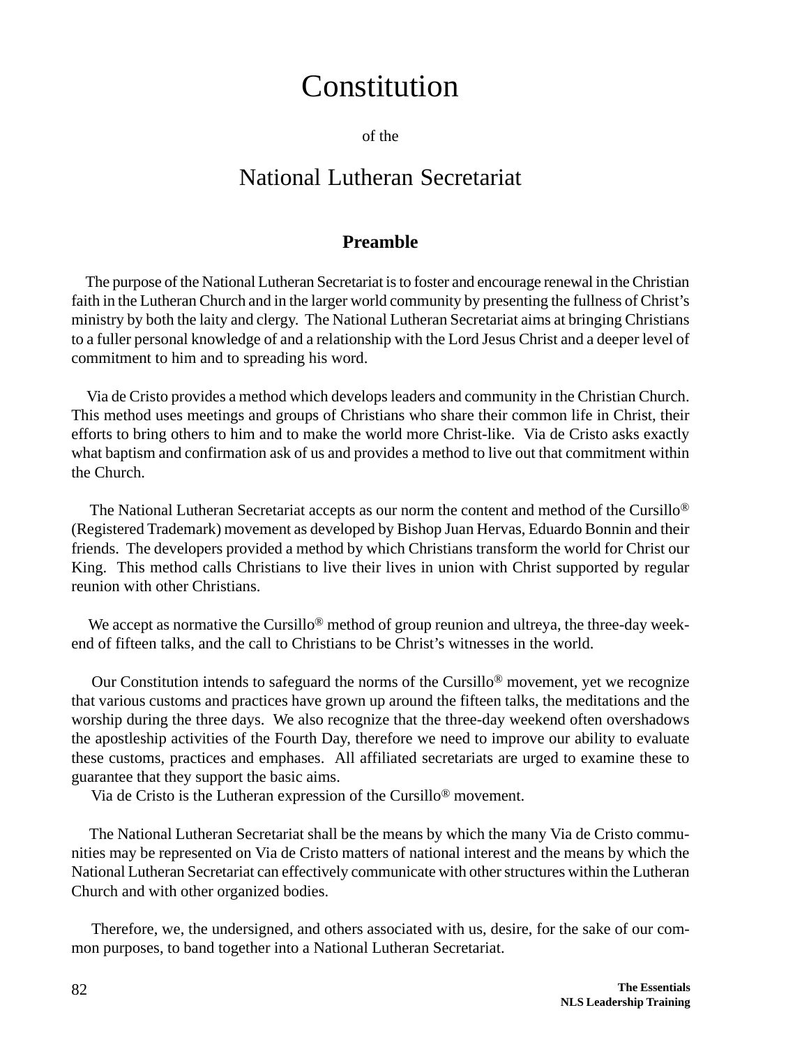# Constitution

of the

## National Lutheran Secretariat

### Preamble

The purpose of the National Lutheran Secretariat is to foster and encourage renewal in the Christian faith in the Lutheran Church and in the larger world community by presenting the fullness of Christ's ministry by both the laity and clergy. The National Lutheran Secretariat aims at bringing Christians to a fuller personal knowledge of and a relationship with the Lord Jesus Christ and a deeper level of commitment to him and to spreading his word.

Via de Cristo provides a method which develops leaders and community in the Christian Church. This method uses meetings and groups of Christians who share their common life in Christ, their efforts to bring others to him and to make the world more Christ-like. Via de Cristo asks exactly what baptism and confirmation ask of us and provides a method to live out that commitment within the Church.

The National Lutheran Secretariat accepts as our norm the content and method of the Cursillo® (Registered Trademark) movement as developed by Bishop Juan Hervas, Eduardo Bonnin and their friends. The developers provided a method by which Christians transform the world for Christ our King. This method calls Christians to live their lives in union with Christ supported by regular reunion with other Christians.

We accept as normative the Cursillo® method of group reunion and ultreya, the three-day weekend of fifteen talks, and the call to Christians to be Christ's witnesses in the world.

Our Constitution intends to safeguard the norms of the Cursillo® movement, yet we recognize that various customs and practices have grown up around the fifteen talks, the meditations and the worship during the three days. We also recognize that the three-day weekend often overshadows the apostleship activities of the Fourth Day, therefore we need to improve our ability to evaluate these customs, practices and emphases. All affiliated secretariats are urged to examine these to guarantee that they support the basic aims.

Via de Cristo is the Lutheran expression of the Cursillo® movement.

The National Lutheran Secretariat shall be the means by which the many Via de Cristo communities may be represented on Via de Cristo matters of national interest and the means by which the National Lutheran Secretariat can effectively communicate with other structures within the Lutheran Church and with other organized bodies.

Therefore, we, the undersigned, and others associated with us, desire, for the sake of our common purposes, to band together into a National Lutheran Secretariat.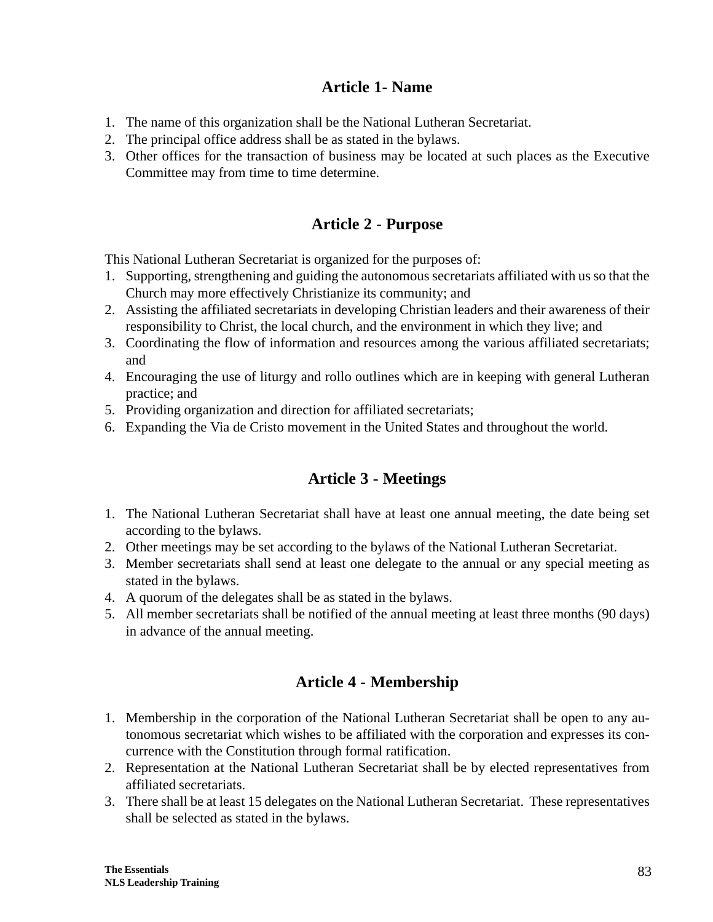## Article 1- Name

1. The name of this organization shall be the National Lutheran Secretariat.
2. The principal office address shall be as stated in the bylaws.
3. Other offices for the transaction of business may be located at such places as the Executive Committee may from time to time determine.

## Article 2 - Purpose

This National Lutheran Secretariat is organized for the purposes of:

1. Supporting, strengthening and guiding the autonomous secretariats affiliated with us so that the Church may more effectively Christianize its community; and
2. Assisting the affiliated secretariats in developing Christian leaders and their awareness of their responsibility to Christ, the local church, and the environment in which they live; and
3. Coordinating the flow of information and resources among the various affiliated secretariats; and
4. Encouraging the use of liturgy and rollo outlines which are in keeping with general Lutheran practice; and
5. Providing organization and direction for affiliated secretariats;
6. Expanding the Via de Cristo movement in the United States and throughout the world.

## Article 3 - Meetings

1. The National Lutheran Secretariat shall have at least one annual meeting, the date being set according to the bylaws.
2. Other meetings may be set according to the bylaws of the National Lutheran Secretariat.
3. Member secretariats shall send at least one delegate to the annual or any special meeting as stated in the bylaws.
4. A quorum of the delegates shall be as stated in the bylaws.
5. All member secretariats shall be notified of the annual meeting at least three months (90 days) in advance of the annual meeting.

## Article 4 - Membership

1. Membership in the corporation of the National Lutheran Secretariat shall be open to any autonomous secretariat which wishes to be affiliated with the corporation and expresses its concurrence with the Constitution through formal ratification.
2. Representation at the National Lutheran Secretariat shall be by elected representatives from affiliated secretariats.
3. There shall be at least 15 delegates on the National Lutheran Secretariat. These representatives shall be selected as stated in the bylaws.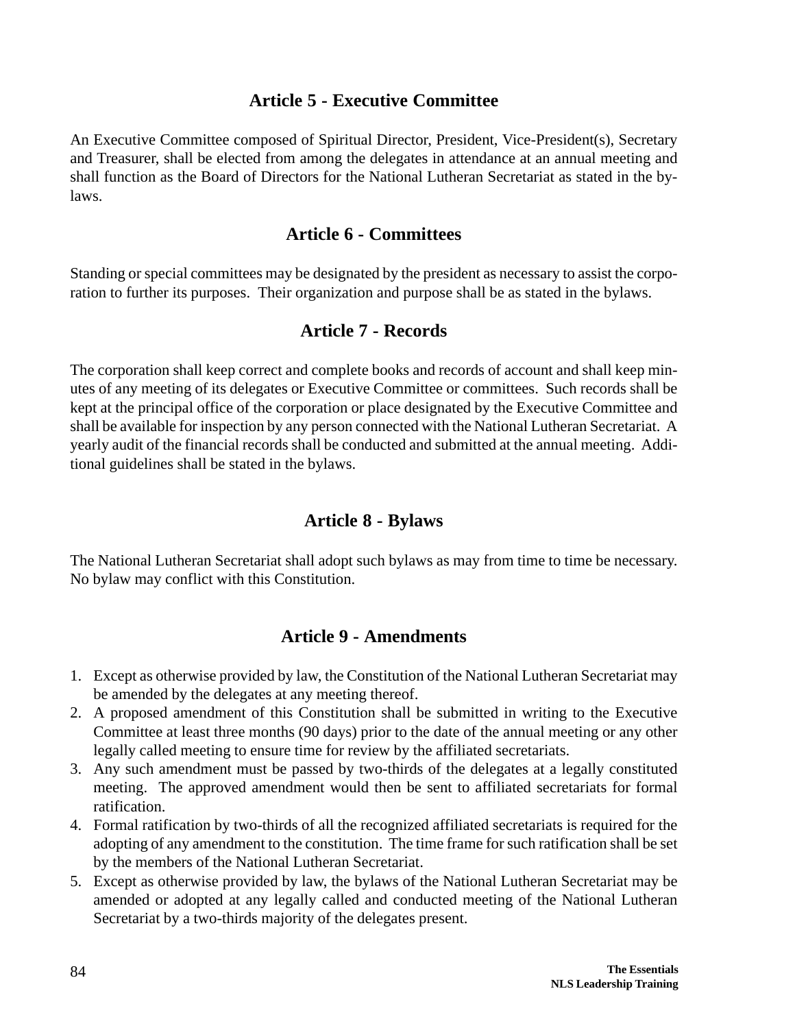## Article 5 - Executive Committee

An Executive Committee composed of Spiritual Director, President, Vice-President(s), Secretary and Treasurer, shall be elected from among the delegates in attendance at an annual meeting and shall function as the Board of Directors for the National Lutheran Secretariat as stated in the bylaws.

## Article 6 - Committees

Standing or special committees may be designated by the president as necessary to assist the corporation to further its purposes. Their organization and purpose shall be as stated in the bylaws.

## Article 7 - Records

The corporation shall keep correct and complete books and records of account and shall keep minutes of any meeting of its delegates or Executive Committee or committees. Such records shall be kept at the principal office of the corporation or place designated by the Executive Committee and shall be available for inspection by any person connected with the National Lutheran Secretariat. A yearly audit of the financial records shall be conducted and submitted at the annual meeting. Additional guidelines shall be stated in the bylaws.

## Article 8 - Bylaws

The National Lutheran Secretariat shall adopt such bylaws as may from time to time be necessary. No bylaw may conflict with this Constitution.

## Article 9 - Amendments

1. Except as otherwise provided by law, the Constitution of the National Lutheran Secretariat may be amended by the delegates at any meeting thereof.
2. A proposed amendment of this Constitution shall be submitted in writing to the Executive Committee at least three months (90 days) prior to the date of the annual meeting or any other legally called meeting to ensure time for review by the affiliated secretariats.
3. Any such amendment must be passed by two-thirds of the delegates at a legally constituted meeting. The approved amendment would then be sent to affiliated secretariats for formal ratification.
4. Formal ratification by two-thirds of all the recognized affiliated secretariats is required for the adopting of any amendment to the constitution. The time frame for such ratification shall be set by the members of the National Lutheran Secretariat.
5. Except as otherwise provided by law, the bylaws of the National Lutheran Secretariat may be amended or adopted at any legally called and conducted meeting of the National Lutheran Secretariat by a two-thirds majority of the delegates present.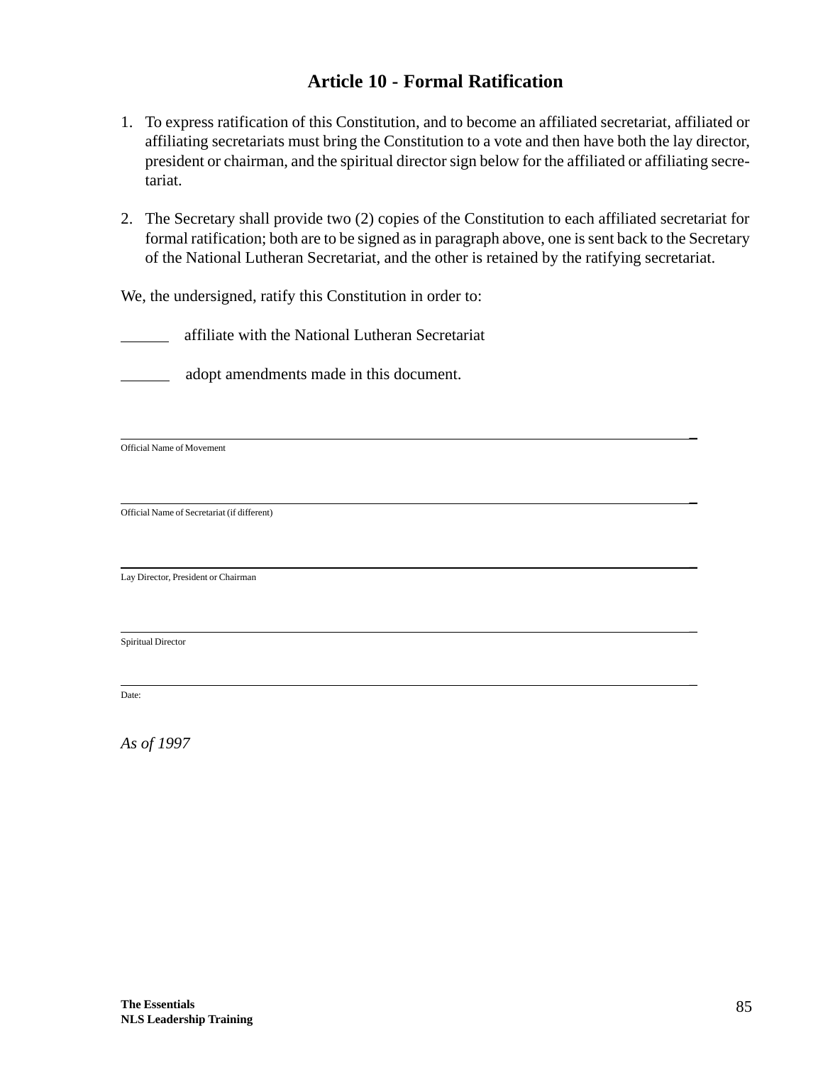## Article 10 - Formal Ratification

1. To express ratification of this Constitution, and to become an affiliated secretariat, affiliated or affiliating secretariats must bring the Constitution to a vote and then have both the lay director, president or chairman, and the spiritual director sign below for the affiliated or affiliating secretariat.

2. The Secretary shall provide two (2) copies of the Constitution to each affiliated secretariat for formal ratification; both are to be signed as in paragraph above, one is sent back to the Secretary of the National Lutheran Secretariat, and the other is retained by the ratifying secretariat.

We, the undersigned, ratify this Constitution in order to:

______ affiliate with the National Lutheran Secretariat

______ adopt amendments made in this document.

________________________________________________________________________________

Official Name of Movement

________________________________________________________________________________

Official Name of Secretariat (if different)

________________________________________________________________________________

Lay Director, President or Chairman

________________________________________________________________________________

Spiritual Director

________________________________________________________________________________

Date:

*As of 1997*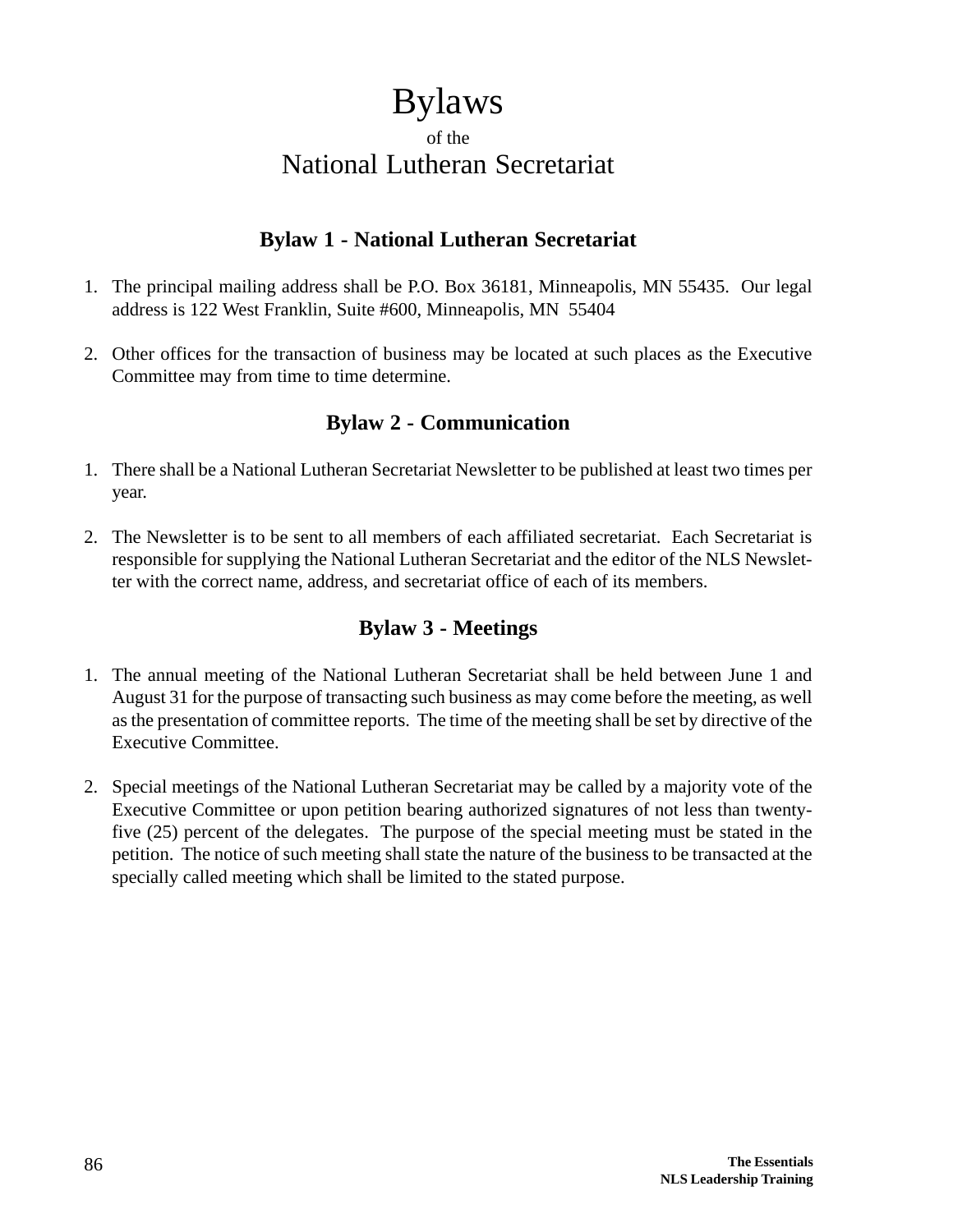# Bylaws

of the

National Lutheran Secretariat

## Bylaw 1 - National Lutheran Secretariat

1. The principal mailing address shall be P.O. Box 36181, Minneapolis, MN 55435. Our legal address is 122 West Franklin, Suite #600, Minneapolis, MN 55404

2. Other offices for the transaction of business may be located at such places as the Executive Committee may from time to time determine.

## Bylaw 2 - Communication

1. There shall be a National Lutheran Secretariat Newsletter to be published at least two times per year.

2. The Newsletter is to be sent to all members of each affiliated secretariat. Each Secretariat is responsible for supplying the National Lutheran Secretariat and the editor of the NLS Newsletter with the correct name, address, and secretariat office of each of its members.

## Bylaw 3 - Meetings

1. The annual meeting of the National Lutheran Secretariat shall be held between June 1 and August 31 for the purpose of transacting such business as may come before the meeting, as well as the presentation of committee reports. The time of the meeting shall be set by directive of the Executive Committee.

2. Special meetings of the National Lutheran Secretariat may be called by a majority vote of the Executive Committee or upon petition bearing authorized signatures of not less than twenty-five (25) percent of the delegates. The purpose of the special meeting must be stated in the petition. The notice of such meeting shall state the nature of the business to be transacted at the specially called meeting which shall be limited to the stated purpose.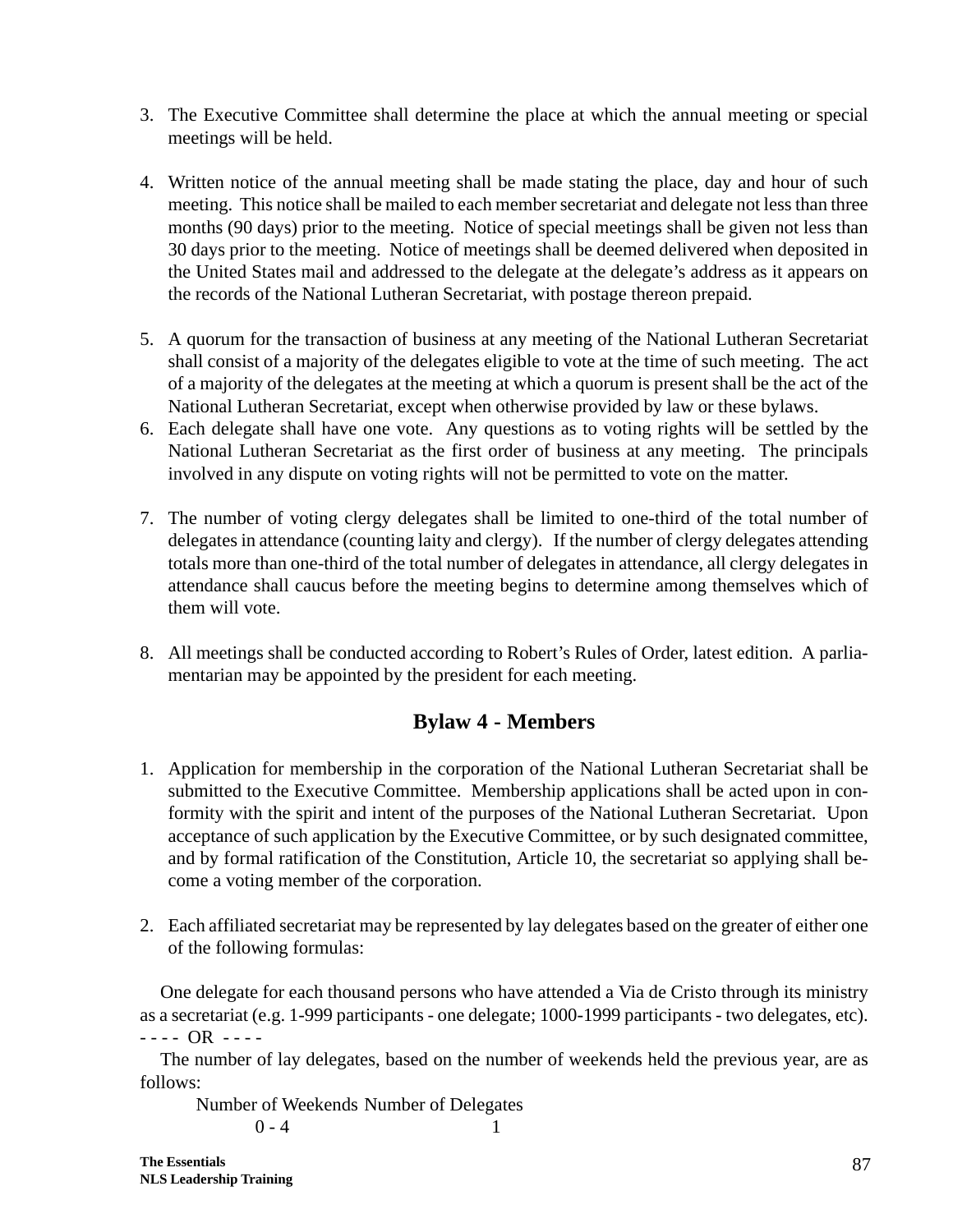3. The Executive Committee shall determine the place at which the annual meeting or special meetings will be held.

4. Written notice of the annual meeting shall be made stating the place, day and hour of such meeting. This notice shall be mailed to each member secretariat and delegate not less than three months (90 days) prior to the meeting. Notice of special meetings shall be given not less than 30 days prior to the meeting. Notice of meetings shall be deemed delivered when deposited in the United States mail and addressed to the delegate at the delegate's address as it appears on the records of the National Lutheran Secretariat, with postage thereon prepaid.

5. A quorum for the transaction of business at any meeting of the National Lutheran Secretariat shall consist of a majority of the delegates eligible to vote at the time of such meeting. The act of a majority of the delegates at the meeting at which a quorum is present shall be the act of the National Lutheran Secretariat, except when otherwise provided by law or these bylaws.
6. Each delegate shall have one vote. Any questions as to voting rights will be settled by the National Lutheran Secretariat as the first order of business at any meeting. The principals involved in any dispute on voting rights will not be permitted to vote on the matter.

7. The number of voting clergy delegates shall be limited to one-third of the total number of delegates in attendance (counting laity and clergy). If the number of clergy delegates attending totals more than one-third of the total number of delegates in attendance, all clergy delegates in attendance shall caucus before the meeting begins to determine among themselves which of them will vote.

8. All meetings shall be conducted according to Robert's Rules of Order, latest edition. A parliamentarian may be appointed by the president for each meeting.

## Bylaw 4 - Members

1. Application for membership in the corporation of the National Lutheran Secretariat shall be submitted to the Executive Committee. Membership applications shall be acted upon in conformity with the spirit and intent of the purposes of the National Lutheran Secretariat. Upon acceptance of such application by the Executive Committee, or by such designated committee, and by formal ratification of the Constitution, Article 10, the secretariat so applying shall become a voting member of the corporation.

2. Each affiliated secretariat may be represented by lay delegates based on the greater of either one of the following formulas:

One delegate for each thousand persons who have attended a Via de Cristo through its ministry as a secretariat (e.g. 1-999 participants - one delegate; 1000-1999 participants - two delegates, etc).
- - - - OR - - - -

The number of lay delegates, based on the number of weekends held the previous year, are as follows:

| Number of Weekends | Number of Delegates |
|---|---|
| 0 - 4 | 1 |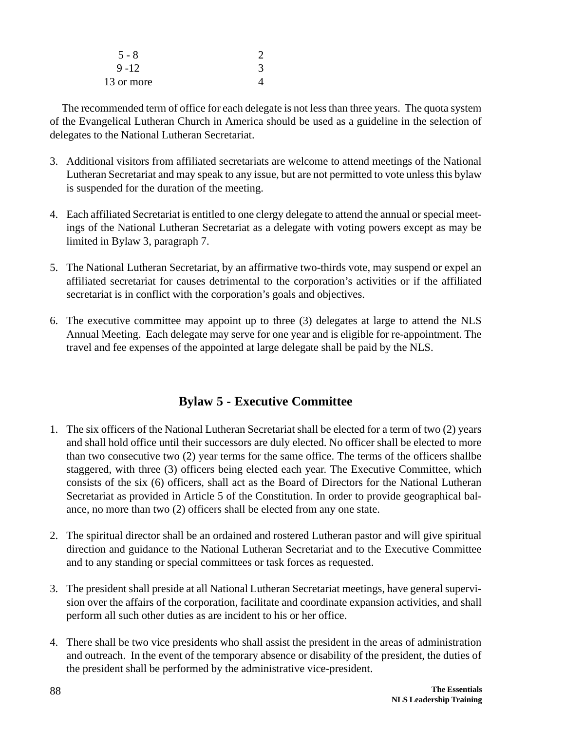| | |
|---|---|
| 5 - 8 | 2 |
| 9 -12 | 3 |
| 13 or more | 4 |

The recommended term of office for each delegate is not less than three years. The quota system of the Evangelical Lutheran Church in America should be used as a guideline in the selection of delegates to the National Lutheran Secretariat.

3. Additional visitors from affiliated secretariats are welcome to attend meetings of the National Lutheran Secretariat and may speak to any issue, but are not permitted to vote unless this bylaw is suspended for the duration of the meeting.

4. Each affiliated Secretariat is entitled to one clergy delegate to attend the annual or special meetings of the National Lutheran Secretariat as a delegate with voting powers except as may be limited in Bylaw 3, paragraph 7.

5. The National Lutheran Secretariat, by an affirmative two-thirds vote, may suspend or expel an affiliated secretariat for causes detrimental to the corporation's activities or if the affiliated secretariat is in conflict with the corporation's goals and objectives.

6. The executive committee may appoint up to three (3) delegates at large to attend the NLS Annual Meeting. Each delegate may serve for one year and is eligible for re-appointment. The travel and fee expenses of the appointed at large delegate shall be paid by the NLS.

## Bylaw 5 - Executive Committee

1. The six officers of the National Lutheran Secretariat shall be elected for a term of two (2) years and shall hold office until their successors are duly elected. No officer shall be elected to more than two consecutive two (2) year terms for the same office. The terms of the officers shallbe staggered, with three (3) officers being elected each year. The Executive Committee, which consists of the six (6) officers, shall act as the Board of Directors for the National Lutheran Secretariat as provided in Article 5 of the Constitution. In order to provide geographical balance, no more than two (2) officers shall be elected from any one state.

2. The spiritual director shall be an ordained and rostered Lutheran pastor and will give spiritual direction and guidance to the National Lutheran Secretariat and to the Executive Committee and to any standing or special committees or task forces as requested.

3. The president shall preside at all National Lutheran Secretariat meetings, have general supervision over the affairs of the corporation, facilitate and coordinate expansion activities, and shall perform all such other duties as are incident to his or her office.

4. There shall be two vice presidents who shall assist the president in the areas of administration and outreach. In the event of the temporary absence or disability of the president, the duties of the president shall be performed by the administrative vice-president.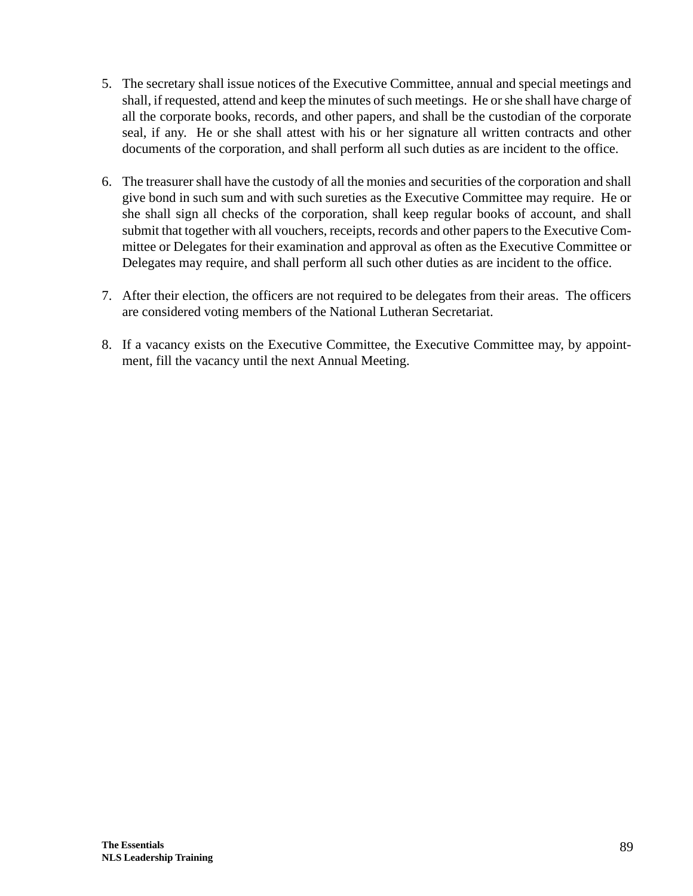5. The secretary shall issue notices of the Executive Committee, annual and special meetings and shall, if requested, attend and keep the minutes of such meetings. He or she shall have charge of all the corporate books, records, and other papers, and shall be the custodian of the corporate seal, if any. He or she shall attest with his or her signature all written contracts and other documents of the corporation, and shall perform all such duties as are incident to the office.

6. The treasurer shall have the custody of all the monies and securities of the corporation and shall give bond in such sum and with such sureties as the Executive Committee may require. He or she shall sign all checks of the corporation, shall keep regular books of account, and shall submit that together with all vouchers, receipts, records and other papers to the Executive Committee or Delegates for their examination and approval as often as the Executive Committee or Delegates may require, and shall perform all such other duties as are incident to the office.

7. After their election, the officers are not required to be delegates from their areas. The officers are considered voting members of the National Lutheran Secretariat.

8. If a vacancy exists on the Executive Committee, the Executive Committee may, by appointment, fill the vacancy until the next Annual Meeting.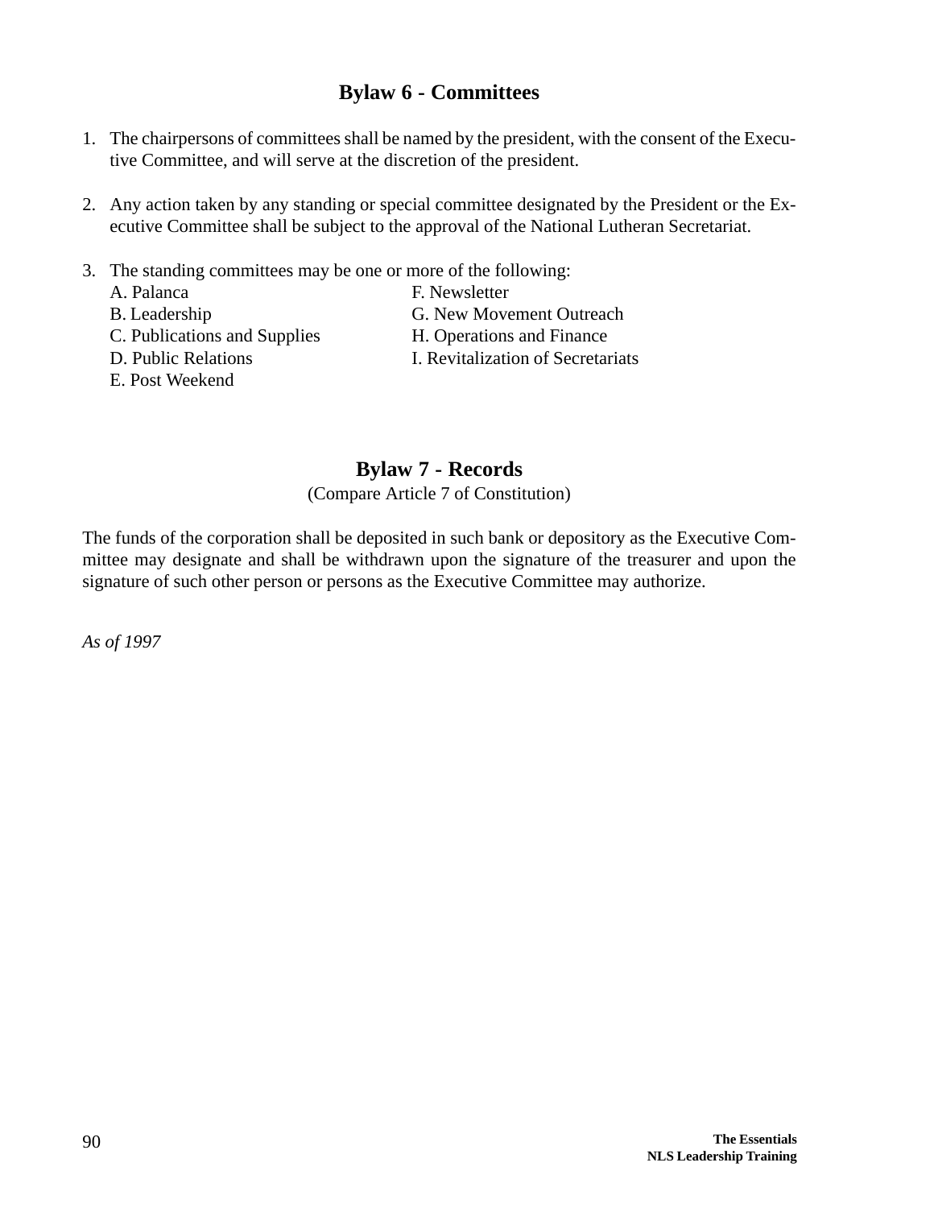## Bylaw 6 - Committees

1. The chairpersons of committees shall be named by the president, with the consent of the Executive Committee, and will serve at the discretion of the president.

2. Any action taken by any standing or special committee designated by the President or the Executive Committee shall be subject to the approval of the National Lutheran Secretariat.

3. The standing committees may be one or more of the following:
   - A. Palanca
   - B. Leadership
   - C. Publications and Supplies
   - D. Public Relations
   - E. Post Weekend
   - F. Newsletter
   - G. New Movement Outreach
   - H. Operations and Finance
   - I. Revitalization of Secretariats

## Bylaw 7 - Records

(Compare Article 7 of Constitution)

The funds of the corporation shall be deposited in such bank or depository as the Executive Committee may designate and shall be withdrawn upon the signature of the treasurer and upon the signature of such other person or persons as the Executive Committee may authorize.

*As of 1997*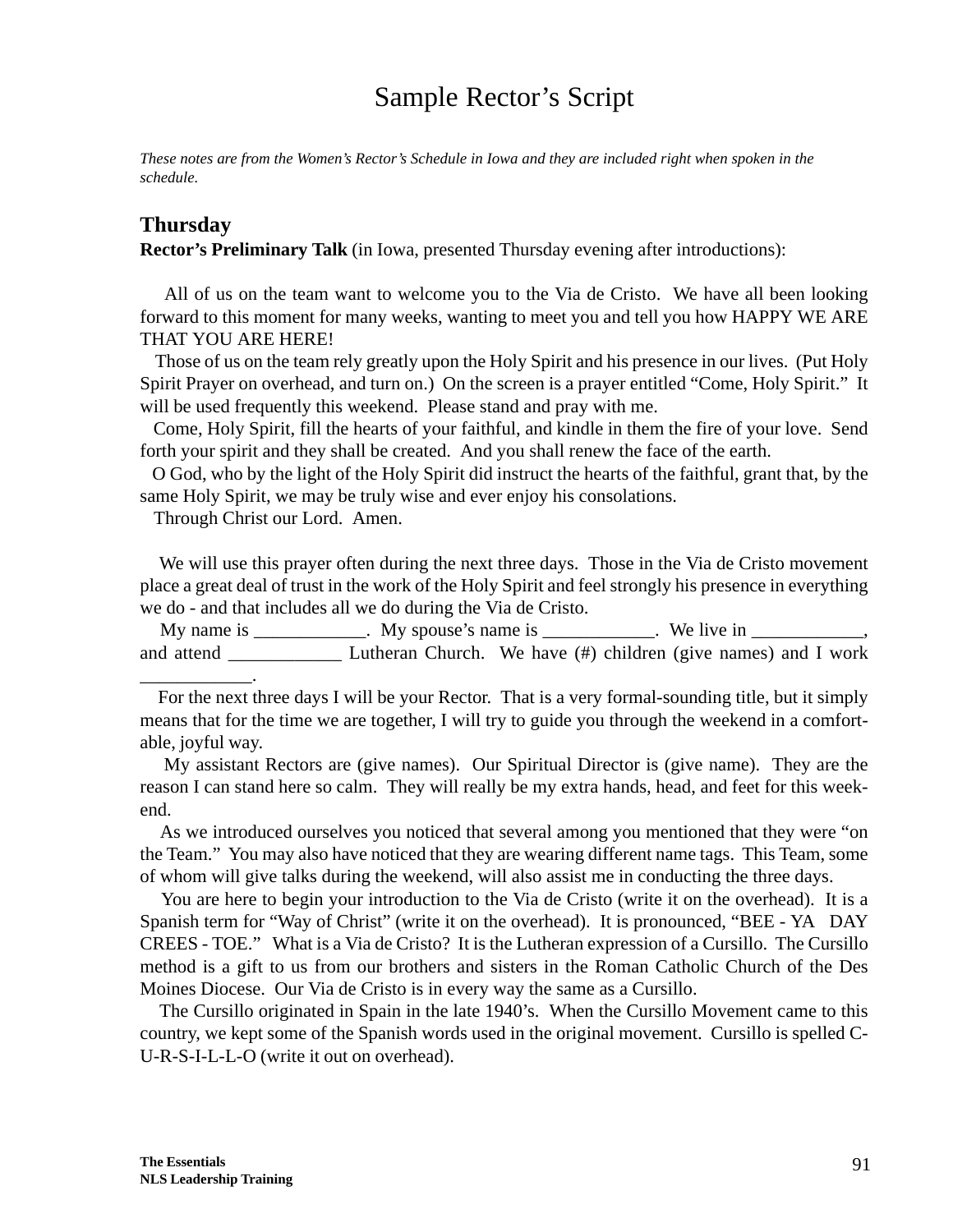# Sample Rector's Script

*These notes are from the Women's Rector's Schedule in Iowa and they are included right when spoken in the schedule.*

## Thursday

**Rector's Preliminary Talk** (in Iowa, presented Thursday evening after introductions):

All of us on the team want to welcome you to the Via de Cristo. We have all been looking forward to this moment for many weeks, wanting to meet you and tell you how HAPPY WE ARE THAT YOU ARE HERE!

Those of us on the team rely greatly upon the Holy Spirit and his presence in our lives. (Put Holy Spirit Prayer on overhead, and turn on.) On the screen is a prayer entitled "Come, Holy Spirit." It will be used frequently this weekend. Please stand and pray with me.

Come, Holy Spirit, fill the hearts of your faithful, and kindle in them the fire of your love. Send forth your spirit and they shall be created. And you shall renew the face of the earth.

O God, who by the light of the Holy Spirit did instruct the hearts of the faithful, grant that, by the same Holy Spirit, we may be truly wise and ever enjoy his consolations.

Through Christ our Lord. Amen.

We will use this prayer often during the next three days. Those in the Via de Cristo movement place a great deal of trust in the work of the Holy Spirit and feel strongly his presence in everything we do - and that includes all we do during the Via de Cristo.

My name is ____________. My spouse's name is ____________. We live in ____________, and attend ____________ Lutheran Church. We have (#) children (give names) and I work ____________.

For the next three days I will be your Rector. That is a very formal-sounding title, but it simply means that for the time we are together, I will try to guide you through the weekend in a comfortable, joyful way.

My assistant Rectors are (give names). Our Spiritual Director is (give name). They are the reason I can stand here so calm. They will really be my extra hands, head, and feet for this weekend.

As we introduced ourselves you noticed that several among you mentioned that they were "on the Team." You may also have noticed that they are wearing different name tags. This Team, some of whom will give talks during the weekend, will also assist me in conducting the three days.

You are here to begin your introduction to the Via de Cristo (write it on the overhead). It is a Spanish term for "Way of Christ" (write it on the overhead). It is pronounced, "BEE - YA DAY CREES - TOE." What is a Via de Cristo? It is the Lutheran expression of a Cursillo. The Cursillo method is a gift to us from our brothers and sisters in the Roman Catholic Church of the Des Moines Diocese. Our Via de Cristo is in every way the same as a Cursillo.

The Cursillo originated in Spain in the late 1940's. When the Cursillo Movement came to this country, we kept some of the Spanish words used in the original movement. Cursillo is spelled C-U-R-S-I-L-L-O (write it out on overhead).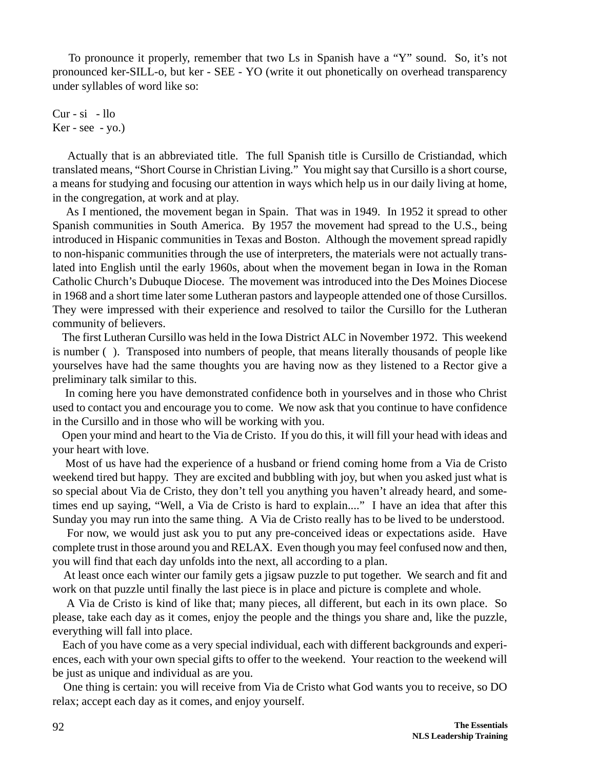To pronounce it properly, remember that two Ls in Spanish have a "Y" sound. So, it's not pronounced ker-SILL-o, but ker - SEE - YO (write it out phonetically on overhead transparency under syllables of word like so:

Cur - si - llo
Ker - see - yo.)

Actually that is an abbreviated title. The full Spanish title is Cursillo de Cristiandad, which translated means, "Short Course in Christian Living." You might say that Cursillo is a short course, a means for studying and focusing our attention in ways which help us in our daily living at home, in the congregation, at work and at play.

As I mentioned, the movement began in Spain. That was in 1949. In 1952 it spread to other Spanish communities in South America. By 1957 the movement had spread to the U.S., being introduced in Hispanic communities in Texas and Boston. Although the movement spread rapidly to non-hispanic communities through the use of interpreters, the materials were not actually translated into English until the early 1960s, about when the movement began in Iowa in the Roman Catholic Church's Dubuque Diocese. The movement was introduced into the Des Moines Diocese in 1968 and a short time later some Lutheran pastors and laypeople attended one of those Cursillos. They were impressed with their experience and resolved to tailor the Cursillo for the Lutheran community of believers.

The first Lutheran Cursillo was held in the Iowa District ALC in November 1972. This weekend is number ( ). Transposed into numbers of people, that means literally thousands of people like yourselves have had the same thoughts you are having now as they listened to a Rector give a preliminary talk similar to this.

In coming here you have demonstrated confidence both in yourselves and in those who Christ used to contact you and encourage you to come. We now ask that you continue to have confidence in the Cursillo and in those who will be working with you.

Open your mind and heart to the Via de Cristo. If you do this, it will fill your head with ideas and your heart with love.

Most of us have had the experience of a husband or friend coming home from a Via de Cristo weekend tired but happy. They are excited and bubbling with joy, but when you asked just what is so special about Via de Cristo, they don't tell you anything you haven't already heard, and sometimes end up saying, "Well, a Via de Cristo is hard to explain...." I have an idea that after this Sunday you may run into the same thing. A Via de Cristo really has to be lived to be understood.

For now, we would just ask you to put any pre-conceived ideas or expectations aside. Have complete trust in those around you and RELAX. Even though you may feel confused now and then, you will find that each day unfolds into the next, all according to a plan.

At least once each winter our family gets a jigsaw puzzle to put together. We search and fit and work on that puzzle until finally the last piece is in place and picture is complete and whole.

A Via de Cristo is kind of like that; many pieces, all different, but each in its own place. So please, take each day as it comes, enjoy the people and the things you share and, like the puzzle, everything will fall into place.

Each of you have come as a very special individual, each with different backgrounds and experiences, each with your own special gifts to offer to the weekend. Your reaction to the weekend will be just as unique and individual as are you.

One thing is certain: you will receive from Via de Cristo what God wants you to receive, so DO relax; accept each day as it comes, and enjoy yourself.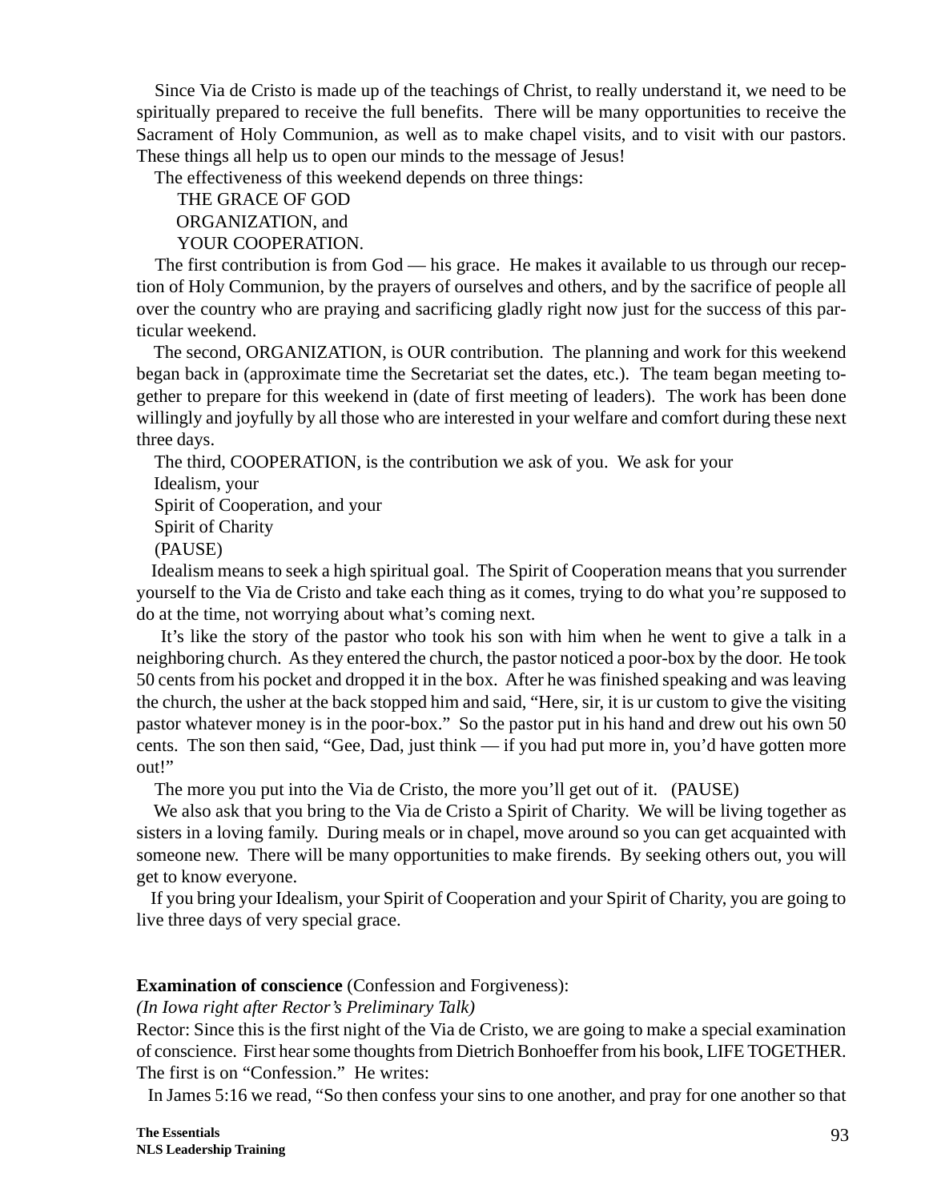Since Via de Cristo is made up of the teachings of Christ, to really understand it, we need to be spiritually prepared to receive the full benefits. There will be many opportunities to receive the Sacrament of Holy Communion, as well as to make chapel visits, and to visit with our pastors. These things all help us to open our minds to the message of Jesus!

The effectiveness of this weekend depends on three things:

THE GRACE OF GOD
ORGANIZATION, and
YOUR COOPERATION.

The first contribution is from God — his grace. He makes it available to us through our reception of Holy Communion, by the prayers of ourselves and others, and by the sacrifice of people all over the country who are praying and sacrificing gladly right now just for the success of this particular weekend.

The second, ORGANIZATION, is OUR contribution. The planning and work for this weekend began back in (approximate time the Secretariat set the dates, etc.). The team began meeting together to prepare for this weekend in (date of first meeting of leaders). The work has been done willingly and joyfully by all those who are interested in your welfare and comfort during these next three days.

The third, COOPERATION, is the contribution we ask of you. We ask for your
Idealism, your
Spirit of Cooperation, and your
Spirit of Charity
(PAUSE)

Idealism means to seek a high spiritual goal. The Spirit of Cooperation means that you surrender yourself to the Via de Cristo and take each thing as it comes, trying to do what you're supposed to do at the time, not worrying about what's coming next.

It's like the story of the pastor who took his son with him when he went to give a talk in a neighboring church. As they entered the church, the pastor noticed a poor-box by the door. He took 50 cents from his pocket and dropped it in the box. After he was finished speaking and was leaving the church, the usher at the back stopped him and said, "Here, sir, it is ur custom to give the visiting pastor whatever money is in the poor-box." So the pastor put in his hand and drew out his own 50 cents. The son then said, "Gee, Dad, just think — if you had put more in, you'd have gotten more out!"

The more you put into the Via de Cristo, the more you'll get out of it. (PAUSE)

We also ask that you bring to the Via de Cristo a Spirit of Charity. We will be living together as sisters in a loving family. During meals or in chapel, move around so you can get acquainted with someone new. There will be many opportunities to make firends. By seeking others out, you will get to know everyone.

If you bring your Idealism, your Spirit of Cooperation and your Spirit of Charity, you are going to live three days of very special grace.

**Examination of conscience** (Confession and Forgiveness):

*(In Iowa right after Rector's Preliminary Talk)*

Rector: Since this is the first night of the Via de Cristo, we are going to make a special examination of conscience. First hear some thoughts from Dietrich Bonhoeffer from his book, LIFE TOGETHER. The first is on "Confession." He writes:

In James 5:16 we read, "So then confess your sins to one another, and pray for one another so that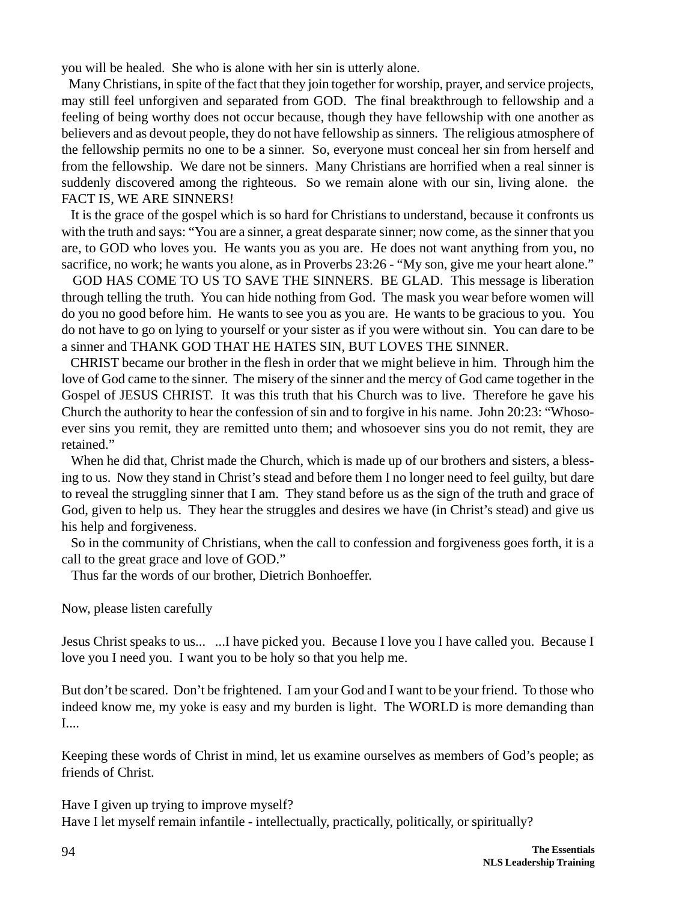you will be healed. She who is alone with her sin is utterly alone.

Many Christians, in spite of the fact that they join together for worship, prayer, and service projects, may still feel unforgiven and separated from GOD. The final breakthrough to fellowship and a feeling of being worthy does not occur because, though they have fellowship with one another as believers and as devout people, they do not have fellowship as sinners. The religious atmosphere of the fellowship permits no one to be a sinner. So, everyone must conceal her sin from herself and from the fellowship. We dare not be sinners. Many Christians are horrified when a real sinner is suddenly discovered among the righteous. So we remain alone with our sin, living alone. the FACT IS, WE ARE SINNERS!

It is the grace of the gospel which is so hard for Christians to understand, because it confronts us with the truth and says: "You are a sinner, a great desparate sinner; now come, as the sinner that you are, to GOD who loves you. He wants you as you are. He does not want anything from you, no sacrifice, no work; he wants you alone, as in Proverbs 23:26 - "My son, give me your heart alone."

GOD HAS COME TO US TO SAVE THE SINNERS. BE GLAD. This message is liberation through telling the truth. You can hide nothing from God. The mask you wear before women will do you no good before him. He wants to see you as you are. He wants to be gracious to you. You do not have to go on lying to yourself or your sister as if you were without sin. You can dare to be a sinner and THANK GOD THAT HE HATES SIN, BUT LOVES THE SINNER.

CHRIST became our brother in the flesh in order that we might believe in him. Through him the love of God came to the sinner. The misery of the sinner and the mercy of God came together in the Gospel of JESUS CHRIST. It was this truth that his Church was to live. Therefore he gave his Church the authority to hear the confession of sin and to forgive in his name. John 20:23: "Whosoever sins you remit, they are remitted unto them; and whosoever sins you do not remit, they are retained."

When he did that, Christ made the Church, which is made up of our brothers and sisters, a blessing to us. Now they stand in Christ's stead and before them I no longer need to feel guilty, but dare to reveal the struggling sinner that I am. They stand before us as the sign of the truth and grace of God, given to help us. They hear the struggles and desires we have (in Christ's stead) and give us his help and forgiveness.

So in the community of Christians, when the call to confession and forgiveness goes forth, it is a call to the great grace and love of GOD."

Thus far the words of our brother, Dietrich Bonhoeffer.

Now, please listen carefully

Jesus Christ speaks to us... ...I have picked you. Because I love you I have called you. Because I love you I need you. I want you to be holy so that you help me.

But don't be scared. Don't be frightened. I am your God and I want to be your friend. To those who indeed know me, my yoke is easy and my burden is light. The WORLD is more demanding than I....

Keeping these words of Christ in mind, let us examine ourselves as members of God's people; as friends of Christ.

Have I given up trying to improve myself?
Have I let myself remain infantile - intellectually, practically, politically, or spiritually?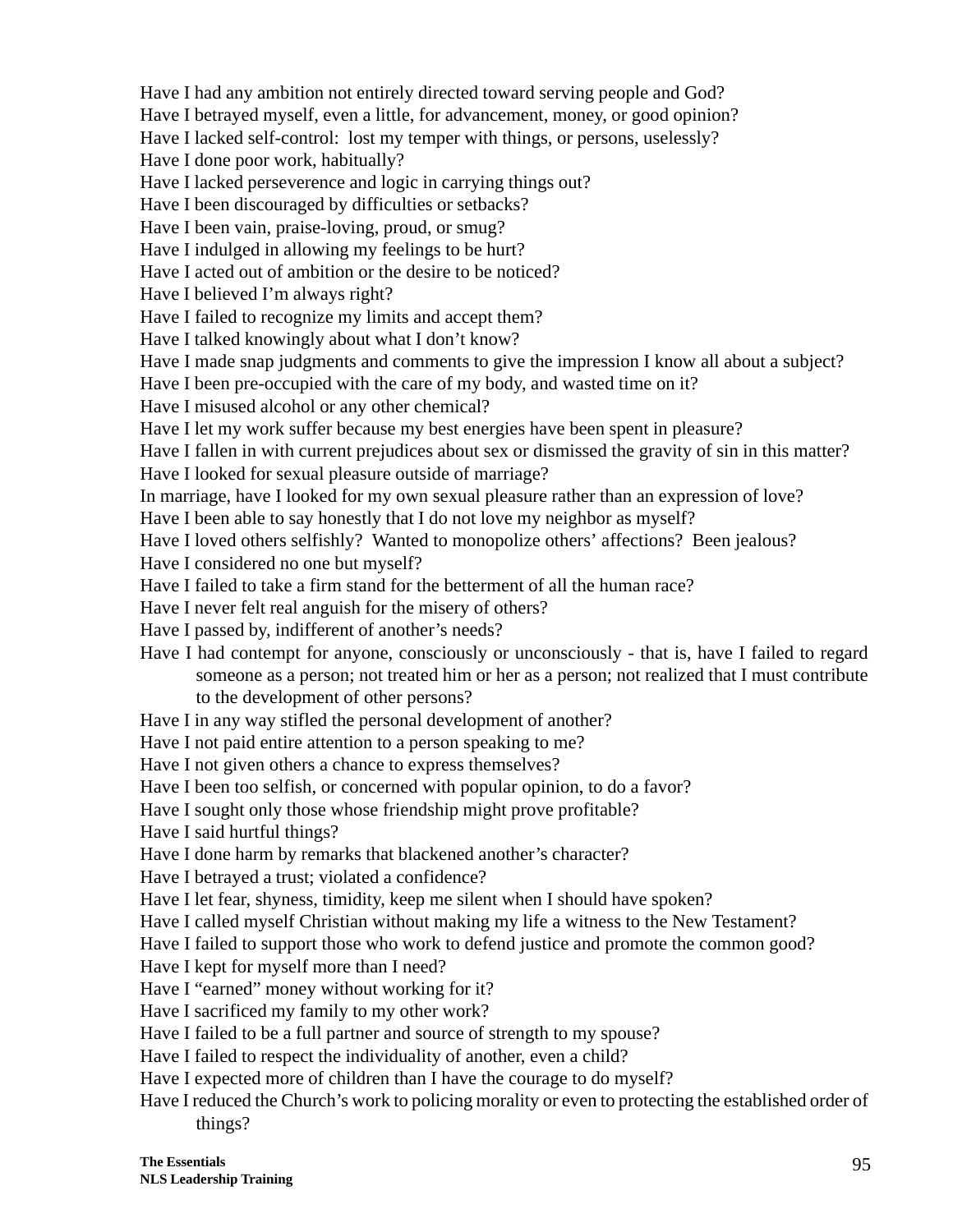Have I had any ambition not entirely directed toward serving people and God?
Have I betrayed myself, even a little, for advancement, money, or good opinion?
Have I lacked self-control:  lost my temper with things, or persons, uselessly?
Have I done poor work, habitually?
Have I lacked perseverence and logic in carrying things out?
Have I been discouraged by difficulties or setbacks?
Have I been vain, praise-loving, proud, or smug?
Have I indulged in allowing my feelings to be hurt?
Have I acted out of ambition or the desire to be noticed?
Have I believed I'm always right?
Have I failed to recognize my limits and accept them?
Have I talked knowingly about what I don't know?
Have I made snap judgments and comments to give the impression I know all about a subject?
Have I been pre-occupied with the care of my body, and wasted time on it?
Have I misused alcohol or any other chemical?
Have I let my work suffer because my best energies have been spent in pleasure?
Have I fallen in with current prejudices about sex or dismissed the gravity of sin in this matter?
Have I looked for sexual pleasure outside of marriage?
In marriage, have I looked for my own sexual pleasure rather than an expression of love?
Have I been able to say honestly that I do not love my neighbor as myself?
Have I loved others selfishly?  Wanted to monopolize others' affections?  Been jealous?
Have I considered no one but myself?
Have I failed to take a firm stand for the betterment of all the human race?
Have I never felt real anguish for the misery of others?
Have I passed by, indifferent of another's needs?
Have I had contempt for anyone, consciously or unconsciously - that is, have I failed to regard someone as a person; not treated him or her as a person; not realized that I must contribute to the development of other persons?
Have I in any way stifled the personal development of another?
Have I not paid entire attention to a person speaking to me?
Have I not given others a chance to express themselves?
Have I been too selfish, or concerned with popular opinion, to do a favor?
Have I sought only those whose friendship might prove profitable?
Have I said hurtful things?
Have I done harm by remarks that blackened another's character?
Have I betrayed a trust; violated a confidence?
Have I let fear, shyness, timidity, keep me silent when I should have spoken?
Have I called myself Christian without making my life a witness to the New Testament?
Have I failed to support those who work to defend justice and promote the common good?
Have I kept for myself more than I need?
Have I "earned" money without working for it?
Have I sacrificed my family to my other work?
Have I failed to be a full partner and source of strength to my spouse?
Have I failed to respect the individuality of another, even a child?
Have I expected more of children than I have the courage to do myself?
Have I reduced the Church's work to policing morality or even to protecting the established order of things?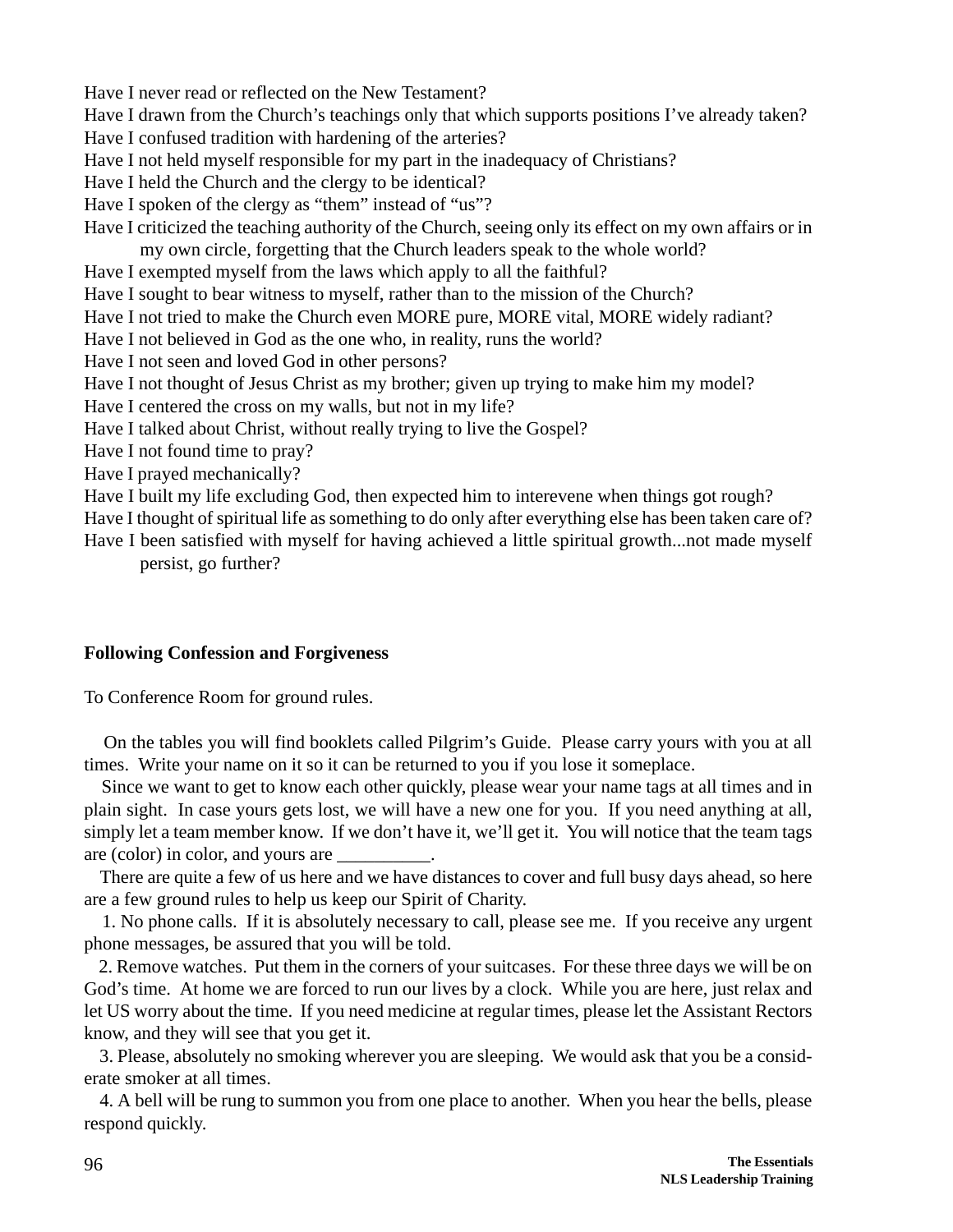Have I never read or reflected on the New Testament?
Have I drawn from the Church's teachings only that which supports positions I've already taken?
Have I confused tradition with hardening of the arteries?
Have I not held myself responsible for my part in the inadequacy of Christians?
Have I held the Church and the clergy to be identical?
Have I spoken of the clergy as "them" instead of "us"?
Have I criticized the teaching authority of the Church, seeing only its effect on my own affairs or in my own circle, forgetting that the Church leaders speak to the whole world?
Have I exempted myself from the laws which apply to all the faithful?
Have I sought to bear witness to myself, rather than to the mission of the Church?
Have I not tried to make the Church even MORE pure, MORE vital, MORE widely radiant?
Have I not believed in God as the one who, in reality, runs the world?
Have I not seen and loved God in other persons?
Have I not thought of Jesus Christ as my brother; given up trying to make him my model?
Have I centered the cross on my walls, but not in my life?
Have I talked about Christ, without really trying to live the Gospel?
Have I not found time to pray?
Have I prayed mechanically?
Have I built my life excluding God, then expected him to interevene when things got rough?
Have I thought of spiritual life as something to do only after everything else has been taken care of?
Have I been satisfied with myself for having achieved a little spiritual growth...not made myself persist, go further?

**Following Confession and Forgiveness**

To Conference Room for ground rules.

On the tables you will find booklets called Pilgrim's Guide. Please carry yours with you at all times. Write your name on it so it can be returned to you if you lose it someplace.

Since we want to get to know each other quickly, please wear your name tags at all times and in plain sight. In case yours gets lost, we will have a new one for you. If you need anything at all, simply let a team member know. If we don't have it, we'll get it. You will notice that the team tags are (color) in color, and yours are __________.

There are quite a few of us here and we have distances to cover and full busy days ahead, so here are a few ground rules to help us keep our Spirit of Charity.

1. No phone calls. If it is absolutely necessary to call, please see me. If you receive any urgent phone messages, be assured that you will be told.

2. Remove watches. Put them in the corners of your suitcases. For these three days we will be on God's time. At home we are forced to run our lives by a clock. While you are here, just relax and let US worry about the time. If you need medicine at regular times, please let the Assistant Rectors know, and they will see that you get it.

3. Please, absolutely no smoking wherever you are sleeping. We would ask that you be a considerate smoker at all times.

4. A bell will be rung to summon you from one place to another. When you hear the bells, please respond quickly.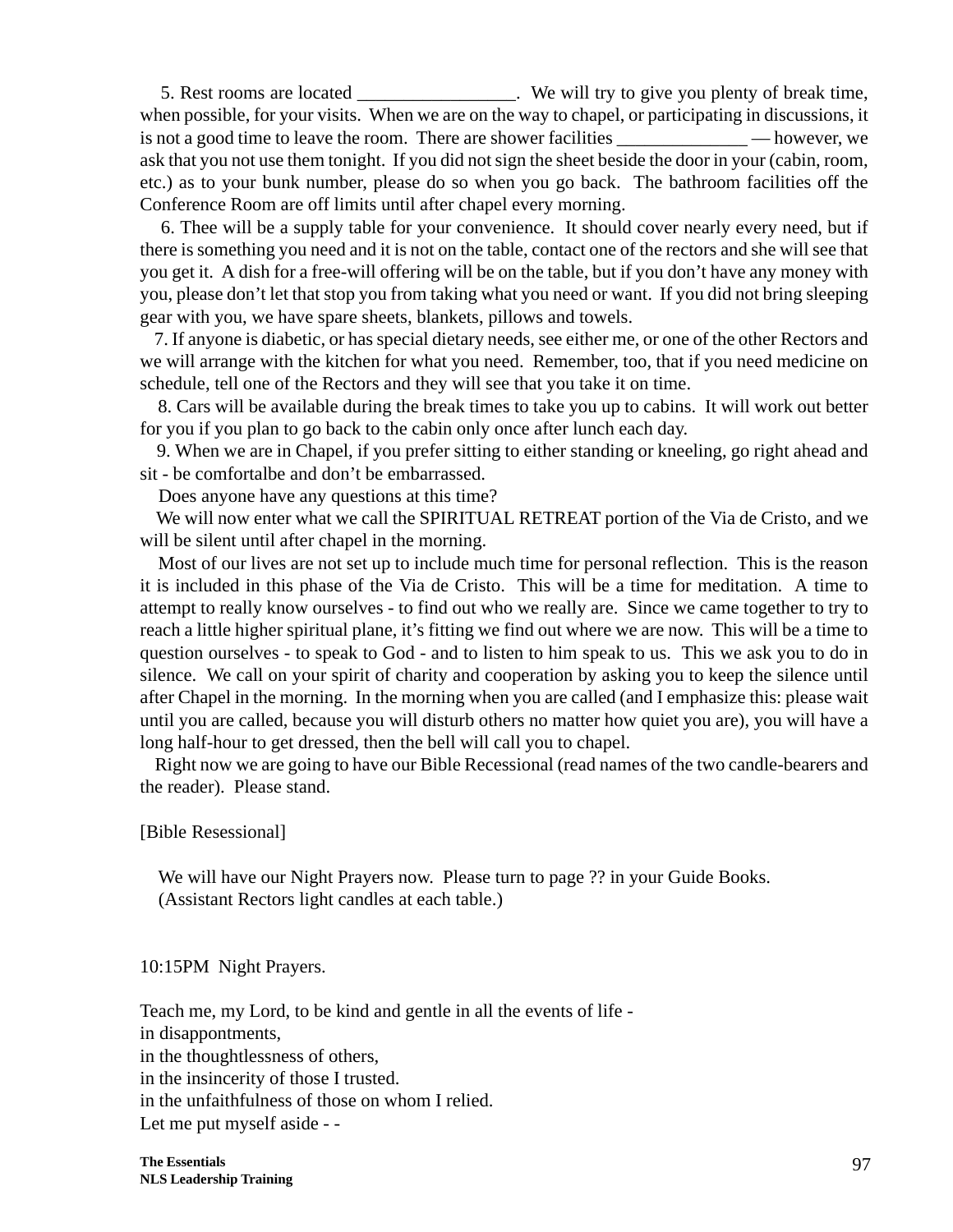5. Rest rooms are located _________________. We will try to give you plenty of break time, when possible, for your visits. When we are on the way to chapel, or participating in discussions, it is not a good time to leave the room. There are shower facilities ______________ — however, we ask that you not use them tonight. If you did not sign the sheet beside the door in your (cabin, room, etc.) as to your bunk number, please do so when you go back. The bathroom facilities off the Conference Room are off limits until after chapel every morning.

6. Thee will be a supply table for your convenience. It should cover nearly every need, but if there is something you need and it is not on the table, contact one of the rectors and she will see that you get it. A dish for a free-will offering will be on the table, but if you don't have any money with you, please don't let that stop you from taking what you need or want. If you did not bring sleeping gear with you, we have spare sheets, blankets, pillows and towels.

7. If anyone is diabetic, or has special dietary needs, see either me, or one of the other Rectors and we will arrange with the kitchen for what you need. Remember, too, that if you need medicine on schedule, tell one of the Rectors and they will see that you take it on time.

8. Cars will be available during the break times to take you up to cabins. It will work out better for you if you plan to go back to the cabin only once after lunch each day.

9. When we are in Chapel, if you prefer sitting to either standing or kneeling, go right ahead and sit - be comfortalbe and don't be embarrassed.

Does anyone have any questions at this time?

We will now enter what we call the SPIRITUAL RETREAT portion of the Via de Cristo, and we will be silent until after chapel in the morning.

Most of our lives are not set up to include much time for personal reflection. This is the reason it is included in this phase of the Via de Cristo. This will be a time for meditation. A time to attempt to really know ourselves - to find out who we really are. Since we came together to try to reach a little higher spiritual plane, it's fitting we find out where we are now. This will be a time to question ourselves - to speak to God - and to listen to him speak to us. This we ask you to do in silence. We call on your spirit of charity and cooperation by asking you to keep the silence until after Chapel in the morning. In the morning when you are called (and I emphasize this: please wait until you are called, because you will disturb others no matter how quiet you are), you will have a long half-hour to get dressed, then the bell will call you to chapel.

Right now we are going to have our Bible Recessional (read names of the two candle-bearers and the reader). Please stand.

[Bible Resessional]

We will have our Night Prayers now. Please turn to page ?? in your Guide Books.
(Assistant Rectors light candles at each table.)

10:15PM Night Prayers.

Teach me, my Lord, to be kind and gentle in all the events of life -
in disappontments,
in the thoughtlessness of others,
in the insincerity of those I trusted.
in the unfaithfulness of those on whom I relied.
Let me put myself aside - -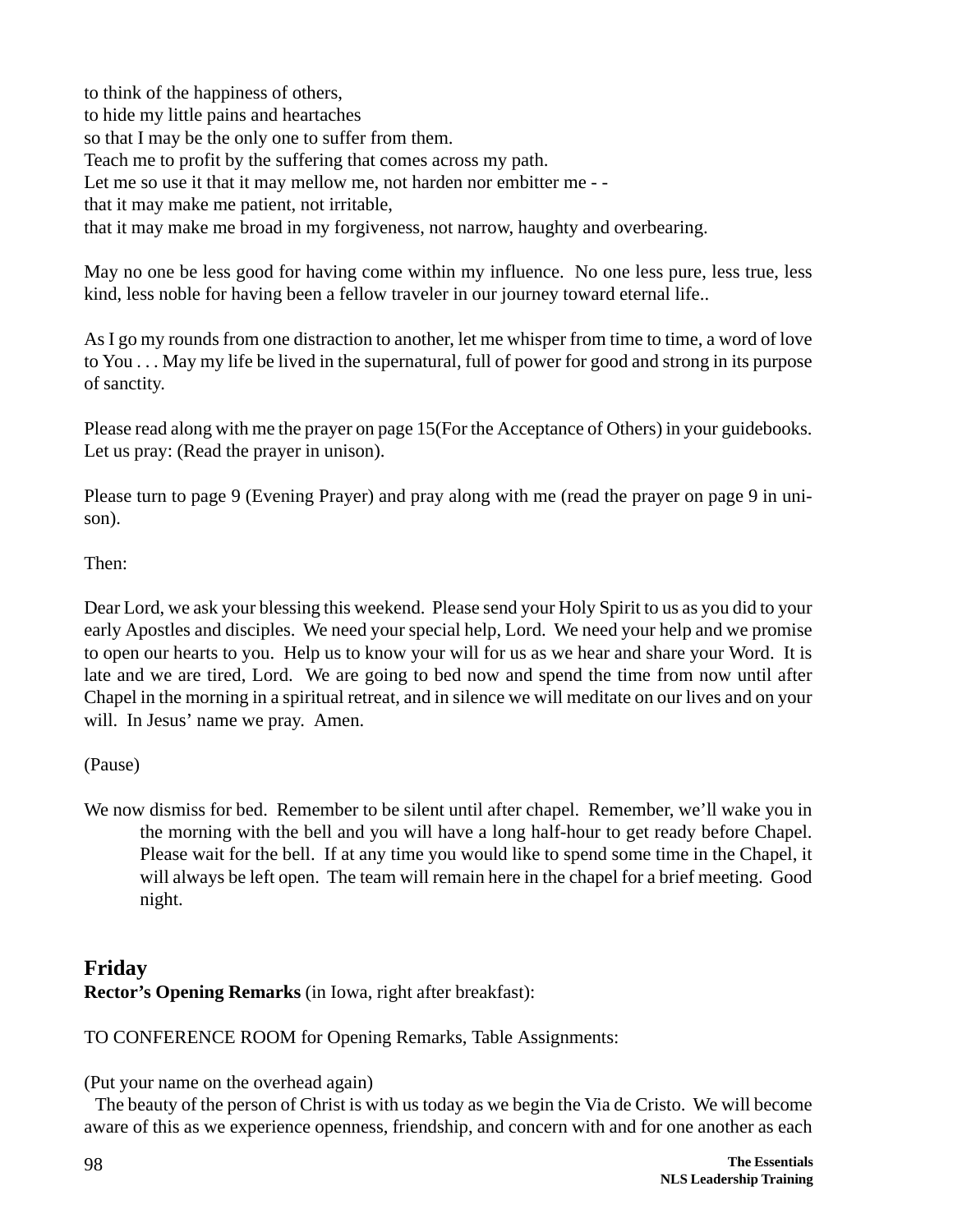to think of the happiness of others,
to hide my little pains and heartaches
so that I may be the only one to suffer from them.
Teach me to profit by the suffering that comes across my path.
Let me so use it that it may mellow me, not harden nor embitter me - -
that it may make me patient, not irritable,
that it may make me broad in my forgiveness, not narrow, haughty and overbearing.

May no one be less good for having come within my influence. No one less pure, less true, less kind, less noble for having been a fellow traveler in our journey toward eternal life..

As I go my rounds from one distraction to another, let me whisper from time to time, a word of love to You . . . May my life be lived in the supernatural, full of power for good and strong in its purpose of sanctity.

Please read along with me the prayer on page 15(For the Acceptance of Others) in your guidebooks. Let us pray: (Read the prayer in unison).

Please turn to page 9 (Evening Prayer) and pray along with me (read the prayer on page 9 in unison).

Then:

Dear Lord, we ask your blessing this weekend. Please send your Holy Spirit to us as you did to your early Apostles and disciples. We need your special help, Lord. We need your help and we promise to open our hearts to you. Help us to know your will for us as we hear and share your Word. It is late and we are tired, Lord. We are going to bed now and spend the time from now until after Chapel in the morning in a spiritual retreat, and in silence we will meditate on our lives and on your will. In Jesus' name we pray. Amen.

(Pause)

We now dismiss for bed. Remember to be silent until after chapel. Remember, we'll wake you in the morning with the bell and you will have a long half-hour to get ready before Chapel. Please wait for the bell. If at any time you would like to spend some time in the Chapel, it will always be left open. The team will remain here in the chapel for a brief meeting. Good night.

## Friday

**Rector's Opening Remarks** (in Iowa, right after breakfast):

TO CONFERENCE ROOM for Opening Remarks, Table Assignments:

(Put your name on the overhead again)

The beauty of the person of Christ is with us today as we begin the Via de Cristo. We will become aware of this as we experience openness, friendship, and concern with and for one another as each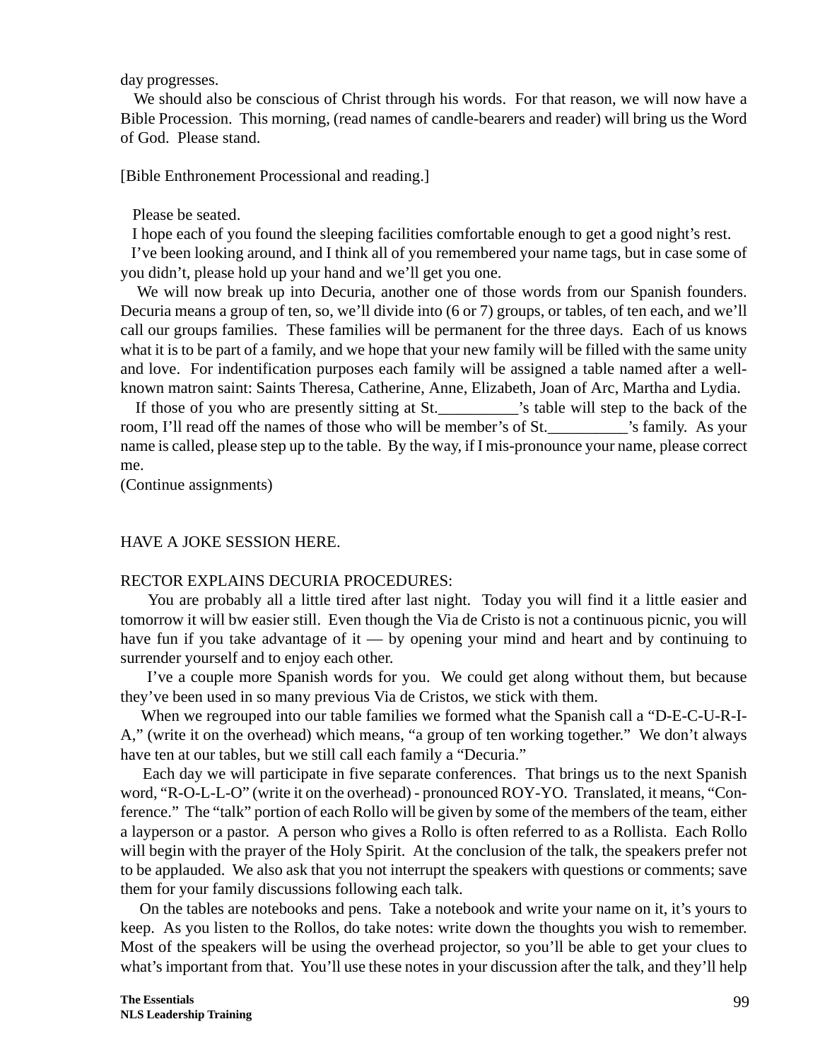day progresses.

We should also be conscious of Christ through his words. For that reason, we will now have a Bible Procession. This morning, (read names of candle-bearers and reader) will bring us the Word of God. Please stand.

[Bible Enthronement Processional and reading.]

Please be seated.

I hope each of you found the sleeping facilities comfortable enough to get a good night's rest.

I've been looking around, and I think all of you remembered your name tags, but in case some of you didn't, please hold up your hand and we'll get you one.

We will now break up into Decuria, another one of those words from our Spanish founders. Decuria means a group of ten, so, we'll divide into (6 or 7) groups, or tables, of ten each, and we'll call our groups families. These families will be permanent for the three days. Each of us knows what it is to be part of a family, and we hope that your new family will be filled with the same unity and love. For indentification purposes each family will be assigned a table named after a well-known matron saint: Saints Theresa, Catherine, Anne, Elizabeth, Joan of Arc, Martha and Lydia.

If those of you who are presently sitting at St.__________'s table will step to the back of the room, I'll read off the names of those who will be member's of St.__________'s family. As your name is called, please step up to the table. By the way, if I mis-pronounce your name, please correct me.

(Continue assignments)

HAVE A JOKE SESSION HERE.

RECTOR EXPLAINS DECURIA PROCEDURES:

You are probably all a little tired after last night. Today you will find it a little easier and tomorrow it will bw easier still. Even though the Via de Cristo is not a continuous picnic, you will have fun if you take advantage of it — by opening your mind and heart and by continuing to surrender yourself and to enjoy each other.

I've a couple more Spanish words for you. We could get along without them, but because they've been used in so many previous Via de Cristos, we stick with them.

When we regrouped into our table families we formed what the Spanish call a "D-E-C-U-R-I-A," (write it on the overhead) which means, "a group of ten working together." We don't always have ten at our tables, but we still call each family a "Decuria."

Each day we will participate in five separate conferences. That brings us to the next Spanish word, "R-O-L-L-O" (write it on the overhead) - pronounced ROY-YO. Translated, it means, "Conference." The "talk" portion of each Rollo will be given by some of the members of the team, either a layperson or a pastor. A person who gives a Rollo is often referred to as a Rollista. Each Rollo will begin with the prayer of the Holy Spirit. At the conclusion of the talk, the speakers prefer not to be applauded. We also ask that you not interrupt the speakers with questions or comments; save them for your family discussions following each talk.

On the tables are notebooks and pens. Take a notebook and write your name on it, it's yours to keep. As you listen to the Rollos, do take notes: write down the thoughts you wish to remember. Most of the speakers will be using the overhead projector, so you'll be able to get your clues to what's important from that. You'll use these notes in your discussion after the talk, and they'll help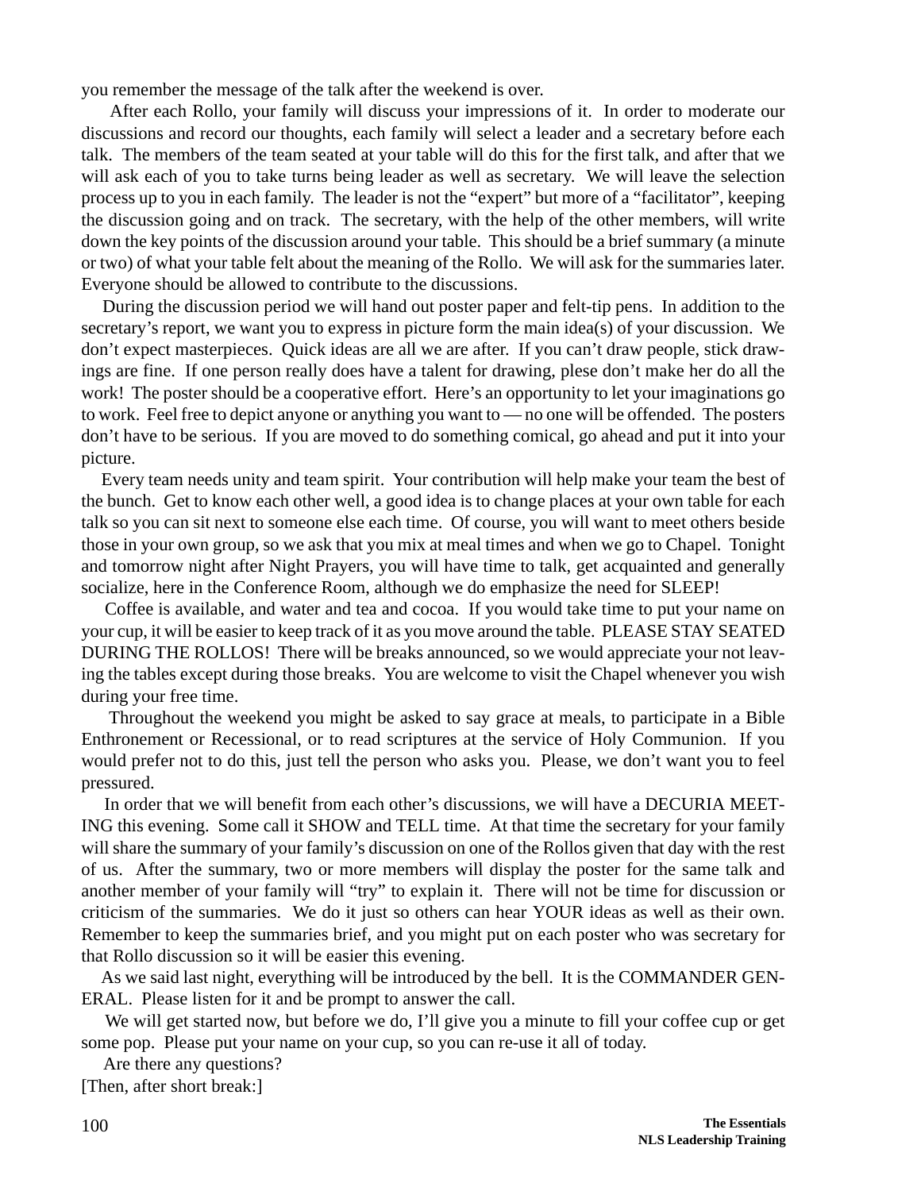you remember the message of the talk after the weekend is over.

After each Rollo, your family will discuss your impressions of it. In order to moderate our discussions and record our thoughts, each family will select a leader and a secretary before each talk. The members of the team seated at your table will do this for the first talk, and after that we will ask each of you to take turns being leader as well as secretary. We will leave the selection process up to you in each family. The leader is not the "expert" but more of a "facilitator", keeping the discussion going and on track. The secretary, with the help of the other members, will write down the key points of the discussion around your table. This should be a brief summary (a minute or two) of what your table felt about the meaning of the Rollo. We will ask for the summaries later. Everyone should be allowed to contribute to the discussions.

During the discussion period we will hand out poster paper and felt-tip pens. In addition to the secretary's report, we want you to express in picture form the main idea(s) of your discussion. We don't expect masterpieces. Quick ideas are all we are after. If you can't draw people, stick drawings are fine. If one person really does have a talent for drawing, plese don't make her do all the work! The poster should be a cooperative effort. Here's an opportunity to let your imaginations go to work. Feel free to depict anyone or anything you want to — no one will be offended. The posters don't have to be serious. If you are moved to do something comical, go ahead and put it into your picture.

Every team needs unity and team spirit. Your contribution will help make your team the best of the bunch. Get to know each other well, a good idea is to change places at your own table for each talk so you can sit next to someone else each time. Of course, you will want to meet others beside those in your own group, so we ask that you mix at meal times and when we go to Chapel. Tonight and tomorrow night after Night Prayers, you will have time to talk, get acquainted and generally socialize, here in the Conference Room, although we do emphasize the need for SLEEP!

Coffee is available, and water and tea and cocoa. If you would take time to put your name on your cup, it will be easier to keep track of it as you move around the table. PLEASE STAY SEATED DURING THE ROLLOS! There will be breaks announced, so we would appreciate your not leaving the tables except during those breaks. You are welcome to visit the Chapel whenever you wish during your free time.

Throughout the weekend you might be asked to say grace at meals, to participate in a Bible Enthronement or Recessional, or to read scriptures at the service of Holy Communion. If you would prefer not to do this, just tell the person who asks you. Please, we don't want you to feel pressured.

In order that we will benefit from each other's discussions, we will have a DECURIA MEETING this evening. Some call it SHOW and TELL time. At that time the secretary for your family will share the summary of your family's discussion on one of the Rollos given that day with the rest of us. After the summary, two or more members will display the poster for the same talk and another member of your family will "try" to explain it. There will not be time for discussion or criticism of the summaries. We do it just so others can hear YOUR ideas as well as their own. Remember to keep the summaries brief, and you might put on each poster who was secretary for that Rollo discussion so it will be easier this evening.

As we said last night, everything will be introduced by the bell. It is the COMMANDER GENERAL. Please listen for it and be prompt to answer the call.

We will get started now, but before we do, I'll give you a minute to fill your coffee cup or get some pop. Please put your name on your cup, so you can re-use it all of today.

Are there any questions?

[Then, after short break:]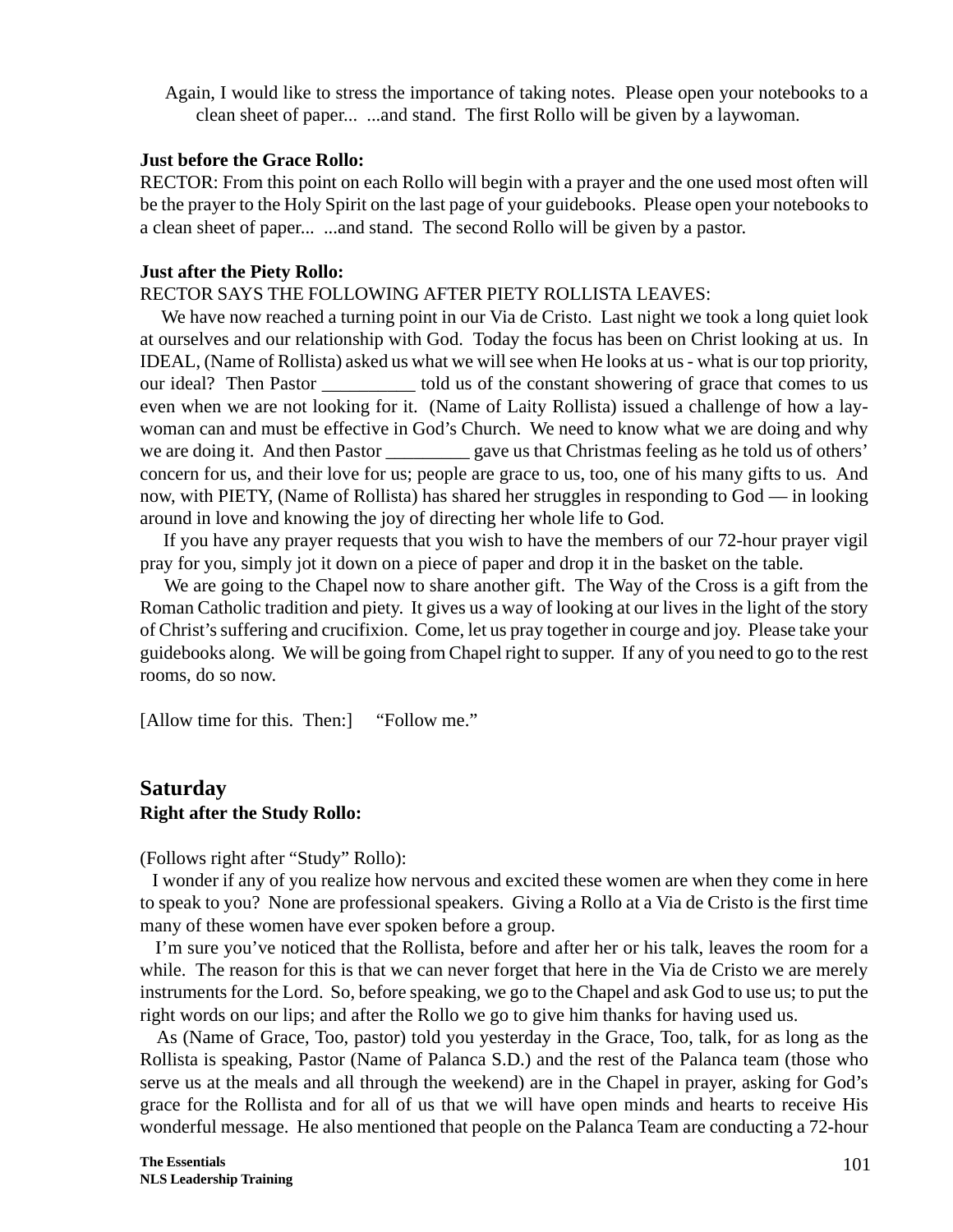Again, I would like to stress the importance of taking notes. Please open your notebooks to a clean sheet of paper... ...and stand. The first Rollo will be given by a laywoman.

**Just before the Grace Rollo:**

RECTOR: From this point on each Rollo will begin with a prayer and the one used most often will be the prayer to the Holy Spirit on the last page of your guidebooks. Please open your notebooks to a clean sheet of paper... ...and stand. The second Rollo will be given by a pastor.

**Just after the Piety Rollo:**

RECTOR SAYS THE FOLLOWING AFTER PIETY ROLLISTA LEAVES:

We have now reached a turning point in our Via de Cristo. Last night we took a long quiet look at ourselves and our relationship with God. Today the focus has been on Christ looking at us. In IDEAL, (Name of Rollista) asked us what we will see when He looks at us - what is our top priority, our ideal? Then Pastor __________ told us of the constant showering of grace that comes to us even when we are not looking for it. (Name of Laity Rollista) issued a challenge of how a laywoman can and must be effective in God's Church. We need to know what we are doing and why we are doing it. And then Pastor _________ gave us that Christmas feeling as he told us of others' concern for us, and their love for us; people are grace to us, too, one of his many gifts to us. And now, with PIETY, (Name of Rollista) has shared her struggles in responding to God — in looking around in love and knowing the joy of directing her whole life to God.

If you have any prayer requests that you wish to have the members of our 72-hour prayer vigil pray for you, simply jot it down on a piece of paper and drop it in the basket on the table.

We are going to the Chapel now to share another gift. The Way of the Cross is a gift from the Roman Catholic tradition and piety. It gives us a way of looking at our lives in the light of the story of Christ's suffering and crucifixion. Come, let us pray together in courge and joy. Please take your guidebooks along. We will be going from Chapel right to supper. If any of you need to go to the rest rooms, do so now.

[Allow time for this. Then:] "Follow me."

## Saturday

**Right after the Study Rollo:**

(Follows right after "Study" Rollo):

I wonder if any of you realize how nervous and excited these women are when they come in here to speak to you? None are professional speakers. Giving a Rollo at a Via de Cristo is the first time many of these women have ever spoken before a group.

I'm sure you've noticed that the Rollista, before and after her or his talk, leaves the room for a while. The reason for this is that we can never forget that here in the Via de Cristo we are merely instruments for the Lord. So, before speaking, we go to the Chapel and ask God to use us; to put the right words on our lips; and after the Rollo we go to give him thanks for having used us.

As (Name of Grace, Too, pastor) told you yesterday in the Grace, Too, talk, for as long as the Rollista is speaking, Pastor (Name of Palanca S.D.) and the rest of the Palanca team (those who serve us at the meals and all through the weekend) are in the Chapel in prayer, asking for God's grace for the Rollista and for all of us that we will have open minds and hearts to receive His wonderful message. He also mentioned that people on the Palanca Team are conducting a 72-hour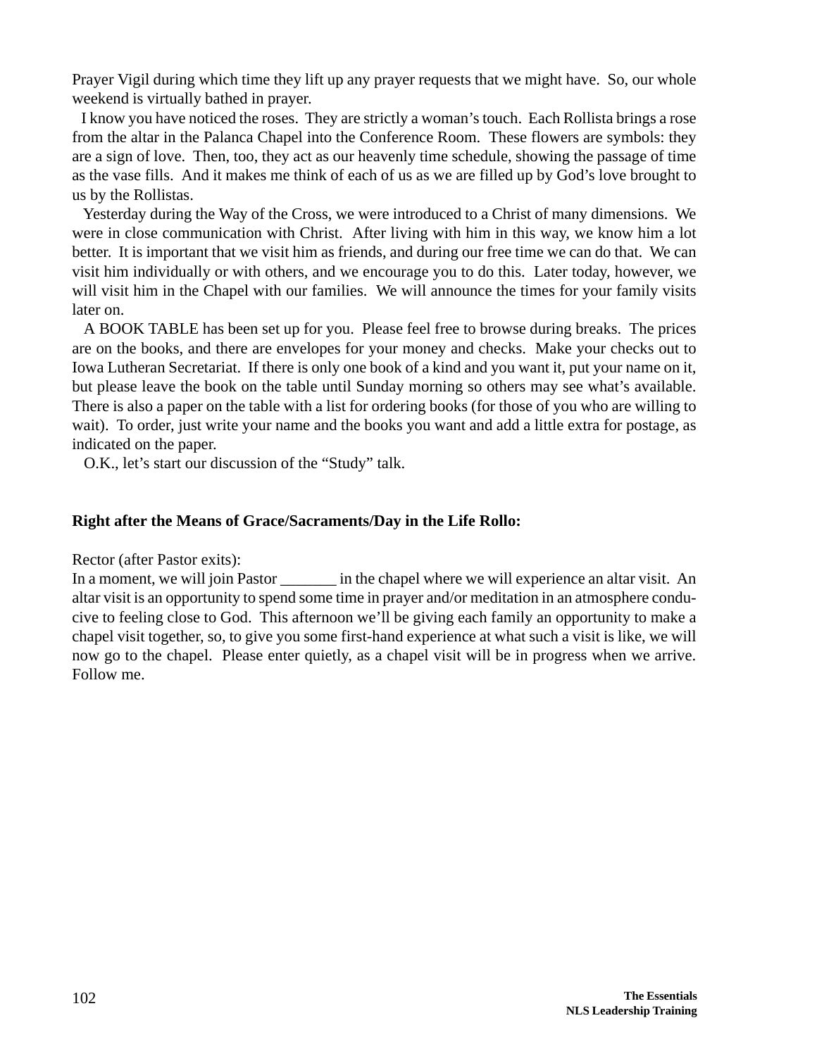Prayer Vigil during which time they lift up any prayer requests that we might have. So, our whole weekend is virtually bathed in prayer.

I know you have noticed the roses. They are strictly a woman's touch. Each Rollista brings a rose from the altar in the Palanca Chapel into the Conference Room. These flowers are symbols: they are a sign of love. Then, too, they act as our heavenly time schedule, showing the passage of time as the vase fills. And it makes me think of each of us as we are filled up by God's love brought to us by the Rollistas.

Yesterday during the Way of the Cross, we were introduced to a Christ of many dimensions. We were in close communication with Christ. After living with him in this way, we know him a lot better. It is important that we visit him as friends, and during our free time we can do that. We can visit him individually or with others, and we encourage you to do this. Later today, however, we will visit him in the Chapel with our families. We will announce the times for your family visits later on.

A BOOK TABLE has been set up for you. Please feel free to browse during breaks. The prices are on the books, and there are envelopes for your money and checks. Make your checks out to Iowa Lutheran Secretariat. If there is only one book of a kind and you want it, put your name on it, but please leave the book on the table until Sunday morning so others may see what's available. There is also a paper on the table with a list for ordering books (for those of you who are willing to wait). To order, just write your name and the books you want and add a little extra for postage, as indicated on the paper.

O.K., let's start our discussion of the "Study" talk.

**Right after the Means of Grace/Sacraments/Day in the Life Rollo:**

Rector (after Pastor exits):
In a moment, we will join Pastor _______ in the chapel where we will experience an altar visit. An altar visit is an opportunity to spend some time in prayer and/or meditation in an atmosphere conducive to feeling close to God. This afternoon we'll be giving each family an opportunity to make a chapel visit together, so, to give you some first-hand experience at what such a visit is like, we will now go to the chapel. Please enter quietly, as a chapel visit will be in progress when we arrive. Follow me.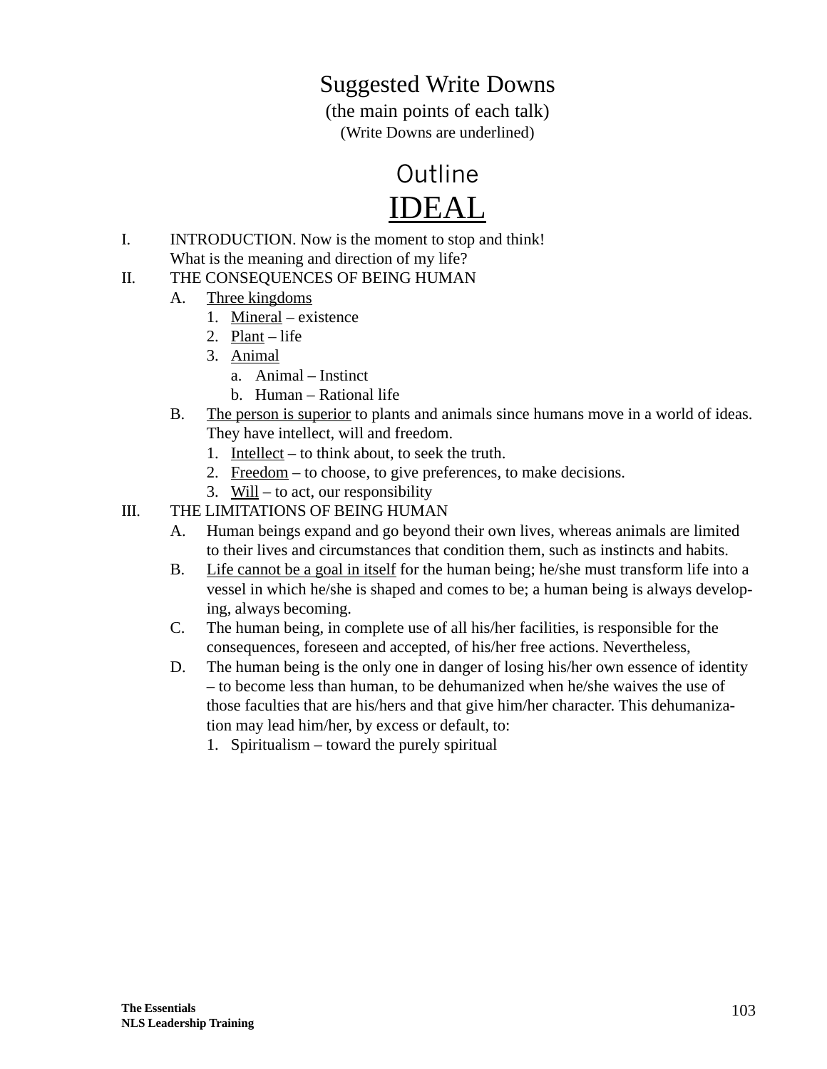# Suggested Write Downs

(the main points of each talk)

(Write Downs are underlined)

## Outline

## <u>IDEAL</u>

I. INTRODUCTION. Now is the moment to stop and think!
   What is the meaning and direction of my life?

II. THE CONSEQUENCES OF BEING HUMAN
   A. <u>Three kingdoms</u>
      1. <u>Mineral</u> – existence
      2. <u>Plant</u> – life
      3. <u>Animal</u>
         a. Animal – Instinct
         b. Human – Rational life
   B. <u>The person is superior</u> to plants and animals since humans move in a world of ideas. They have intellect, will and freedom.
      1. <u>Intellect</u> – to think about, to seek the truth.
      2. <u>Freedom</u> – to choose, to give preferences, to make decisions.
      3. <u>Will</u> – to act, our responsibility

III. THE LIMITATIONS OF BEING HUMAN
   A. Human beings expand and go beyond their own lives, whereas animals are limited to their lives and circumstances that condition them, such as instincts and habits.
   B. <u>Life cannot be a goal in itself</u> for the human being; he/she must transform life into a vessel in which he/she is shaped and comes to be; a human being is always developing, always becoming.
   C. The human being, in complete use of all his/her facilities, is responsible for the consequences, foreseen and accepted, of his/her free actions. Nevertheless,
   D. The human being is the only one in danger of losing his/her own essence of identity – to become less than human, to be dehumanized when he/she waives the use of those faculties that are his/hers and that give him/her character. This dehumanization may lead him/her, by excess or default, to:
      1. Spiritualism – toward the purely spiritual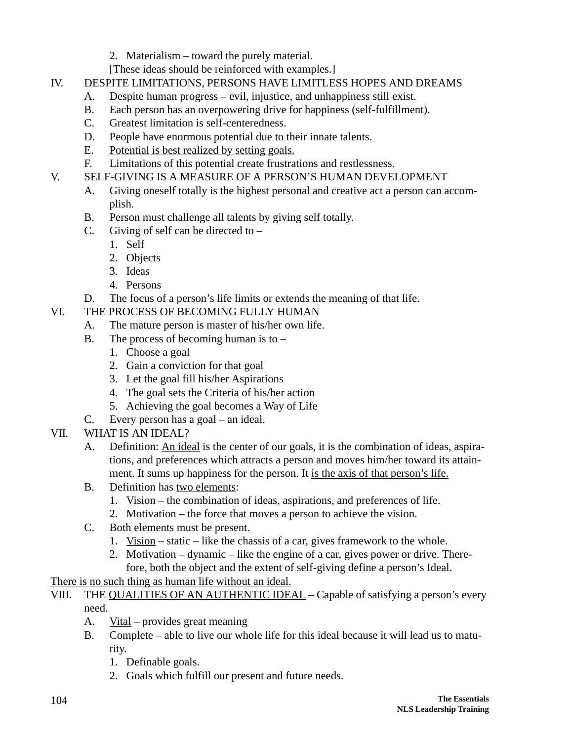2. Materialism – toward the purely material.

[These ideas should be reinforced with examples.]

IV. DESPITE LIMITATIONS, PERSONS HAVE LIMITLESS HOPES AND DREAMS

A. Despite human progress – evil, injustice, and unhappiness still exist.

B. Each person has an overpowering drive for happiness (self-fulfillment).

C. Greatest limitation is self-centeredness.

D. People have enormous potential due to their innate talents.

E. <u>Potential is best realized by setting goals.</u>

F. Limitations of this potential create frustrations and restlessness.

V. SELF-GIVING IS A MEASURE OF A PERSON'S HUMAN DEVELOPMENT

A. Giving oneself totally is the highest personal and creative act a person can accomplish.

B. Person must challenge all talents by giving self totally.

C. Giving of self can be directed to –

1. Self
2. Objects
3. Ideas
4. Persons

D. The focus of a person's life limits or extends the meaning of that life.

VI. THE PROCESS OF BECOMING FULLY HUMAN

A. The mature person is master of his/her own life.

B. The process of becoming human is to –

1. Choose a goal
2. Gain a conviction for that goal
3. Let the goal fill his/her Aspirations
4. The goal sets the Criteria of his/her action
5. Achieving the goal becomes a Way of Life

C. Every person has a goal – an ideal.

VII. WHAT IS AN IDEAL?

A. Definition: <u>An ideal</u> is the center of our goals, it is the combination of ideas, aspirations, and preferences which attracts a person and moves him/her toward its attainment. It sums up happiness for the person. It <u>is the axis of that person's life.</u>

B. Definition has <u>two elements</u>:

1. Vision – the combination of ideas, aspirations, and preferences of life.
2. Motivation – the force that moves a person to achieve the vision.

C. Both elements must be present.

1. <u>Vision</u> – static – like the chassis of a car, gives framework to the whole.
2. <u>Motivation</u> – dynamic – like the engine of a car, gives power or drive. Therefore, both the object and the extent of self-giving define a person's Ideal.

<u>There is no such thing as human life without an ideal.</u>

VIII. THE <u>QUALITIES OF AN AUTHENTIC IDEAL</u> – Capable of satisfying a person's every need.

A. <u>Vital</u> – provides great meaning

B. <u>Complete</u> – able to live our whole life for this ideal because it will lead us to maturity.

1. Definable goals.
2. Goals which fulfill our present and future needs.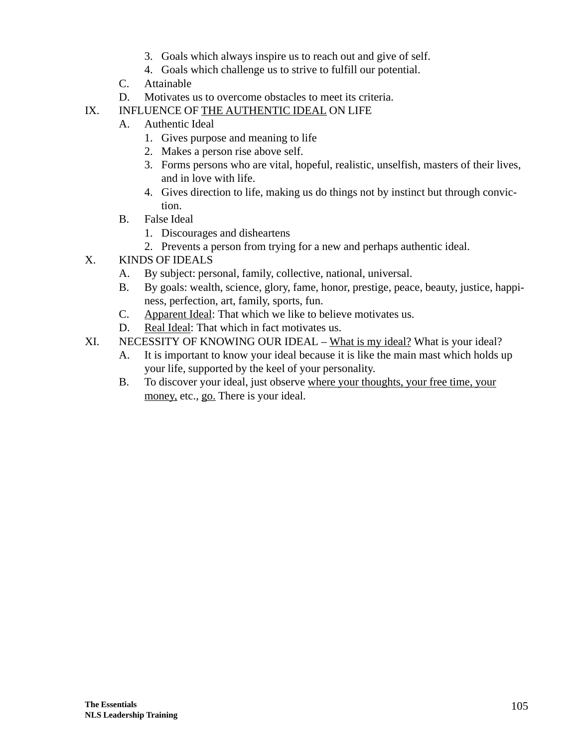3. Goals which always inspire us to reach out and give of self.
4. Goals which challenge us to strive to fulfill our potential.

C. Attainable

D. Motivates us to overcome obstacles to meet its criteria.

IX. INFLUENCE OF <u>THE AUTHENTIC IDEAL</u> ON LIFE

A. Authentic Ideal

1. Gives purpose and meaning to life
2. Makes a person rise above self.
3. Forms persons who are vital, hopeful, realistic, unselfish, masters of their lives, and in love with life.
4. Gives direction to life, making us do things not by instinct but through conviction.

B. False Ideal

1. Discourages and disheartens
2. Prevents a person from trying for a new and perhaps authentic ideal.

X. KINDS OF IDEALS

A. By subject: personal, family, collective, national, universal.

B. By goals: wealth, science, glory, fame, honor, prestige, peace, beauty, justice, happiness, perfection, art, family, sports, fun.

C. <u>Apparent Ideal</u>: That which we like to believe motivates us.

D. <u>Real Ideal</u>: That which in fact motivates us.

XI. NECESSITY OF KNOWING OUR IDEAL – <u>What is my ideal?</u> What is your ideal?

A. It is important to know your ideal because it is like the main mast which holds up your life, supported by the keel of your personality.

B. To discover your ideal, just observe <u>where your thoughts, your free time, your money,</u> etc., <u>go.</u> There is your ideal.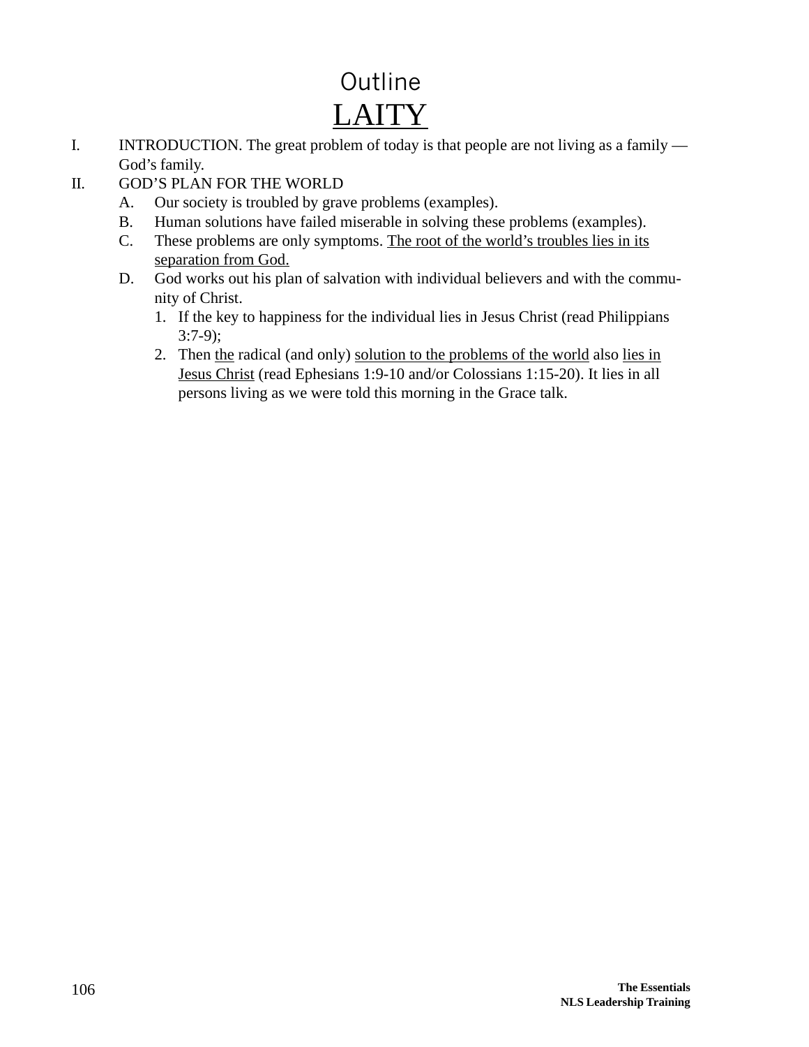# Outline
# <u>LAITY</u>

I. INTRODUCTION. The great problem of today is that people are not living as a family — God's family.

II. GOD'S PLAN FOR THE WORLD
   A. Our society is troubled by grave problems (examples).
   B. Human solutions have failed miserable in solving these problems (examples).
   C. These problems are only symptoms. <u>The root of the world's troubles lies in its separation from God.</u>
   D. God works out his plan of salvation with individual believers and with the community of Christ.
      1. If the key to happiness for the individual lies in Jesus Christ (read Philippians 3:7-9);
      2. Then <u>the</u> radical (and only) <u>solution to the problems of the world</u> also <u>lies in Jesus Christ</u> (read Ephesians 1:9-10 and/or Colossians 1:15-20). It lies in all persons living as we were told this morning in the Grace talk.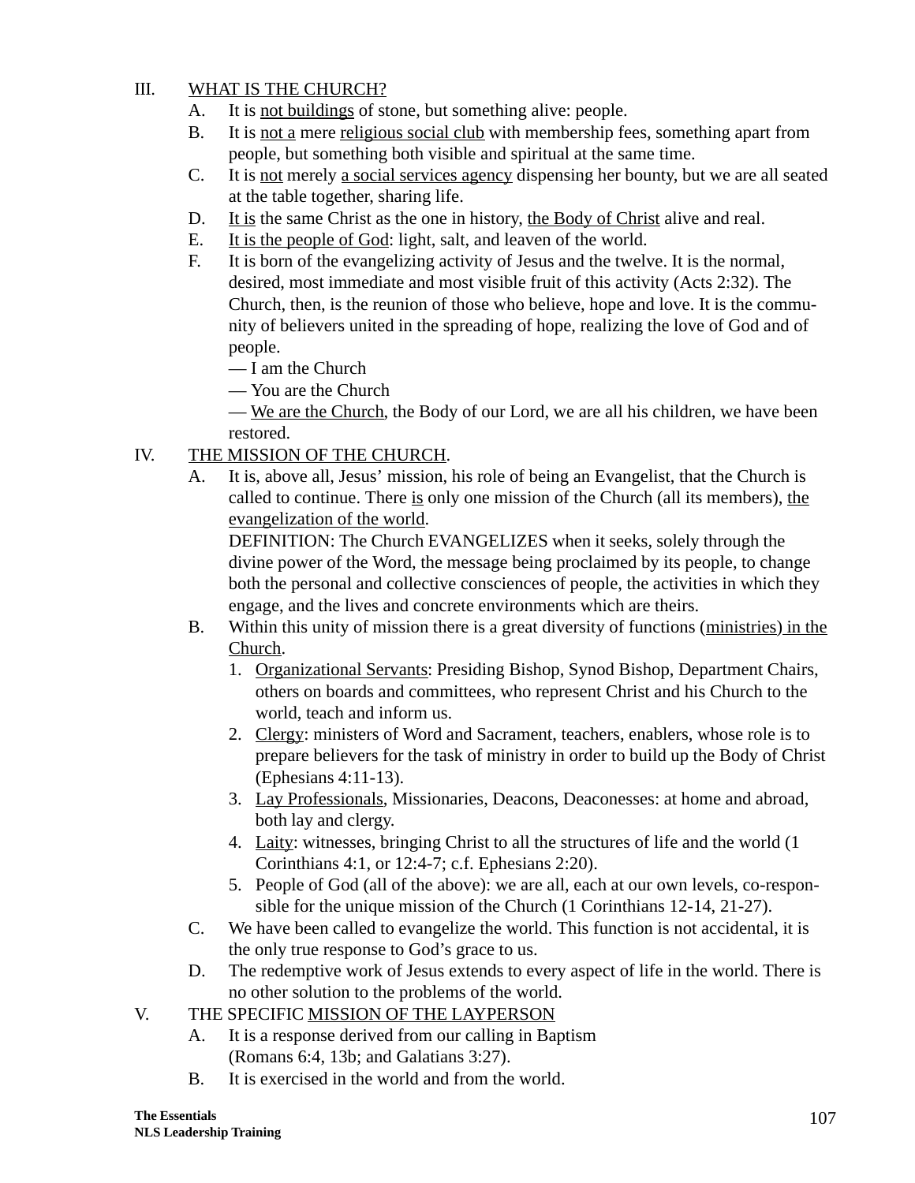III. WHAT IS THE CHURCH?

A. It is not buildings of stone, but something alive: people.

B. It is not a mere religious social club with membership fees, something apart from people, but something both visible and spiritual at the same time.

C. It is not merely a social services agency dispensing her bounty, but we are all seated at the table together, sharing life.

D. It is the same Christ as the one in history, the Body of Christ alive and real.

E. It is the people of God: light, salt, and leaven of the world.

F. It is born of the evangelizing activity of Jesus and the twelve. It is the normal, desired, most immediate and most visible fruit of this activity (Acts 2:32). The Church, then, is the reunion of those who believe, hope and love. It is the community of believers united in the spreading of hope, realizing the love of God and of people.

— I am the Church

— You are the Church

— We are the Church, the Body of our Lord, we are all his children, we have been restored.

IV. THE MISSION OF THE CHURCH.

A. It is, above all, Jesus' mission, his role of being an Evangelist, that the Church is called to continue. There is only one mission of the Church (all its members), the evangelization of the world.

DEFINITION: The Church EVANGELIZES when it seeks, solely through the divine power of the Word, the message being proclaimed by its people, to change both the personal and collective consciences of people, the activities in which they engage, and the lives and concrete environments which are theirs.

B. Within this unity of mission there is a great diversity of functions (ministries) in the Church.

1. Organizational Servants: Presiding Bishop, Synod Bishop, Department Chairs, others on boards and committees, who represent Christ and his Church to the world, teach and inform us.
2. Clergy: ministers of Word and Sacrament, teachers, enablers, whose role is to prepare believers for the task of ministry in order to build up the Body of Christ (Ephesians 4:11-13).
3. Lay Professionals, Missionaries, Deacons, Deaconesses: at home and abroad, both lay and clergy.
4. Laity: witnesses, bringing Christ to all the structures of life and the world (1 Corinthians 4:1, or 12:4-7; c.f. Ephesians 2:20).
5. People of God (all of the above): we are all, each at our own levels, co-responsible for the unique mission of the Church (1 Corinthians 12-14, 21-27).

C. We have been called to evangelize the world. This function is not accidental, it is the only true response to God's grace to us.

D. The redemptive work of Jesus extends to every aspect of life in the world. There is no other solution to the problems of the world.

V. THE SPECIFIC MISSION OF THE LAYPERSON

A. It is a response derived from our calling in Baptism (Romans 6:4, 13b; and Galatians 3:27).

B. It is exercised in the world and from the world.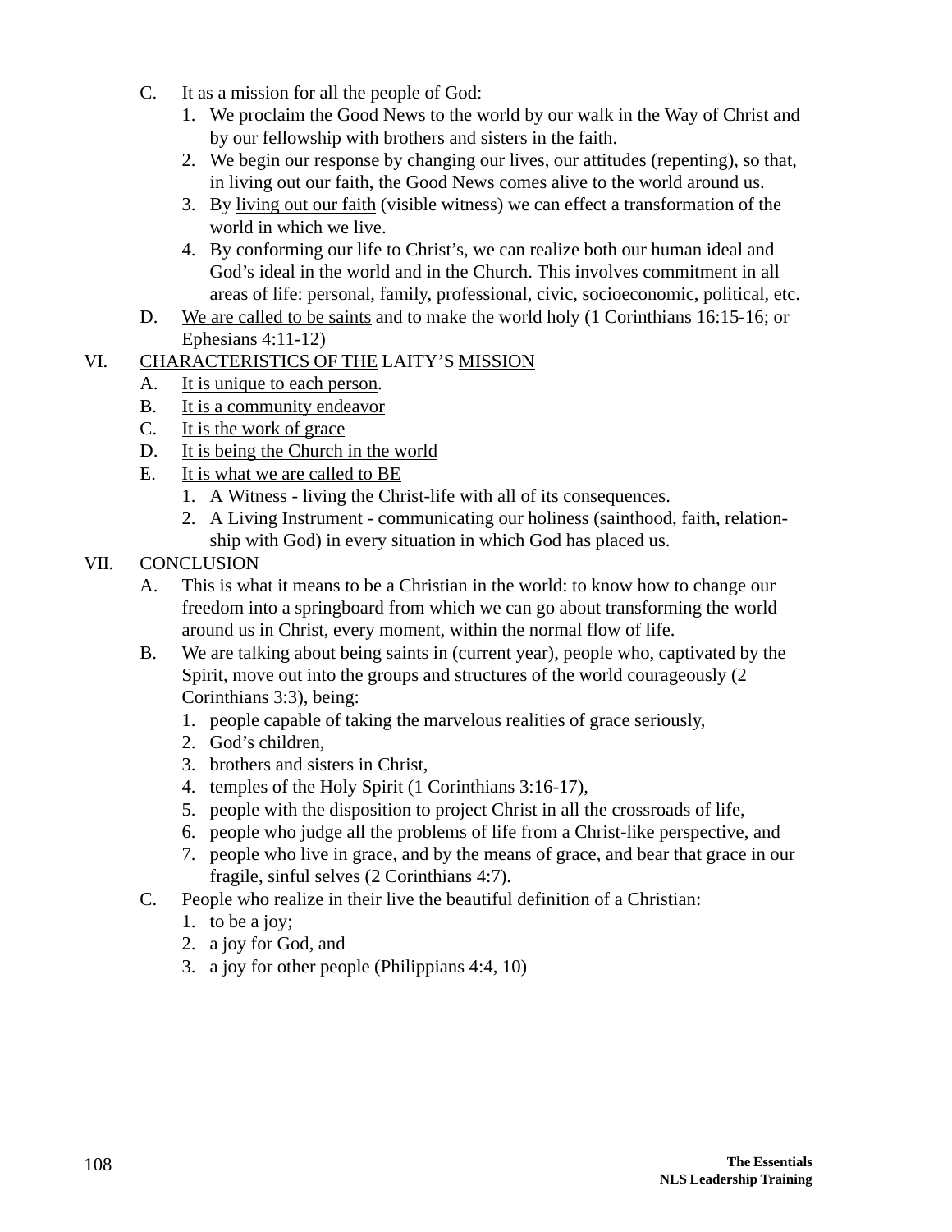C. It as a mission for all the people of God:
   1. We proclaim the Good News to the world by our walk in the Way of Christ and by our fellowship with brothers and sisters in the faith.
   2. We begin our response by changing our lives, our attitudes (repenting), so that, in living out our faith, the Good News comes alive to the world around us.
   3. By <u>living out our faith</u> (visible witness) we can effect a transformation of the world in which we live.
   4. By conforming our life to Christ's, we can realize both our human ideal and God's ideal in the world and in the Church. This involves commitment in all areas of life: personal, family, professional, civic, socioeconomic, political, etc.

D. <u>We are called to be saints</u> and to make the world holy (1 Corinthians 16:15-16; or Ephesians 4:11-12)

VI. <u>CHARACTERISTICS OF THE</u> LAITY'S <u>MISSION</u>

A. <u>It is unique to each person</u>.

B. <u>It is a community endeavor</u>

C. <u>It is the work of grace</u>

D. <u>It is being the Church in the world</u>

E. <u>It is what we are called to BE</u>
   1. A Witness - living the Christ-life with all of its consequences.
   2. A Living Instrument - communicating our holiness (sainthood, faith, relationship with God) in every situation in which God has placed us.

VII. CONCLUSION

A. This is what it means to be a Christian in the world: to know how to change our freedom into a springboard from which we can go about transforming the world around us in Christ, every moment, within the normal flow of life.

B. We are talking about being saints in (current year), people who, captivated by the Spirit, move out into the groups and structures of the world courageously (2 Corinthians 3:3), being:
   1. people capable of taking the marvelous realities of grace seriously,
   2. God's children,
   3. brothers and sisters in Christ,
   4. temples of the Holy Spirit (1 Corinthians 3:16-17),
   5. people with the disposition to project Christ in all the crossroads of life,
   6. people who judge all the problems of life from a Christ-like perspective, and
   7. people who live in grace, and by the means of grace, and bear that grace in our fragile, sinful selves (2 Corinthians 4:7).

C. People who realize in their live the beautiful definition of a Christian:
   1. to be a joy;
   2. a joy for God, and
   3. a joy for other people (Philippians 4:4, 10)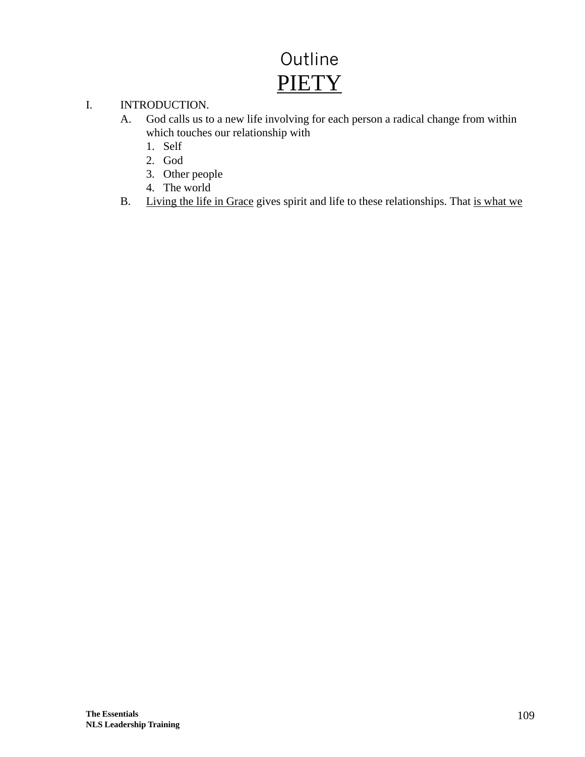# Outline

# <u>PIETY</u>

I. INTRODUCTION.

   A. God calls us to a new life involving for each person a radical change from within which touches our relationship with

      1. Self
      2. God
      3. Other people
      4. The world

   B. <u>Living the life in Grace</u> gives spirit and life to these relationships. That <u>is what we</u>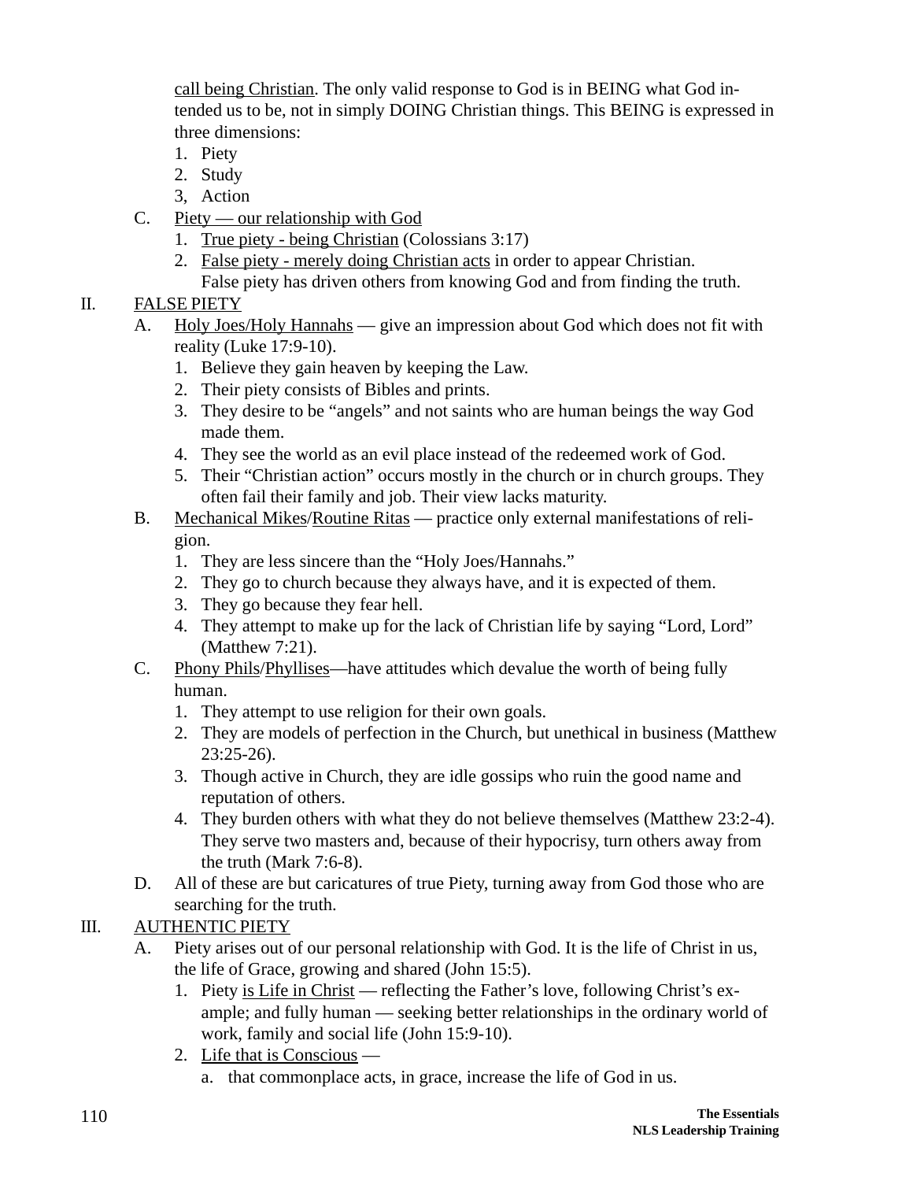call being Christian. The only valid response to God is in BEING what God intended us to be, not in simply DOING Christian things. This BEING is expressed in three dimensions:

1. Piety
2. Study
3, Action

C. Piety — our relationship with God
   1. True piety - being Christian (Colossians 3:17)
   2. False piety - merely doing Christian acts in order to appear Christian. False piety has driven others from knowing God and from finding the truth.

II. FALSE PIETY

A. Holy Joes/Holy Hannahs — give an impression about God which does not fit with reality (Luke 17:9-10).
   1. Believe they gain heaven by keeping the Law.
   2. Their piety consists of Bibles and prints.
   3. They desire to be "angels" and not saints who are human beings the way God made them.
   4. They see the world as an evil place instead of the redeemed work of God.
   5. Their "Christian action" occurs mostly in the church or in church groups. They often fail their family and job. Their view lacks maturity.

B. Mechanical Mikes/Routine Ritas — practice only external manifestations of religion.
   1. They are less sincere than the "Holy Joes/Hannahs."
   2. They go to church because they always have, and it is expected of them.
   3. They go because they fear hell.
   4. They attempt to make up for the lack of Christian life by saying "Lord, Lord" (Matthew 7:21).

C. Phony Phils/Phyllises—have attitudes which devalue the worth of being fully human.
   1. They attempt to use religion for their own goals.
   2. They are models of perfection in the Church, but unethical in business (Matthew 23:25-26).
   3. Though active in Church, they are idle gossips who ruin the good name and reputation of others.
   4. They burden others with what they do not believe themselves (Matthew 23:2-4). They serve two masters and, because of their hypocrisy, turn others away from the truth (Mark 7:6-8).

D. All of these are but caricatures of true Piety, turning away from God those who are searching for the truth.

III. AUTHENTIC PIETY

A. Piety arises out of our personal relationship with God. It is the life of Christ in us, the life of Grace, growing and shared (John 15:5).
   1. Piety is Life in Christ — reflecting the Father's love, following Christ's example; and fully human — seeking better relationships in the ordinary world of work, family and social life (John 15:9-10).
   2. Life that is Conscious —
      a. that commonplace acts, in grace, increase the life of God in us.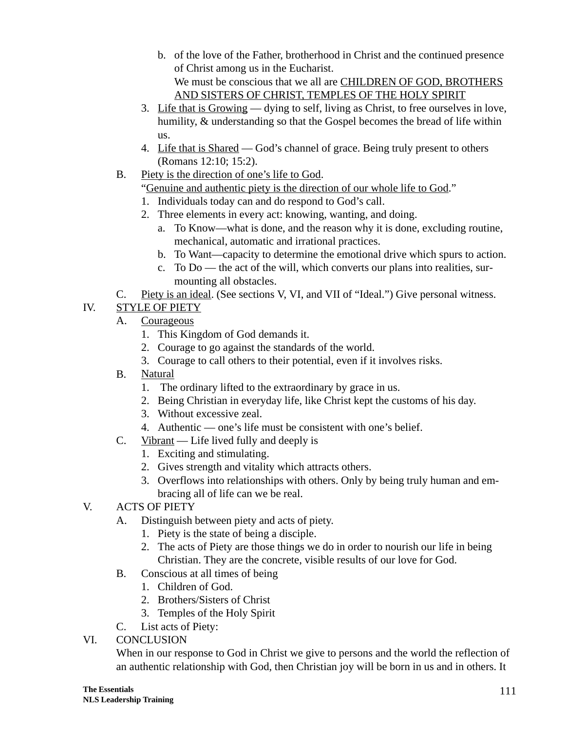b. of the love of the Father, brotherhood in Christ and the continued presence of Christ among us in the Eucharist.
      We must be conscious that we all are <u>CHILDREN OF GOD, BROTHERS AND SISTERS OF CHRIST, TEMPLES OF THE HOLY SPIRIT</u>

3. <u>Life that is Growing</u> — dying to self, living as Christ, to free ourselves in love, humility, & understanding so that the Gospel becomes the bread of life within us.
4. <u>Life that is Shared</u> — God's channel of grace. Being truly present to others (Romans 12:10; 15:2).

B. <u>Piety is the direction of one's life to God</u>.
   "<u>Genuine and authentic piety is the direction of our whole life to God</u>."
   1. Individuals today can and do respond to God's call.
   2. Three elements in every act: knowing, wanting, and doing.
      a. To Know—what is done, and the reason why it is done, excluding routine, mechanical, automatic and irrational practices.
      b. To Want—capacity to determine the emotional drive which spurs to action.
      c. To Do — the act of the will, which converts our plans into realities, surmounting all obstacles.

C. <u>Piety is an ideal</u>. (See sections V, VI, and VII of "Ideal.") Give personal witness.

IV. <u>STYLE OF PIETY</u>

A. <u>Courageous</u>
   1. This Kingdom of God demands it.
   2. Courage to go against the standards of the world.
   3. Courage to call others to their potential, even if it involves risks.

B. <u>Natural</u>
   1. The ordinary lifted to the extraordinary by grace in us.
   2. Being Christian in everyday life, like Christ kept the customs of his day.
   3. Without excessive zeal.
   4. Authentic — one's life must be consistent with one's belief.

C. <u>Vibrant</u> — Life lived fully and deeply is
   1. Exciting and stimulating.
   2. Gives strength and vitality which attracts others.
   3. Overflows into relationships with others. Only by being truly human and embracing all of life can we be real.

V. ACTS OF PIETY

A. Distinguish between piety and acts of piety.
   1. Piety is the state of being a disciple.
   2. The acts of Piety are those things we do in order to nourish our life in being Christian. They are the concrete, visible results of our love for God.

B. Conscious at all times of being
   1. Children of God.
   2. Brothers/Sisters of Christ
   3. Temples of the Holy Spirit

C. List acts of Piety:

VI. CONCLUSION

When in our response to God in Christ we give to persons and the world the reflection of an authentic relationship with God, then Christian joy will be born in us and in others. It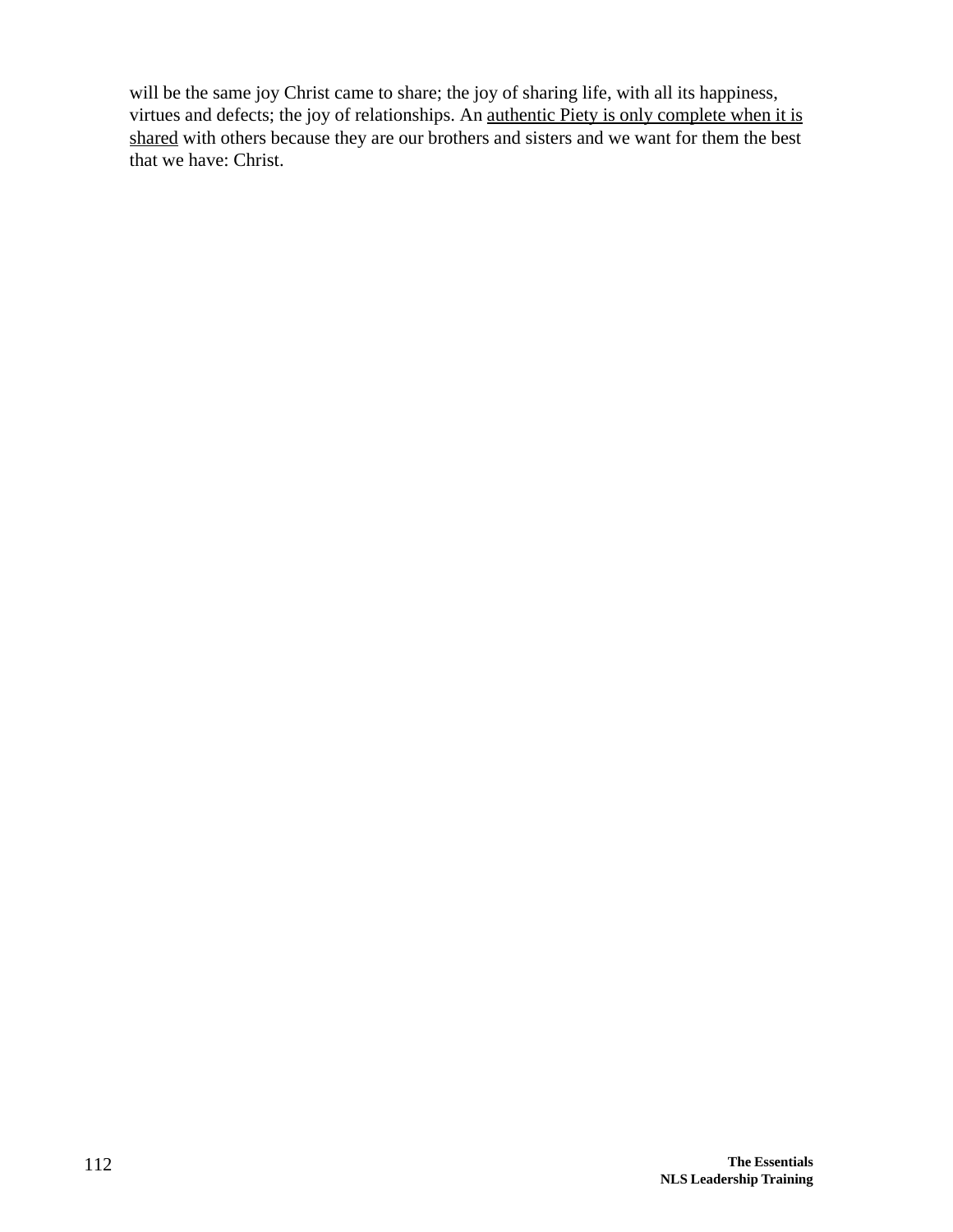will be the same joy Christ came to share; the joy of sharing life, with all its happiness, virtues and defects; the joy of relationships. An <u>authentic Piety is only complete when it is shared</u> with others because they are our brothers and sisters and we want for them the best that we have: Christ.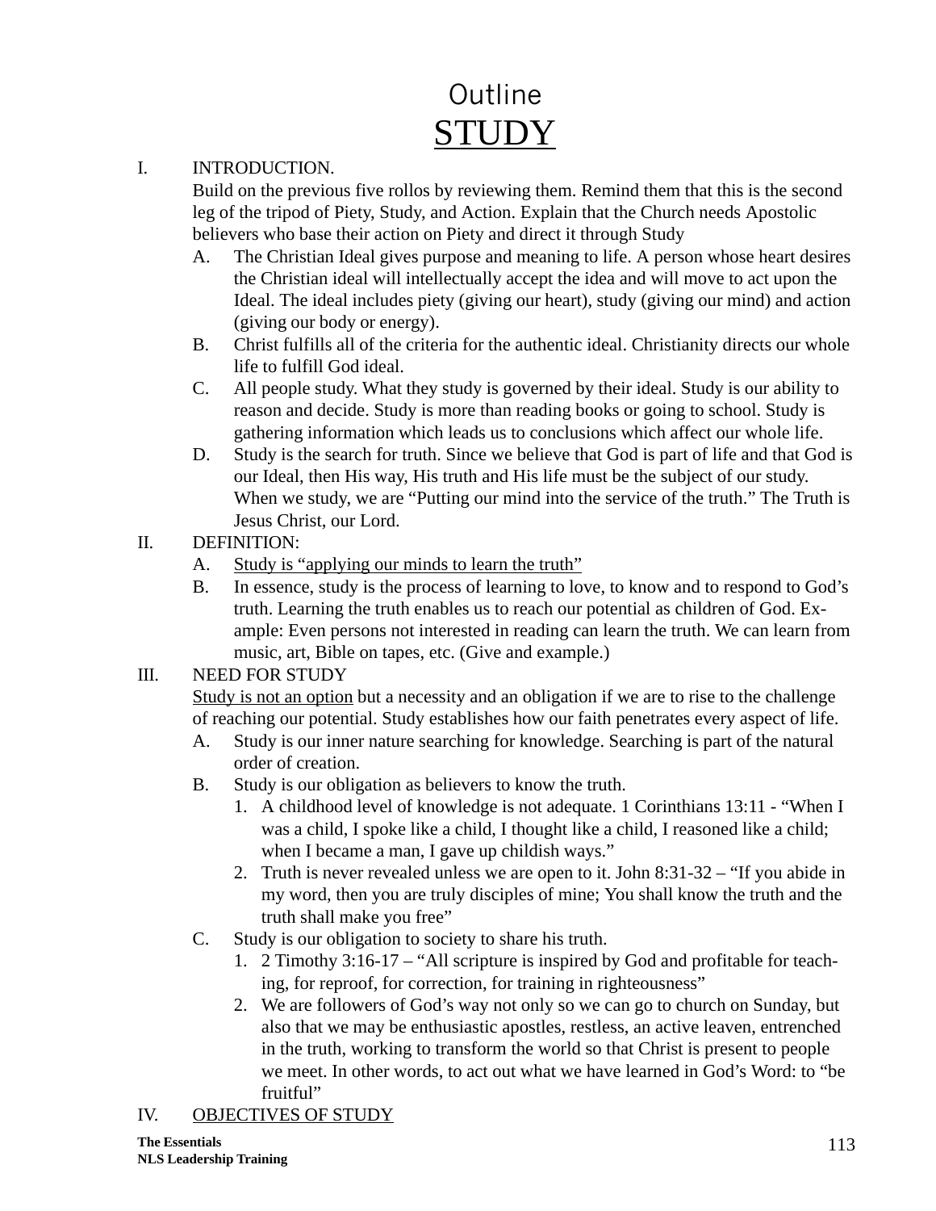# Outline

# STUDY

I. INTRODUCTION.

Build on the previous five rollos by reviewing them. Remind them that this is the second leg of the tripod of Piety, Study, and Action. Explain that the Church needs Apostolic believers who base their action on Piety and direct it through Study

   A. The Christian Ideal gives purpose and meaning to life. A person whose heart desires the Christian ideal will intellectually accept the idea and will move to act upon the Ideal. The ideal includes piety (giving our heart), study (giving our mind) and action (giving our body or energy).

   B. Christ fulfills all of the criteria for the authentic ideal. Christianity directs our whole life to fulfill God ideal.

   C. All people study. What they study is governed by their ideal. Study is our ability to reason and decide. Study is more than reading books or going to school. Study is gathering information which leads us to conclusions which affect our whole life.

   D. Study is the search for truth. Since we believe that God is part of life and that God is our Ideal, then His way, His truth and His life must be the subject of our study. When we study, we are “Putting our mind into the service of the truth.” The Truth is Jesus Christ, our Lord.

II. DEFINITION:

   A. <u>Study is “applying our minds to learn the truth”</u>

   B. In essence, study is the process of learning to love, to know and to respond to God’s truth. Learning the truth enables us to reach our potential as children of God. Example: Even persons not interested in reading can learn the truth. We can learn from music, art, Bible on tapes, etc. (Give and example.)

III. NEED FOR STUDY

<u>Study is not an option</u> but a necessity and an obligation if we are to rise to the challenge of reaching our potential. Study establishes how our faith penetrates every aspect of life.

   A. Study is our inner nature searching for knowledge. Searching is part of the natural order of creation.

   B. Study is our obligation as believers to know the truth.

      1. A childhood level of knowledge is not adequate. 1 Corinthians 13:11 - “When I was a child, I spoke like a child, I thought like a child, I reasoned like a child; when I became a man, I gave up childish ways.”

      2. Truth is never revealed unless we are open to it. John 8:31-32 – “If you abide in my word, then you are truly disciples of mine; You shall know the truth and the truth shall make you free”

   C. Study is our obligation to society to share his truth.

      1. 2 Timothy 3:16-17 – “All scripture is inspired by God and profitable for teaching, for reproof, for correction, for training in righteousness”

      2. We are followers of God’s way not only so we can go to church on Sunday, but also that we may be enthusiastic apostles, restless, an active leaven, entrenched in the truth, working to transform the world so that Christ is present to people we meet. In other words, to act out what we have learned in God’s Word: to “be fruitful”

IV. <u>OBJECTIVES OF STUDY</u>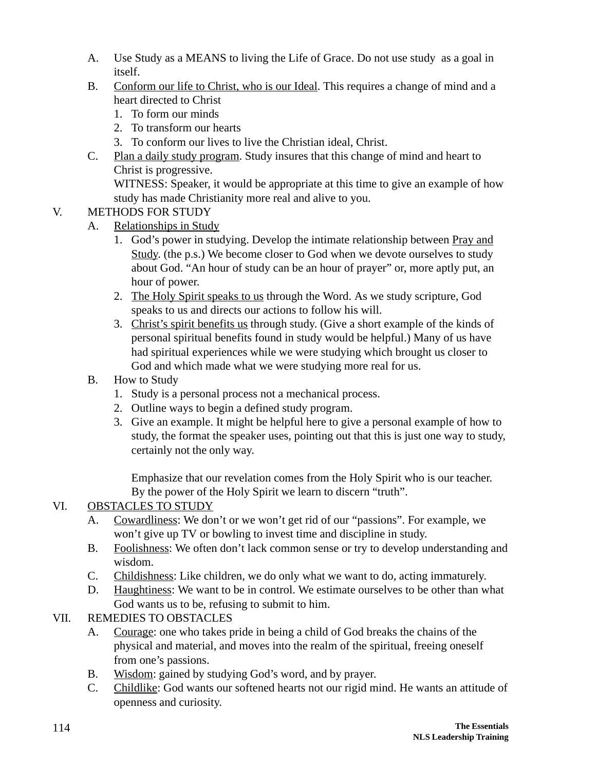A. Use Study as a MEANS to living the Life of Grace. Do not use study as a goal in itself.

B. <u>Conform our life to Christ, who is our Ideal</u>. This requires a change of mind and a heart directed to Christ
   1. To form our minds
   2. To transform our hearts
   3. To conform our lives to live the Christian ideal, Christ.

C. <u>Plan a daily study program</u>. Study insures that this change of mind and heart to Christ is progressive.
   WITNESS: Speaker, it would be appropriate at this time to give an example of how study has made Christianity more real and alive to you.

V. METHODS FOR STUDY

A. <u>Relationships in Study</u>
   1. God's power in studying. Develop the intimate relationship between <u>Pray and Study</u>. (the p.s.) We become closer to God when we devote ourselves to study about God. "An hour of study can be an hour of prayer" or, more aptly put, an hour of power.
   2. <u>The Holy Spirit speaks to us</u> through the Word. As we study scripture, God speaks to us and directs our actions to follow his will.
   3. <u>Christ's spirit benefits us</u> through study. (Give a short example of the kinds of personal spiritual benefits found in study would be helpful.) Many of us have had spiritual experiences while we were studying which brought us closer to God and which made what we were studying more real for us.

B. How to Study
   1. Study is a personal process not a mechanical process.
   2. Outline ways to begin a defined study program.
   3. Give an example. It might be helpful here to give a personal example of how to study, the format the speaker uses, pointing out that this is just one way to study, certainly not the only way.

      Emphasize that our revelation comes from the Holy Spirit who is our teacher. By the power of the Holy Spirit we learn to discern "truth".

VI. <u>OBSTACLES TO STUDY</u>

A. <u>Cowardliness</u>: We don't or we won't get rid of our "passions". For example, we won't give up TV or bowling to invest time and discipline in study.

B. <u>Foolishness</u>: We often don't lack common sense or try to develop understanding and wisdom.

C. <u>Childishness</u>: Like children, we do only what we want to do, acting immaturely.

D. <u>Haughtiness</u>: We want to be in control. We estimate ourselves to be other than what God wants us to be, refusing to submit to him.

VII. REMEDIES TO OBSTACLES

A. <u>Courage</u>: one who takes pride in being a child of God breaks the chains of the physical and material, and moves into the realm of the spiritual, freeing oneself from one's passions.

B. <u>Wisdom</u>: gained by studying God's word, and by prayer.

C. <u>Childlike</u>: God wants our softened hearts not our rigid mind. He wants an attitude of openness and curiosity.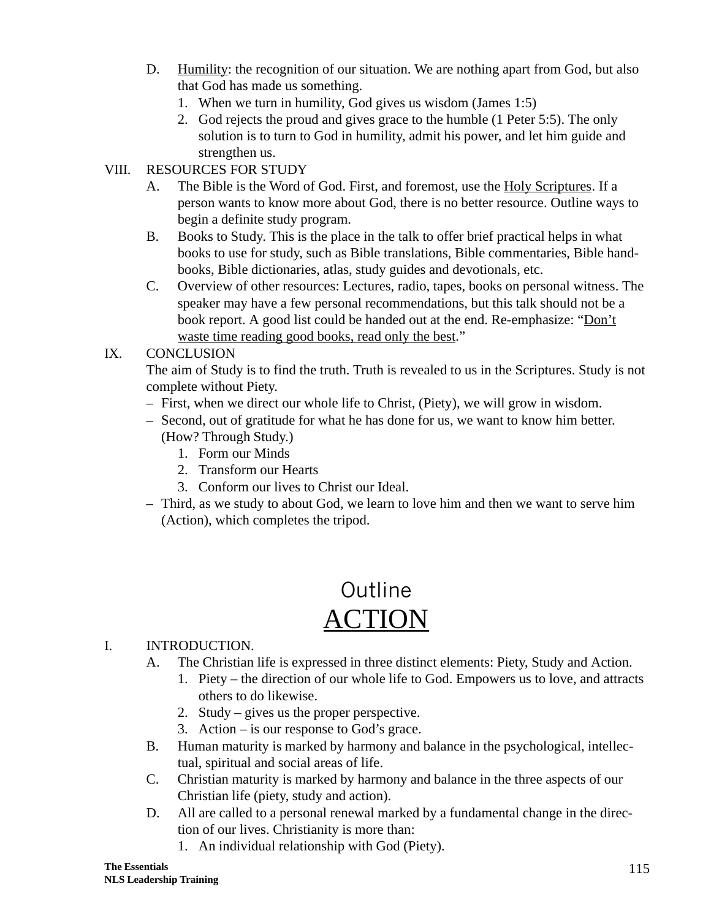D. Humility: the recognition of our situation. We are nothing apart from God, but also that God has made us something.
   1. When we turn in humility, God gives us wisdom (James 1:5)
   2. God rejects the proud and gives grace to the humble (1 Peter 5:5). The only solution is to turn to God in humility, admit his power, and let him guide and strengthen us.

VIII. RESOURCES FOR STUDY

A. The Bible is the Word of God. First, and foremost, use the Holy Scriptures. If a person wants to know more about God, there is no better resource. Outline ways to begin a definite study program.

B. Books to Study. This is the place in the talk to offer brief practical helps in what books to use for study, such as Bible translations, Bible commentaries, Bible handbooks, Bible dictionaries, atlas, study guides and devotionals, etc.

C. Overview of other resources: Lectures, radio, tapes, books on personal witness. The speaker may have a few personal recommendations, but this talk should not be a book report. A good list could be handed out at the end. Re-emphasize: "Don't waste time reading good books, read only the best."

IX. CONCLUSION

The aim of Study is to find the truth. Truth is revealed to us in the Scriptures. Study is not complete without Piety.

– First, when we direct our whole life to Christ, (Piety), we will grow in wisdom.
– Second, out of gratitude for what he has done for us, we want to know him better. (How? Through Study.)
   1. Form our Minds
   2. Transform our Hearts
   3. Conform our lives to Christ our Ideal.
– Third, as we study to about God, we learn to love him and then we want to serve him (Action), which completes the tripod.

# Outline
# ACTION

I. INTRODUCTION.

A. The Christian life is expressed in three distinct elements: Piety, Study and Action.
   1. Piety – the direction of our whole life to God. Empowers us to love, and attracts others to do likewise.
   2. Study – gives us the proper perspective.
   3. Action – is our response to God's grace.

B. Human maturity is marked by harmony and balance in the psychological, intellectual, spiritual and social areas of life.

C. Christian maturity is marked by harmony and balance in the three aspects of our Christian life (piety, study and action).

D. All are called to a personal renewal marked by a fundamental change in the direction of our lives. Christianity is more than:
   1. An individual relationship with God (Piety).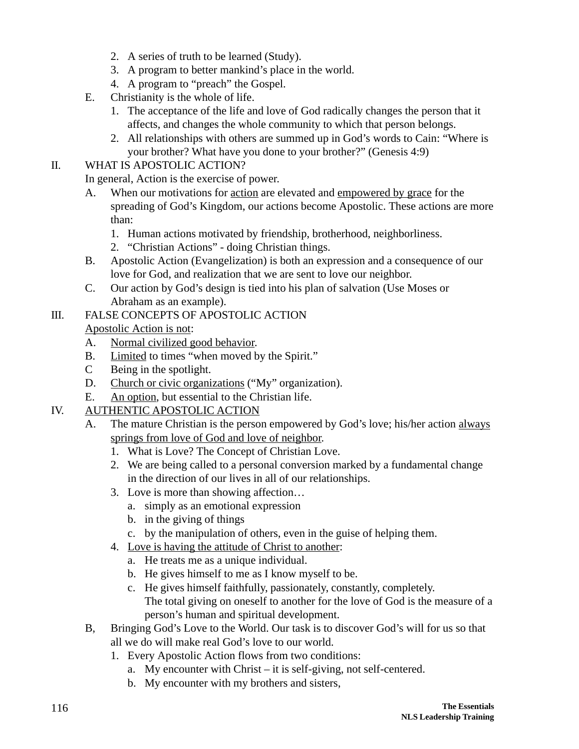2. A series of truth to be learned (Study).
3. A program to better mankind's place in the world.
4. A program to "preach" the Gospel.

E. Christianity is the whole of life.

1. The acceptance of the life and love of God radically changes the person that it affects, and changes the whole community to which that person belongs.
2. All relationships with others are summed up in God's words to Cain: "Where is your brother? What have you done to your brother?" (Genesis 4:9)

II. WHAT IS APOSTOLIC ACTION?

In general, Action is the exercise of power.

A. When our motivations for <u>action</u> are elevated and <u>empowered by grace</u> for the spreading of God's Kingdom, our actions become Apostolic. These actions are more than:

1. Human actions motivated by friendship, brotherhood, neighborliness.
2. "Christian Actions" - doing Christian things.

B. Apostolic Action (Evangelization) is both an expression and a consequence of our love for God, and realization that we are sent to love our neighbor.

C. Our action by God's design is tied into his plan of salvation (Use Moses or Abraham as an example).

III. FALSE CONCEPTS OF APOSTOLIC ACTION

<u>Apostolic Action is not</u>:

A. <u>Normal civilized good behavior</u>.

B. <u>Limited</u> to times "when moved by the Spirit."

C Being in the spotlight.

D. <u>Church or civic organizations</u> ("My" organization).

E. <u>An option</u>, but essential to the Christian life.

IV. <u>AUTHENTIC APOSTOLIC ACTION</u>

A. The mature Christian is the person empowered by God's love; his/her action <u>always springs from love of God and love of neighbor</u>.

1. What is Love? The Concept of Christian Love.
2. We are being called to a personal conversion marked by a fundamental change in the direction of our lives in all of our relationships.
3. Love is more than showing affection…
   a. simply as an emotional expression
   b. in the giving of things
   c. by the manipulation of others, even in the guise of helping them.
4. <u>Love is having the attitude of Christ to another</u>:
   a. He treats me as a unique individual.
   b. He gives himself to me as I know myself to be.
   c. He gives himself faithfully, passionately, constantly, completely.
   The total giving on oneself to another for the love of God is the measure of a person's human and spiritual development.

B, Bringing God's Love to the World. Our task is to discover God's will for us so that all we do will make real God's love to our world.

1. Every Apostolic Action flows from two conditions:
   a. My encounter with Christ – it is self-giving, not self-centered.
   b. My encounter with my brothers and sisters,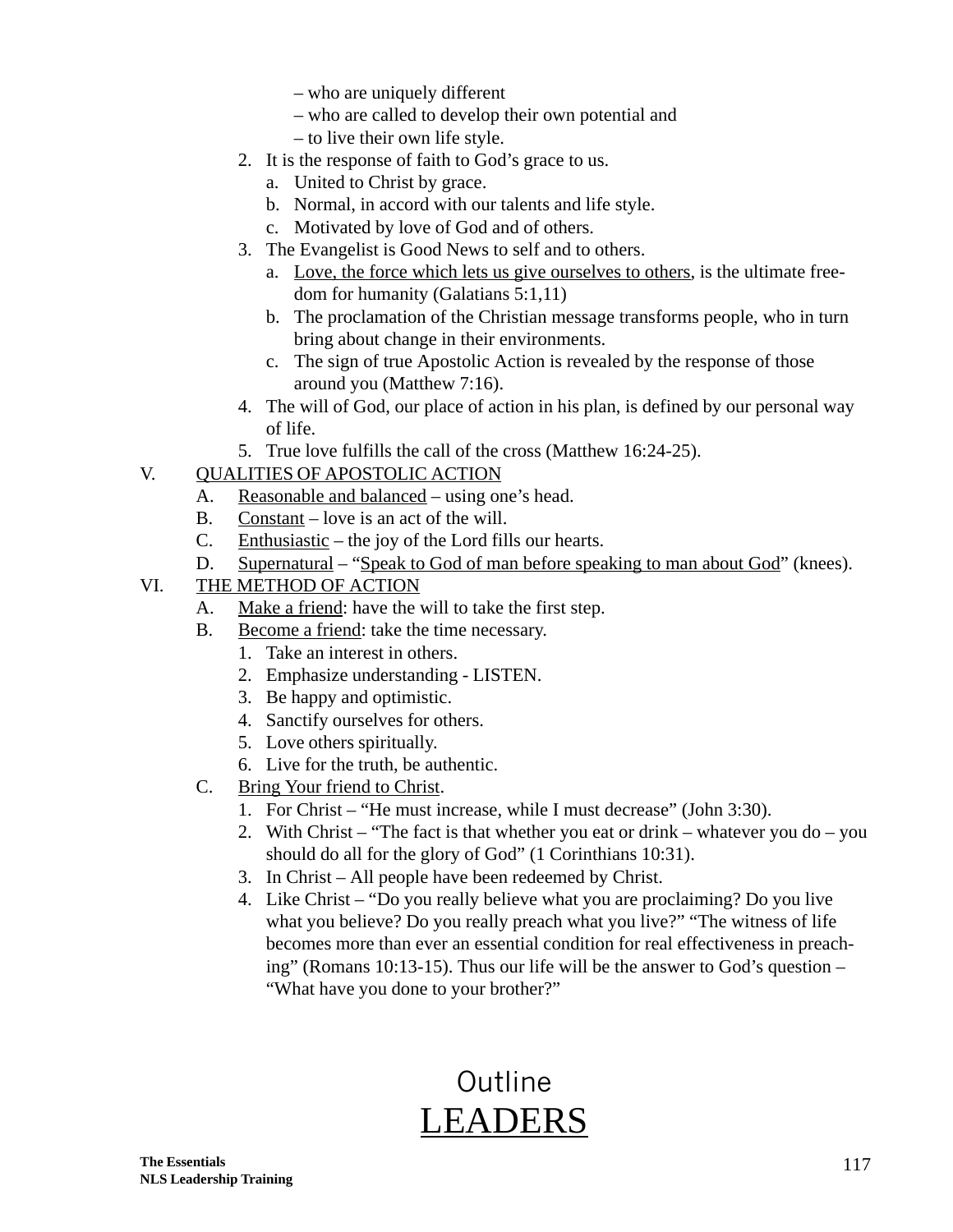– who are uniquely different
– who are called to develop their own potential and
– to live their own life style.

2. It is the response of faith to God's grace to us.
   a. United to Christ by grace.
   b. Normal, in accord with our talents and life style.
   c. Motivated by love of God and of others.
3. The Evangelist is Good News to self and to others.
   a. <u>Love, the force which lets us give ourselves to others</u>, is the ultimate freedom for humanity (Galatians 5:1,11)
   b. The proclamation of the Christian message transforms people, who in turn bring about change in their environments.
   c. The sign of true Apostolic Action is revealed by the response of those around you (Matthew 7:16).
4. The will of God, our place of action in his plan, is defined by our personal way of life.
5. True love fulfills the call of the cross (Matthew 16:24-25).

V. <u>QUALITIES OF APOSTOLIC ACTION</u>

A. <u>Reasonable and balanced</u> – using one's head.
B. <u>Constant</u> – love is an act of the will.
C. <u>Enthusiastic</u> – the joy of the Lord fills our hearts.
D. <u>Supernatural</u> – "<u>Speak to God of man before speaking to man about God</u>" (knees).

VI. <u>THE METHOD OF ACTION</u>

A. <u>Make a friend</u>: have the will to take the first step.
B. <u>Become a friend</u>: take the time necessary.
   1. Take an interest in others.
   2. Emphasize understanding - LISTEN.
   3. Be happy and optimistic.
   4. Sanctify ourselves for others.
   5. Love others spiritually.
   6. Live for the truth, be authentic.
C. <u>Bring Your friend to Christ</u>.
   1. For Christ – "He must increase, while I must decrease" (John 3:30).
   2. With Christ – "The fact is that whether you eat or drink – whatever you do – you should do all for the glory of God" (1 Corinthians 10:31).
   3. In Christ – All people have been redeemed by Christ.
   4. Like Christ – "Do you really believe what you are proclaiming? Do you live what you believe? Do you really preach what you live?" "The witness of life becomes more than ever an essential condition for real effectiveness in preaching" (Romans 10:13-15). Thus our life will be the answer to God's question – "What have you done to your brother?"

Outline

<u>LEADERS</u>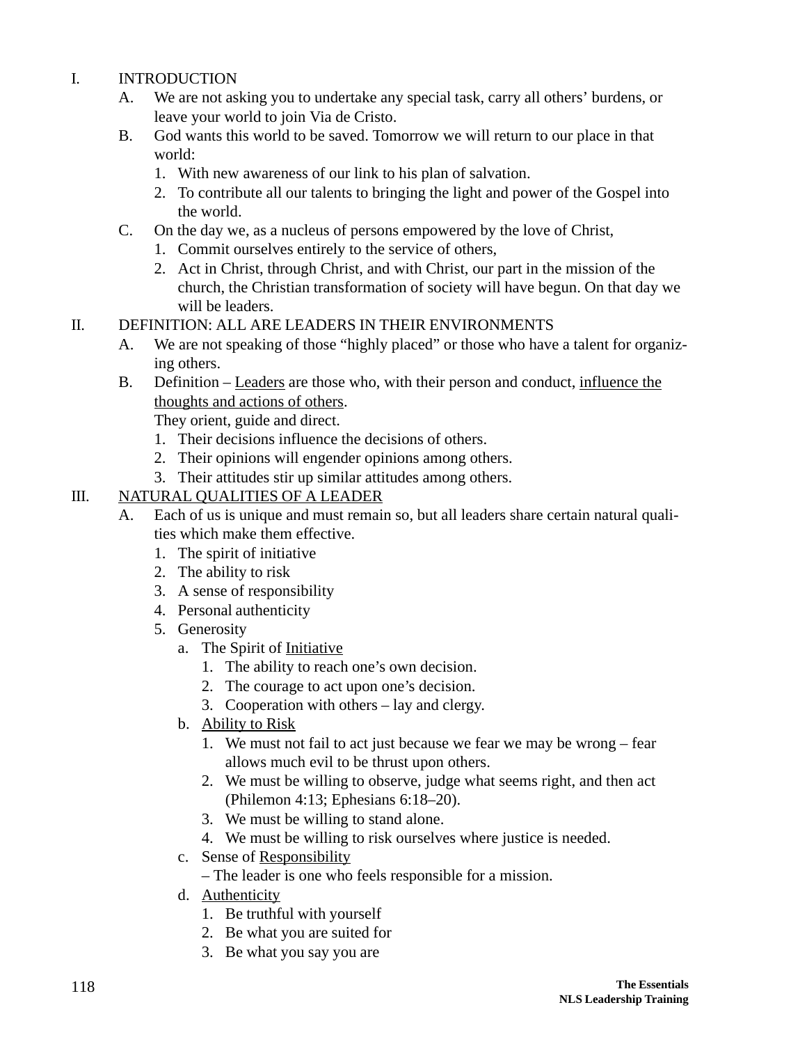I. INTRODUCTION
   A. We are not asking you to undertake any special task, carry all others' burdens, or leave your world to join Via de Cristo.
   B. God wants this world to be saved. Tomorrow we will return to our place in that world:
      1. With new awareness of our link to his plan of salvation.
      2. To contribute all our talents to bringing the light and power of the Gospel into the world.
   C. On the day we, as a nucleus of persons empowered by the love of Christ,
      1. Commit ourselves entirely to the service of others,
      2. Act in Christ, through Christ, and with Christ, our part in the mission of the church, the Christian transformation of society will have begun. On that day we will be leaders.

II. DEFINITION: ALL ARE LEADERS IN THEIR ENVIRONMENTS
   A. We are not speaking of those "highly placed" or those who have a talent for organizing others.
   B. Definition – <u>Leaders</u> are those who, with their person and conduct, <u>influence the thoughts and actions of others</u>.
      They orient, guide and direct.
      1. Their decisions influence the decisions of others.
      2. Their opinions will engender opinions among others.
      3. Their attitudes stir up similar attitudes among others.

III. <u>NATURAL QUALITIES OF A LEADER</u>
   A. Each of us is unique and must remain so, but all leaders share certain natural qualities which make them effective.
      1. The spirit of initiative
      2. The ability to risk
      3. A sense of responsibility
      4. Personal authenticity
      5. Generosity
         a. The Spirit of <u>Initiative</u>
            1. The ability to reach one's own decision.
            2. The courage to act upon one's decision.
            3. Cooperation with others – lay and clergy.
         b. <u>Ability to Risk</u>
            1. We must not fail to act just because we fear we may be wrong – fear allows much evil to be thrust upon others.
            2. We must be willing to observe, judge what seems right, and then act (Philemon 4:13; Ephesians 6:18–20).
            3. We must be willing to stand alone.
            4. We must be willing to risk ourselves where justice is needed.
         c. Sense of <u>Responsibility</u>
            – The leader is one who feels responsible for a mission.
         d. <u>Authenticity</u>
            1. Be truthful with yourself
            2. Be what you are suited for
            3. Be what you say you are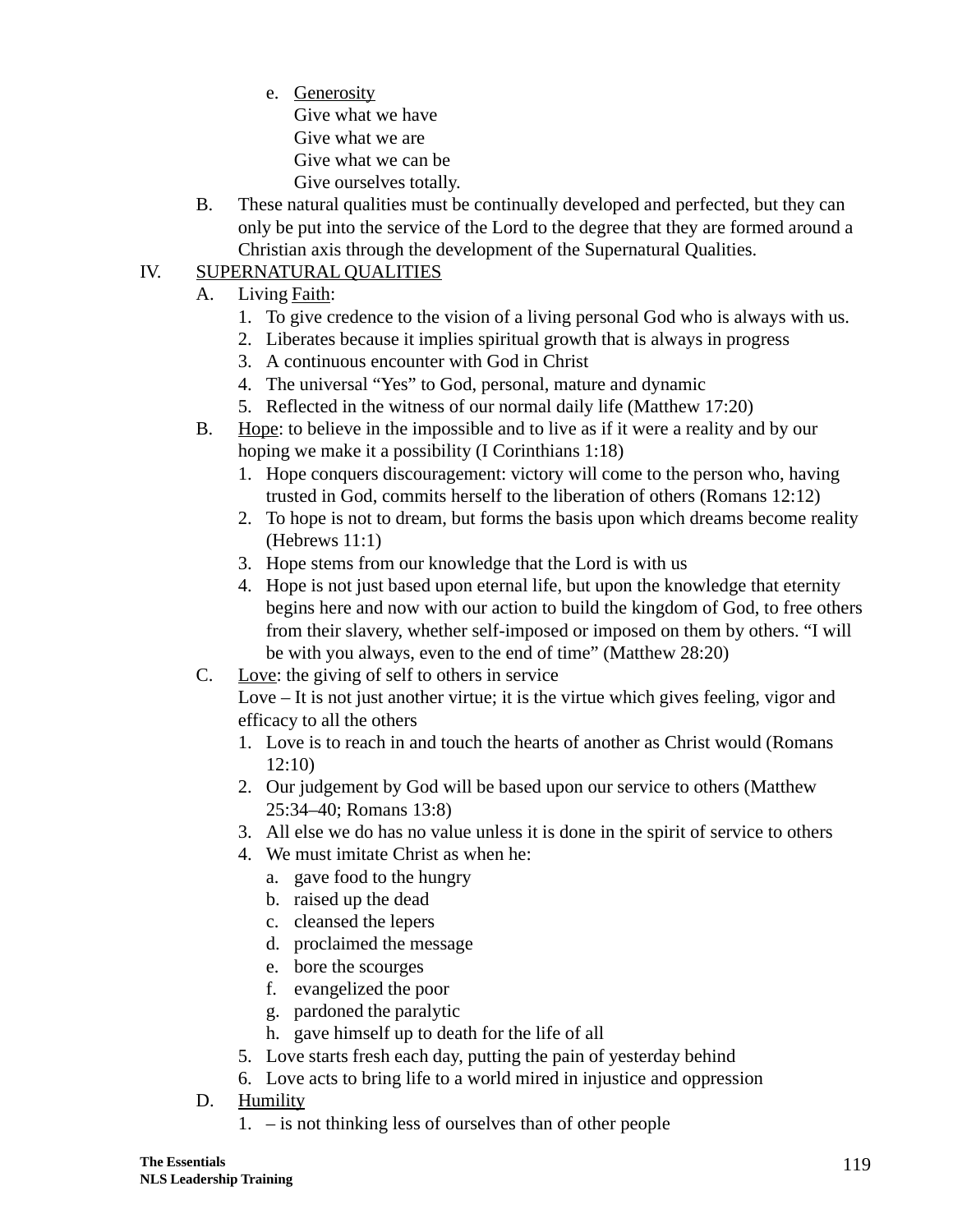e. <u>Generosity</u>
   Give what we have
   Give what we are
   Give what we can be
   Give ourselves totally.

B. These natural qualities must be continually developed and perfected, but they can only be put into the service of the Lord to the degree that they are formed around a Christian axis through the development of the Supernatural Qualities.

IV. <u>SUPERNATURAL QUALITIES</u>

A. Living <u>Faith</u>:
   1. To give credence to the vision of a living personal God who is always with us.
   2. Liberates because it implies spiritual growth that is always in progress
   3. A continuous encounter with God in Christ
   4. The universal "Yes" to God, personal, mature and dynamic
   5. Reflected in the witness of our normal daily life (Matthew 17:20)

B. <u>Hope</u>: to believe in the impossible and to live as if it were a reality and by our hoping we make it a possibility (I Corinthians 1:18)
   1. Hope conquers discouragement: victory will come to the person who, having trusted in God, commits herself to the liberation of others (Romans 12:12)
   2. To hope is not to dream, but forms the basis upon which dreams become reality (Hebrews 11:1)
   3. Hope stems from our knowledge that the Lord is with us
   4. Hope is not just based upon eternal life, but upon the knowledge that eternity begins here and now with our action to build the kingdom of God, to free others from their slavery, whether self-imposed or imposed on them by others. "I will be with you always, even to the end of time" (Matthew 28:20)

C. <u>Love</u>: the giving of self to others in service
   Love – It is not just another virtue; it is the virtue which gives feeling, vigor and efficacy to all the others
   1. Love is to reach in and touch the hearts of another as Christ would (Romans 12:10)
   2. Our judgement by God will be based upon our service to others (Matthew 25:34–40; Romans 13:8)
   3. All else we do has no value unless it is done in the spirit of service to others
   4. We must imitate Christ as when he:
      a. gave food to the hungry
      b. raised up the dead
      c. cleansed the lepers
      d. proclaimed the message
      e. bore the scourges
      f. evangelized the poor
      g. pardoned the paralytic
      h. gave himself up to death for the life of all
   5. Love starts fresh each day, putting the pain of yesterday behind
   6. Love acts to bring life to a world mired in injustice and oppression

D. <u>Humility</u>
   1. – is not thinking less of ourselves than of other people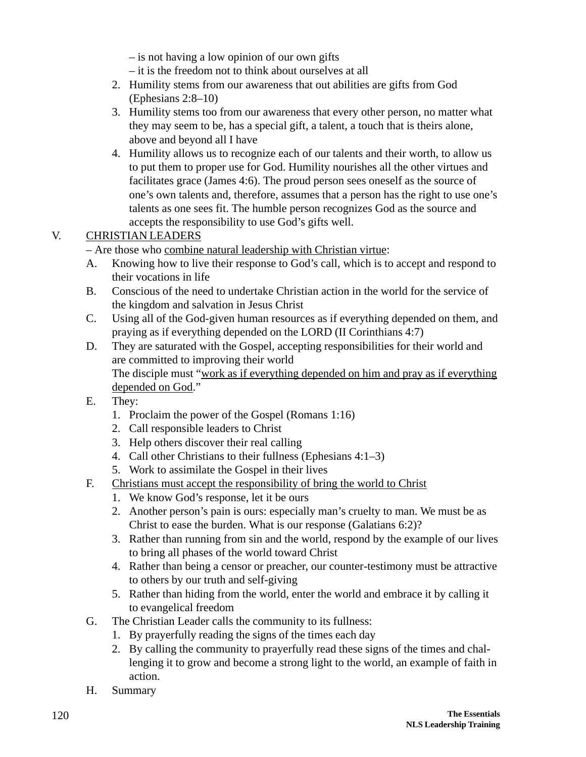– is not having a low opinion of our own gifts
– it is the freedom not to think about ourselves at all

2. Humility stems from our awareness that out abilities are gifts from God (Ephesians 2:8–10)
3. Humility stems too from our awareness that every other person, no matter what they may seem to be, has a special gift, a talent, a touch that is theirs alone, above and beyond all I have
4. Humility allows us to recognize each of our talents and their worth, to allow us to put them to proper use for God. Humility nourishes all the other virtues and facilitates grace (James 4:6). The proud person sees oneself as the source of one's own talents and, therefore, assumes that a person has the right to use one's talents as one sees fit. The humble person recognizes God as the source and accepts the responsibility to use God's gifts well.

V. <u>CHRISTIAN LEADERS</u>

– Are those who <u>combine natural leadership with Christian virtue</u>:

A. Knowing how to live their response to God's call, which is to accept and respond to their vocations in life

B. Conscious of the need to undertake Christian action in the world for the service of the kingdom and salvation in Jesus Christ

C. Using all of the God-given human resources as if everything depended on them, and praying as if everything depended on the LORD (II Corinthians 4:7)

D. They are saturated with the Gospel, accepting responsibilities for their world and are committed to improving their world
The disciple must "<u>work as if everything depended on him and pray as if everything depended on God</u>."

E. They:
1. Proclaim the power of the Gospel (Romans 1:16)
2. Call responsible leaders to Christ
3. Help others discover their real calling
4. Call other Christians to their fullness (Ephesians 4:1–3)
5. Work to assimilate the Gospel in their lives

F. <u>Christians must accept the responsibility of bring the world to Christ</u>
1. We know God's response, let it be ours
2. Another person's pain is ours: especially man's cruelty to man. We must be as Christ to ease the burden. What is our response (Galatians 6:2)?
3. Rather than running from sin and the world, respond by the example of our lives to bring all phases of the world toward Christ
4. Rather than being a censor or preacher, our counter-testimony must be attractive to others by our truth and self-giving
5. Rather than hiding from the world, enter the world and embrace it by calling it to evangelical freedom

G. The Christian Leader calls the community to its fullness:
1. By prayerfully reading the signs of the times each day
2. By calling the community to prayerfully read these signs of the times and challenging it to grow and become a strong light to the world, an example of faith in action.

H. Summary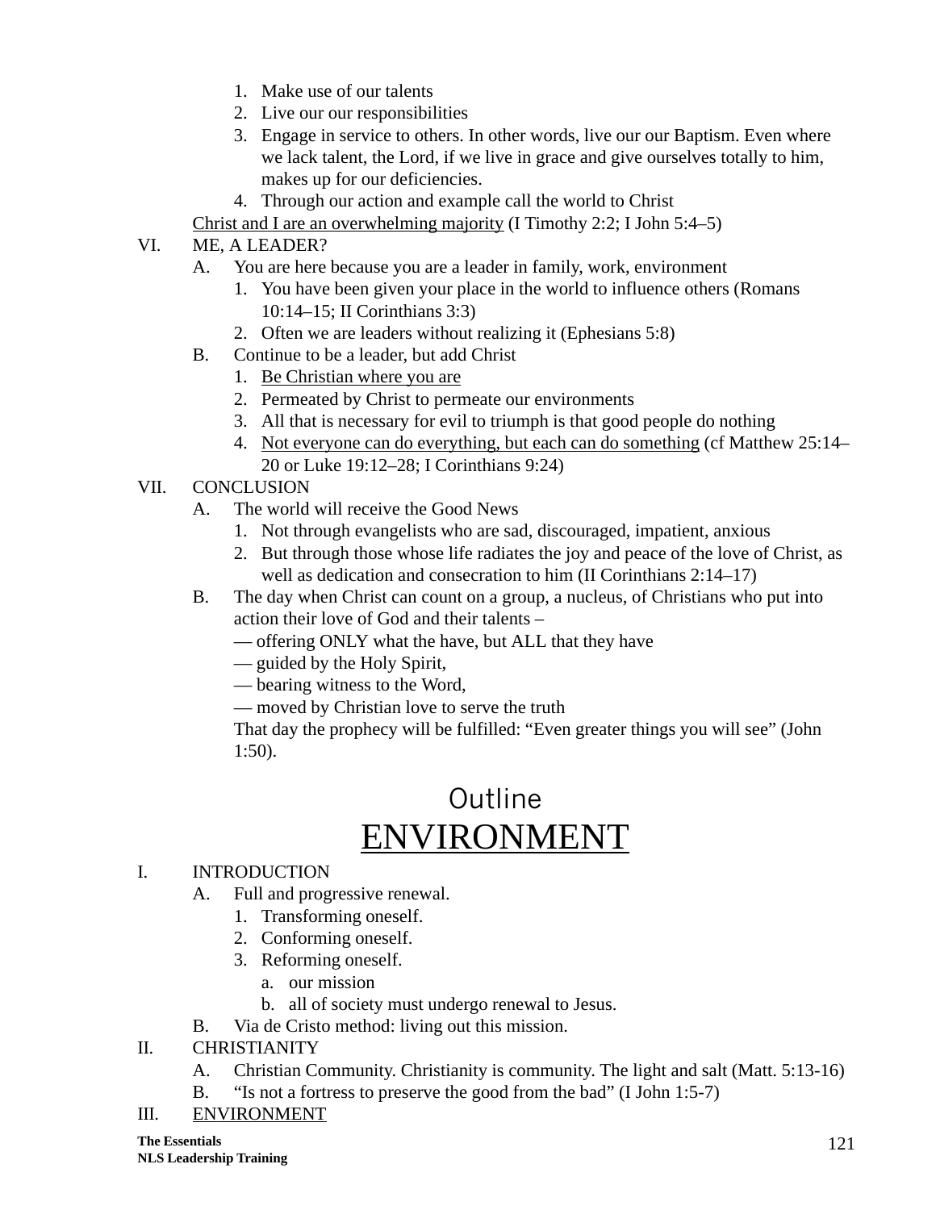1. Make use of our talents
2. Live our our responsibilities
3. Engage in service to others. In other words, live our our Baptism. Even where we lack talent, the Lord, if we live in grace and give ourselves totally to him, makes up for our deficiencies.
4. Through our action and example call the world to Christ

<u>Christ and I are an overwhelming majority</u> (I Timothy 2:2; I John 5:4–5)

VI. ME, A LEADER?
   A. You are here because you are a leader in family, work, environment
      1. You have been given your place in the world to influence others (Romans 10:14–15; II Corinthians 3:3)
      2. Often we are leaders without realizing it (Ephesians 5:8)
   B. Continue to be a leader, but add Christ
      1. <u>Be Christian where you are</u>
      2. Permeated by Christ to permeate our environments
      3. All that is necessary for evil to triumph is that good people do nothing
      4. <u>Not everyone can do everything, but each can do something</u> (cf Matthew 25:14–20 or Luke 19:12–28; I Corinthians 9:24)

VII. CONCLUSION
   A. The world will receive the Good News
      1. Not through evangelists who are sad, discouraged, impatient, anxious
      2. But through those whose life radiates the joy and peace of the love of Christ, as well as dedication and consecration to him (II Corinthians 2:14–17)
   B. The day when Christ can count on a group, a nucleus, of Christians who put into action their love of God and their talents –
      — offering ONLY what the have, but ALL that they have
      — guided by the Holy Spirit,
      — bearing witness to the Word,
      — moved by Christian love to serve the truth
      That day the prophecy will be fulfilled: “Even greater things you will see” (John 1:50).

## Outline

# <u>ENVIRONMENT</u>

I. INTRODUCTION
   A. Full and progressive renewal.
      1. Transforming oneself.
      2. Conforming oneself.
      3. Reforming oneself.
         a. our mission
         b. all of society must undergo renewal to Jesus.
   B. Via de Cristo method: living out this mission.

II. CHRISTIANITY
   A. Christian Community. Christianity is community. The light and salt (Matt. 5:13-16)
   B. “Is not a fortress to preserve the good from the bad” (I John 1:5-7)

III. <u>ENVIRONMENT</u>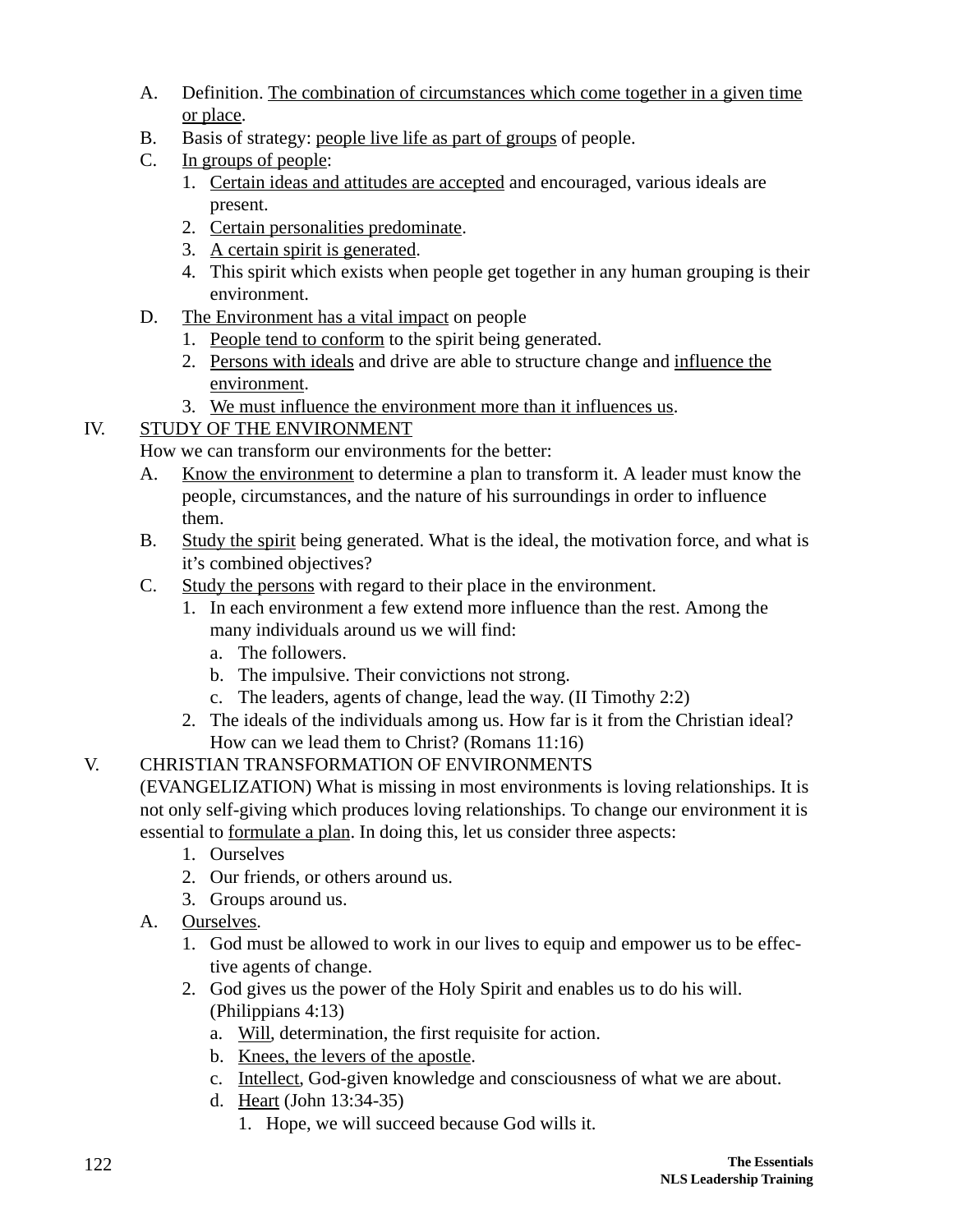A. Definition. <u>The combination of circumstances which come together in a given time or place</u>.

B. Basis of strategy: <u>people live life as part of groups</u> of people.

C. <u>In groups of people</u>:

1. <u>Certain ideas and attitudes are accepted</u> and encouraged, various ideals are present.
2. <u>Certain personalities predominate</u>.
3. <u>A certain spirit is generated</u>.
4. This spirit which exists when people get together in any human grouping is their environment.

D. <u>The Environment has a vital impact</u> on people

1. <u>People tend to conform</u> to the spirit being generated.
2. <u>Persons with ideals</u> and drive are able to structure change and <u>influence the environment</u>.
3. <u>We must influence the environment more than it influences us</u>.

IV. <u>STUDY OF THE ENVIRONMENT</u>

How we can transform our environments for the better:

A. <u>Know the environment</u> to determine a plan to transform it. A leader must know the people, circumstances, and the nature of his surroundings in order to influence them.

B. <u>Study the spirit</u> being generated. What is the ideal, the motivation force, and what is it's combined objectives?

C. <u>Study the persons</u> with regard to their place in the environment.

1. In each environment a few extend more influence than the rest. Among the many individuals around us we will find:
   a. The followers.
   b. The impulsive. Their convictions not strong.
   c. The leaders, agents of change, lead the way. (II Timothy 2:2)
2. The ideals of the individuals among us. How far is it from the Christian ideal? How can we lead them to Christ? (Romans 11:16)

V. CHRISTIAN TRANSFORMATION OF ENVIRONMENTS

(EVANGELIZATION) What is missing in most environments is loving relationships. It is not only self-giving which produces loving relationships. To change our environment it is essential to <u>formulate a plan</u>. In doing this, let us consider three aspects:

1. Ourselves
2. Our friends, or others around us.
3. Groups around us.

A. <u>Ourselves</u>.

1. God must be allowed to work in our lives to equip and empower us to be effective agents of change.
2. God gives us the power of the Holy Spirit and enables us to do his will. (Philippians 4:13)
   a. <u>Will</u>, determination, the first requisite for action.
   b. <u>Knees, the levers of the apostle</u>.
   c. <u>Intellect</u>, God-given knowledge and consciousness of what we are about.
   d. <u>Heart</u> (John 13:34-35)
      1. Hope, we will succeed because God wills it.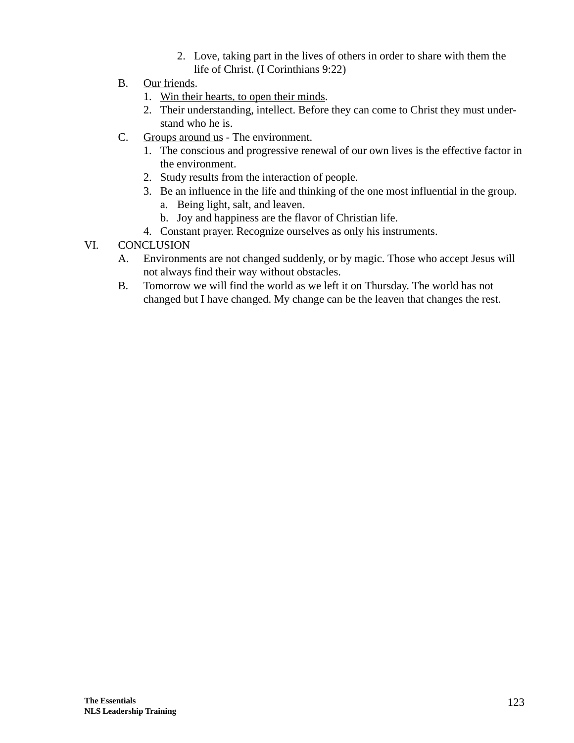2. Love, taking part in the lives of others in order to share with them the life of Christ. (I Corinthians 9:22)

B. <u>Our friends</u>.
   1. <u>Win their hearts, to open their minds</u>.
   2. Their understanding, intellect. Before they can come to Christ they must understand who he is.

C. <u>Groups around us</u> - The environment.
   1. The conscious and progressive renewal of our own lives is the effective factor in the environment.
   2. Study results from the interaction of people.
   3. Be an influence in the life and thinking of the one most influential in the group.
      a. Being light, salt, and leaven.
      b. Joy and happiness are the flavor of Christian life.
   4. Constant prayer. Recognize ourselves as only his instruments.

VI. CONCLUSION

A. Environments are not changed suddenly, or by magic. Those who accept Jesus will not always find their way without obstacles.

B. Tomorrow we will find the world as we left it on Thursday. The world has not changed but I have changed. My change can be the leaven that changes the rest.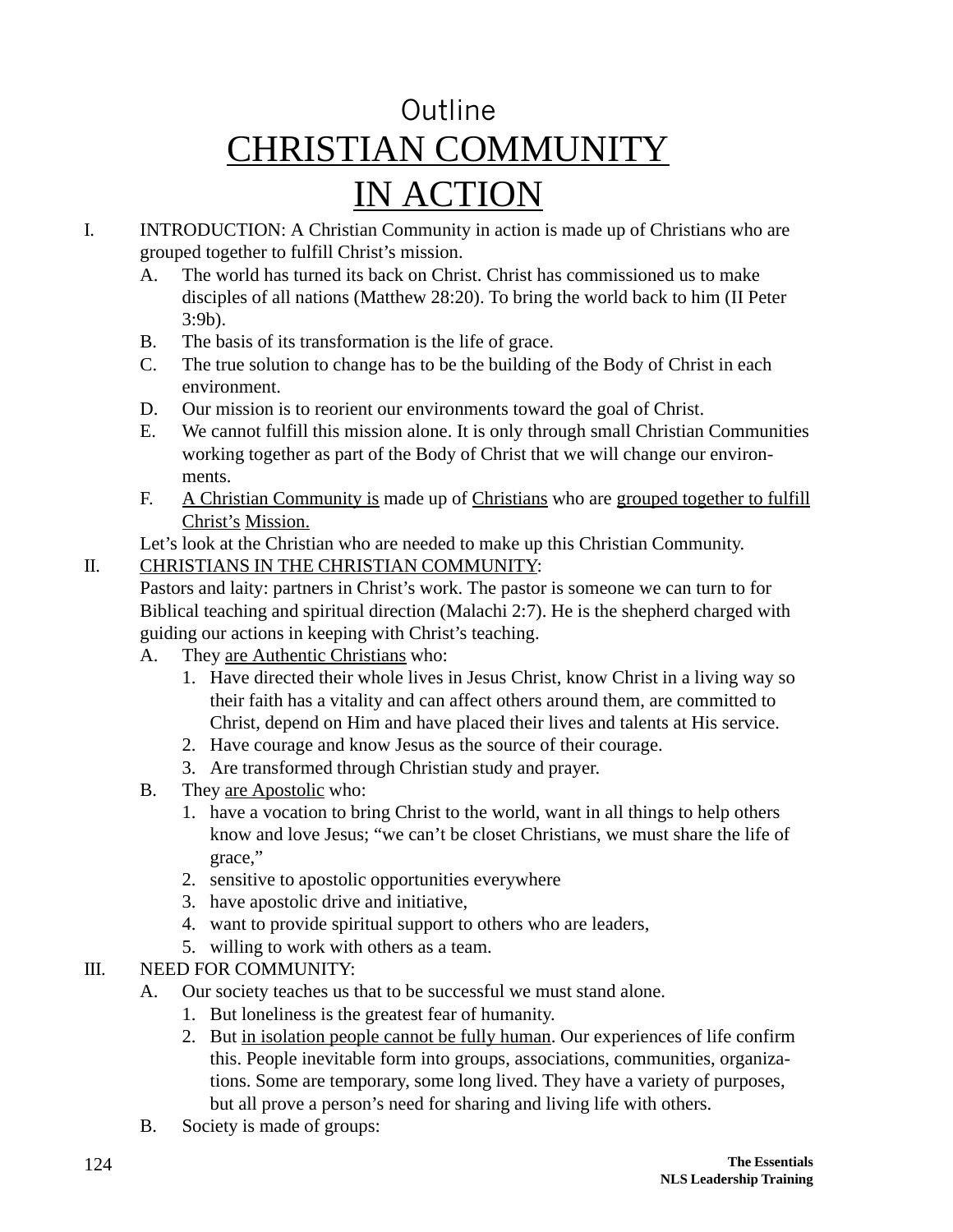Outline

# CHRISTIAN COMMUNITY IN ACTION

I. INTRODUCTION: A Christian Community in action is made up of Christians who are grouped together to fulfill Christ's mission.

  A. The world has turned its back on Christ. Christ has commissioned us to make disciples of all nations (Matthew 28:20). To bring the world back to him (II Peter 3:9b).

  B. The basis of its transformation is the life of grace.

  C. The true solution to change has to be the building of the Body of Christ in each environment.

  D. Our mission is to reorient our environments toward the goal of Christ.

  E. We cannot fulfill this mission alone. It is only through small Christian Communities working together as part of the Body of Christ that we will change our environments.

  F. <u>A Christian Community is</u> made up of <u>Christians</u> who are <u>grouped together to fulfill Christ's</u> <u>Mission.</u>

  Let's look at the Christian who are needed to make up this Christian Community.

II. <u>CHRISTIANS IN THE CHRISTIAN COMMUNITY</u>:

  Pastors and laity: partners in Christ's work. The pastor is someone we can turn to for Biblical teaching and spiritual direction (Malachi 2:7). He is the shepherd charged with guiding our actions in keeping with Christ's teaching.

  A. They <u>are Authentic Christians</u> who:

    1. Have directed their whole lives in Jesus Christ, know Christ in a living way so their faith has a vitality and can affect others around them, are committed to Christ, depend on Him and have placed their lives and talents at His service.
    2. Have courage and know Jesus as the source of their courage.
    3. Are transformed through Christian study and prayer.

  B. They <u>are Apostolic</u> who:

    1. have a vocation to bring Christ to the world, want in all things to help others know and love Jesus; "we can't be closet Christians, we must share the life of grace,"
    2. sensitive to apostolic opportunities everywhere
    3. have apostolic drive and initiative,
    4. want to provide spiritual support to others who are leaders,
    5. willing to work with others as a team.

III. NEED FOR COMMUNITY:

  A. Our society teaches us that to be successful we must stand alone.

    1. But loneliness is the greatest fear of humanity.
    2. But <u>in isolation people cannot be fully human</u>. Our experiences of life confirm this. People inevitable form into groups, associations, communities, organizations. Some are temporary, some long lived. They have a variety of purposes, but all prove a person's need for sharing and living life with others.

  B. Society is made of groups: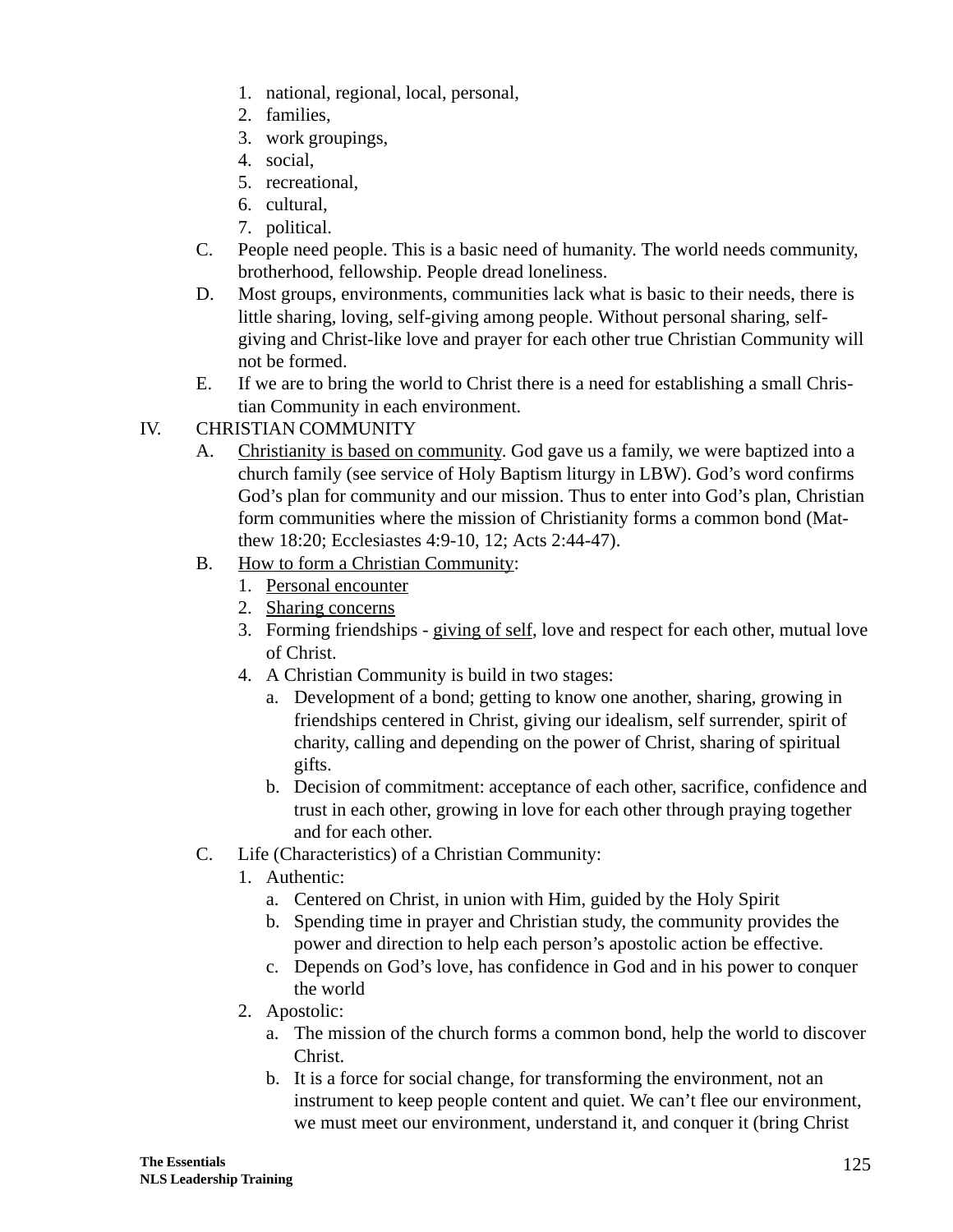1. national, regional, local, personal,
2. families,
3. work groupings,
4. social,
5. recreational,
6. cultural,
7. political.

C. People need people. This is a basic need of humanity. The world needs community, brotherhood, fellowship. People dread loneliness.

D. Most groups, environments, communities lack what is basic to their needs, there is little sharing, loving, self-giving among people. Without personal sharing, self-giving and Christ-like love and prayer for each other true Christian Community will not be formed.

E. If we are to bring the world to Christ there is a need for establishing a small Christian Community in each environment.

IV. CHRISTIAN COMMUNITY

A. <u>Christianity is based on community</u>. God gave us a family, we were baptized into a church family (see service of Holy Baptism liturgy in LBW). God's word confirms God's plan for community and our mission. Thus to enter into God's plan, Christian form communities where the mission of Christianity forms a common bond (Matthew 18:20; Ecclesiastes 4:9-10, 12; Acts 2:44-47).

B. <u>How to form a Christian Community</u>:
1. <u>Personal encounter</u>
2. <u>Sharing concerns</u>
3. Forming friendships - <u>giving of self</u>, love and respect for each other, mutual love of Christ.
4. A Christian Community is build in two stages:
   a. Development of a bond; getting to know one another, sharing, growing in friendships centered in Christ, giving our idealism, self surrender, spirit of charity, calling and depending on the power of Christ, sharing of spiritual gifts.
   b. Decision of commitment: acceptance of each other, sacrifice, confidence and trust in each other, growing in love for each other through praying together and for each other.

C. Life (Characteristics) of a Christian Community:
1. Authentic:
   a. Centered on Christ, in union with Him, guided by the Holy Spirit
   b. Spending time in prayer and Christian study, the community provides the power and direction to help each person's apostolic action be effective.
   c. Depends on God's love, has confidence in God and in his power to conquer the world
2. Apostolic:
   a. The mission of the church forms a common bond, help the world to discover Christ.
   b. It is a force for social change, for transforming the environment, not an instrument to keep people content and quiet. We can't flee our environment, we must meet our environment, understand it, and conquer it (bring Christ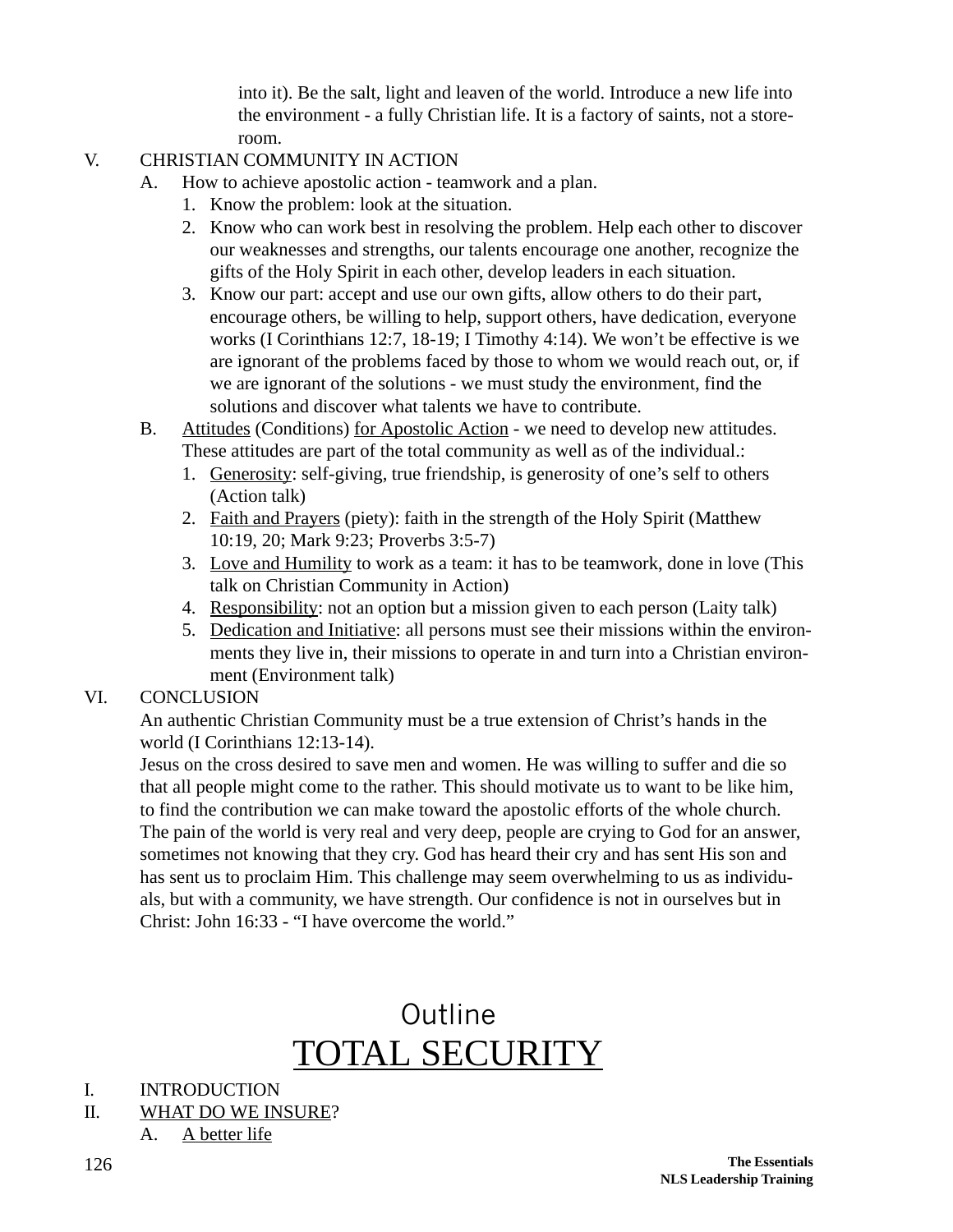into it). Be the salt, light and leaven of the world. Introduce a new life into the environment - a fully Christian life. It is a factory of saints, not a store-room.

V. CHRISTIAN COMMUNITY IN ACTION

A. How to achieve apostolic action - teamwork and a plan.

1. Know the problem: look at the situation.
2. Know who can work best in resolving the problem. Help each other to discover our weaknesses and strengths, our talents encourage one another, recognize the gifts of the Holy Spirit in each other, develop leaders in each situation.
3. Know our part: accept and use our own gifts, allow others to do their part, encourage others, be willing to help, support others, have dedication, everyone works (I Corinthians 12:7, 18-19; I Timothy 4:14). We won't be effective is we are ignorant of the problems faced by those to whom we would reach out, or, if we are ignorant of the solutions - we must study the environment, find the solutions and discover what talents we have to contribute.

B. <u>Attitudes</u> (Conditions) <u>for Apostolic Action</u> - we need to develop new attitudes. These attitudes are part of the total community as well as of the individual.:

1. <u>Generosity</u>: self-giving, true friendship, is generosity of one's self to others (Action talk)
2. <u>Faith and Prayers</u> (piety): faith in the strength of the Holy Spirit (Matthew 10:19, 20; Mark 9:23; Proverbs 3:5-7)
3. <u>Love and Humility</u> to work as a team: it has to be teamwork, done in love (This talk on Christian Community in Action)
4. <u>Responsibility</u>: not an option but a mission given to each person (Laity talk)
5. <u>Dedication and Initiative</u>: all persons must see their missions within the environments they live in, their missions to operate in and turn into a Christian environment (Environment talk)

VI. CONCLUSION

An authentic Christian Community must be a true extension of Christ's hands in the world (I Corinthians 12:13-14).

Jesus on the cross desired to save men and women. He was willing to suffer and die so that all people might come to the rather. This should motivate us to want to be like him, to find the contribution we can make toward the apostolic efforts of the whole church. The pain of the world is very real and very deep, people are crying to God for an answer, sometimes not knowing that they cry. God has heard their cry and has sent His son and has sent us to proclaim Him. This challenge may seem overwhelming to us as individuals, but with a community, we have strength. Our confidence is not in ourselves but in Christ: John 16:33 - "I have overcome the world."

## Outline
# <u>TOTAL SECURITY</u>

I. INTRODUCTION

II. <u>WHAT DO WE INSURE</u>?

A. <u>A better life</u>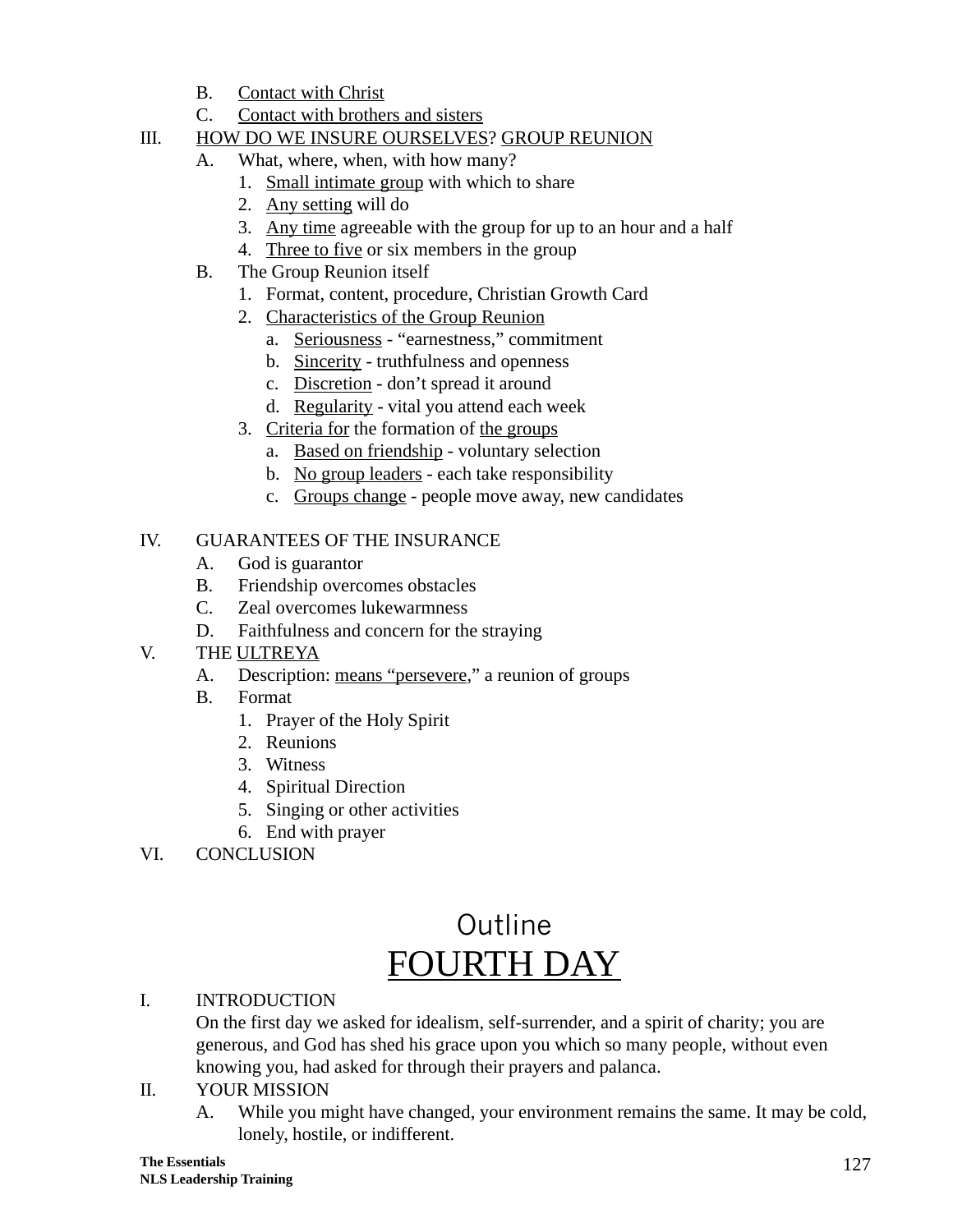B. Contact with Christ
C. Contact with brothers and sisters

III. HOW DO WE INSURE OURSELVES? GROUP REUNION
  A. What, where, when, with how many?
    1. Small intimate group with which to share
    2. Any setting will do
    3. Any time agreeable with the group for up to an hour and a half
    4. Three to five or six members in the group
  B. The Group Reunion itself
    1. Format, content, procedure, Christian Growth Card
    2. Characteristics of the Group Reunion
      a. Seriousness - “earnestness,” commitment
      b. Sincerity - truthfulness and openness
      c. Discretion - don’t spread it around
      d. Regularity - vital you attend each week
    3. Criteria for the formation of the groups
      a. Based on friendship - voluntary selection
      b. No group leaders - each take responsibility
      c. Groups change - people move away, new candidates

IV. GUARANTEES OF THE INSURANCE
  A. God is guarantor
  B. Friendship overcomes obstacles
  C. Zeal overcomes lukewarmness
  D. Faithfulness and concern for the straying

V. THE ULTREYA
  A. Description: means “persevere,” a reunion of groups
  B. Format
    1. Prayer of the Holy Spirit
    2. Reunions
    3. Witness
    4. Spiritual Direction
    5. Singing or other activities
    6. End with prayer

VI. CONCLUSION

## Outline
# FOURTH DAY

I. INTRODUCTION

On the first day we asked for idealism, self-surrender, and a spirit of charity; you are generous, and God has shed his grace upon you which so many people, without even knowing you, had asked for through their prayers and palanca.

II. YOUR MISSION
  A. While you might have changed, your environment remains the same. It may be cold, lonely, hostile, or indifferent.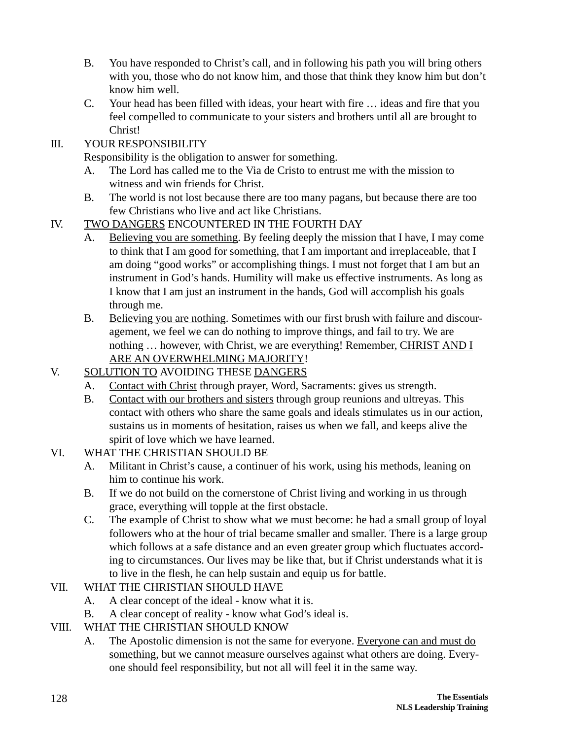B. You have responded to Christ's call, and in following his path you will bring others with you, those who do not know him, and those that think they know him but don't know him well.

C. Your head has been filled with ideas, your heart with fire … ideas and fire that you feel compelled to communicate to your sisters and brothers until all are brought to Christ!

III. YOUR RESPONSIBILITY

Responsibility is the obligation to answer for something.

A. The Lord has called me to the Via de Cristo to entrust me with the mission to witness and win friends for Christ.

B. The world is not lost because there are too many pagans, but because there are too few Christians who live and act like Christians.

IV. <u>TWO DANGERS</u> ENCOUNTERED IN THE FOURTH DAY

A. <u>Believing you are something</u>. By feeling deeply the mission that I have, I may come to think that I am good for something, that I am important and irreplaceable, that I am doing "good works" or accomplishing things. I must not forget that I am but an instrument in God's hands. Humility will make us effective instruments. As long as I know that I am just an instrument in the hands, God will accomplish his goals through me.

B. <u>Believing you are nothing</u>. Sometimes with our first brush with failure and discouragement, we feel we can do nothing to improve things, and fail to try. We are nothing … however, with Christ, we are everything! Remember, <u>CHRIST AND I ARE AN OVERWHELMING MAJORITY</u>!

V. <u>SOLUTION TO</u> AVOIDING THESE <u>DANGERS</u>

A. <u>Contact with Christ</u> through prayer, Word, Sacraments: gives us strength.

B. <u>Contact with our brothers and sisters</u> through group reunions and ultreyas. This contact with others who share the same goals and ideals stimulates us in our action, sustains us in moments of hesitation, raises us when we fall, and keeps alive the spirit of love which we have learned.

VI. WHAT THE CHRISTIAN SHOULD BE

A. Militant in Christ's cause, a continuer of his work, using his methods, leaning on him to continue his work.

B. If we do not build on the cornerstone of Christ living and working in us through grace, everything will topple at the first obstacle.

C. The example of Christ to show what we must become: he had a small group of loyal followers who at the hour of trial became smaller and smaller. There is a large group which follows at a safe distance and an even greater group which fluctuates according to circumstances. Our lives may be like that, but if Christ understands what it is to live in the flesh, he can help sustain and equip us for battle.

VII. WHAT THE CHRISTIAN SHOULD HAVE

A. A clear concept of the ideal - know what it is.

B. A clear concept of reality - know what God's ideal is.

VIII. WHAT THE CHRISTIAN SHOULD KNOW

A. The Apostolic dimension is not the same for everyone. <u>Everyone can and must do something</u>, but we cannot measure ourselves against what others are doing. Everyone should feel responsibility, but not all will feel it in the same way.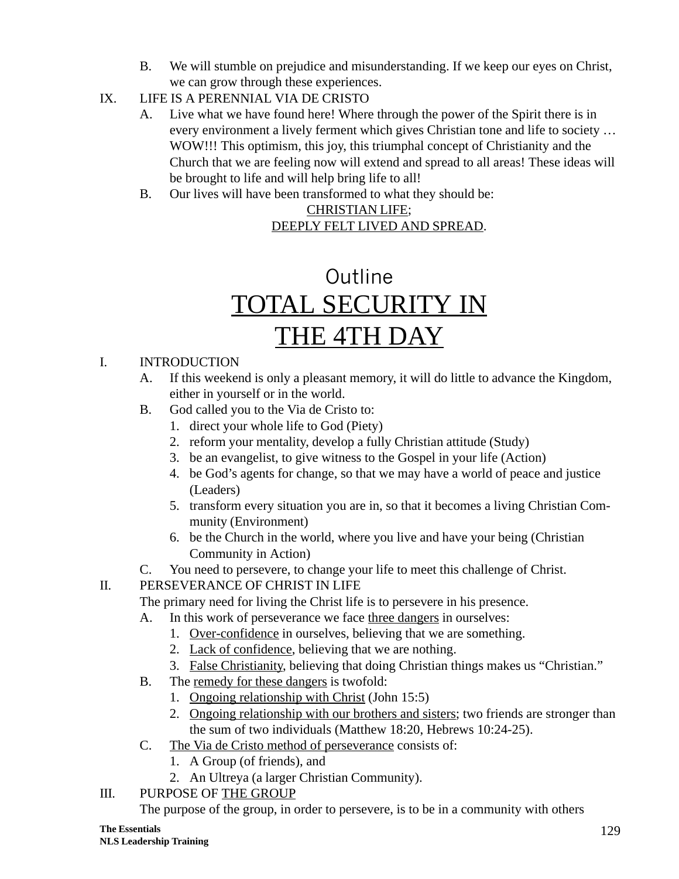B. We will stumble on prejudice and misunderstanding. If we keep our eyes on Christ, we can grow through these experiences.

IX. LIFE IS A PERENNIAL VIA DE CRISTO

A. Live what we have found here! Where through the power of the Spirit there is in every environment a lively ferment which gives Christian tone and life to society … WOW!!! This optimism, this joy, this triumphal concept of Christianity and the Church that we are feeling now will extend and spread to all areas! These ideas will be brought to life and will help bring life to all!

B. Our lives will have been transformed to what they should be:

<u>CHRISTIAN LIFE</u>;
<u>DEEPLY FELT LIVED AND SPREAD</u>.

## Outline

# <u>TOTAL SECURITY IN THE 4TH DAY</u>

I. INTRODUCTION

A. If this weekend is only a pleasant memory, it will do little to advance the Kingdom, either in yourself or in the world.

B. God called you to the Via de Cristo to:

1. direct your whole life to God (Piety)
2. reform your mentality, develop a fully Christian attitude (Study)
3. be an evangelist, to give witness to the Gospel in your life (Action)
4. be God's agents for change, so that we may have a world of peace and justice (Leaders)
5. transform every situation you are in, so that it becomes a living Christian Community (Environment)
6. be the Church in the world, where you live and have your being (Christian Community in Action)

C. You need to persevere, to change your life to meet this challenge of Christ.

II. PERSEVERANCE OF CHRIST IN LIFE

The primary need for living the Christ life is to persevere in his presence.

A. In this work of perseverance we face <u>three dangers</u> in ourselves:

1. <u>Over-confidence</u> in ourselves, believing that we are something.
2. <u>Lack of confidence</u>, believing that we are nothing.
3. <u>False Christianity</u>, believing that doing Christian things makes us "Christian."

B. The <u>remedy for these dangers</u> is twofold:

1. <u>Ongoing relationship with Christ</u> (John 15:5)
2. <u>Ongoing relationship with our brothers and sisters</u>; two friends are stronger than the sum of two individuals (Matthew 18:20, Hebrews 10:24-25).

C. <u>The Via de Cristo method of perseverance</u> consists of:

1. A Group (of friends), and
2. An Ultreya (a larger Christian Community).

III. PURPOSE OF <u>THE GROUP</u>

The purpose of the group, in order to persevere, is to be in a community with others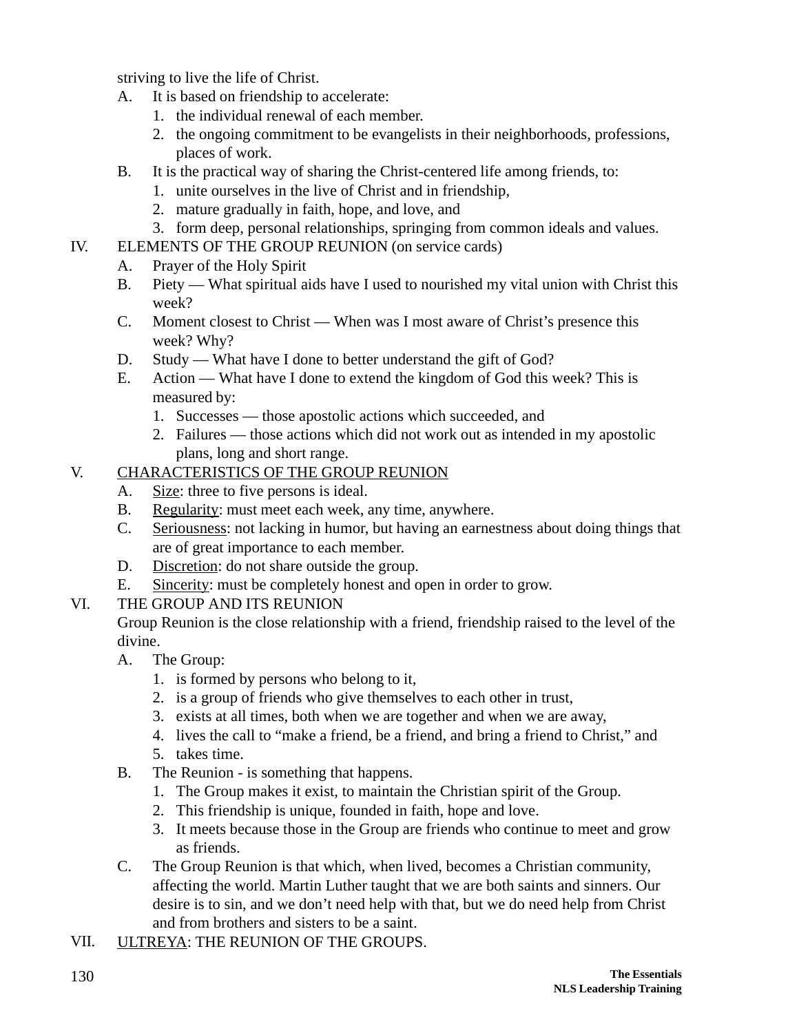striving to live the life of Christ.

A. It is based on friendship to accelerate:
   1. the individual renewal of each member.
   2. the ongoing commitment to be evangelists in their neighborhoods, professions, places of work.
B. It is the practical way of sharing the Christ-centered life among friends, to:
   1. unite ourselves in the live of Christ and in friendship,
   2. mature gradually in faith, hope, and love, and
   3. form deep, personal relationships, springing from common ideals and values.

IV. ELEMENTS OF THE GROUP REUNION (on service cards)

A. Prayer of the Holy Spirit
B. Piety — What spiritual aids have I used to nourished my vital union with Christ this week?
C. Moment closest to Christ — When was I most aware of Christ's presence this week? Why?
D. Study — What have I done to better understand the gift of God?
E. Action — What have I done to extend the kingdom of God this week? This is measured by:
   1. Successes — those apostolic actions which succeeded, and
   2. Failures — those actions which did not work out as intended in my apostolic plans, long and short range.

V. <u>CHARACTERISTICS OF THE GROUP REUNION</u>

A. <u>Size</u>: three to five persons is ideal.
B. <u>Regularity</u>: must meet each week, any time, anywhere.
C. <u>Seriousness</u>: not lacking in humor, but having an earnestness about doing things that are of great importance to each member.
D. <u>Discretion</u>: do not share outside the group.
E. <u>Sincerity</u>: must be completely honest and open in order to grow.

VI. THE GROUP AND ITS REUNION

Group Reunion is the close relationship with a friend, friendship raised to the level of the divine.

A. The Group:
   1. is formed by persons who belong to it,
   2. is a group of friends who give themselves to each other in trust,
   3. exists at all times, both when we are together and when we are away,
   4. lives the call to "make a friend, be a friend, and bring a friend to Christ," and
   5. takes time.
B. The Reunion - is something that happens.
   1. The Group makes it exist, to maintain the Christian spirit of the Group.
   2. This friendship is unique, founded in faith, hope and love.
   3. It meets because those in the Group are friends who continue to meet and grow as friends.
C. The Group Reunion is that which, when lived, becomes a Christian community, affecting the world. Martin Luther taught that we are both saints and sinners. Our desire is to sin, and we don't need help with that, but we do need help from Christ and from brothers and sisters to be a saint.

VII. <u>ULTREYA</u>: THE REUNION OF THE GROUPS.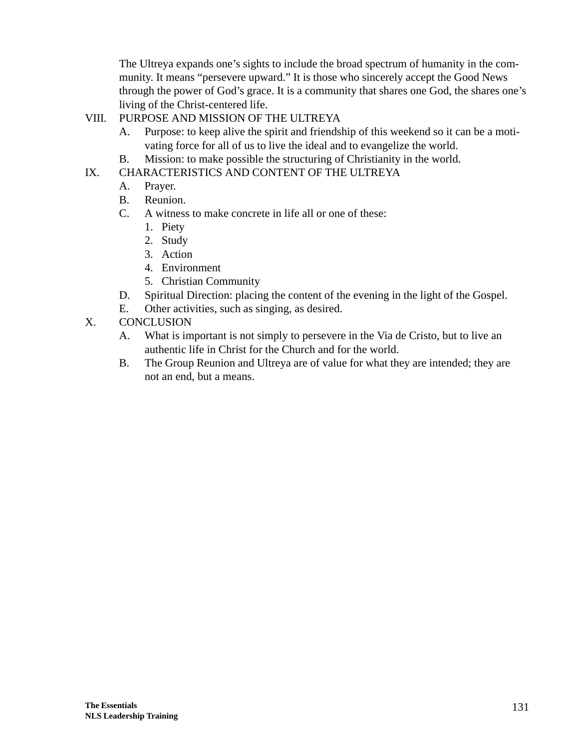The Ultreya expands one's sights to include the broad spectrum of humanity in the community. It means "persevere upward." It is those who sincerely accept the Good News through the power of God's grace. It is a community that shares one God, the shares one's living of the Christ-centered life.

VIII. PURPOSE AND MISSION OF THE ULTREYA

- A. Purpose: to keep alive the spirit and friendship of this weekend so it can be a motivating force for all of us to live the ideal and to evangelize the world.
- B. Mission: to make possible the structuring of Christianity in the world.

IX. CHARACTERISTICS AND CONTENT OF THE ULTREYA

- A. Prayer.
- B. Reunion.
- C. A witness to make concrete in life all or one of these:
  1. Piety
  2. Study
  3. Action
  4. Environment
  5. Christian Community
- D. Spiritual Direction: placing the content of the evening in the light of the Gospel.
- E. Other activities, such as singing, as desired.

X. CONCLUSION

- A. What is important is not simply to persevere in the Via de Cristo, but to live an authentic life in Christ for the Church and for the world.
- B. The Group Reunion and Ultreya are of value for what they are intended; they are not an end, but a means.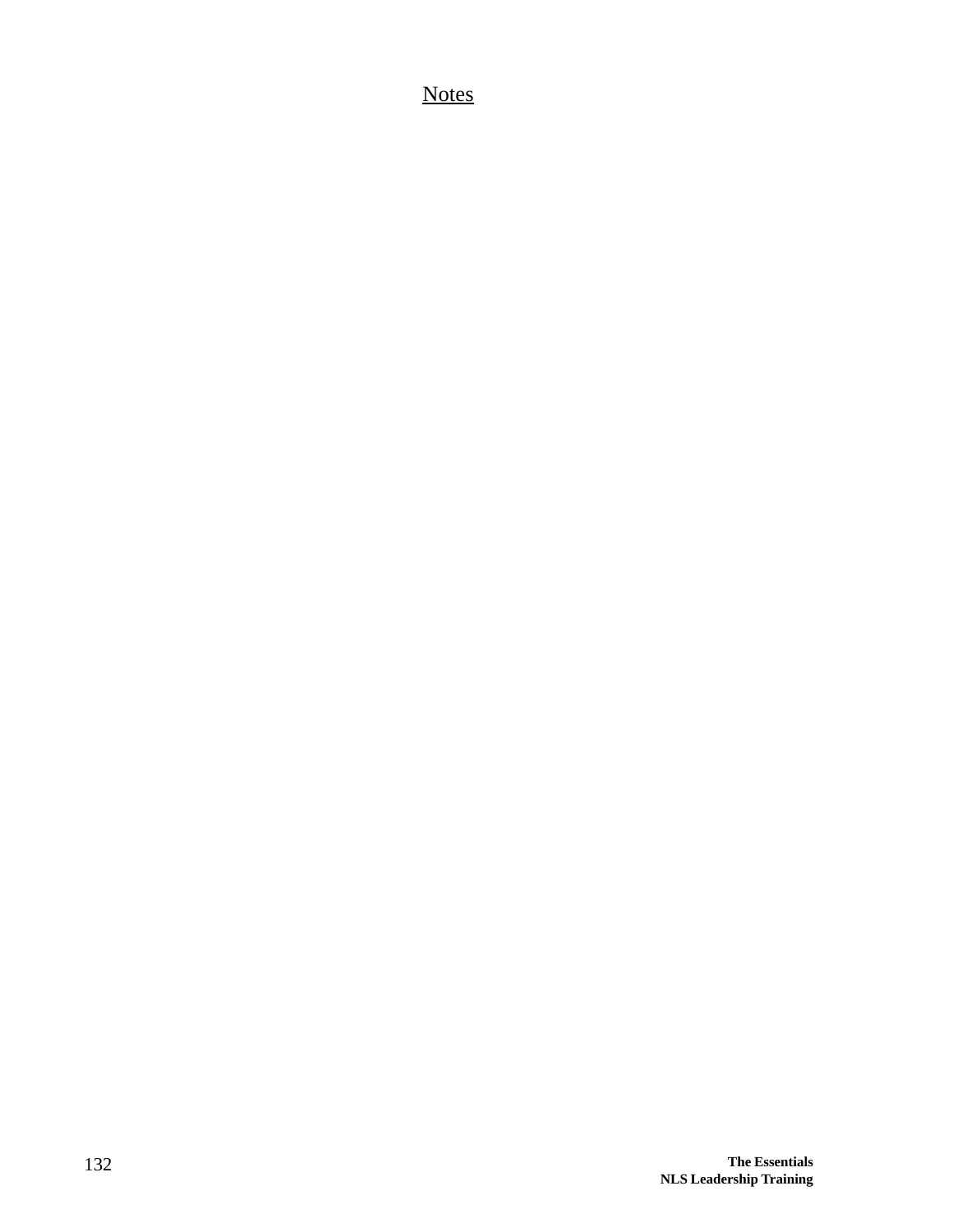Notes